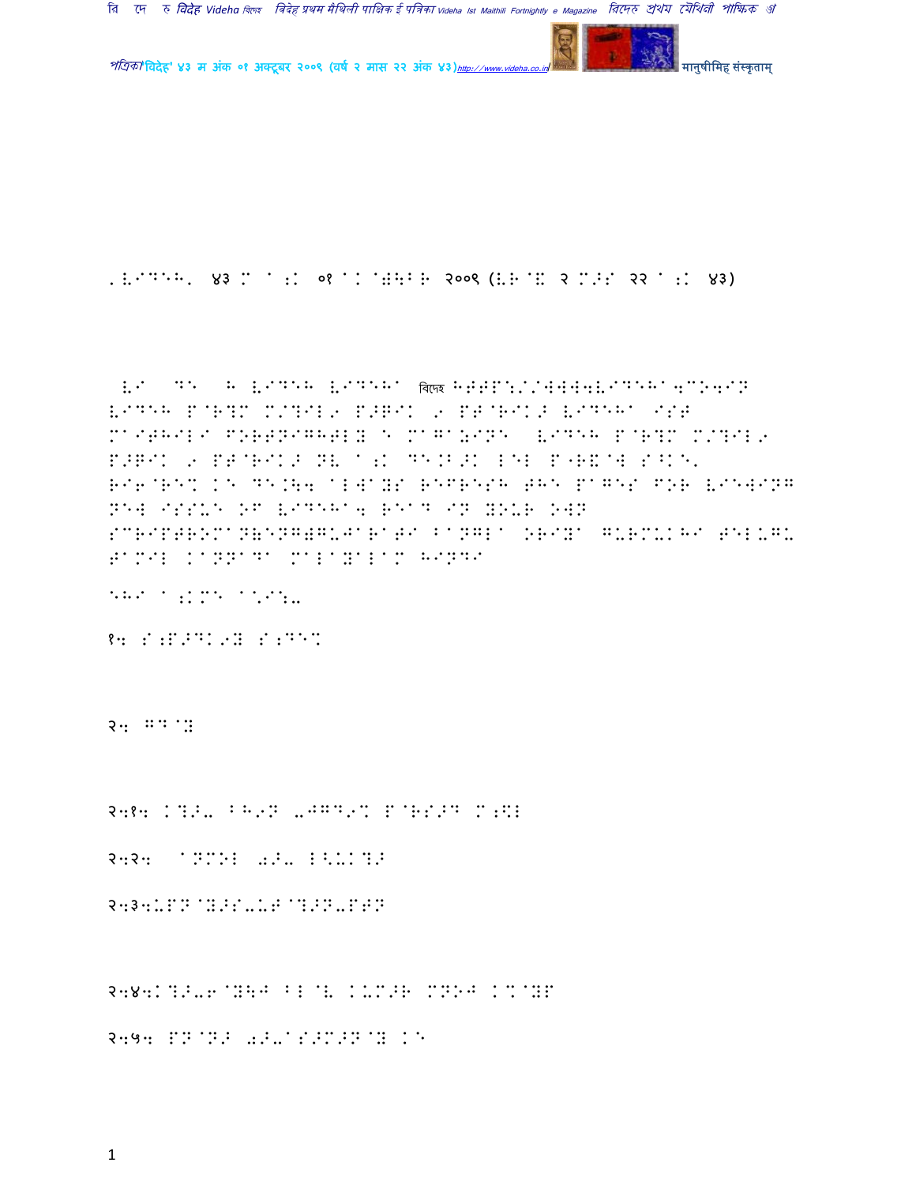'VIDEH' ४३ M A;K ०१ AK@&B^B २००९ (VB@( २ M>S २२ A;K ४३)

 VI DE H VIDEH VIDEHA বিদেহ HTTP://WWW4VIDEHA4CO4IN VIDEH P@R?M M/?IL9 P>XIK 9 PT@RIK> VIDEHA IST MAITHILI FORTNIGHTLY E MAGAZINE VIDEH P@R?M M/?IL9 P>XIK 9 PT@RIK> NV A;K DE.B>K LEL P"R(@W S^K\. RI6@RE% KE DE.\4 ALWAYS REFRESH THE PAGES FOR VIEWING NEW ISSUE OF VIDEHA4 READ IN YOUR OWN SCRIPTROMAN(ENGLISH)GUJARATI BANGLA ORIYA GURMUKHI TELUGU TAMIL KANNADA MALAYALAM HINDI

EHI A;KM\* A\*I:-

१4 S;P>DK9Y S;DE%

२4 GD@Y

२4१4 K?>- BH9N -JGD9% P@RS>D M;\$L

२4२4 ANMOL 0>- L^-K?>

२4३4-PN@Y>S--UT@?>N-PTN

२4४4K?>-6@YH+ BL@V KUM>R MNOJ K%@YP

२4५4 PN@N> 0>-AS>M>N@Y KE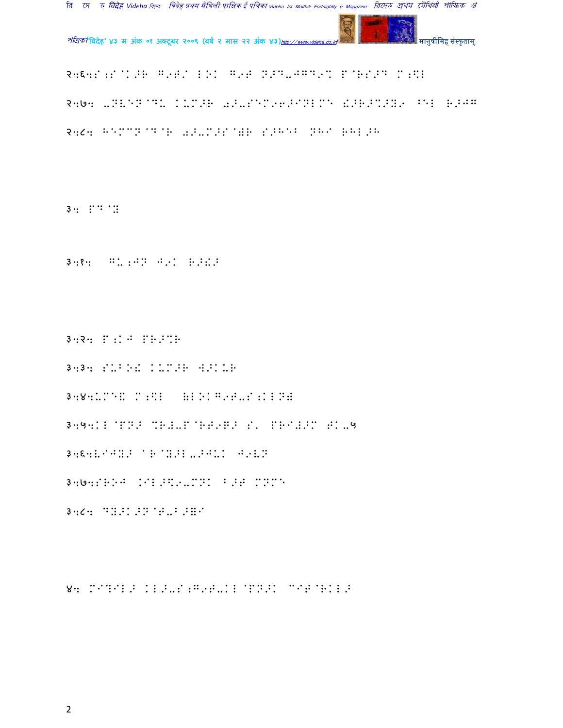२.६.S;S@K>R G@T/ LOK G@T N>D-JGD@% P@RS>D M;\L

२.७. -NVEN@DU KUM>R 0>-SEM@6>I NLME!>R>%>Y@ ^EL R>JG

२.८. HEMCN@D@R 0>-M>S@)R S>HEB NHI RHL>H

३. PD@X

३.१. GU;JN J@K R>!>

३.२. P;KJ PR>%R

३.३. SUBO! KUM>R W>KUR

३.४.UME! M;\L (LOKG@T-S;KLN)

३.५.KL@PN> %R#-P@RT@G> S' PRI#>M TK-५

३.६.VIJY> aR@Y>L->JUK J@VN

३.७.SROJ .IL>\@-MNK B>T MNME

३.८. DY>K>N@T-B>ZI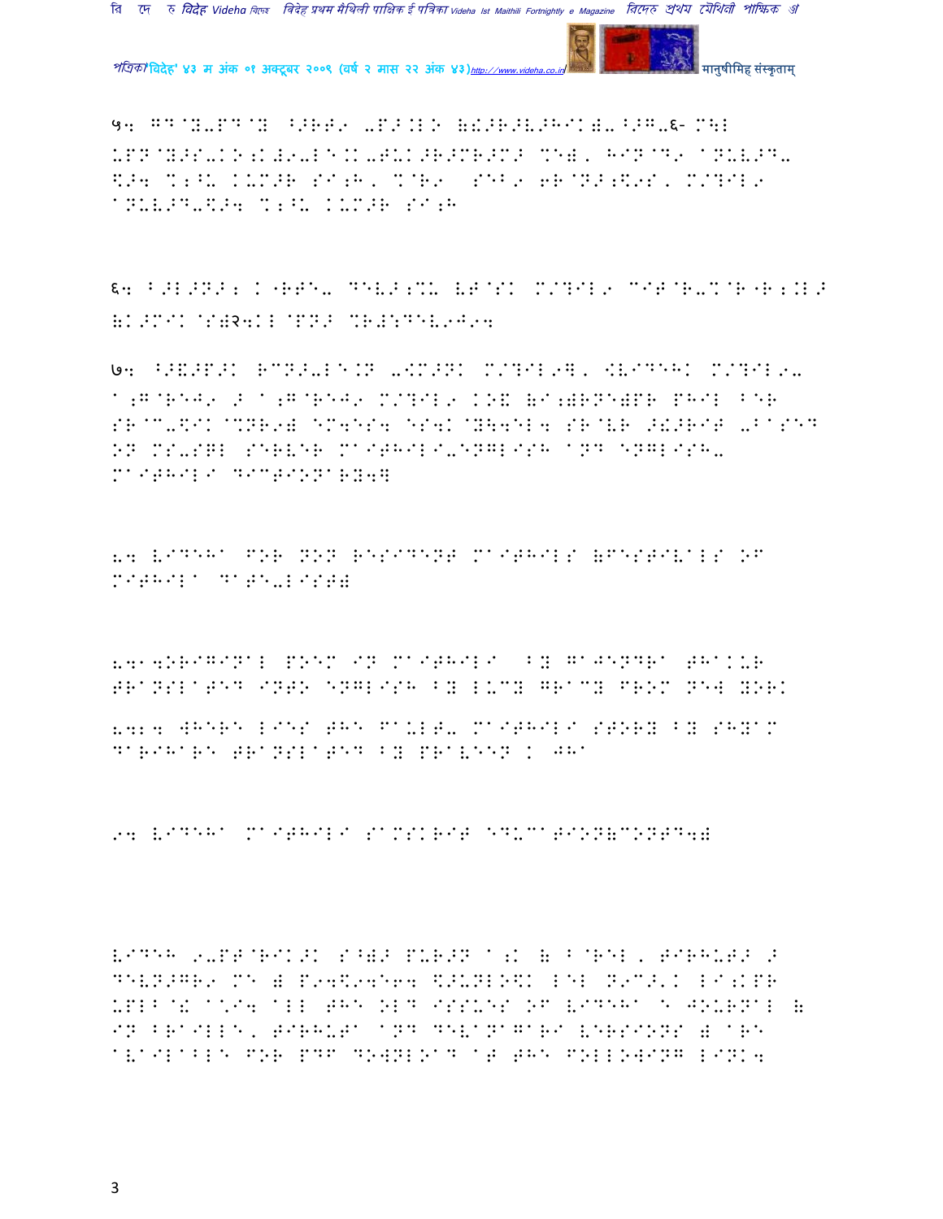५. GD@Y-PD@Y ^>RT9 -P>.L◊ (!>R>V>HIK)-^>G-६- M]L KPN@Y>S-K◊;K#9-LE.K-TUK>R>MR>M> MEB, HIN@D9 aNUV>D-$>4 %;^U KUM>R SI;H, %@R9 SEB9 6R@N>;$9S, M/?IL9 aNUV>D-$>4 %;^U KUM>R SI;H

६. B>L>N>; K"RTE- DEV>;%U VT@SK M/?IL9 CIT@R-%@R"R;.L> (K>MIK@S)२4KL@PN> %R#:DEV9J94

७. ^>&>P>K RCN>-LE.N -aM>NK M/?IL9], <VIDEHK M/?IL9-a;G@REJ9 > a;G@REJ9 M/?IL9 KO& (I;)RNE)PR PHIL BER SR@C-$IK@%NR9) EM4ES4 ES4K@Y\4EL4 SR@VR >!>RIT -BASED ON MS-SQL SERVER MAITHILI-ENGLISH AND ENGLISH-MAITHILI DICTIONARY4]

8. VIDEHA FOR NON RESIDENT MAITHILS (FESTIVALS OF MITHILA DATE-LIST)

8.1.ORIGINAL POEM IN MAITHILI BY GAJENDRA THAKUR TRANSLATED INTO ENGLISH BY LUCY GRACY FROM NEW YORK

8.2. WHERE LIES THE FAULT_ MAITHILI STORY BY SHYAM DARIHARE TRANSLATED BY PRAVEEN K JHA

9. VIDEHA MAITHILI SAMSKRIT EDUCATION(CONTD.)

VIDEH 9-PT@RIK>K S^)> PUR>N a;K ( B@REL, TIRHUT> > DEVN>GR9 ME ) P94$94E64 $>UNLO$K LEL N9C>'K LI;KPR KPLB@& a*I4 ALL THE OLD ISSUES OF VIDEHA E JOURNAL ( IN BRAILLE, TIRHUTA AND DEVANAGARI VERSIONS ) ARE AVAILABLE FOR PDF DOWNLOAD AT THE FOLLOWING LINK.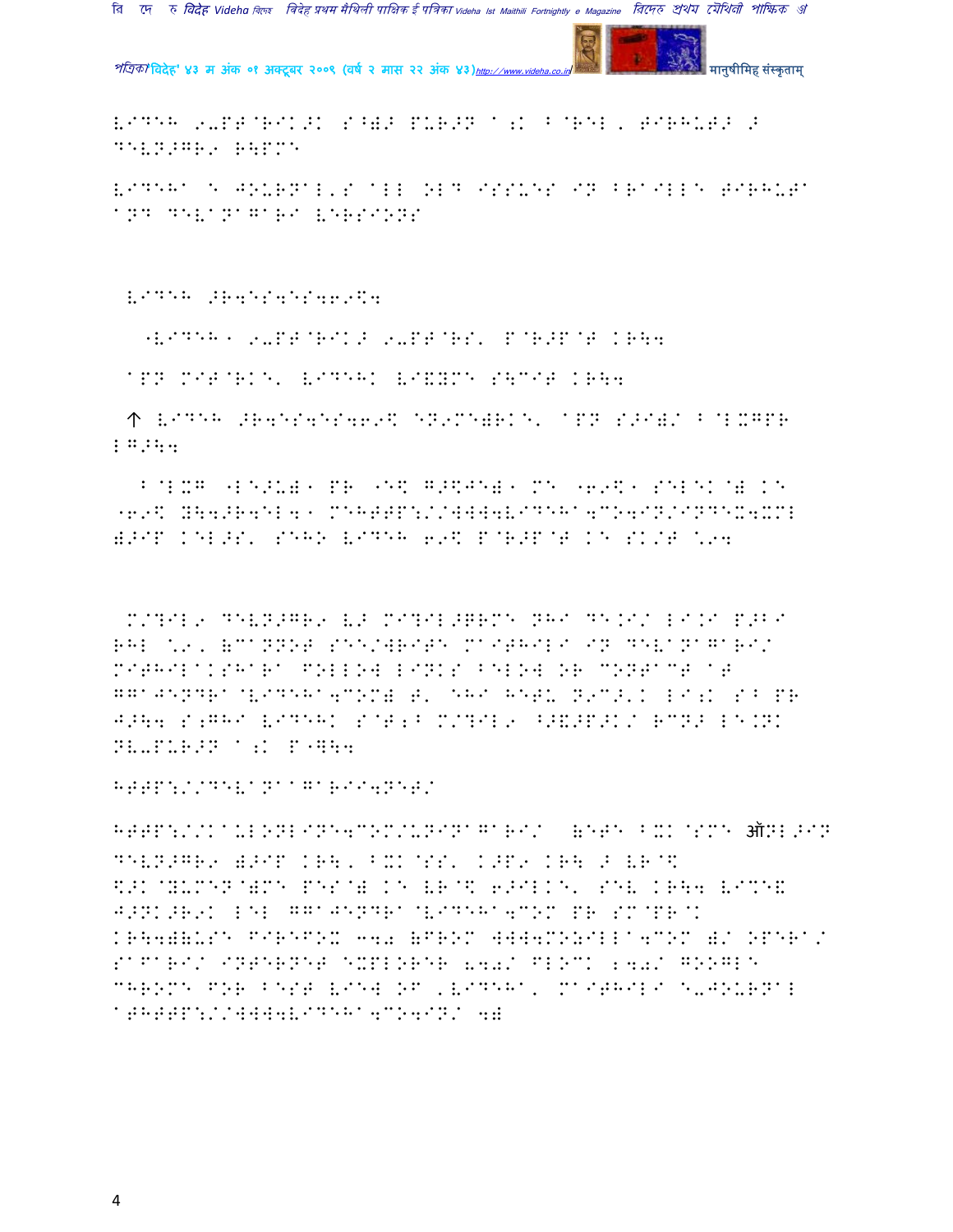VIDEH 9-PT@RIK>K S^)> PUR>N A;K B@REL, TIRHUT> >
DEVN>GR9 R\PM1

VIDEHA E JOURNAL'S ALL OLD ISSUES IN BRAILLE TIRHUTA
AND DEVANAGARI VERSIONS

VIDEH >R4ES4ES46\$4

"VIDEH" 9-PT@RIK> 9-PT@RS' P@R>P@T KR\4

APN MIT@RKE' VIDEHK VI&YME S\CIT KR\4

↑ VIDEH >R4ES4ES469\$ EN9MEB)RKE' APN S>I)/ B@LXGPR
LG>\4

B@LXG "LE>U)" PR "E\$ G>\$JE)" ME "69\$" SELEK@) KE
"69\$ Y\4>R4EL4" MEHTTP://WWW4VIDEHA4CO4IN/INDEX4XML
)>IP KEL>S' SEHO VIDEH 69\$ P@R>P@T KE SK/T \94

M/?IL9 DEVN>GR9 V> MI?IL>GRME NHI DE.I/ LI.I P>BI
RHL \9, (CANNOT SEE/WRITE MAITHILI IN DEVANAGARI/
MITHILAKSHARA FOLLOW LINKS BELOW OR CONTACT AT
GGAJENDRA@VIDEHA4COM) T' EHI HETU N9C>'K LI;K S^ PR
J>\4 S;GHI VIDEHK S@T;B M/?IL9 ^>&>P>K/ RCN> LE.NK
NV-PUR>N A;K P"G\4

HTTP://DEVANAGARI4NET/

HTTP://KAULONLINE4COM/UNINAGARI/ (ETE BXK@SME ऑNL>IN
DEVN>GR9 )>IP KR\, BXK@SS' K>P9 KR\ > VR@\$
\$>K@YUMEN@)ME PES@) KE VR@\$ 6>ILKE' SEV KR\4 VIME&
J>NK>R9K LEL GGAJENDRA@VIDEHA4COM PR SM@PR@K
KR\4)(USE FIREFOX 340 (FROM WWW4MOZILLA4COM )/ OPERA/
SAFARI/ INTERNET EXPLORER 840/ FLOCK 240/ GOOGLE
CHROME FOR BEST VIEW OF 'VIDEHA' MAITHILI E-JOURNAL
ATHTTP://WWW4VIDEHA4CO4IN/ 4)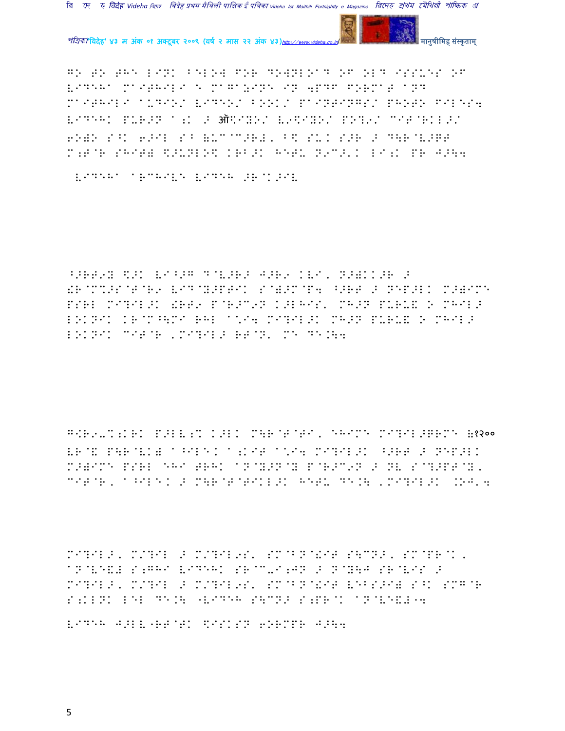GO TO THE LINK BELOW FOR DOWNLOAD OF OLD ISSUES OF VIDEHA MAITHILI E MAGAZINE IN .PDF FORMAT AND MAITHILI AUDIO/ VIDEO/ BOOK/ PAINTINGS/ PHOTO FILES. VIDEHK PURBN A;K B ऑ$IYO/ V9$IYO/ PO?9/ CIT@RKLB/ 6OWO S^K 6BIL SB (UC@CBR#, B\$ SU.K SBR B D\RV@BGT M;T@R SHIT) \$BUNLO\$ KRBK HETU N9CB'K LI;K PR JB\4.

VIDEHA ARCHIVE VIDEH BR@KBIV

^BRT9Y \$BK VI^BG D@VBRB JBR9 KVI' NBWKKBR B !R@M%BS@T@R9 VID@YBPTIK S@)BM@P4 ^BRT B NEPBLK MBWIME PSRL MI?ILBK !RT9 P@RBC9N KBLHIS' MHBN PURU\& O MHILB LOKNIK KR@M^\MI RHL A\*I4 MI?ILBK MHBN PURU\& O MHILB LOKNIK CIT@R 'MI?ILB RT@N' ME DE.\4

G<R9-%;KRK PBLV;% KBLK M\R@T@TI' EHIME MI?ILBGRME (१२००
VR@& P\R@VK) A^ILEK A;KIT A\*I4 MI?ILBK ^BRT B NEPBLK MBWIME PSRL EHI TRHK AN@YBN@Y P@RBC9N B NV S@?BPT@Y' CIT@R' A^ILEK B M\R@T@TIKLBK HETU DE.\ 'MI?ILBK .OJ'4

MI?ILB' M/?IL B M/?IL9S' SM@BN@!IT S\CNB' SM@PR@K'
AN@VE&# S;GHI VIDEHK SR@C-I;JN B N@Y\J SR@VIS B
MI?ILB' M/?IL B M/?IL9S' SM@BN@!IT VEBSBI) S^K SMG@R
S;KLNK LEL DE.\ "VIDEH S\CNB S;PR@K AN@VE&#"4

VIDEH JBLV"RT@TK \$ISKSN 6ORMPR JB\4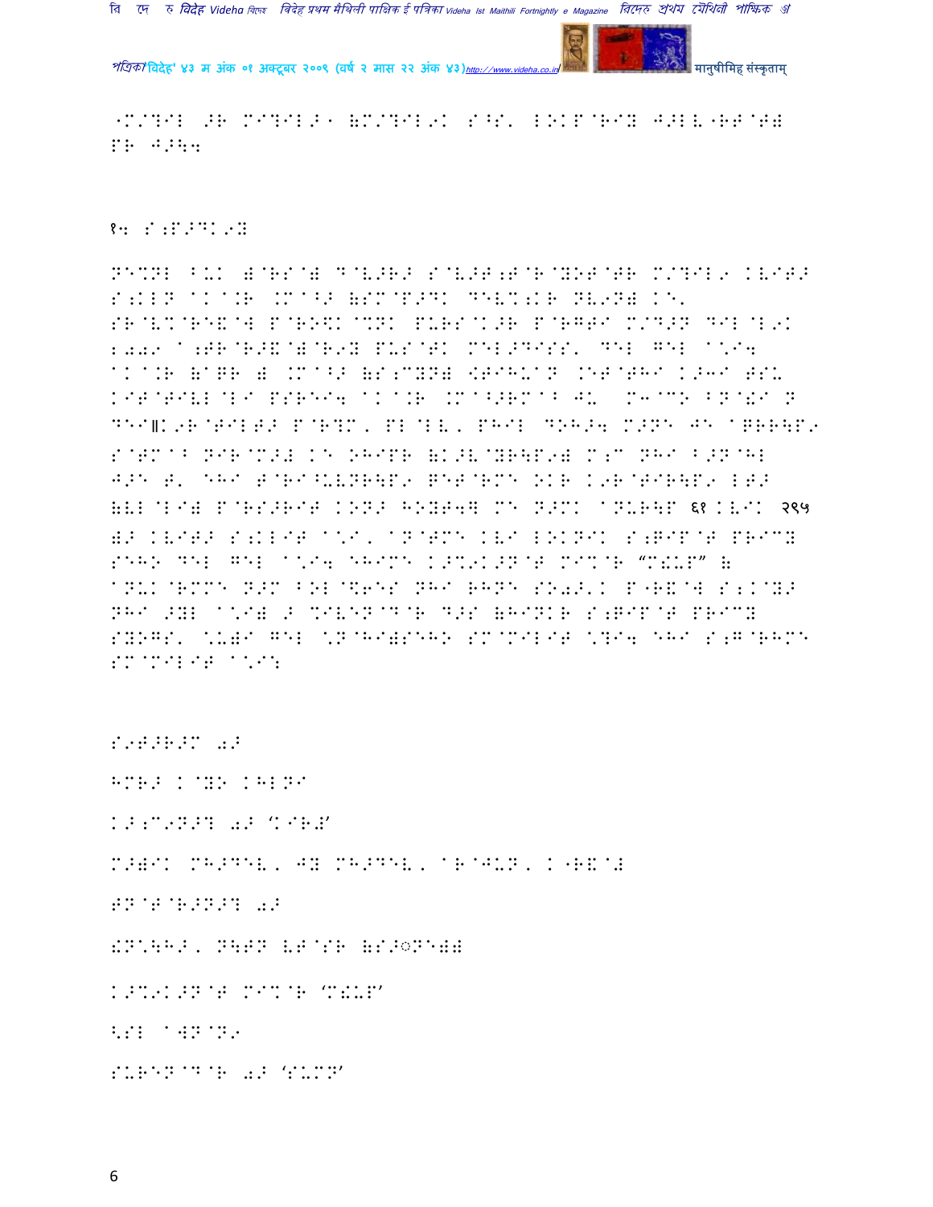"M/?IL >R MI?IL>1 (M/?IL9K S^S' LOKP@RIY J>LV"RT@T) PR J>\4

१4 S;P>DK9Y

NE%NL BUK )@RS@) D@V>R> S@V>T;T@R@YOT@TR M/?IL9 KVIT> S;KLN AK@A.R .M@^> (SM@P>DK DEV%;KR NV9N) KE' SR@V%@RE&@W P@RO\$K@%NK PURS@K>R P@RGTI M/D>N DIL@L9K 2009 A;TR@R>&@)@R9Y PUS@TK MEL>DISS' DEL GEL A\*I4 AK@A.R (AGR ) .M@^> (S;CYN) <TIHUAN .ET@THI K>3I TSU KIT@TIVL@LI PSREI4 AK@A.R .M@^>RM@B JU M3@CO BN@!I N DEI॥K9R@TILT> P@R?M, PL@LV, PHIL DOH>4 M>NE JE AGRR\P9 S@TM@B NIR@M># KE OHIPR (K>V@YR\P9) M;C NHI B>N@HL J>E T' EHI T@RI^UVNR\P9 GET@RME OKR K9R@TIR\P9 LT> (VL@LI) P@RS>RIT KON> HOYT4] ME N>MK ANUR\P ६१ KVIK २९५ )> KVIT> S;KLIT A\*I, AN@TME KVI LOKNIK S;GIP@T PRICY SEHO DEL GEL A\*I4 EHIME K>%9K>N@T MI%@R "M!UP" ( ANUK@RMME N>M BOL@\$6ES NHI RHNE SO;>'K P"R&@W S;K@Y> NHI >YL A\*I) > %IVEN@D@R D>S (HINKR S;GIP@T PRICY SYOGS' \*U)I GEL \*N@HI)SEHO SM@MILIT \*?I4 EHI S;G@RHME SM@MILIT A\*I:

S9T>R>M ;>

HMR> K@YO KHLNI

K>;C9N>? ;> 'KIR#'

M>)IK MH>DEV, JY MH>DEV, AR@JUN, K"R&@#

TN@T@R>N>? ;>

!N\*\H>, N\TN VT@SR (S>◎NE))

K>%9K>N@T MI%@R 'M!UP'

<SL A]N@N9

SURET@D@R ;> 'SUMN'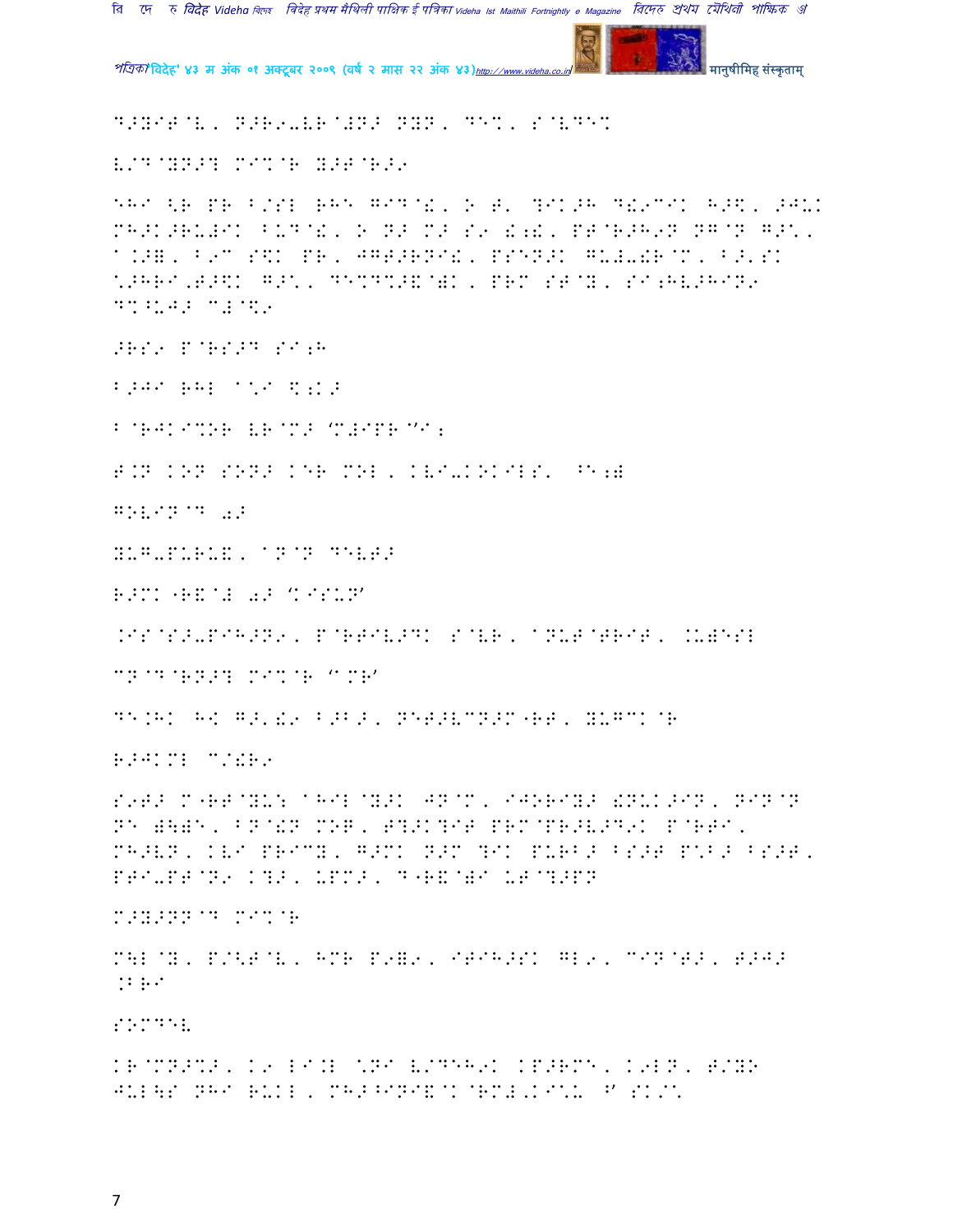D>YIT@V, N>R9-VR@#N> NYN, DE%, S@VDE%

V/D@YN>? MI%@R Y>T@R>9

EHI <R PR B/SL RHE GID@!, O T' ?IK>H D!9CIK H>\$, >JUK MH>K>RU#IK BUD@!, O N> M> S9 !;!, PT@R>H9N NG@N G>\*, A.>=, B9C S\$K PR, JGT>RNI!, PSEN>K GU#-!R@M, B>'SK \*>HRI,T>\$K G>\*, DE%D%>&@)K, PRM ST@Y, SI;HV>HIN9 D%^UJ> C#@\$9

>RS9 P@RS>D SI;H

B>JI RHL A\*I \$;K>

B@RJKI%OR VR@M> 'M#IPR'I;

T.N KON SON> KER MOL, KVI-KOKILS' ^E;)

GOVIN@D 0>

YUG-PURU&, A N@N DEVT>

R>MK "R&@# 0> 'KISUN'

.IS@S>-PIH>N9, P@RTIV>DK S@VR, ANUT@TRIT, .U)ESL

CN@D@RN>? MI%@R "AMR'

DE.HK H< G>'!9 B>B>, NET>VCN>M"RT, YUGCK@R

R>JKML C/!R9

S9T> M"RT@YU: AHIL@Y>K JN@M, IJORIY> !NUK>IN, NIN@N NE )\)E, BN@!N MOG, T?>K?IT PRM@PR>V>D9K P@RTI, MH>VN, KVI PRICY, G>MK N>M ?IK PURB> BS>T P\*B> BS>T, PTI-PT@N9 K?>, UPM>, D"R&@)I UT@?>PN

M>Y>NN@D MI%@R

M\L@Y, P/<T@V, HMR P9=9, ITIH>SK GL9, CIN@T>, T>J> .BRI

SOMDEV

KR@MN>%>, K9 LI.L \*NI V/DEH9K KP>RME, K9LN, T/YO JUL\S NHI RUKL, MH>^INI&@K@RM#,KI\*U ^' SK/\*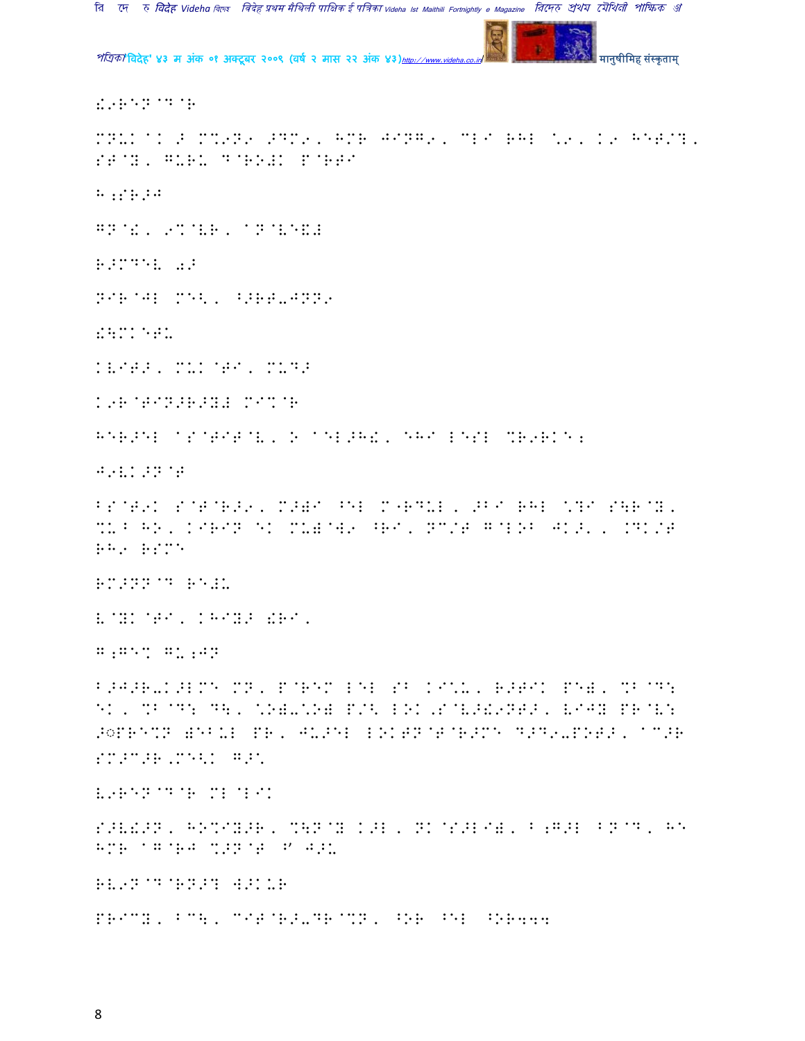!,REN@D@R

MNUK aK F MC9N9 >DM9, HMR JING9, MLI RHL \*9, K9 HETE/?, ST@Y, GURU D@RO!K P@RTI

H;SR>J

GN@!, 9%@VR, aN@V[&#

R>MDEV 0>

NIR@JL ME<, ^>RT-JNN9

!\MK@TU

KVIT>, MUK@TI, MUD>

K9R@TIN>R>Y# MI%@R

HER>EL aS@TIT@V, O aEL>H!, EHI LESL %R9RKE;

J9VK>N@T

BS@T9K S@T@R>9, M>)I ^EL M"RDUL, >BI RHL \?I S\R@Y, %U^ HO, KIRIN EK MU)@W9 ^RI, NC/T G@LOB JK>', .DK/T RH9 RSME

RM>NN@D RE#U

V@YK@TI, KHIY> !RI,

G;GE% GU;JN

B>J>R-K>LME MN, P@REM LEL SB KI\*U, R>TIK PE), %B@D: EK, %B@D: D\, \*O)-\*O) P/< LOK,S@V>!9NT>, VIJY PR@V: >◌PRE%N )EBUL PR, JU>EL LOKTN@T@R>ME D>D9-POT>, aC>R SM>C>R,ME<K G>\

V9REN@D@R ML@LIK

S>V!>N, HO%IY>R, %\N@Y K>L, NK@S>LI), B;G>L BN@D, HE HMR aG@RJ %>N@T Y J>U

RV9N@D@RN>? W>KUR

PRICY, BC\, CIT@R>-DR@%N, ^OR ^EL ^OR444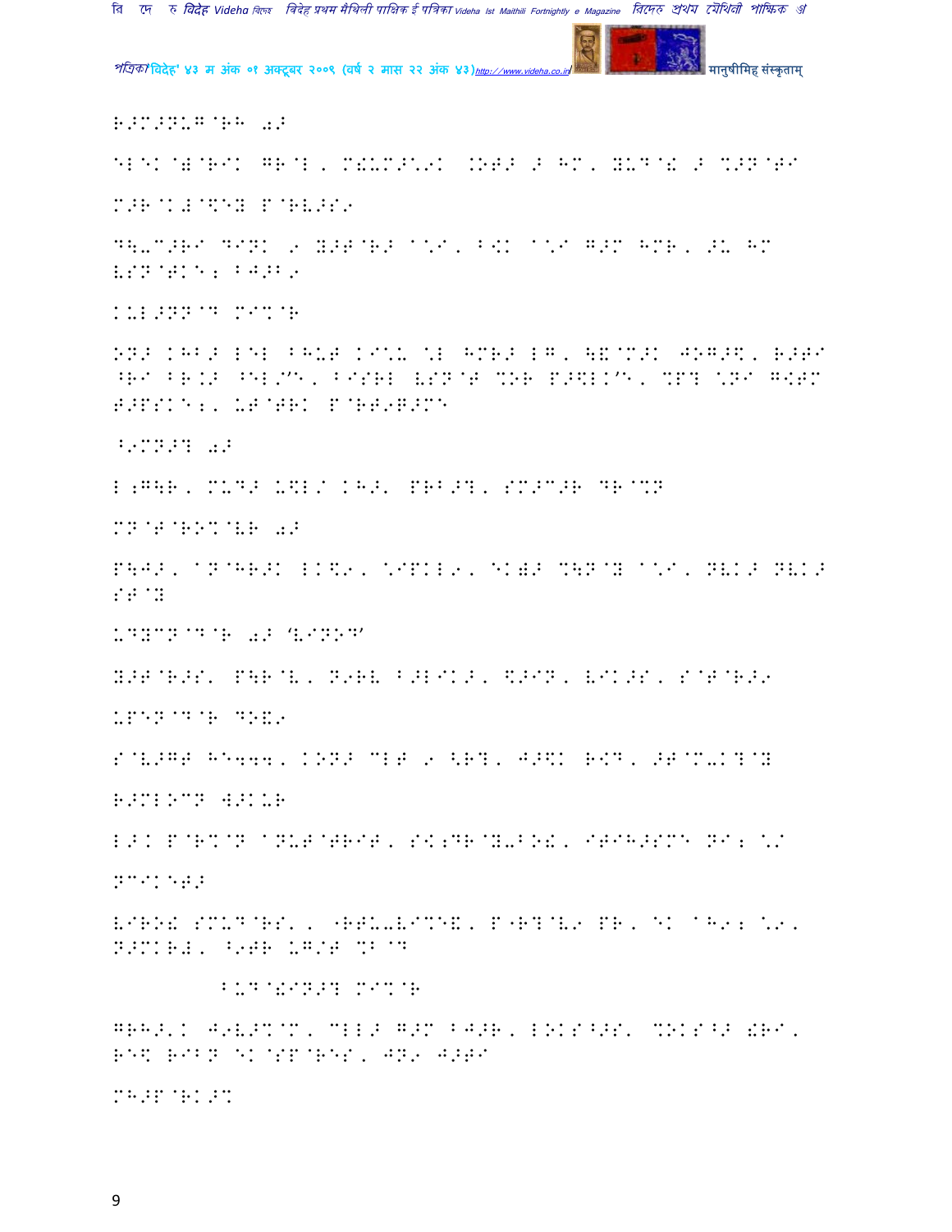R>M>NUG@RH 0>

ELEK@&@RIK GR@L, M&UM>\*9K .OT> > HM, YUD@! > %>N@TI

M>R@K#@\$EY P@RV>S9

D\-C>RI DINK 9 Y>T@R> A\*I, B<K A\*I G>M HMR, >U HM

VSN@TKE; BJ>B9

KUL>NN@D MI%@R

ON> KHB> LEL BHUT KI\*U \*L HMR> LG, \&@M>K JOG>\$, R>TI

^RI BR.> ^EL/"E, BISRL VSN@T %OR P>\$LK'E, %P? \*NI G<TM

T>PSKE;, UT@TRK P@RT9Q>ME

^9MN>? 0>

L;G\R, MUD> U\$L/ KH>' PRB>?, SM>C>R DR@%N

MN@T@RO%@VR 0>

P\J>, AN@HR>K LK\$9, \*IPKL9, EK) %\N@Y A\*I, NVK> NVK>

ST@Y

UDYCN@D@R 0> 'VINOD'

Y>T@R>S' P\R@V, N9RV B>LIK>, \$>IN, VIK>S, S@T@R>9

UPEN@D@R DO&9

S@V>GT HE444, KON> CLT 9 <R?, J>\$K R<D, >T@M-K?@Y

R>MLOCN W>KUR

L>K P@R%@N ANUT@TRIT, S<;DR@Y-BO&, ITIH>SME NI; \*/

NCIKET>

VIRO& SMUD@RS', "RTU-VI%E&, P"R?@V9 PR, EK AH9; \*9,

N>MKR#, ^9TR UG/T %B@D

BUD@!IN>? MI%@R

GRH>'K J9V>%@M, CLL> G>M BJ>R, LOKS^>S' %OKS^> !RI,

RE\$ RIBN EK@SP@RES, JN9 J>TI

MH>P@RK>%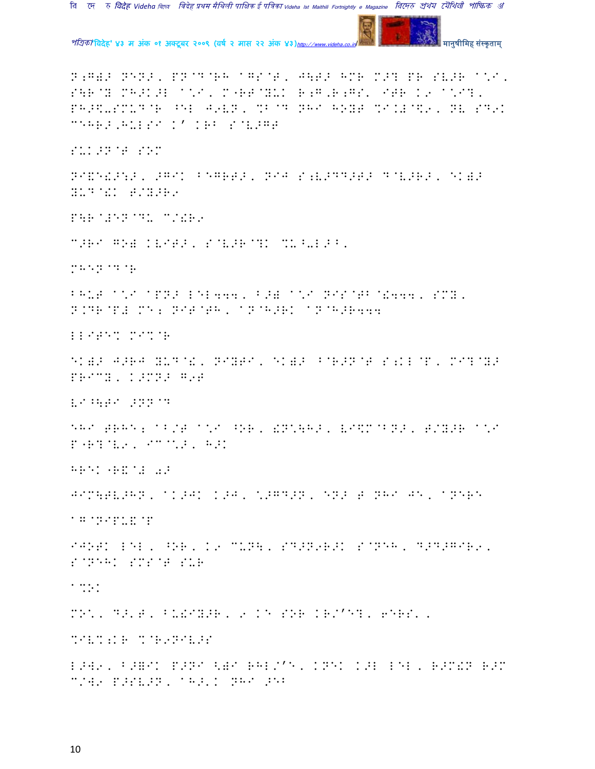N;G)> NEN>, PN@D@RH aGS@T, J\T> HMR M>? PR SV>R a\I, S\R@Y MH>K>L a\I, M"RT@YUK R;G,R;GS, ITR K9 a\I?, PH>$-SMUD@R ^EL J9VN, %B@D NHI HOYT %I.#@\$9, NV SD9K CEHR>,HULSI K' KRB S@V>GT

SUK>N@T SOM

NI&E!>:>, >GIK BEGRT>, NIJ S;V>DD>T> D@V>R>, EK)> YUD@!K T/Y>R9

P\R@#EN@DU C/!R9

C>RI GO) KVIT>, S@V>R@?K %U^-L>B,

MHEN@D@R

BHUT a\I aPN> LEL444, B>) a\I NIS@TB@!444, SMY, N.DR@P# ME; NIT@TH, aN@H>RK aN@H>R444

LLITE% MI%@R

EK)> J>RJ YUD@!, NIYTI, EK)> ^@R>N@T S;KL@P, MI?@Y> PRICY, K>MN> G9T

VI^\TI >NN@D

EHI TRHE; aB/T a\I ^OR, !N\\H>, VI\$M@BN>, T/Y>R a\I P"R?@V9, IC@\>, H>K

HREK "R&@# 0>

JIM\TV>HN, aK>JK K>J, \>GD>N, EN> T NHI JE, aNERE

aG@NIPU!@P

IJOTK LEL, ^OR, K9 CUN\, SD>N9R>K S@NEH, D>D>GIR9, S@NEHK SMS@T SUR

a%OK

MO\, D>'T, BU!IY>R, 9 KE SOR KR/'E?, 6ERS,,

%IV%;KR %@R9NIV>S

L>W9, B>=IK P>NI <)I RHL/'E, KNEK K>L LEL, R>M!N R>M C/W9 P>SV>N, aH>'K NHI >EB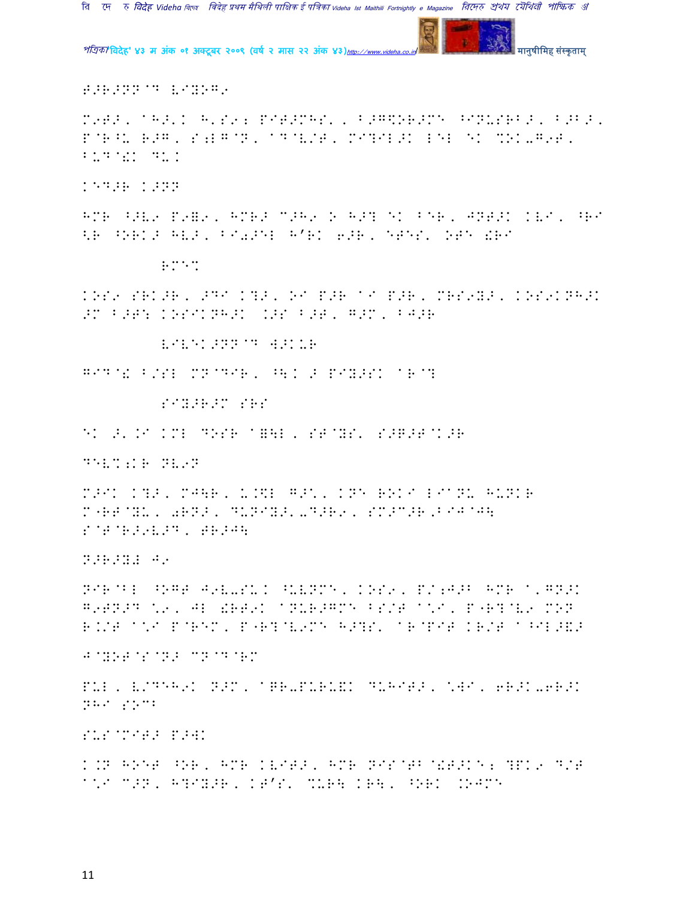T/R/NN@D VIYOG9

M9T/, @H/'K H'S92 PIT/MHS' , B/G\OR/ME ^INUSRB/, B/B/, P@R^U R/G, S;LG@N, @D@V/T, MI?IL/K LEL EK %OK-G9T, BUD@!K DUK

KED/R K/NN

HMR ^/V9 P9=9, HMR/ C/H9 O H/? EK BER, JNT/K KVI, ^RI <R ^ORK/ HV/, BI0/EL H'RK 6/R, ETES' OTE !RI

RME%

KOS9 SRK/R, /DI K?/, OI P/R @I P/R, MRS9Y/, KOS9KNH/K /M B/T: KOSIKNH/K .KS B/T, G/M, BJ/R

VIVEK/NN@D W/KUR

GID@! B/SL MN@DIR, ^\K / PIY/SK @R@?

SIY/R/M SRS

EK /'.I KML DOSR @=\L , ST@YS' S/B/T@K/R

DEV%;KR NV9N

M/IK K?/, MJ\R, U.\$L G/<, KNE ROKI LIANU HUNKR M"RT@YU, 0RN/, DUNIY/'-D/R9, SM/C/R,BIJ@J\ S@T@R/9V/D, TR/J\

N/R/Y# J9

NIR@BL ^OGT J9V-SUK ^UVNME, KOS9, P/;J/B HMR @'GN/K G9TN/D \9, JL !RT9K @NUR/GME BS/T @\I, P"R?@V9 MON R.K/T @\I P@REM, P"R?@V9ME H/?S' @R@PIT KR/T @^IL/&/

J@YOT@S@N/ CN@D@RM

PUL , V/DEH9K N/M, @GR-PURU!K DUHIT/, \WI, 6R/K-6R/K NHI SOCB

SUS@MIT/ P/WK

K.N HOET ^OR, HMR KVIT/, HMR NIS@TB@!T/KE2 ?PK9 D/T @\I C/N, H?IY/R, KT'S' %UR\ KR\, ^ORK .OJME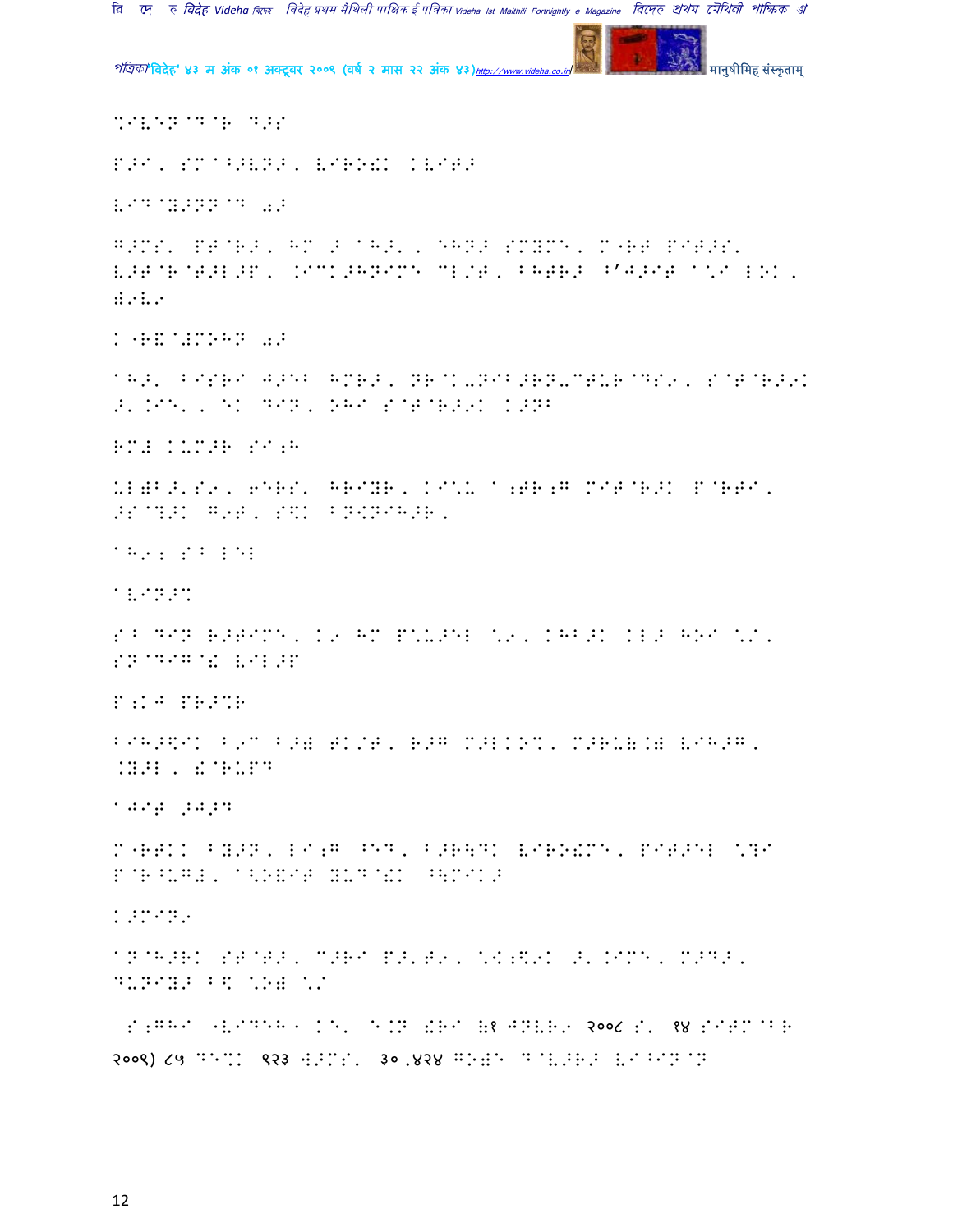%IV(N@D@R D>S

P>I, SM@^>VN>, VIRO!K KVIT>

VID@Y>NN@D a>

G>MS' PT@R>, HM > AH>', ELN> SMYMe, M"RT PIT>S' V>T@R@T>L>P, .ICK>HNIMe CL/T, BHTR> ^'J>IT A\I LOK, W9V9

K"R&@#MOHN a>

AH>' BISRI J>EB HMR>, NR@K-NIB>RN-CTUR@DS9, S@T@R>9K >'.IE', EK DIN, OHI S@T@R>9K K>NB

RM# KUM>R SI;H

UL@B>'S9, 6ERS' HRIYR, KI\U A;TR;G MIT@R>K P@RTI, >S@?>K G9T, S$K BN{NIH>R,

AH9; S^ LEL

AVIN>%

S^ DIN R>TIMe, K9 HM P\U>EL \9, KHB>K KL> HOI \/, SN@DIG@! VIL>P

P;KJ PR>%R

BIH>$IK B9C B>W TK/T, R>G M>LKO%, M>RU&.W VIH>G, .Y>L, !@RUPD

AJIT >J>D

M"RTKK BY>N, LI;G ^ED, B>R\DK VIRO!Me, PIT>EL \?I P@R^UG#, A{O&IT YUD@!K ^\MIK>

K>MIN9

AN@H>RK ST@T>, C>RI P>'T9, \{;$9K >'.IMe, M>D>, DUNIY> B$ \O# \/

S;GHI "VIDEH" KE' E.N !RI (१ JNVR9 २००८ S' १४ SITM@BR २००९) ८५ DE%K ९२३ W>MS' ३०,४२४ GO#E D@V>R> VI^IN@N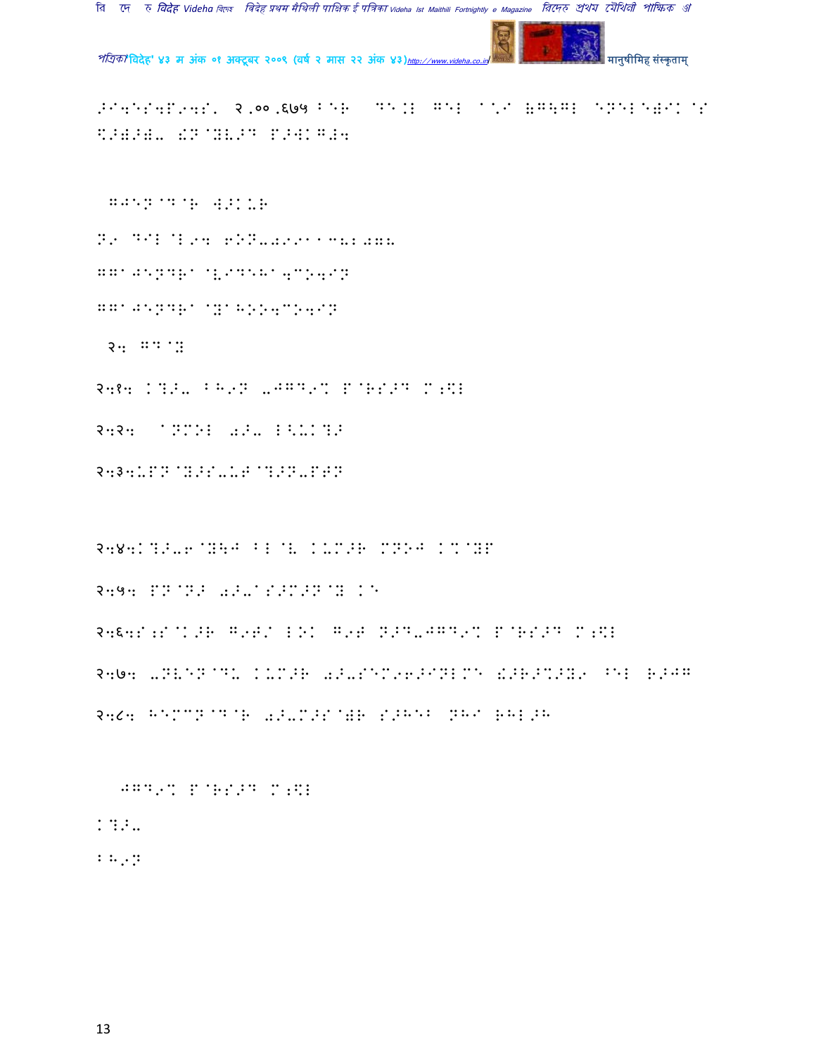>I4ES4P94S' २,००,६७५ B:R DE.L G:L A\*I    8G\GL ENEL:8IK@S \>W>W' !N@YV>D P>WKG#4

GJEN@D@R W>KUR

N9 DIL@L94 6ON-0991138L07L

GGAJENDRA@V9DEHA4CO4IN

GGAJENDRA@YAHOO4CO4IN

२4 GD@Y

२4१4 K?>- BH9N -JGD9% P@RS>D M;\$L

२4२4 ANMOL 0>- L<UK?>

२4३4UPN@Y>S-UF@?>N-PTN

२4४4K?>-6@YH\J BL@V KUM>R MNOJ K%@YP

२4५4 PN@N> 0>-AS>M>N@Y KE

२4६4S;S@K>R G9T/ LOK G9T N>D-JGD9% P@RS>D M;\$L

२4७4 -NVEN@DU KUM>R 0>-SEM96>INLME !>R>%>Y9 ^EL R>JG

२4८4 HEMCN@D@R 0>-M>S@)R S>HE\ NHI RHL>H

JGD9% P@RS>D M;\$L

K?>-

BH9N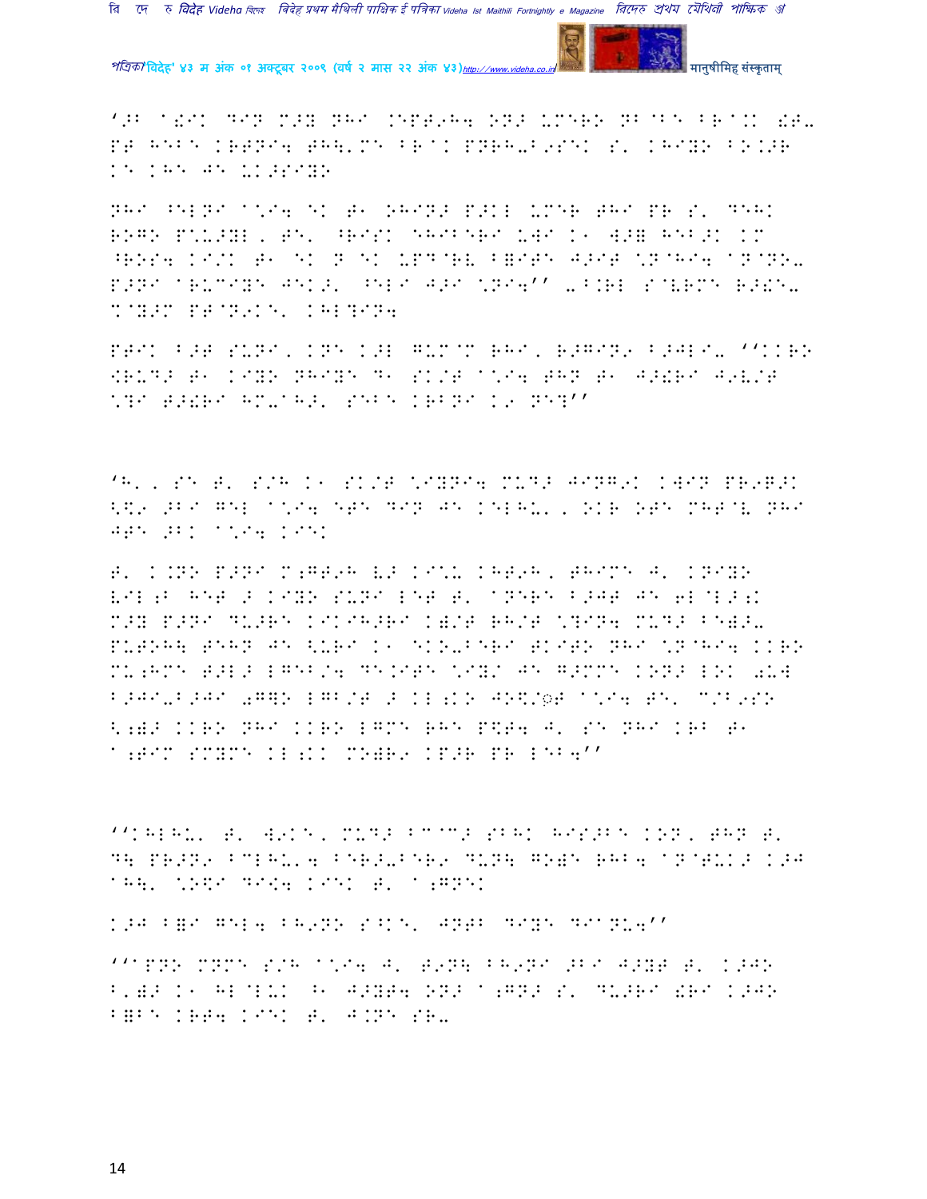‘>B a!IK DIN M>Y NHI .EPT9H4 ON> UMERO NB@BE FR@.K !T-
PT HEBE KRTNI4 TH\'ME FR@K PNRH-B9SEK S' KHIYO FO.>R
KE KHE JE UK>SIYO

NHI ^ELNI a\*I4 EK T1 OHIN> P>KL UMER THI PR S' DEHK
ROGO P\*U>YL, TE' ^RISK EHIBERI UWI K1 W>= HEB>K KM
^ROS4 KI/K T1 EK N EK UPD@RV F=ITE J>IT \*N@HI4 aN@NO-
P>NI aRUCIYE JEK>' ^ELI J>I \*NI4'' -B.RL S@VRME R>!E-
%@Y>M PT@N9KE' KHL?IN4

PTIK B>T SUNI, KNE K>L GUM@M RHI, R>GIN9 B>JLI- ''KKRO
!RUD> T1 KIYO NHIYE D1 SK/T a\*I4 THN T1 J>!RI J9V/T
\*?I T>!RI HM-aH>' SEBE KRBNI K9 NE?''

‘H', SE T' S/H K1 SK/T \*IYNI4 MUD> JING9K KWIN PR9Q>K
<\$9 >BI GEL a\*I4 ETE DIN JE KELHU', OKR OTE MHT@V NHI
JTE >BK a\*I4 KIEK

T' K.NO P>NI M;GT9H V> KI\*U KHT9H, THIME J' KNIYO
VIL;B HET > KIYO SUNI LET T' aNERE B>JT JE 6L@L>;K
M>Y P>NI DU>RE KIKIH>RI K)/T RH/T \*?IN4 MUD> BE)>-
PUTOH\ TEHN JE <URI K1 EKO-BERI TKITO NHI \*N@HI4 KKRO
MU;HME T>L> LGEB/4 DE.ITE \*IY/ JE G>MME KON> LOK 0UW
B>JI-B>JI 0G]O LGB/T > KL;KO JO\$/◌T a\*I4 TE' C/B9SO
<;)> KKRO NHI KKRO LGME RHE P\$T4 J' SE NHI KRB T1
a;TIM SMYME KL;KK MO)R9 KP>R PR LEB4''

''KHLHU' T' W9KE, MUD> BC@C> SBHK HIS>BE KON, THN T'
D\ PR>N9 BCLHU'4 BER>-BER9 DUN\ GO)E RHB4 aN@TUK> K>J
aH\' \*O\$I DI<4 KIEK T' a;GNEK

K>J B=I GEL4 BH9NO S^KE' JNTB DIYE DIaNU4''

''aPNO MNME S/H a\*I4 J' T9N\ BH9NI >BI J>YT T' K>JO
B')> K1 HL@LUK ^1 J>YT4 ON> a;GN> S' DU>RI !RI K>JO
B=BE KRT4 KIEK T' J.NE SR-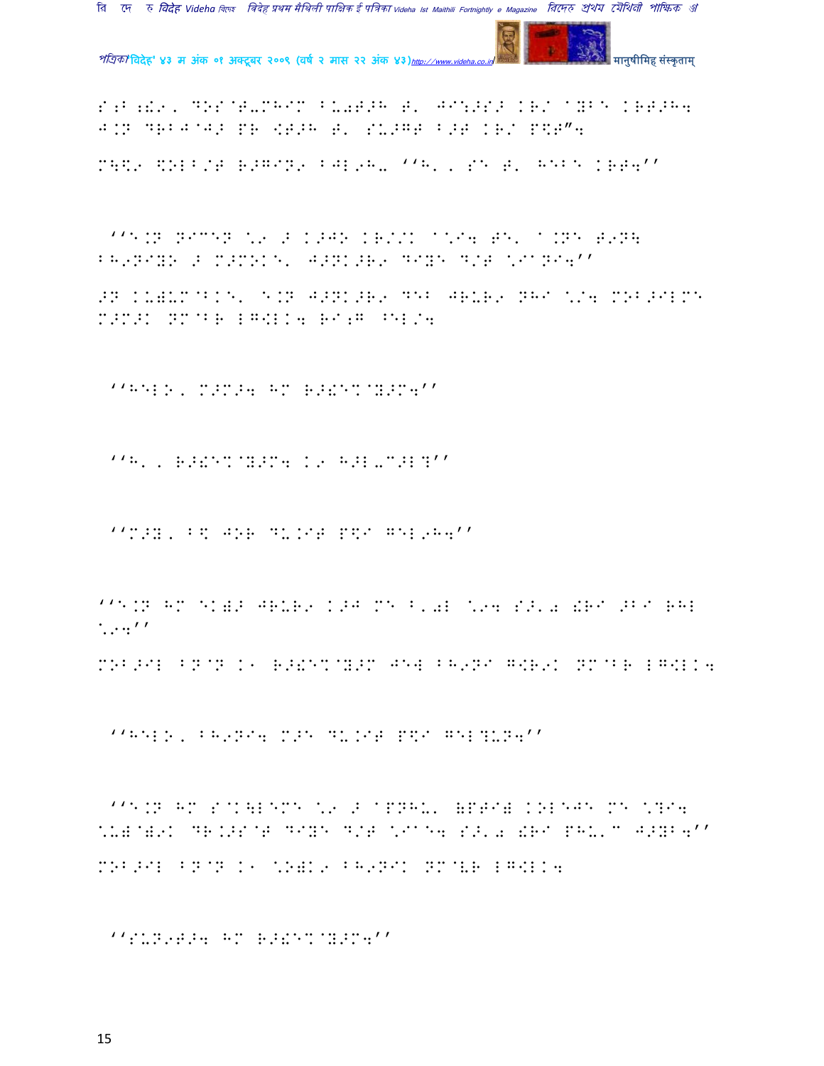S:B ;!9, DOS@T-MHIM BU2T>H T' JI:>S> KR/ @YBE KRT>H4
J.N DRBJ@J> PR [T>H T' SU>GT B>T KR/ P\$R"4

M\$9 \$OLB/T R>GIN9 BJL9H- ''H' , SE T' HEBE KRT4''

''E.N NICEN \9 > K>JO KR/K @\I4 TE' @.NE T9N\ BH9NIYO > M>MOKE' J>NK>R9 DIYE D/T \I@NI4''

>N KU)UM@BKE' E.N J>NK>R9 DEB JRUR9 NHI \/4 MOB>ILME M>M>K NM@BR LG[LK4 RI;G ^EL/4

''HELO, M>M>4 HM R>!E%@Y>M4''

''H' , R>!E%@Y>M4 K9 H>L-C>L?''

''M>Y, B\$ JOR DU.IT P\$I GEL9H4''

''E.N HM EK)> JRUR9 K>J ME B'2L \94 S>'2 !RI >BI RHL \94''

MOB>IL BN@N K1 R>!E%@Y>M JE\ BH9NI G[R9K NM@BR LG[LK4

''HELO, BH9NI4 M>E DU.IT P\$I GEL?UN4''

''E.N HM S@K\LEME \9 > @PNHU' (PTI) KOLEJE ME \?I4 \U)@)9K DR.>S@T DIYE D/T \I@E4 S>'2 !RI PHU'C J>YB4''

MOB>IL BN@N K1 \O)K9 BH9NIK NM@VR LG[LK4

''SUN9T>4 HM R>!E%@Y>M4''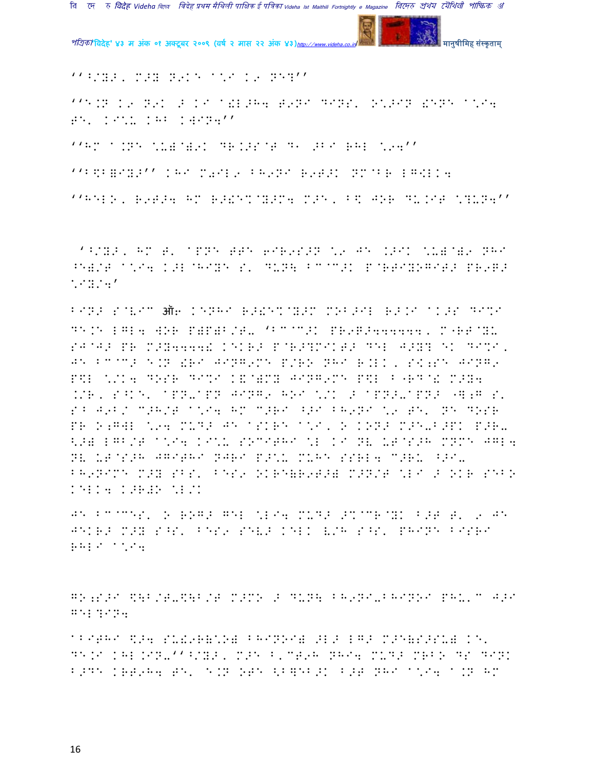''^/Y>, M>Y N9K} a\*I K9 N}?''

''}.N K9 N9K > KI a!L>H4 T9NI DINS' O\*>IN !}N} a\*I4 T}' KI\*u KHB KWIN4''

''HM a.N} \*u)@)9K DR.>S@T D- ^BI RHL \*94''

''B\$B=IY>'' KHI M0IL9 BH9NI R9T>K NM@BR LG[LK4

''H}L), R9T>4 HM R>!}%@Y>M4 M>}, B\$ JOR DU.IT \*?UN4''

'^/Y>, HM T' aPN} TT} 6IR9S>N \*9 J} .>IK \*u)@)9 NHI ^})/T a\*I4 K>L@HIY} S' DUN\ BC@C>K P@RTIYOGIT> PR9Q> \*IY/4'

BIN> S@VIC ऑ6 K}NHI R>!}%@Y>M MOB>IL R>.I aK>S DI%I D}.} LGL4 W\$R P)P)B/T- 'BC@C>K PR9Q>444444, M@RT@YU SJ@J> PR M>Y4444! K}KR> P@R>?MIKT> D}L J>Y? \K DI%I, J} BC@C> \.N !RI JING9M} P/RO NHI R.LK, S\;S} JING9 P\$L \*/K4 DOSR DI%I K&@)MY JING9M} P\$L B"RD@! M>Y4 ./R, S^K}' aPN-aPN JING9 HOI \*/K > aPN>-aPN> "],G S' SB J9B/ C>H/T a\*I4 HM C>RI ^>I BH9NI \*9 T}' N} DOSR PR O;GWL \*94 MUD> J} aSKR} a\*I, O KONG M>}-B>PK P>R- <>) LGB/T a\*I4 KI\*u SOCITHI \*L KI NV UT@S>H MNM} JGL4 NV UT@S>H JGITHI NJRI P>\*u MUH} SSRL4 C>RU ^>I- BH9NIM} M>Y SBS' B}S9 OKR})R9T>) M>N/T \*LI > OKR S}BO K}LK4 K>R)O \*L/K

J} BC@C}S' O ROG> G}L \*LI4 MUD> >%@CR@YK B>T T' 9 J} J}KR> M>Y S^S' B}S9 S}V> K}LK V/H S^S' PHIN} BISRI RHLI a\*I4

GO;S>I \\B/T-\\B/T M>MO > DUN\ BH9NI-BHINOI PHU'C J>I G}L?IN4

aBITHI \$>4 SU!9R)\*O) BHINOI) >L> LG> M>})S>SU) K}' D}.I KHL.IN-''^/Y>, M>} B'CT9H NHI4 MUD> MRBO DS DI\K B>D} KRT9H4 T}' \.N OT} <B]}B>K B>T NHI a\*I4 a.N HM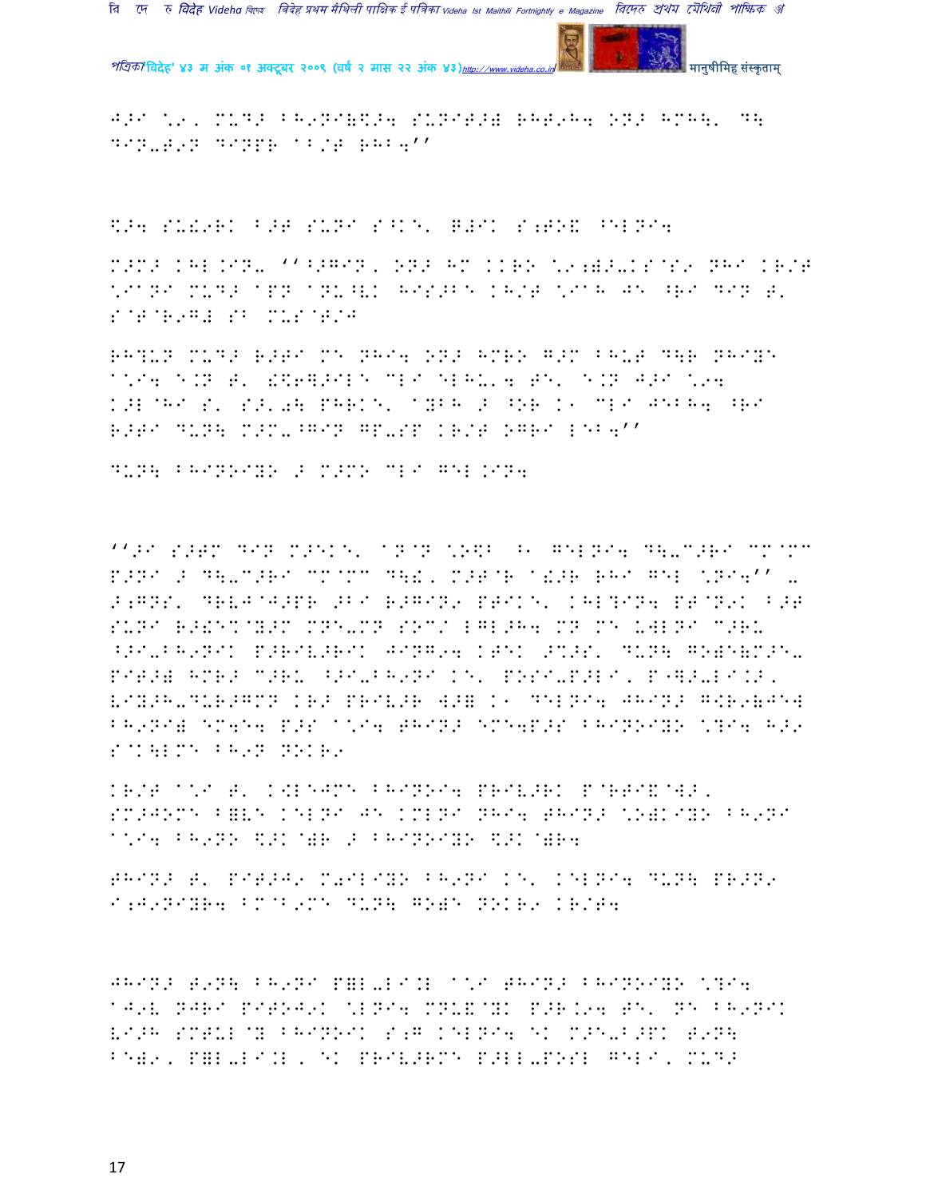J>I \.9, M+D> BH9NI(\$>4 SUNIT>) RHT9H4 ON> HMH\' D\
DIN-T9N DINPR AB/T RHB4''

\$>4 SU!9RK B>T SUNI S^K\' G#IK S;TO& ^EL NI4

M>M> KHL.IN- ''^>GIN, ON> HM KKRO \.9;)>-KS@S9 NHI KR/T
\IANI MUD> APN ANU^VK HIS>BE KH/T \IAH JE ^RI DIN T'
S@T@R9G# SB MUS@T/J

RH?UN MUD> R>TI ME NHI4 ON> HMRO G>M BHUT D\R NHIYE
A\I4 E.N T' !\$6]>ILE MLI ELHU'4 TE' E.N J>I \.94
K>L@HI S' S>'0\ PHRKE' AYBH > ^OR K1 MLI JEBH4 ^RI
R>TI DUN\ M>M-^GIN GP-SP KR/T OGRI LEB4''

DUN\ BHINOIYO > M>MO MLI GEL.IN4

''>I S>TM DIN M>EKE' AN@N \O\$B ^1 GELNI4 D\-M>RI MM@MM
P>NI > D\-M>RI MM@MM D\!, M>T@R A!>R RHI GEL \NI4'' -
>;GNS' DRVJ@J>PR >BI R>GIN9 PTIKE' KHL?IN4 PT@N9K B>T
SUNI R>!EK@Y>M MNE-MN SOM/ LGL>H4 MN ME UWLNI M>RU
^>I-BH9NIK P>RIV>RIK JING94 KTEK >%>S' DUN\ GO)E(M>E-
PIT>) HMR> M>RU ^>I-BH9NI KE' POSI-P>LI, P"]>-LI.>,
VIY>H-DUR>GMN KR> PRIV>R W>] K1 DELNI4 JHIN> G\$R9(JE4
BH9NI) EM4E4 P>S A\I4 THIN> EME4P>S BHINOIYO \?I4 H>9
S@K\LME BH9N NOKR9

KR/T A\I T' K\$LEJME BHINOI4 PRIV>RK P@RTI&@W>,
SM>JOME B)VE KELNI JE KMLNI NHI4 THIN> \O)KIYO BH9NI
A\I4 BH9NO \$>K@)R > BHINOIYO \$>K@)R4

THIN> T' PIT>J9 M0ILIYO BH9NI KE' KELNI4 DUN\ PR>N9
I;J9NIYR4 BM@B9ME DUN\ GO)E NOKR9 KR/T4

JHIN> T9N\ BH9NI P)L-LI.L A\I THIN> BHINOIYO \?I4
AJ9V NJRI PIT>OJ9K \LNI4 MNU&@YK P>R.94 TE' NE BH9NIK
VI>H SMTUL@Y BHINOIK S;G KELNI4 EK M>E-B>PK T9N\
BE)9, P)L-LI.L, EK PRIV>RME P>LL-POSL GELI, MUD>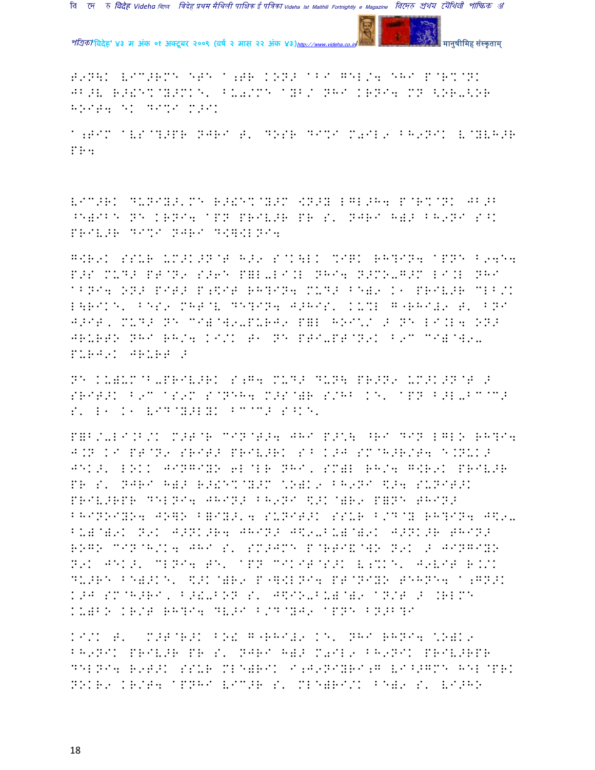T9N\K V{C>RM^ ^T^ A;TR KON> ABI GEL/4 ^HI P@R%@NK
JB>V R>!^%@Y>MK^, BU0/M^ AYB/ NHI KRNI4 MN <OR-<OR
HOIT4 ^K DI%I M>IK

A;TIM AVS@?>PR NJRI T' DOSR DI%I M0IL9 BH9NIK V@YVH>R
PR4

V{C>RK DUNIY>'M^ R>!^%@Y>M [N>Y LGL>H4 P@R%@NK JB>B
^E)IB^ N^ KRNI4 APN PRIV>R PR S' NJRI H)> BH9NI S^K
PRIV>R DI%I NJRI D[\[LNI4

G[R9K SSUR UM>K>N@T H>9 S@K\LK %IGK RH?IN4 APN^ B94^4
P>S MUD> PT@N9 S>6^ P=L-LI.L NHI4 N>MO-G>M LI.L NHI
ABNI4 ON> PIT> P;[IT RH?IN4 MUD> B^)9 K1 PRIV>R CLB/K
L\RIK^' B^S9 MHT@V D^?IN4 J>HIS' KU%L G"RHI!9 T' BNI
J>IT', MUD> N^ CI)@W9-PURJ9 P=L HOI\/ > N^ LI.L4 ON>
JRURTO NHI RH/4 KI/K T1 N^ PTI-PT@N9K B9C CI)@W9-
PURJ9K JRURT >

N^ KU)UM@B-PRIV>RK S;G4 MUD> DUN\ PR>N9 UM>K>N@T >
SRIT>K B9C AS9M S@N^H4 M>S@)R S/HB K^' APN B>L-BC@C>
S' L1 K1 V{D@Y>LYK BC@C> S^K^'

P=B/-LI.B/K M>T@R CIN@T>4 JHI P>\\ ^RI DIN LGLO RH?I4
J.N KI PT@N9 SRIT> PRIV>RK S^ K>J SM@H>R/T4 ^.NUK>
JEK>' LOKK JINGIYO 6L@LR NHI, SM)L RH/4 G[R9K PRIV>R
PR S' NJRI H)> R>!^%@Y>M ^O)K9 BH9NI [>4 SUNIT>K
PRIV>RPR D^LNI4 JHIN> BH9NI [>K@)R9 P=N^ THIN>
BHINOIYO4 JO=O B=IY>'4 SUNIT>K SSUR B/D@Y RH?IN4 J[9-
BU)@)9K N9K J>NK>R4 JHIN> J[9-BU)@)9K J>NK>R THIN>
ROGO CIN@H/K4 JHI S' SM>JM^ P@RTI&@WO N9K > JINGIYO
N9K JEK>' CLNI4 T^' APN CIKIT@S>K V;%K^' J9VIT R./K
DU>R^ B^)>K^' [>K@)R9 P"G[LNI4 PT@NIYO THN^4 A;GN>K
K>J SM@H>RI, B>!-BON S' J[IO-BU)@)9 AN/T > .RLM^
KU)BO KR/T RH?I4 DV>I B/D@YJ9 APN^ BN>B?I

KI/K T' M>T@R>K BO! G"RHI!9 K^' NHI RHNI4 ^O)K9
BH9NIK PRIV>R PR S' NJRI H)> M0IL9 BH9NIK PRIV>RPR
D^LNI4 R9T>K SSUR MLE)RIK I;J9NIYRI;G V{^>GM^ H^L@PRK
NOKR9 KR/T4 APNHI V{C>R S' MLE)RI/K B^)9 S' V{>HO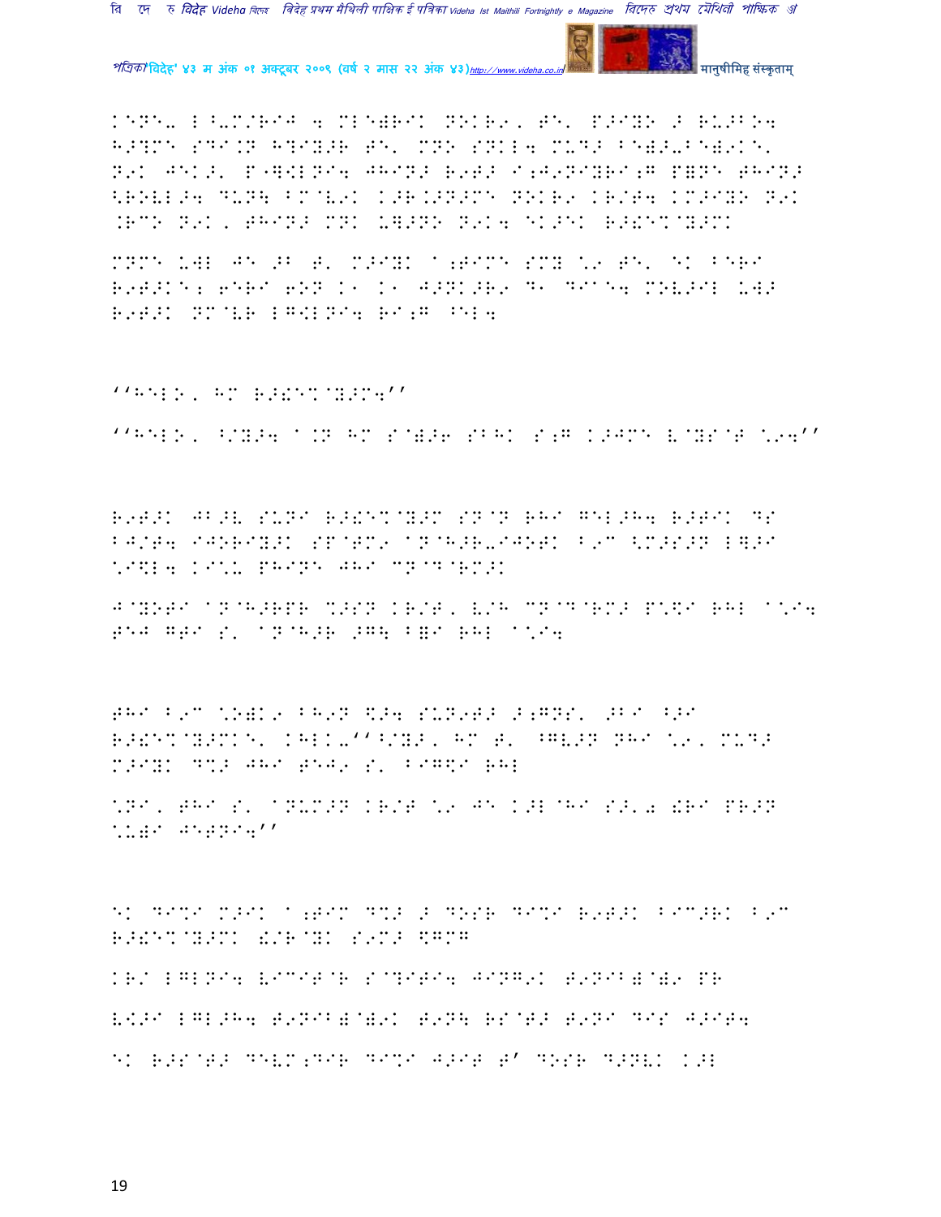KENE- L^-M/RIJ 4 MLE)RIK NOKR9, TE' P>IYO > RU>BO4 H>?ME SDI.N H?IY>R TE' MNO SNKL4 MUD> BE)>-BE)9KE' N9K JEK>' P"][LNI4 JHIN> R9T> I;J9NIYRI;G P=NE THIN> <ROVL>4 DUN\ BM@V9K K>R.>N>ME NOKR9 KR/T4 KM>IYO N9K .RCO N9K, THIN> MNK U]>NO N9K4 EK>EK R>!E%@Y>MK

MNME U]L JE >B T' M>IYK A;TIME SMY \9 TE' EK BERI R9T>KE: 6ERI 6ON K1 K1 J>NK>R9 D1 DIA E4 MOV>IL U]> R9T>K NM@VR LG[LNI4 RI;G ^EL4

''HELO, HM R>!E%@Y>M4''

''HELO, ^/Y>4 A.N HM S@)>6 SBHK S;G K>JME V@YS@T \94''

R9T>K JB>V SUNI R>!E%@Y>M SN@N RHI GEL>H4 R>TIK DS BJ/T4 IJORIY>K SP@TM9 AN@H>R-IJOTK B9C <M>S>N L]>I \I\$L4 KI\U PHINE JHI CN@D@RM>K

J@YOTI AN@H>RPR %>SN KR/T, V/H CN@D@RM> P\\$I RHL A\I4 TEJ GTI S' AN@H>R >G\ B=I RHL A\I4

THI B9C \O)K9 BH9N \$>4 SUN9T> >;GNS' >BI ^>I R>!E%@Y>MKE' KHLK-''^/Y>, HM T' ^GV>N NHI \9, MUD> M>IYK D%> JHI TEJ9 S' BIG\$I RHL

\NI, THI S' ANUM>N KR/T \9 JE K>L@HI S>'5 !RI PR>N \U)I JETNI4''

EK DI%I M>IK A;TIM D%> > DOSR DI%I R9T>K BIC>RK B9C R>!E%@Y>MK !/R@YK S9M> \$GMG

KR/ LGLNI4 VICIT@R S@?ITI4 JINGK T9NIB)@)9 PR

V<>I LGL>H4 T9NIB)@)9K T9N\ RS@T> T9NI DIS J>IT4

EK R>S@T> DEVM;DIR DI%I J>IT T' DOSR D>NVK K>L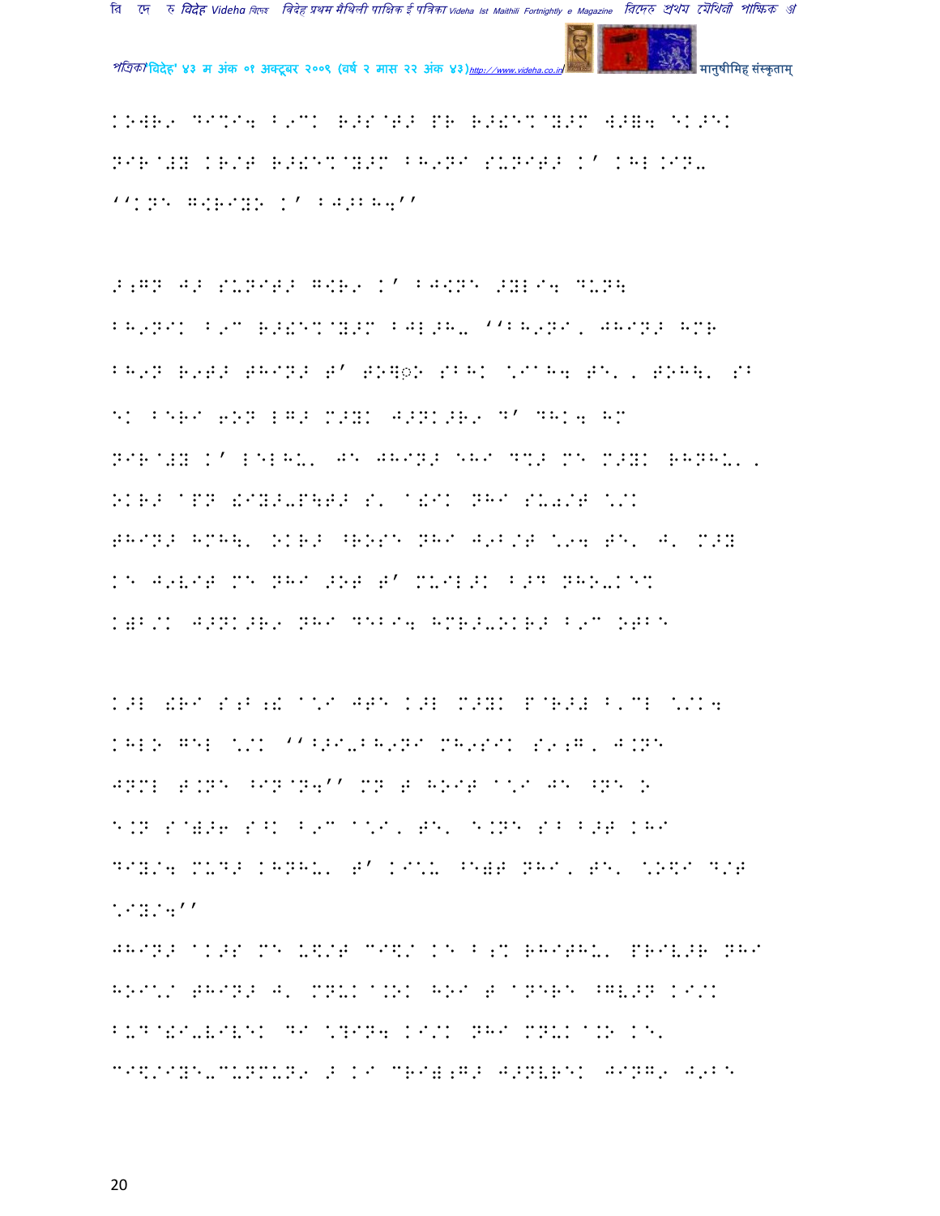KOWR9 DI%I4 B9CK R>S@T> PR R>!E%@Y>M W>=4 EK>EK NIR@#Y KR/T R>!E%@Y>M BH9NI SUNIT> K' KHL.IN-''KNE G<RIYO K' BJ>BH4''

>;GN J> SUNIT> G<R9 K' BJ<NE >YLI4 DUN\ BH9NIK B9C R>!E%@Y>M BJL>H- ''BH9NI, JHIN> HMR BH9N R9T> THIN> T' TOG◌़O SBHK \IAH4 TE', TOH\' SB EK BERI 6ON LG> M>YK J>NK>R9 D' DHK4 HM NIR@#Y K' LELHU' JE JHIN> EHI D%> ME M>YK RHNHU', OKR> APN !IY>-P\T> S' A!IK NHI SU0/T \/K THIN> HMH\' OKR> ^ROSE NHI J9B/T \94 TE', J' M>Y KE J9VIT ME NHI >OT T' MUILEK B>D NHO-KE% K)B/K J>NK>R9 NHI DEBI4 HMR>-OKR> B9C OTBE

K>L !RI S;B;! A\I JTE K>L M>YK P@R># B'CL \/K4 KHLO GEL \/K ''B>I-BH9NI MH9SIK S9;G, J.NE JNML T.NE ^IN@N4'' MN T HOIT A\I JE ^NE O E.N S@)>6 S^K B9C A\I, TE' E.NE SB B>T KHI DIY/4 MUD> KHNHU' T' KI\U ^E)T NHI, TE' \O\$I D/T \IY/4''

JHIN> AK>S ME U\$/T CI\$/ KE B;% RHITHU' PRIV>R NHI HOI\'/ THIN> J' MNUK A.OK HOI T ANERE ^GV>N KI/K BUD@!I-VIVEK DI \?IN4 KI/K NHI MNUK A.O KE' CI\$/IYE-CUNMUN9 > KI CRI);G> J>NVREK JING9 J9BE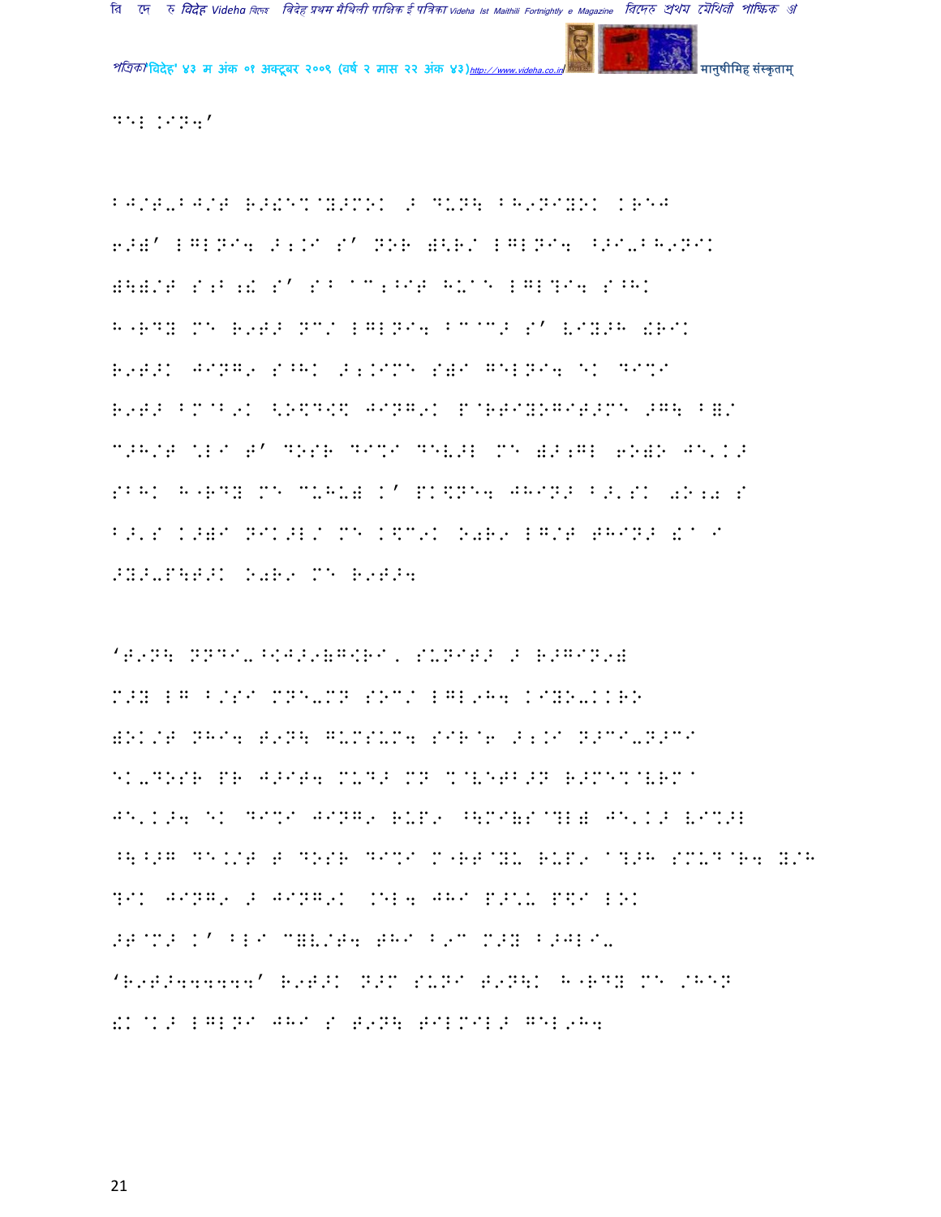D<L .IN4'

BJ/T-BJ/T R>!E%@Y>MOK > DUN\ BH9NIYOK KRE4
6>)' LGLNI4 >;.I S' NOR )<R/ LGLNI4 ^>I-BH9NIK
)\)/T S;B ;! S' S^B aC;^IT HUaE LGL?I4 S^HK
H"RDY ME R9T> NC/ LGLNI4 BC@C> S' VIY>H !RIK
R9T>K JING9 S^HK >;.IME S)I GELNI4 EK DI%I
R9T> BM@B9K <O\$D\$\$ JING9K P@RTIYOGIT>ME >G\ B)/
C>H/T \*LI T' DOSR DI%I DEV>L ME )>;GL 6O)O JE'K>
SBHK H"RDY ME CUHU) K' PK\$NE4 JHIN> B>'SK 0O;0 S
B>'S K>)I NIK>L/ ME K\$C9K O0R9 LG/T THIN> !a I
>Y>-P\T>K O0R9 ME R9T>4

'T9N\ NNDI-^<J>9(G<RI, SUNIT> > R>GIN9)
M>Y LG B/SI MNE-MN SOC/ LGL9H4 KIYO-KKRO
)OK/T NHI4 T9N\ GUMSUM4 SIR@6 >;.I N>CI-N>CI
EK-DOSR PR J>IT4 MUD> MN %@VETB>N R>ME%@VRMa
JE'K>4 EK DI%I JING9 RUP9 ^\MI(S@?L) JE'K> VI%>L
^\^>G DE.K/T T DOSR DI%I M"RT@YU RUP9 a?>H SMUD@R4 Y/H
?IK JING9 > JING9K .EL4 JHI P>^U P\$I LOK
>T@M> K' BLI C)V/T4 THI B9C M>Y B>JLI-
'R9T>444444' R9T>K N>M SUNI T9N\K H"RDY ME /HEN
!K@K> LGLNI JHI S T9N\ TILMIL> GEL9H4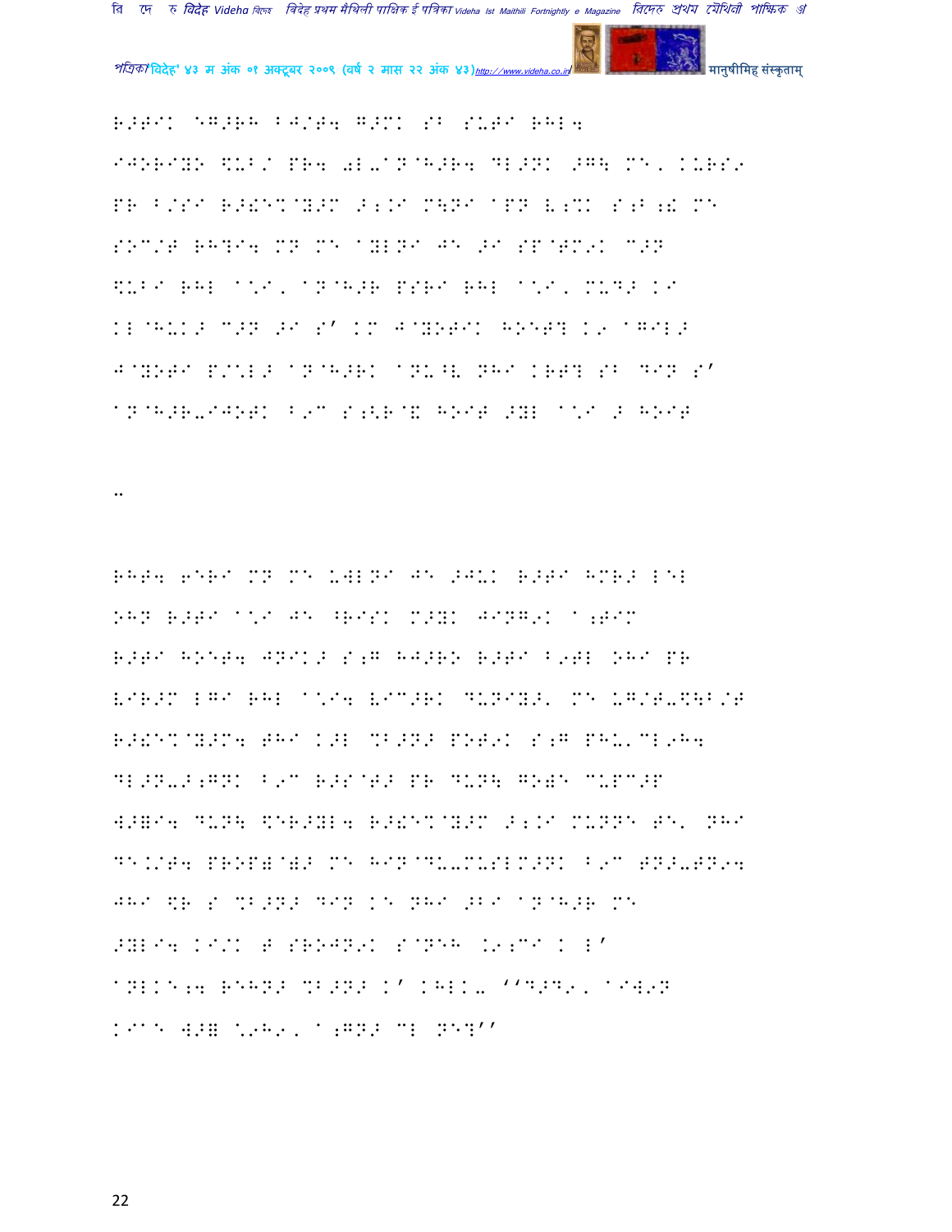R>TIK EG>RH BJ/T4 G>MK SB SUTI RHL4
IJORIYO $UB/ PR4 0L-AN@H>R4 DL>NK >G\ ME, KURS9
PR B/SI R>!E%@Y>M >;.I M\NI APN V;%K S;B;! ME
SOC/T RH?I4 MN ME AYLNI JE >I SP@TM9K C>N
$UBI RHL A\*I, AN@H>R PSRI RHL A\*I, MUD? KI
KL@HUK> C>N >I S' KM J@YOTIK HOET? K9 AGIL>
J@YOTI P/\*L> AN@H>RK ANU^V NHI KRT? SB DIN S'
AN@H>R-IJOTK B9C S;<R@& HOIT >YL A\*I > HOIT

..

RHT4 6ERI MN ME UWLNI JE >JUK R>TI HMR> LEL
OHN R>TI A\*I JE ^RISK M>YK JING9K A;TIM
R>TI HOET4 JNIK> S;G HJ>RO R>TI B9TL OHI PR
VIR>M LGI RHL A\*I4 VIC>RK DUNIY>, ME UG/T-$\B/T
R>!E%@Y>M4 THI K>L %B>N> POT9K S;G PHU'CL9H4
DL>N->;GNK B9C R>S@T> PR DUN\ GO)E CUPC>P
W>=I4 DUN\ $ER>YL4 R>!E%@Y>M >;.I MUNNE TE' NHI
DE.K/T4 PROP)@)> ME HIN@DU-MUSLM>NK B9C TN>-TN94
JHI $R S %B>N> DIN KE NHI >BI AN@H>R ME
>YLI4 KI/K T SROJN9K S@NEH .9;CI K L'
ANLKE;4 REHN> %B>N> K' KHLK- ''D>D9, AIW9N
KIAE W>= \*9H9, A;GN> CL NE?''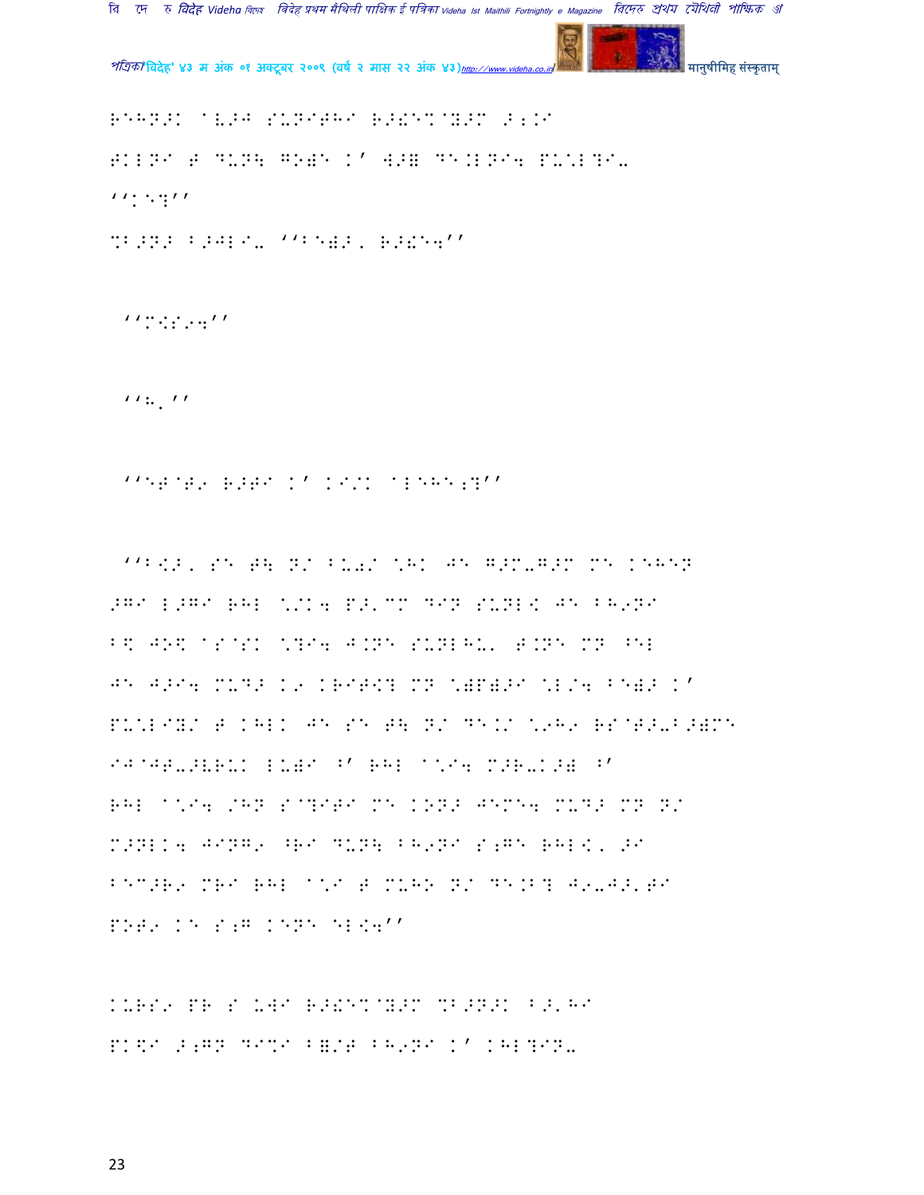REHN>K @V>J SUNITHI R>&E%@Y>M >;K/

FKLNI F DUN\ GO;E K' W>B DE.LNI4 PU\*L?I.

''K\*E?''

%B>N> B>JLI. ''BE;>, R>&E4''

''M<S/4''

''H.''

''EF@F9 R>FI K' KI/K @LEHE;?''

''B<>, SE F\ N/ BU0/ \*HK JE G>M-G>M ME KEHEN >GI L>GI RHL \*/K4 P>'MM DIN SUNL< JE BH9NI B\ JO\ @S@SK \*?I4 J.NE SUNLHU' F.NE MN ^EL JE J>I4 MUD> K9 KRIFE? MN \*;P;>I \*L/4 BE;> K' PU\*LIY/ F KHLK JE SE F\ N/ DE.K/ \*9H9 RS@F>-B>;ME IJ@JF->VRUK LU;I ^' RHL @\*I4 M>R-K>; ^' RHL @\*I4 /HN S@?IFI ME KON> JEME4 MUD> MN N/ M>NLK4 JING9 ^RI DUN\ BH9NI S;GE RHL<, >I BEM>R9 MRI RHL @\*I F MUHO N/ DE.B? J9->,FI PO;9 KE S;G KENE EL<4''

KURS9 PR S UWI R>&E%@Y>M %B>N>K B>'HI PK\I >;GN DI%I B;/F BH9NI K' KHL?IN.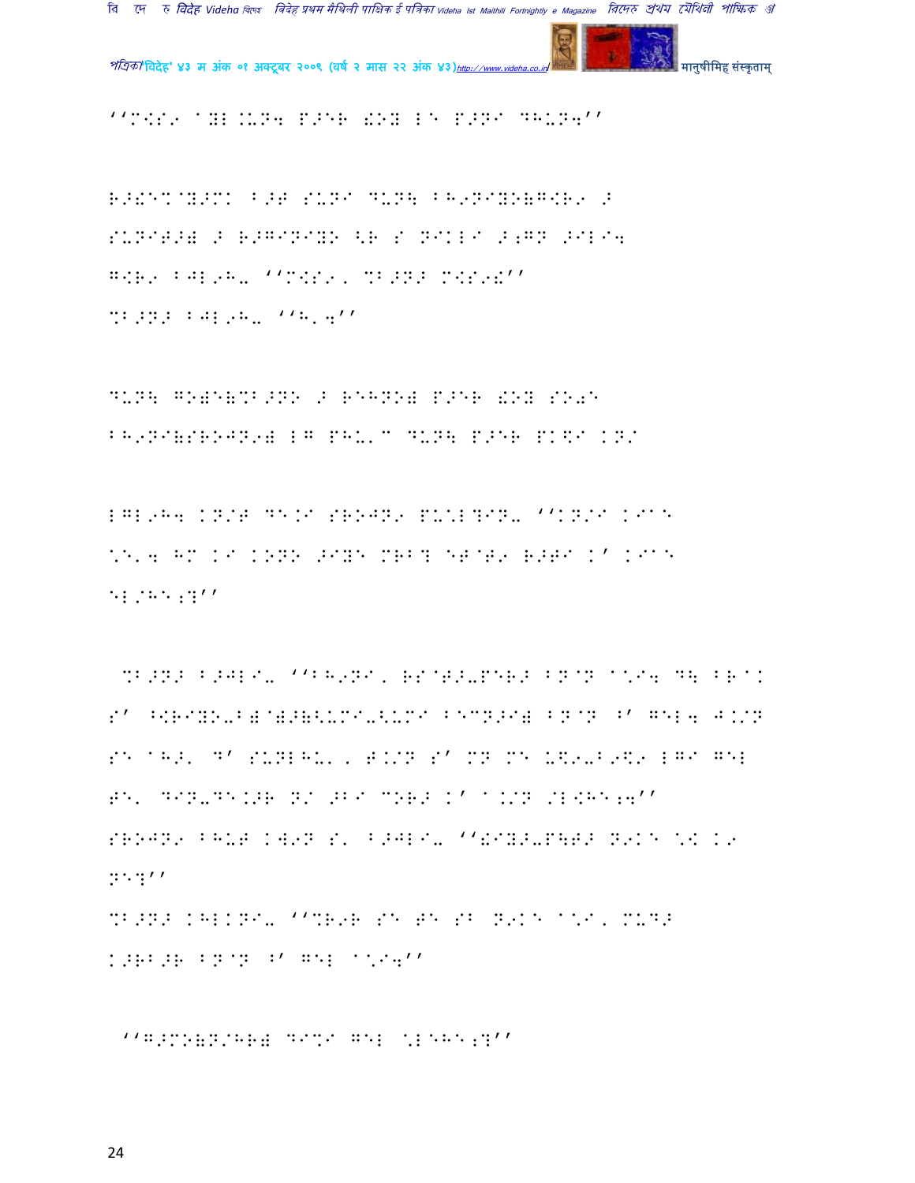''M[S9 aYL.UN4 P>ER !OY LE P>NI DHUN4''

R>!E%@Y>MK B>T SUNI DUN\ BH9NIYO(G[R9 >
SUNIT>( > R>GINIYO <R S NIKLI >;GN >ILI4
G[R9 BJL9H- ''M[S9, %B>N> M[S9!''
%B>N> BJL9H- ''H,4''

DUN\ GO(E(%B>NO > REHNO( P>ER !OY SO0E
BH9NI(SROJN9( LG PHU'C DUN\ P>ER PK\$I KN/

LGL9H4 KN/T DE.I SROJN9 PU'L?IN- ''KN/I KIaE
\E'4 HM KI KONO >IYE MRB? ET@T9 R>TI K' KIaE
EL/HE;?''

%B>N> B>JLI- ''BH9NI, RS@T>-PER> BN@N a\I4 D\ BR@K
S' ^[RIYO-B(@)>(<UMI-<UMI BECN>I( BN@N ^' GEL4 J.IN
SE aH>' D' SUNLHU', T.IN S' MN ME U\$9-B9\$9 LGI GEL
TE' DIN-DE.>R N/ >BI CORE K' a.IN /L[HE;4''
SROJN9 BHUT KW9N S' B>JLI- ''!IY>-P\T> N9KE \[ K9
NE?''
%B>N> KHLKNI- ''%R9R SE TE SB N9KE a\I, MUD>
K>RB>R BN@N ^' GEL a\I4''

''G>MO(N/HR( DI%I GEL \LEHE;?''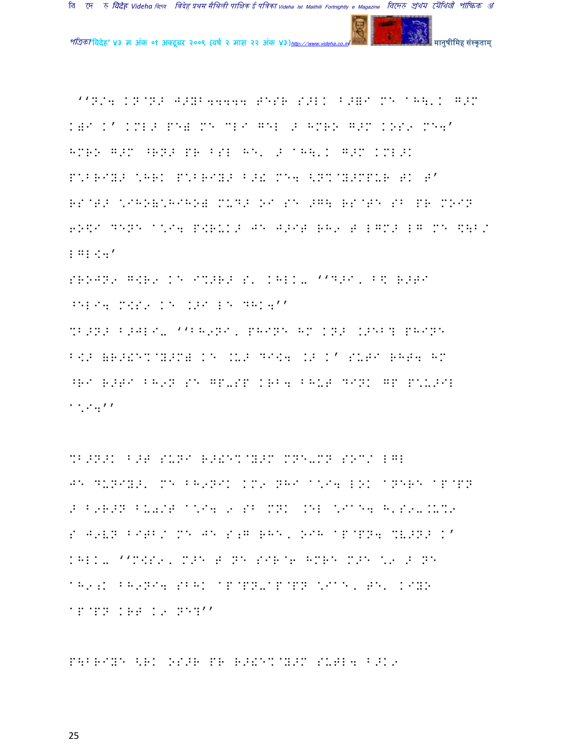''N/4 KN@N> J>YB44444 T^SR S>LK B>]I M^ AH\'K G>M
K)I K' KML> P^) M^ MLI G^L / HMRO G>M KOS9 M^4'
HMRO G>M ^RN> PR BSL H^' / AH\'K G>M KML>K
P/BRIY> \HRK P/BRIY> B>! M^4 <N%@Y>MPUR TK T'
RS@T> \IHO)\HIHO) MUD> OI S^ >G\ RS@T^ SB PR MOIN
6O$I D^N^ A\I4 P$RUK> J^ J>IT RH9 T LGM> LG M^ $\B/
LGL<4'

SRONN9 G<R9 K^ I%>R> S' KHLK- ''D>I, B$ R>TI
^EL I4 M<S9 K^ .>I L^ DHK4''

%B>N> B>JLI- ''BH9NI, PHIN^ HM KN> .>EB? PHIN^
B<> (R>!E%@Y>M) K^ .U> DI<4 .> K' SUTI RHT4 HM
^RI R>TI BH9N S^ GP-SP KRB4 BHUT DINK GP P\U>IL
A\I4''

%B>N>K B>T SUNI R>!E%@Y>M MN^-MN SOC/ LGL
J^ DUNIY>' M^ BH9NIK KM9 NHI A\I4 LOK ANERE AP@PN
> B9R>N BU0/T A\I4 9 SB MNK .EL \IA^4 H'S9-.U%9
S J9VN BITB/ M^ J^ S;G RH^, OIH AP@PN4 %V>N> K'
KHLK- ''M<S9, M>E T N^ SIR@6 HMRE M>E \9 > N^
AH9;K BH9NI4 SBHK AP@PN-AP@PN \IA^, T^' KIYO
AP@PN KRT K9 N^?''

PH\BRIY^ <RK OS>R PR R>!E%@Y>M SUTL4 B>K9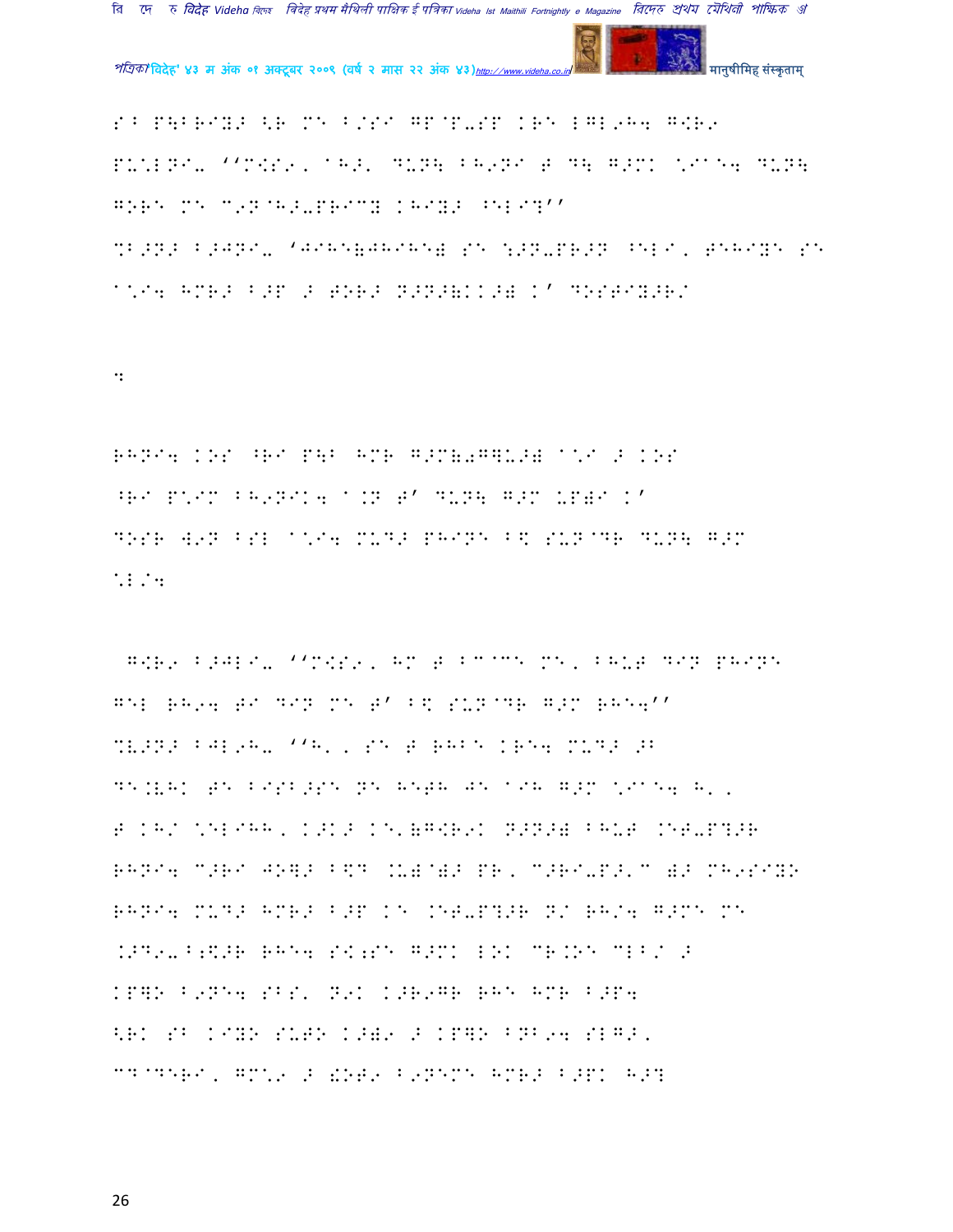S^ P\BRIY> <R ME B/SI GP@P-SP KRE LGL9H4 G[R9 PU\LNI- ''M[S9, AH>, DUN\ BH9NI T D\ G>MK \IAE4 DUN\ GORE ME C9N@H>-PRICY KHIY> ^ELI?'' %B>N> B>JNI- 'JIHE(JHIHE) SE :>N-PR>N ^ELI, TEHIYE SE A\I4 HMR> B>P > TOR> N>N>(KK>) K' DOSTIY>R/

:

RHNI4 KOS ^RI P\B HMR G>M(,G]U>) A\I > KOS ^RI P\IM BH9NIK4 A.N T' DUN\ G>M UP)I K' DOSR W9N BSL A\I4 MUD> PHINE B< SUN@DR DUN\ G>M \L/4

G[R9 B>JLI- ''M[S9, HM T B@@CE ME, BHUT DIN PHINE GEL RH94 TI DIN ME T' B< SUN@DR G>M RHE4'' %V>N> BJL9H- ''H', , SE T RHBE KRE4 MUD> >B DE.VHK TE BISB>SE NE HETH JE AIH G>M \IAE4 H', T KH/ \ELIHH, K>K> KE'(G[R9K N>N>) BHUT .ET-P?>R RHNI4 C>RI JO]> B\D .U)@)> PR, C>RI-P>'C )> MH9SIYO RHNI4 MUD> HMR> B>P KE .ET-P?>R N/ RH/4 G>ME ME .>D9-B;\$>R RHE4 S[;SE G>MK LOK CR.OE CLB/ > KP]O B9NE4 SBS' N9K K>R9GR RHE HMR B>P4 <RK SB KIYO SUTO K>)9 > KP]O BNB94 SLG>, CD@DERI, GM\9 > !OT9 B9NEME HMR> B>PK H>?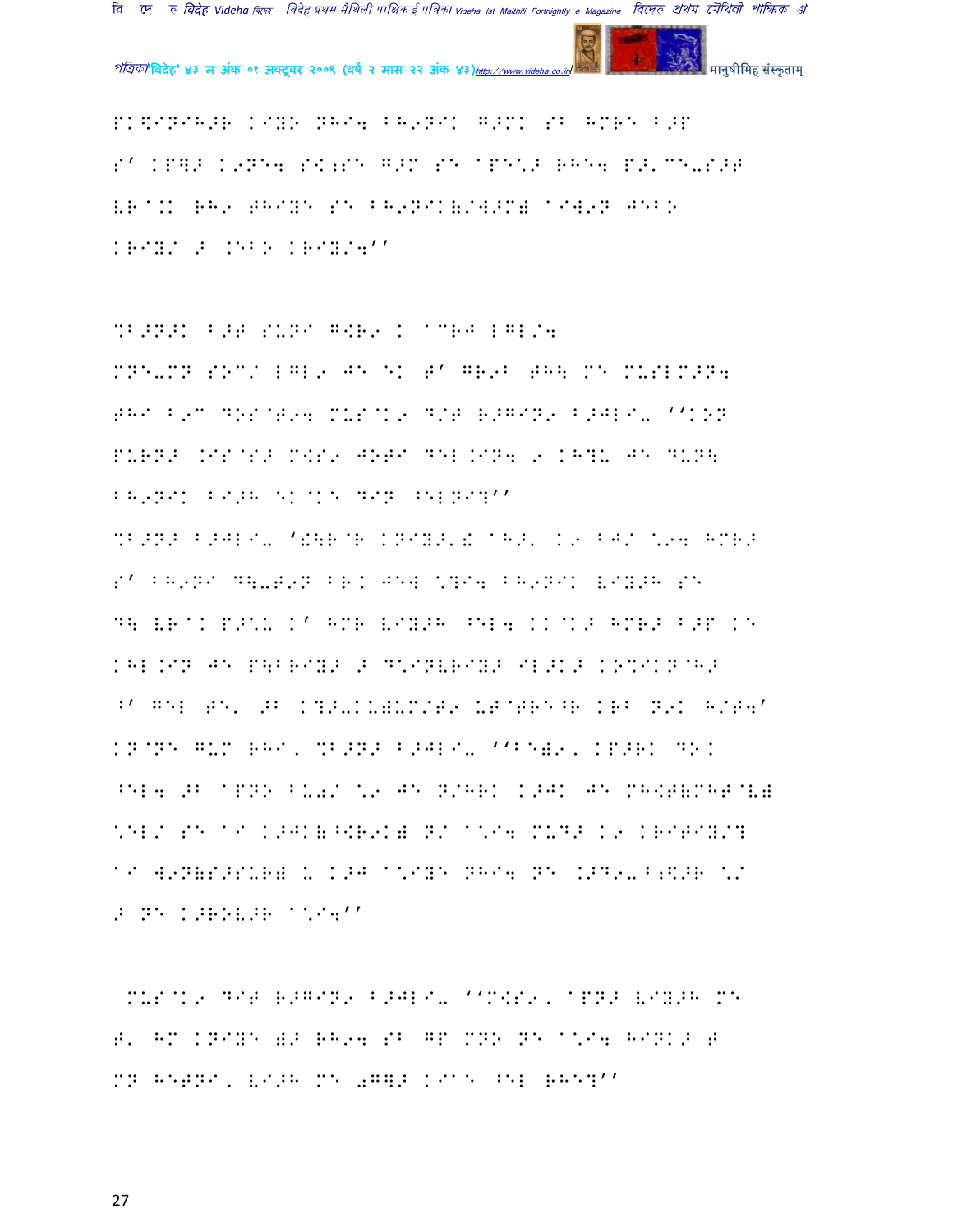PK\$INIH>R KIYO NHI4 BH9NIK G>MK SB HMRE B>P S' KP]> K9NE4 SK;SE G>M SE aPE'> RHE4 P>'CE-S>T VRaKK RH9 THIYE SE BH9NIK(/W>M) aIW9N JEBO KRIY/ > .EBO KRIY/4''

%B>N>K B>T SUNI G<R9 K aCRJ LGL/4 MNE-MN SOC/ LGL9 JE EK T' GR9B THE ME MUSLM>N4 THI B9C DOSaT94 MUSaK9 D/T R>GIN9 B>JLI- ''KON PURN> .ISaS> M<S9 JOTI DEL.IN4 9 KH?U JE DUN\ BH9NIK BI>H EKaKE DIN ^ELNI?''

%B>N> B>JLI- '!\RaR KNIY>'! aH>' K9 BJ/ \94 HMR> S' BH9NI D\-T9N BR. JEW \?I4 BH9NIK VIY>H SE D\ VRaK P>\U K' HMR VIY>H ^EL4 KKaK> HMR> B>P KE KHL.IN JE P\BRIY> > D\INVRIY> IL>K> KO%IKNaH> ^' GEL TE' >B K?>-KU)UM/T9 UTaTRE^R KRB N9K H/T4' KNaNE GUM RHI' %B>N> B>JLI- ''BE)9' KP>RK DOK ^EL4 >B aPNO BU0/ \9 JE N/HRK K>JK JE MH<T(MHTaV) \EL/ SE aI K>JK(^<R9K) N/ a\I4 MUD> K9 KRITIY/? aI W9N(S>SUR) U K>J a\IYE NHI4 NE .>D9-B;\$>R \/ > NE K>ROV>R a\I4''

MUSaK9 DIT R>GIN9 B>JLI- ''M<S9' aPN> VIY>H ME T' HM KNIYE )> RH94 SB GP MNO NE a\I4 HINK> T MN HETNI' VI>H ME 0G]> KIaE ^EL RHE?''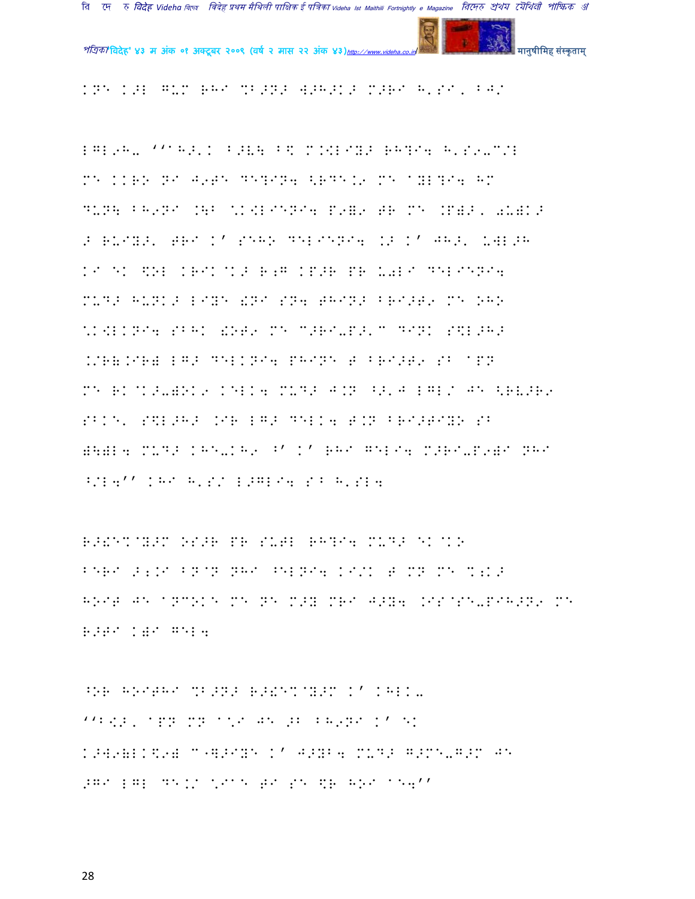KNE K>L GUM RHI %B>N> W>H>K> M>RI H'SI, BJ/

LGL9H- ''AH>'K B>V\ B$ M.[LIY> RH?I4 H'S9-C/L
ME KKRO NI J9TE DE?IN4 <RDE.9 ME AYL?I4 HM
DUN\ BH9NI .\B \K[LIENI4 P9=9 TR ME .P=>, 0U=K>
> RUIY>' TRI K' SEHO DELIENI4 .> K' JH>' UWL>H
KI EK $OL KRIK@K> R;G KP>R PR U0LI DELIENI4
MUD> HUNK> LIYE !NI SN4 THIN> BRI>T9 ME OHO
\K[LKNI4 SBHK !OT9 ME C>RI-P>'C DINK S$L>H>
.ORW.IRW LG> DELKNI4 PHINE T BRI>T9 SB APN
ME RK@K>-=OK9 KELK4 MUD> J.N ^>'J LGL/ JE <RV>R9
SBKE' S$L>H> .IR LG> DELK4 T.N BRI>TIYO SB
W\=L4 MUD> KHE-KH9 ^' K' RHI GELI4 M>RI-P9=I NHI
^/L4'' KHI H'S/ L>GLI4 SB H'SL4

R>!E%@Y>M OS>R PR SUTL RH?I4 MUD> EK@KO
BERI >;.I BN@N NHI ^ELNI4 KI/K T MN ME %;K>
HOIT JE ANCOKE ME NE M>Y MRI J>Y4 .IS@SE-PIH>N9 ME
R>TI K=I GEL4

^OR HOITHI %B>N> R>!E%@Y>M K' KHLK-
''B[>, APN MN A\I JE >B BH9NI K' EK
K>W9=LK$9= C"]>IYE K' J>YB4 MUD> G>ME-G>M JE
>GI LGL DE./ \IAE TI SE $R HOI AE4''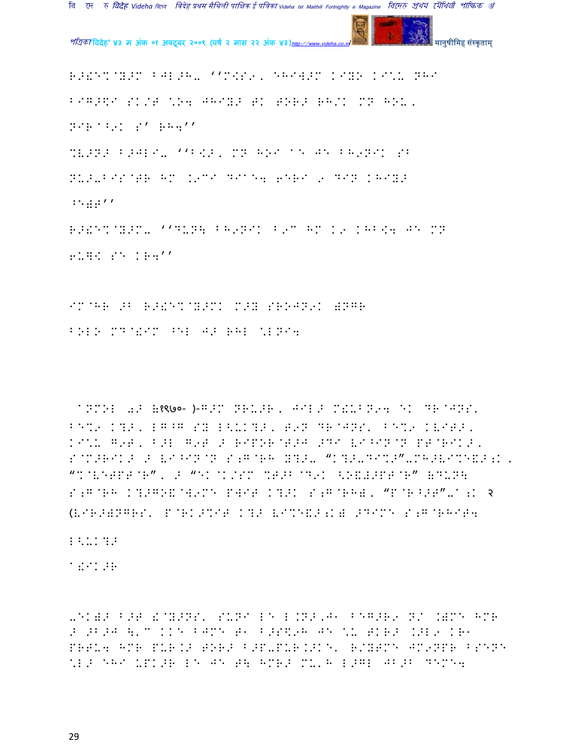R>!E%@Y>M BJL>H-'' 'M<S9, EHI[>M KIYN KI\U NHI

BIG>\$I SK/T \O4 JHIY> TK TOR> RH/K MN HOU,

NIR@B9K S' RH4''

%V>N> B>JLI- ''B<>, MN HOI @E JE BH9NIK SB

NU>-BIS@TR HM K9CI DIA E4 6ERI 9 DIN KHIY>

^E))T''

R>!E%@Y>M- ''DUN\ BH9NIK B9C HM K9 KHB<4 JE MN

6U]K SE KR4''

IM@HR >B R>!E%@Y>MK M>Y SROJN9K )NGR

BOLO MD@!IM ^EL J> RHL \LNI4

@NMOL 0> (१९७०- )-G>M NRU>R, JIL> M!UBN94 EK DR@JNS'

BE%9 K?>, LG^G SY L<UK?>, T9N DR@JNS' BE%9 KVIT>,

KI\U G9T, B>L G9T > RIPOR@T>J >DI VI^IN@N PT@RIK>,

S@M>RIK> > VI^IN@N S;G@RH Y?>- "K?>-DI%>"-MH>VI%E&>;K,

"%@VETPT@R", > "EK@K/SM %T>B@D9K <O&#>PT@R" (DUN\

S;G@RH K?>GO&@W9ME PWIT K?>K S;G@RH), "P@R^>T"-@;K २

(VIR>)NGRS' P@RK>%IT K?> VI%E&>;K) >DIME S;G@RHIT4

L<UK?>

@!IK>R

-EK)> B>T !@Y>NS' SUNI LE L.N>,J1 BEG>R9 N/ .)ME HMR

> >B>J \'C KKE BJME T1 B>S\$9H JE \U TKR> .>L9 KR1

PRTU4 HMR PUR.> TOR> B>P-PUR.>KE' R/YTME JM9NPR BSENE

\L> EHI UPK>R LE JE T\ HMR> MU'H L>GL JB>B DEME4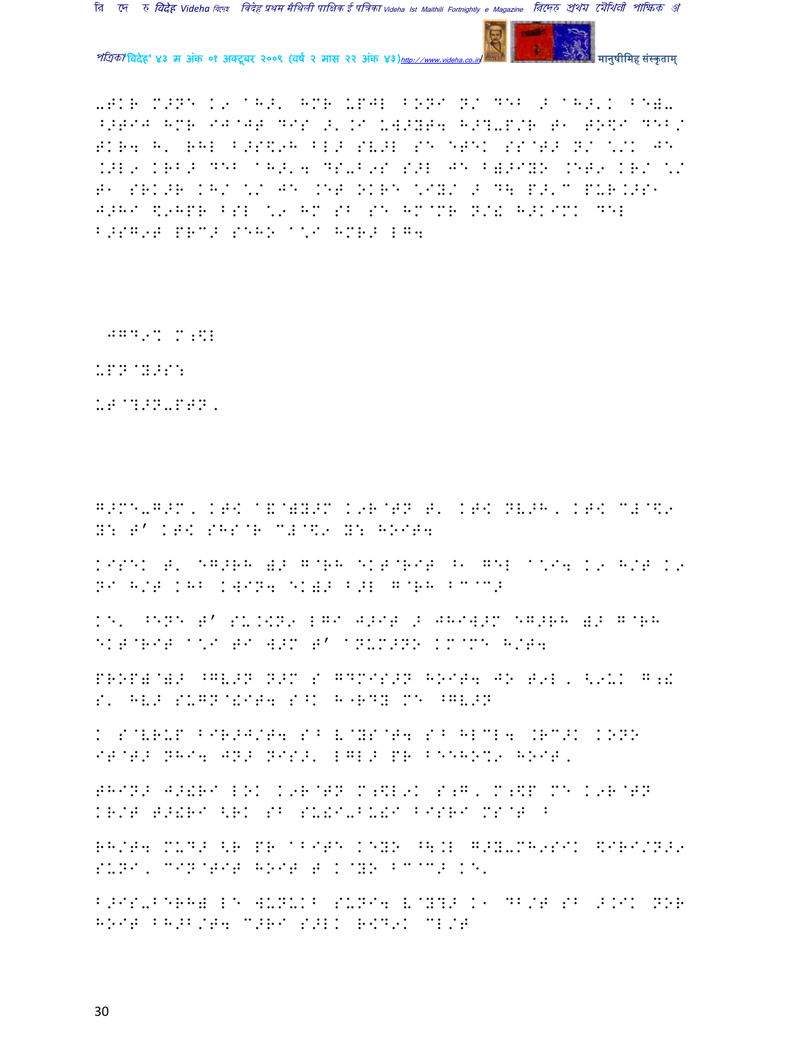-TKR M>NE K9 AH>' HMR UPJL BONI N/ DEB > AH>'K BE)-
^>TIJ HMR IJ@JT DIS >'.I UW>YT4 H>?-P/R T1 TO$I DEB/
TKR4 H' RHL B>S\$9H BL> SV>L SE ETEK SS@T> N/ \*/K JE
.>L9 KRB> DEB AH>'4 DS-B9S S>L JE B)>IYO .ET9 KR/ \*/
T1 SRK>R KH/ \*/ JE .ET OKRE \*IY/ > D\ P>'C PUR.>S1
J>HI \$9HPR BSL \*9 HM SB SE HM@MR N/! H>KIMK DEL
B>SG9T PRC> SEHO A\*I HMR> LG4

JGD9% M;\$L

UPN@Y>S:

UT@?>N-PTN,

G>ME-G>M, KT< A&@)Y>M K9R@TN T' KT< NV>H, KT< C!@\$9
Y: T' KT< SHS@R C!@\$9 Y: HOIT4

KISEK T' EG>RH )> G@RH EKT@RIT ^1 GEL A\*I4 K9 H/T K9
NI H/T KHB KWIN4 EK)> B>L G@RH BC@C>

KE' ^ENE T' SU.<N9 LGI J>IT > JHIW>M EG>RH )> G@RH
EKT@RIT A\*I TI W>M T' ANUM>NO KM@ME H/T4

PROP)@)> ^GV>N N>M S GDMIS>N HOIT4 JO T9L, <9UK G;!
S' HV> SUGN@!IT4 S^K H"RDY ME ^GV>N

K S@VRUP BIR>J/T4 S^ V@YS@T4 S^ HLCL4 .RC>K KONO
IT@T> NHI4 JN> NIS>' LGL> PR BEEHO%9 HOIT,

THIN> J>!RI LOK K9R@TN M;\$L9K S;G, M;\$P ME K9R@TN
KR/T T>!RI <RK SB SU!I-BU!I BISRI MS@T ^

RH/T4 MUD> <R PR ABITE KEYO ^\.L G>Y-MH9SIK \$IRI/N>9
SUNI, CIN@TIT HOIT T K@YO BC@C> KE'

B>IS-BERH) LE WUNUK^ SUNI4 V@Y?> K1 DB/T SB >.IK NOR
HOIT BH>B/T4 C>RI S>LK R<D9K CL/T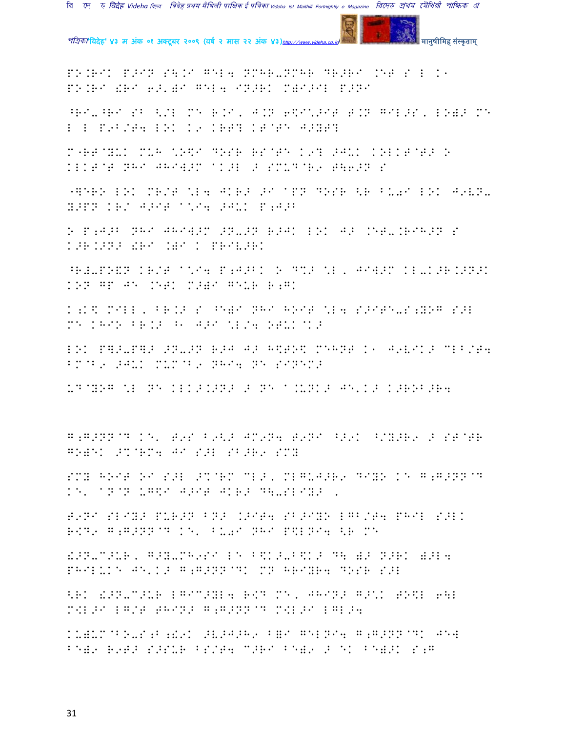PO.RIK P>IN S\.I GEL4 NMHR-NMHR DR>RI .ET S L K1 PO.RI !RI 6>')I GEL4 IN>RK M)I>IL P>NI

^RI-^RI SB <'L ME R.I, J.N 6\$I'>IT T.N GIL>S, LO)> ME L L P9B/T4 LOK K9 KRT? KT@TE J>YT?

M"RT@YUK MUH @O\$I DOSR RS@TE K9? >JUK KOLKT@T> O KLKT@T NHI JHIW>M @K>L > SMUD@R9 T\6>N S

"]ERO LOK MR/T %L4 JKR> >I @PN DOSR <R BU0I LOK J9VN-Y>PN KR/ J>IT @\*I4 >JUK P;J>B

O P;J>B NHI JHIW>M >N->N R>JK LOK J> .ET-.RIH>N S K>R.>N> !RI .)I K PRIV>RK

^R#-PO&N KR/T @\*I4 P;J>BK O D%> %L, JIW>M KL-K>R.>N>K KON GP JE .ETK M>)I GEUR R;GK

K;K\$ MILL, BR.> S ^E)I NHI HOIT %L4 S>ITE-S;YOG S>L ME KHIO BR.> ^1 J>I %L/4 OTUK@K>

LOK P]>-P]> >N->N R>J J> H\$TO\$ MEHNT K1 J9VIK> MLB/T4 BM@B9 >JUK MUM@B9 NHI4 NE SINEM>

UD@YOG %L NE KLK>.>N> > NE @.UNK> JE'K> K>ROB>R4

G;G>NN@D KE' T9S B9<> JM9N4 T9NI ^>9K ^/Y>R9 > ST@TR GO)EK >%@RM4 JI S>L SB>R9 SMY

SMY HOIT OI S>L >%@RM MLB>, MLGUJ>R9 DIYO KE G;G>NN@D KE' @N@N UG\$I J>IT JKR> D\-SLIY> ,

T9NI SLIY> PUR>N BN> .>IT4 SB>IYO LGB/T4 PHIL S>LK R<D9 G;G>NN@D KE' BU0I NHI P\$LNI4 <R ME

!>N-C>UR, G>Y-MH9SI LE B\$K>-B\$K> D\ )> N>RK )>L4 PHILUKE JE'K> G;G>NN@DK MN HRIYR4 DOSR S>L

<RK !>N-C>UR LGIC>YL4 R<D ME, JHIN> G>'K TO\$L 6\L M<L>I LG/T THIN> G;G>NN@D M<L>I LGL>4

KU)UM@BO-S;B;!9K >V>J>H9 B)I GELNI4 G;G>NN@DK JE[ BE)9 R9T> S>SUR BS/T4 C>RI BE)9 > EK BE)>K S;G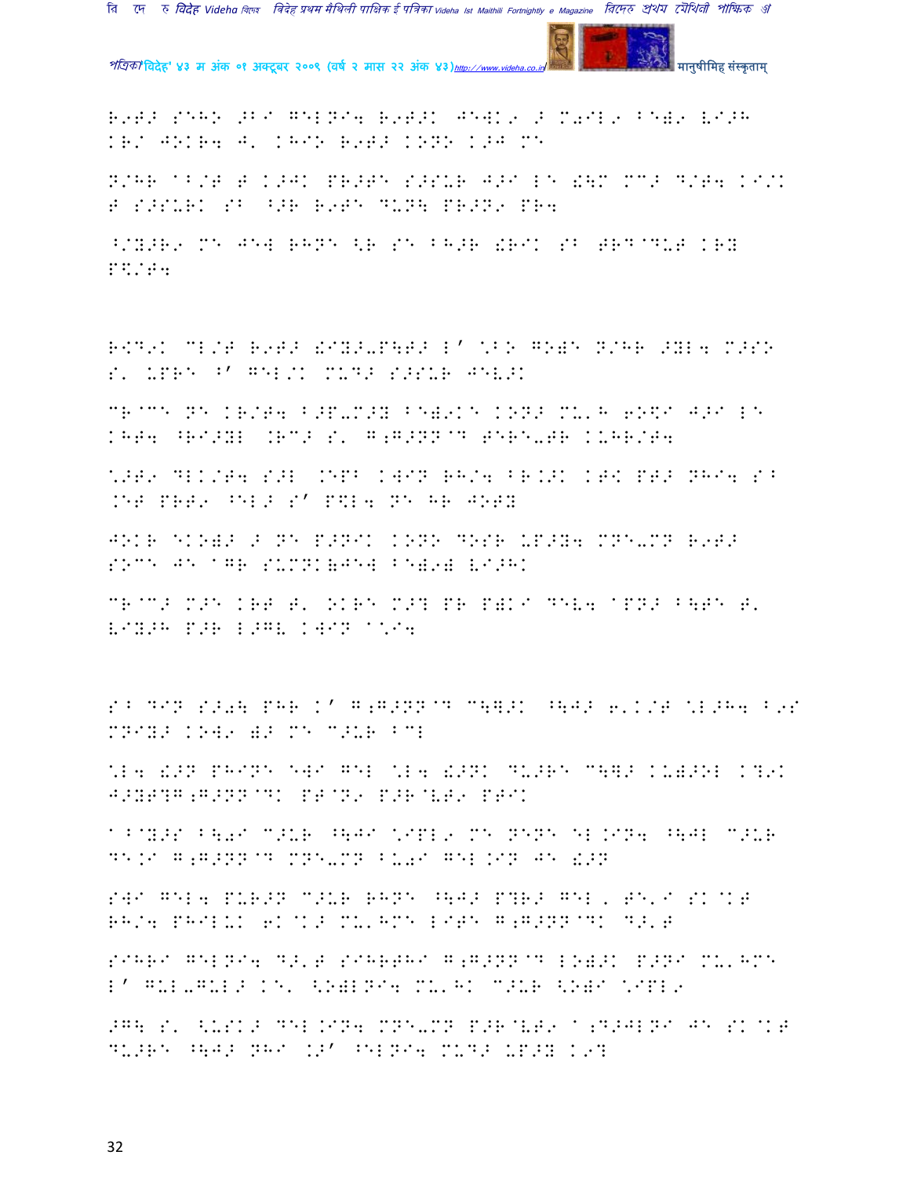R9T> SEHO >BI GELNI4 R9T>K JEW}9 > M0IL9 BE)9 VI>H KR/ JOKR4 J' KHIO R9T> KONO K>J ME

N/HR ABUT T K>JK PR>TE S>SUR J>I LE !\M MC> D/T4 KI/K T S>SUR} SB ^>R R9TE DUN\ PR>N9 PR4

^/Y>R9 ME JEW RHNE <R SE BH>R !RIK SB TRD@DUT KRY P\$/T4

R<D9K CL/T R9T> !IY>-P\T> L' \*BO GO)E N/HR >YL4 M>SO S' UPRE ^' GEL/K MUD> S>SUR JEV>K

CR@CE NE KR/T4 B>P-M>Y BE)9KE KON> MU'H 6O\$I J>I LE KHT4 ^RI>YL .RC> S' G;G>NN@D TERE-TR KUHR/T4

\*>T9 DLK/T4 S>L .EPB KWIN RH/4 BR.>K KT\$ PT> NHI4 SB .ET PRT9 ^EL> S' P\$L4 NE HR JOTY

JOKR EKO)> > NE P>NIK KONO DOSR UP>Y4 MNE-MN R9T> SOCE JE @GR SUMNK(JEW BE)9( VI>HK

CR@C> M>E KRT T' OKRE M>? PR P)KI DEV4 @PN> B\TE T' VIY>H P>R L>GV KWIN @\*I4

SB DIN S>0\ PHR K' G;G>NN@D C\]>K ^\J> 6'K/T \*L>H4 B9S MNIY> KOW9 )> ME C>UR BCL

\*L4 !>N PHINE EWI GEL \*L4 !>NK DU>RE C\]> KU)>OL K?9K J>YT?G;G>NN@DK PT@N9 P>R@VT9 PTIK

@B@Y>S B\0I C>UR ^\JI \*IPL9 ME NENE EL.IN4 ^\JL C>UR DE.I G;G>NN@D MNE-MN BU0I GEL.IN JE !>N

SWI GEL4 PUR>N C>UR RHNE ^\J> P?R> GEL, TE'I SK@KT RH/4 PHILUK 6K@K> MU'HME LITE G;G>NN@DK D>'T

SIHRI GELNI4 D>'T SIHRTHI G;G>NN@D LO)>K P>NI MU'HME L' GUL-GUL> KE' <O)LNI4 MU'HK C>UR <O)I \*IPL9

>G\ S' <USK> DEL.IN4 MNE-MN P>R@VT9 @;D>JLNI JE SK@KT DU>RE ^\J> NHI .>' ^ELNI4 MUD> UP>Y K9?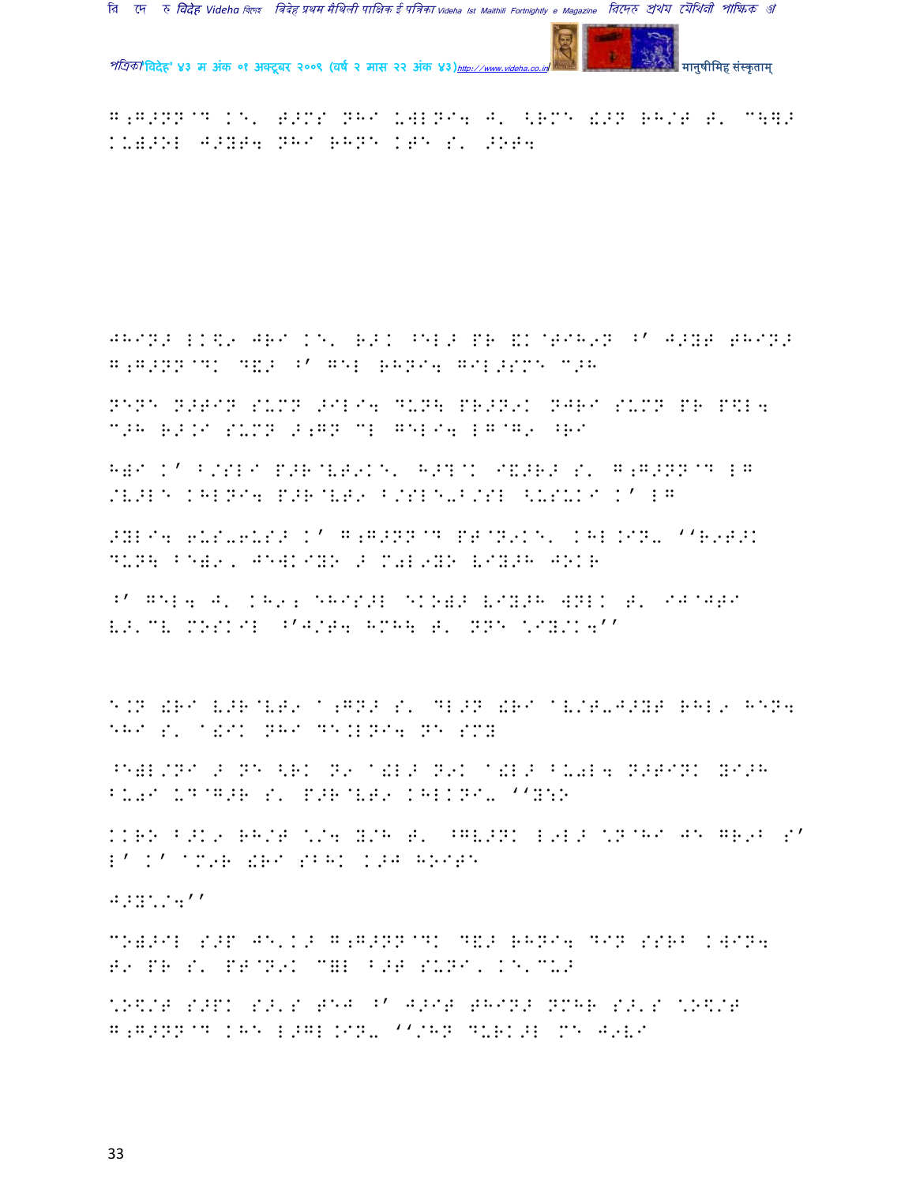G;G>NN@D K\E. T>MS NHI UWLNI4 J. <RMN E>N RH/T T. C\]>
KUW>OL J>YT4 NHI RHNE KTE S. >OT4

JHIN> LK\$9 JRI K\E. R>K ^EL> PR GK@TIH9N ^' J>YT THIN>
G;G>NN@DK DE> ^' GEL RHNI4 GIL>SMN C>H

NENE N>TIN SUMN >ILI4 DUN\ PR>N9K NJRI SUMN PR P\$L4
C>H R>.I SUMN >;GN CL GELI4 LG@G9 ^RI

H)I K' B/SLI P>R@VT9K\E. H>?@K I&>R> S. G;G>NN@D LG
/V>LE KHLNI4 P>R@VT9 B/SLE-B/SL <USUKI K' LG

>YLI4 6US-6US> K' G;G>NN@D PT@N9K\E. KHL.IN- ''R9T>K
DUN\ BE)9, JEWKIYO > M0L9YO VIY>H JOKR

^' GEL4 J. KH9; EHIS>L EKO)> VIY>H WNLK T. IJ@JTI
V>.CV MOSKIL ^'J/T4 HMH\ T. NNE \IY/K4''

E.N ERI V>R@VT9 @;GN> S. DL>N ERI @V/T-J>YT RHL9 HEN4
EHI S. @EIK NHI DE.LNI4 NE SMY

^E)L/NI > NE <RK N9 @EL> N9K @EL> BU0L4 N>TINK YI>H
BU0I UD@G>R S. P>R@VT9 KHLKNI- ''Y:O

KKRO B>K9 RH/T \/4 Y/H T. ^GV>NK L9L> \N@HI JE GR9B S'
L' K' @M9R ERI SBHK K>J HOITE

J>Y\/4''

CO)>IL S>P JE.K> G;G>NN@DK DE> RHNI4 DIN SSRB KWIN4
T9 PR S. PT@N9K CHL B>T SUNI, K\E.CU>

\O\$/T S>PK S>.S TEJ ^' J>IT THIN> NMHR S>.S \O\$/T
G;G>NN@D KHE L>GL.IN- ''/HN DURK>L MN J9VI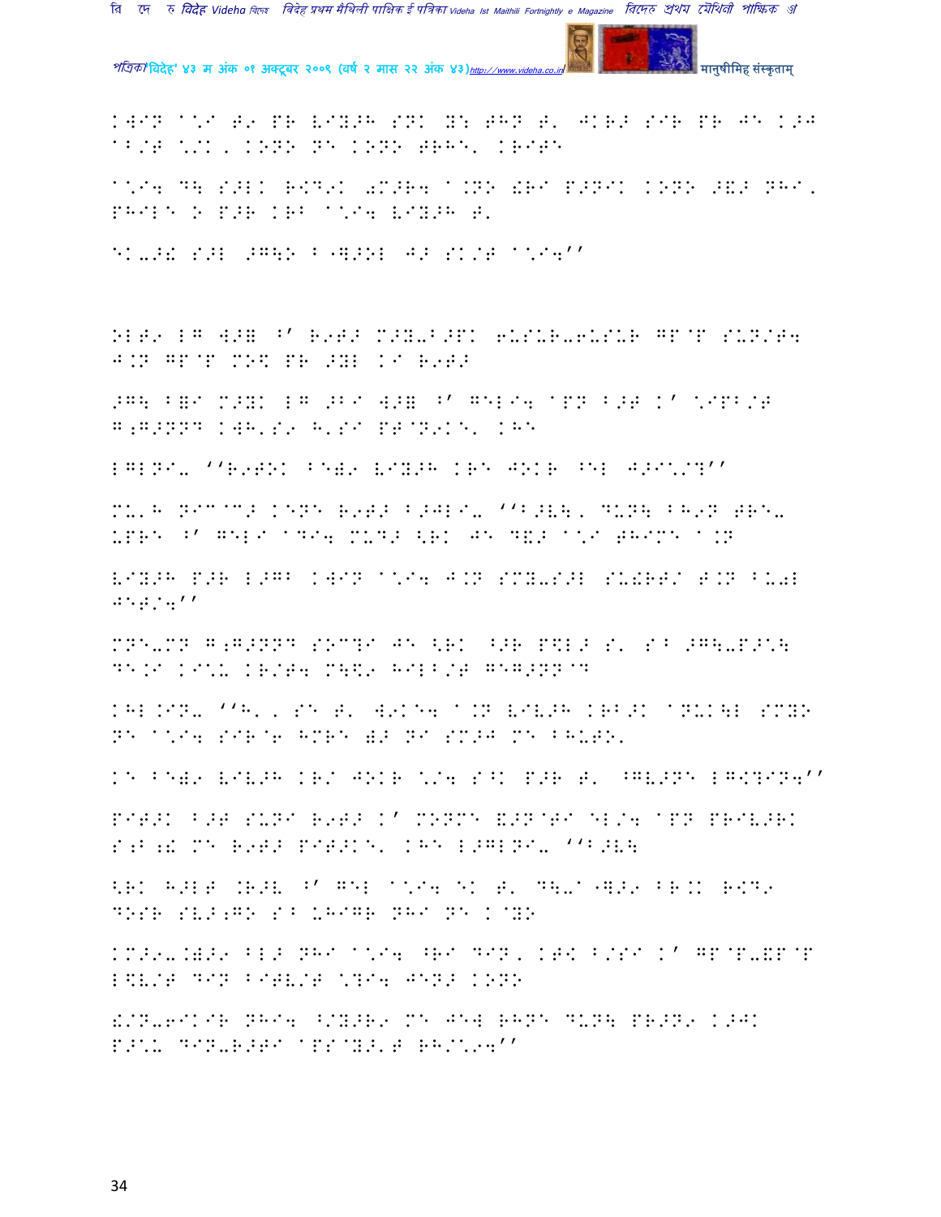KWIN A*I T9 PR VIY>H SNK Y: THN T' JKR> SIR PR JE K>J AB/T */K, KONO NE KONO TRHE' KRITE

A*I4 D\ S>LK R\$D9K 0M>R4 A.NO !RI P>NIK KONO >&> NHI, PHILE O P>R KRB A*I4 VIY>H T'

EK-?>! S>L >G\O B"]>OL J> SK/T A*I4''

OLT9 LG W>=ʼ R9T> M>Y-B>PK 6USUR-6USUR GP@P SUN/T4 J.N GP@P MO\$ PR >YL KI R9T>

>G\ B=I M>YK LG >BI W>=ʼ GELI4 APN B>T K' *IPB/T G;G>NND KWH'S9 H'SI PT@N9KE' KHE

LGLNI- ''R9TOK BE)9 VIY>H KRE JOKR ^EL J>I*/?''

MU'H NIC@C> KENE R9T> B>JLI- ''B>V\, DUN\ BH9N TRE-UPRE ʼ GELI ADI4 MUD> <RK JE D&> A*I THIME A.N

VIY>H P>R L>GB KWIN A*I4 J.N SMY-S>L SU!RT/ T.N BU0L JET/4''

MNE-MN G;G>NND SOC?I JE <RK ^>R P\$L> S' SB >G\-P>*\ DE.I KI*U KR/T4 M\\$9 HILB/T GEG>NN@D

KHL.IN- ''H', SE T' W9KE4 A.N VIV>H KRB>K ANUK\L SMYO NE A*I4 SIR@6 HMRE =>NI SM>J ME BHUTO'

KE BE)9 VIV>H KR/ JOKR */4 S^K P>R T' ^GV>NE LG\$?IN4''

PIT>K B>T SUNI R9T> K' MONME &>N@TI EL/4 APN PRIV>RK S;B;! ME R9T> PIT>KE' KHE L>GLNI- ''B>V\

<RK H>LT .R>V ʼ GEL A*I4 EK T' D\-A"]>9 BR.K R\$D9 DOSR SV>;GO SB UHIGR NHI NE K@YO

KM>9-.)>9 BL> NHI A*I4 ^RI DIN, KT\$ B/SI K' GP@P-&P@P L\$V/T DIN BITV/T *?I4 JEN> KONO

!/N-6IKIR NHI4 ^/Y>R9 ME JEW RHNE DUN\ PR>N9 K>JK P>*U DIN-R>TI APS@Y>'T RH/*94''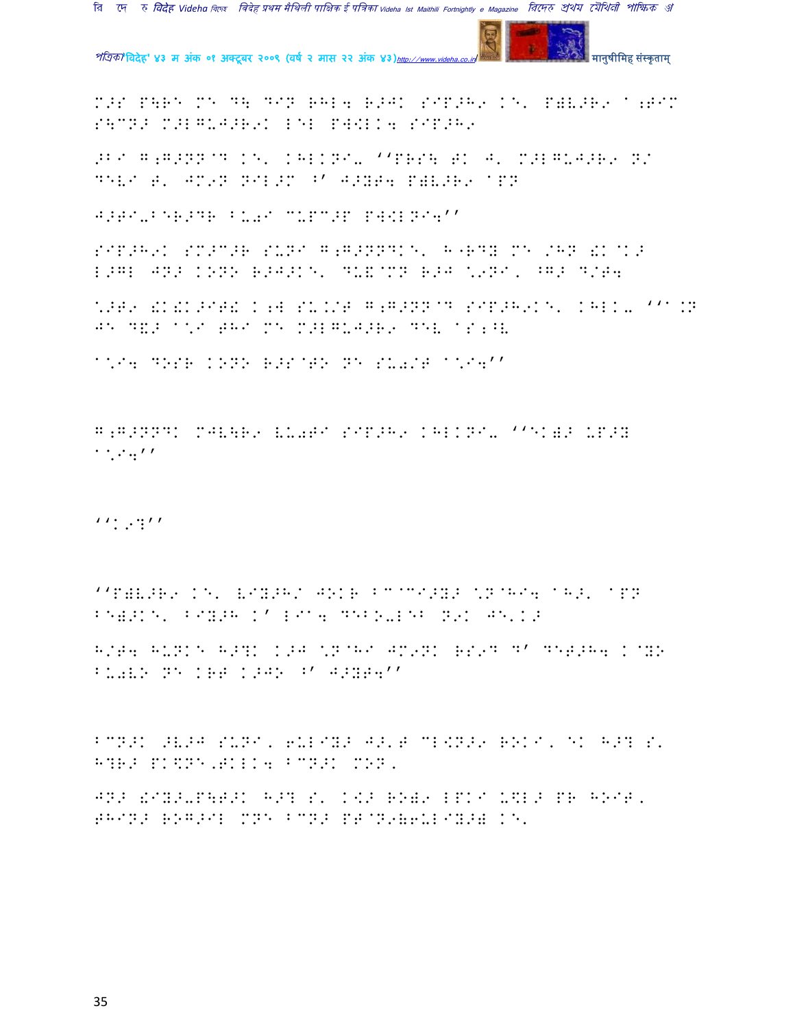M>S P\R. M. D\ D.P RHL4 R>JK S.P>H9 K., P)V>R9 A;T.M
S\CN> M>LGUJ>R9K LEL PW[L.4 S.P>H9

>B. G;G>NN@D K., KHLKN.- ''PRS\ T. J. M>LGUJ>R9 N/
D.V. T. JM9N N.L>M ^' J>YT4 P)V>R9 AP N

J>T.-BER>DR BU0. CUPC>P PW[LN.4''

S.P>H9K SMC>R SUN. G;G>NNDK., H"RDY M. /HN (K@K>
L>GL JN> KONO R>J>K., DU&@MN R>J \9N., ^G> D/T4

\>T9 (K(K>.T) K;W SU.//T G;G>NN@D S.P>H9K., KHLK- ''A.N
J. D&> A\. TH. M. M>LGUJ>R9 D.V AS;^V

A\.4 D.SR KONO R>S@TO N. SU0/T A\.4''

G;G>NNDK MJV\R9 VU0T. S.P>H9 KHLKN.- ''.K)> UP>Y
A\.4''

''K9?''

''P)V>R9 K., V.Y>H/ JOKR BC@C.>Y> \N@H.4 AH>, AP N
B.)>K., B.Y>H K' L.A4 D.BO-L.B N9K J.'K>

H/T4 HUNK. H>?K K>J \N@H. JM9NK RS9D D' D.T>H4 K@YO
BU0VO N. KRT K>JO ^' J>YT4''

BCN>K >V>J SUN., 6UL.Y> J>'T CL[N>9 ROK., .K H>? S.
H?R> PK$N.,TKLK4 BCN>K MON,

JN> !.Y>-P\T>K H>? S. K[> RO)9 LPK. U$L> PR HO.T,
TH.N> ROG>.L MN. BCN> PT@N9)6UL.Y>) K.,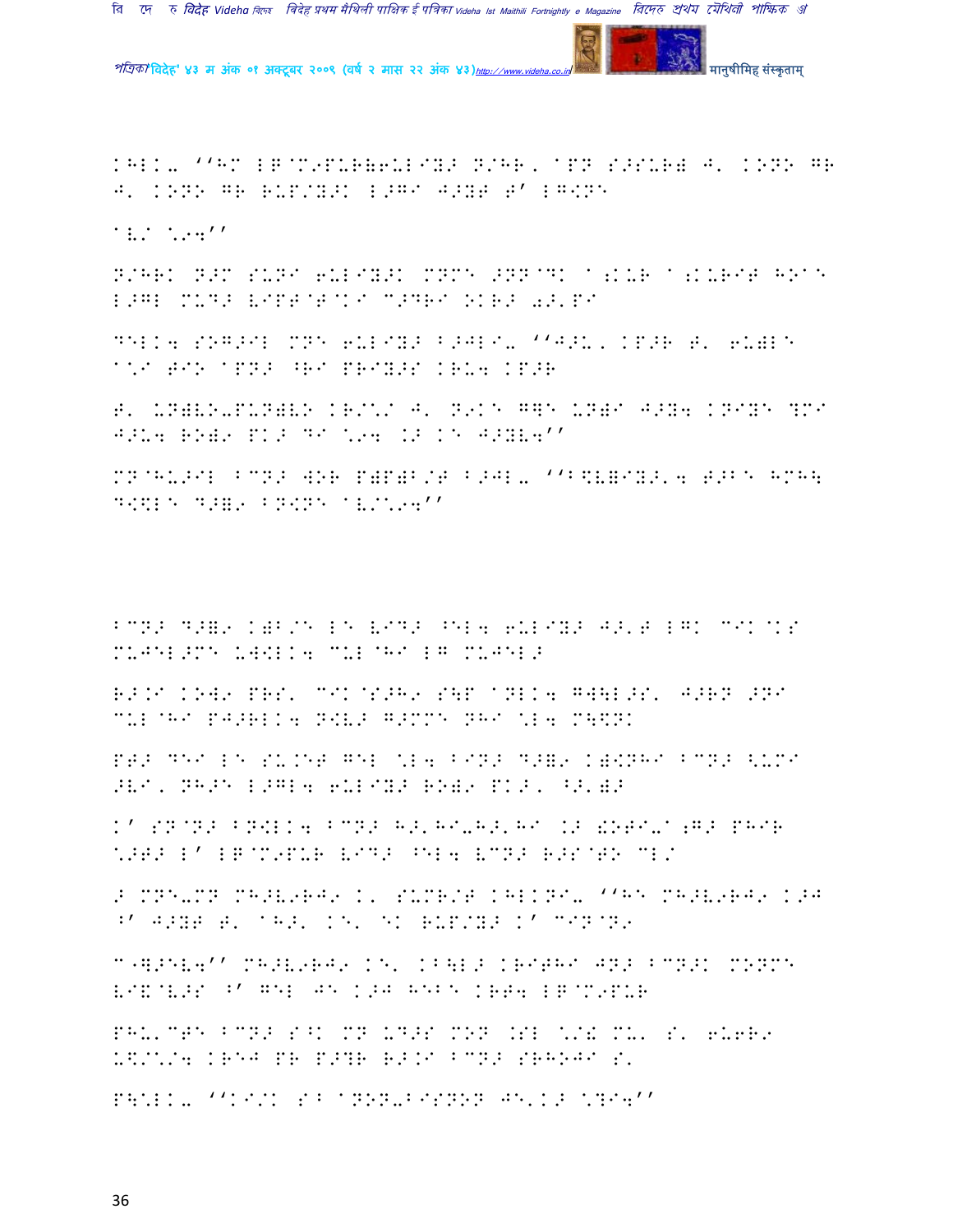KHLK- ''HM LB@M9PUR(6ULIY> N/HR, @PN S>SUR( J' KONO GR
J' KONO GR RUP/Y>K L>GI J>YT T' LG<NE

@V/ \94''

N/HRK N>M SUNI 6ULIY>K MNME >NN@DK @;KUR @;KURIT HOI@E
L>GL MUD> VIPT@T@KI C>DRI OKR> 0>'PI

DELK4 SOG>IL MNE 6ULIY> B>JLI- ''J>U, KP>R T' 6U(LE
@\I TIO @PN> ^RI PRIY>S KRU4 KP>R

T' UN(VO-PUN(VO KR/\/ J' N9KE G]E UN(I J>Y4 KNIYE ?MI
J>U4 RO(9 PK> DI \94 .> KE J>YV4''

MN@HU>IL BCN> WOR P(P(B/T B>JL- ''B\$V=IY>'4 T>BE HMH\
D<\$LE D>=9 BN<NE @V/\94''

BCN> D>=9 K(B/E LE VID> ^EL4 6ULIY> J>'T LGK CIK@KS
MUJEL>ME UW<LK4 CUL@HI LG MUJEL>

R>.I KOW9 PRS' CIK@S>H9 S\P @NLK4 GW\L>S' J>RN >NI
CUL@HI PJ>RLK4 N<V> G>MME NHI \L4 M\\$NK

PT> DEI LE SU.ET GEL \L4 BIN> D>=9 K(<NHI BCN> <UMI
>VI, NH>E L>GL4 6ULIY> RO(9 PK>, ^>'(>

K' SN@N> BN<LK4 BCN> H>'HI-H>'HI .> !OTI-@;G> PHIR
\>T> L' LB@M9PUR VID> ^EL4 VCN> R>S@TO CL/

> MNE-MN MH>V9RJ9 K' SUMR/T KHLKNI- ''HE MH>V9RJ9 K>J
^' J>YT T' @H>' KE' EK RUP/Y> K' CIN@N9

C"]>EV4'' MH>V9RJ9 KE' KB\L> KRITHI JN> BCN>K MONME
VI&@V>S ^' GEL JE K>J HEBE KRT4 LB@M9PUR

PHU'CTE BCN> S^K MN UD>S MON .SL \/! MU' S' 6U6R9
U\$/\/4 KREJ PR P>?R R>.I BCN> SRHOJI S'

P\\LK- ''KI/K S^ @NON-BISNON JE'K> \?I4''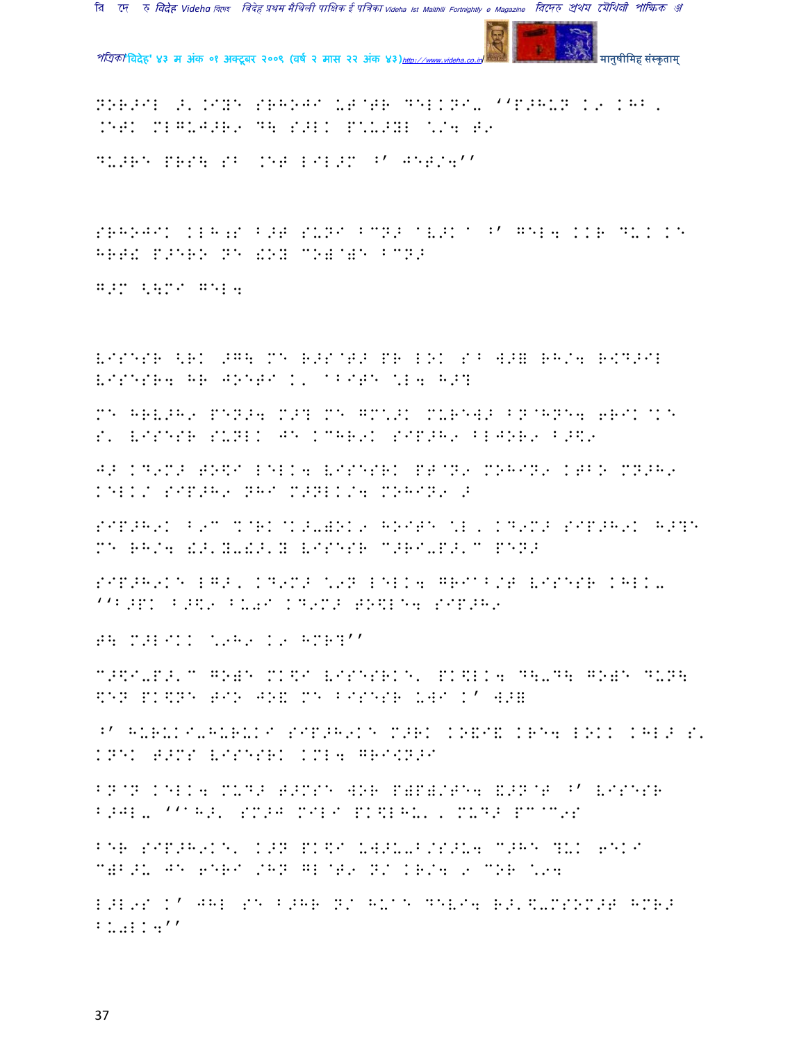NOR>IL >'.IYE SRHOJI UT@TR DELKNI- ''P>HUN K9 KHB,
.ETK MLGUJ>R9 D\ S>LK P\_U>YL \/4 T9

DU>RE PRS\ SB .ET LIL>M ^' JET/4''

SRHOJIK KLH;S B>T SUNI BCN> @V>K@ ^' GEL4 KKR DUK KE
HRT& P>ERO NE !OY CO)@)E BCN>

G>M <\MI GEL4

VISESR <RK >G\ ME R>S@T> PR LOK SB W>= RH/4 R<D>IL
VISESR4 HR JOETI K' @BITE \L4 H>?

ME HRV>H9 PEN>4 M>? ME GM\_>K MURE W> BN@HNE4 6RIK@KE
S' VISESR SUNLK JE KCHR9K SIP>H9 BLJOR9 B>\$9

J> KD9M> TO\$I LELK4 VISESRK PT@N9 MOHIN9 KTBO MN>H9
KELK/ SIP>H9 NHI M>NLK/4 MOHIN9 >

SIP>H9K B9C %@RK@K>-)OK9 HOITE \L, KD9M> SIP>H9K H>?E
ME RH/4 !>'Y-!>'Y VISESR C>RI-P>'C PEN>

SIP>H9KE LG>, KD9M> \9N LELK4 GRI^B/T VISESR KHLK-
''B>PK B>\$9 BU0I KD9M> TO\$LE4 SIP>H9

T\ M>LIKK \9H9 K9 HMR?''

C>\$I-P>'C GO)E MK\$I VISESRKE' PK\$LK4 D\-D\ GO)E DUN\
\$EN PK\$NE TIO JO& ME BISESR UWI K' W>=

^' HURUKI-HURUKI SIP>H9KE M>RK KO&I& KRE4 LOKK KHL> S'
KNEK T>MS VISESRK KML4 GRI<N>I

BN@N KELK4 MUD> T>MSE WOR P)P)/TE4 &>N@T ^' VISESR
B>JL- ''@H>' SM>J MILI PK\$LHU', MUD> PC@C9S

BER SIP>H9KE' K>N PK\$I UW>U-B/S>U4 C>HE ?UK 6EKI
C)B>U JE 6ERI /HN GL@T9 N/ KR/4 9 COR \94

L>L9S K' JHL SE B>HR N/ HU@E DEVI4 R>'\$-MSOM>T HMR>
BU0LK4''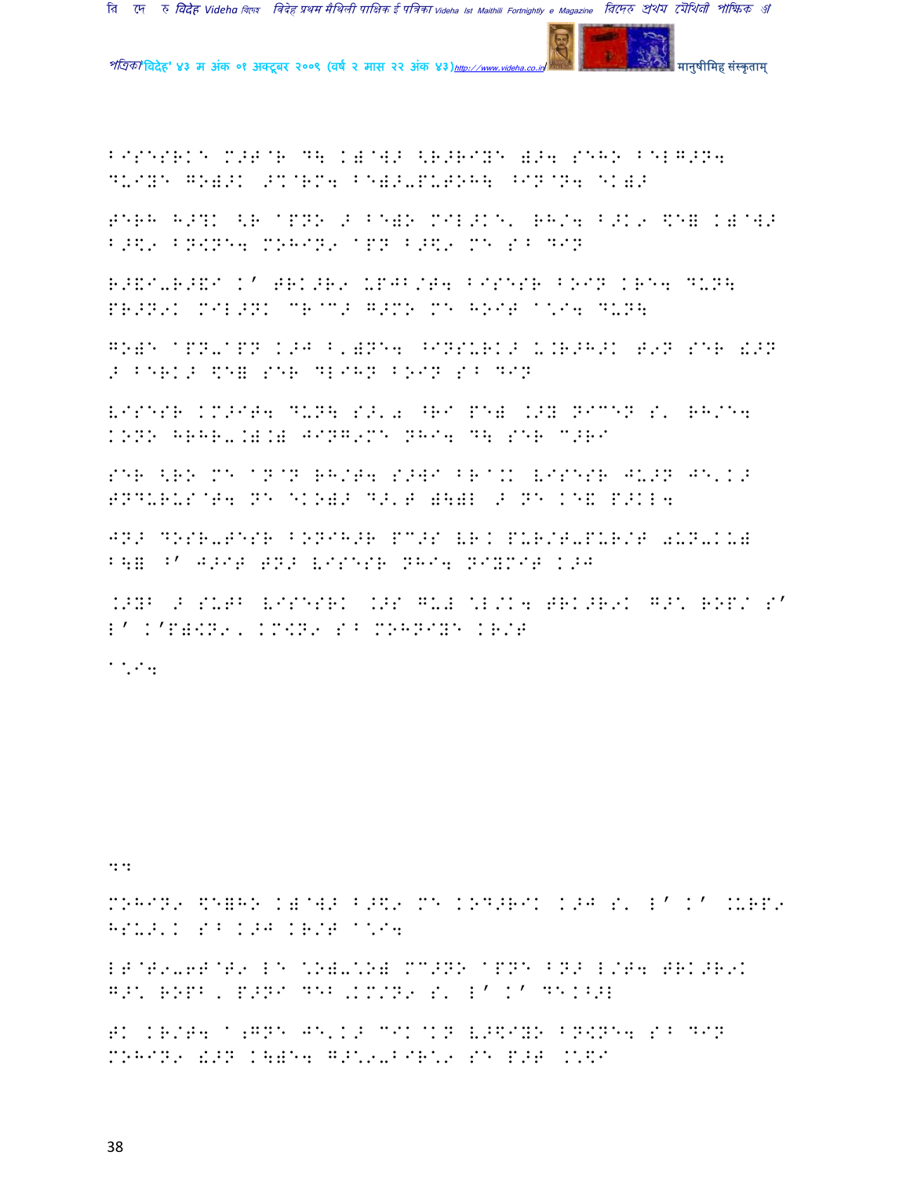BISESRKE M>T@R D\ K)@W> <R>RIYE )>4 SEHO BELG>N4 DUIYE GO)>K >%@RM4 BE)>-PUTOH\ ^IN@N4 EK)>

TERH H>?K <R APNO > BE)O MIL>KE' RH/4 B>K9 $E. K)@W> B>$9 BN<NE4 MOHIN9 APN B>$9 ME S^ DIN

R>&I-R>&I K' TRK>R9 UPJB/T4 BISESR BOIN KRE4 DUN\ PR>N9K MIL>NK CR@C> G>MO ME HOIT A*I4 DUN\

GO)E APN-APN K>J B')NE4 ^INSURK> U.R>H>K T9N SER &>N > BERK> $E. SER DLIHN BOIN S^ DIN

LISESR KM>IT4 DUN\ S>'0 ^RI PE) .>Y NICEN S' RH/E4 KONO HRHR-.).) JING9ME NHI4 D\ SER C>RI

SER <RO ME AN@N RH/T4 S>WI BR@.K LISESR JU>N JE'K> TNDURUS@T4 NE EKO)> D>'T )\)L > NE KE& P>KL4

JN> DOSR-TESR BONIH>R PC>S LR. PUR/T-PUR/T 0UN-KU) B\. ^' J>IT TN> LISESR NHI4 NIYMIT K>J

.>YB > SUTB LISESRK .>S GU# \*L/K4 TRK>R9K G>\* ROP/ S' L' K'P)<N9, KM<N9 S^ MOHNIYE KR/T

A*I4

44

MOHIN9 $E.HO K)@W> B>$9 ME KOD>RIK K>J S' L' K' .URP9 HSU>'K S^ K>J KR/T A*I4

LT@T9-6T@T9 LE \*O)-\*O) MC>NO APNE BN> L/T4 TRK>R9K G>\* ROPB, P>NI DEB,KM/N9 S' L' K' DEK^>L

TK KR/T4 A;GNE JE'K> CIK@KN L>$IYO BN<NE4 S^ DIN MOHIN9 &>N K\)E4 G>\*9-BIR\*9 SE P>T .\*$I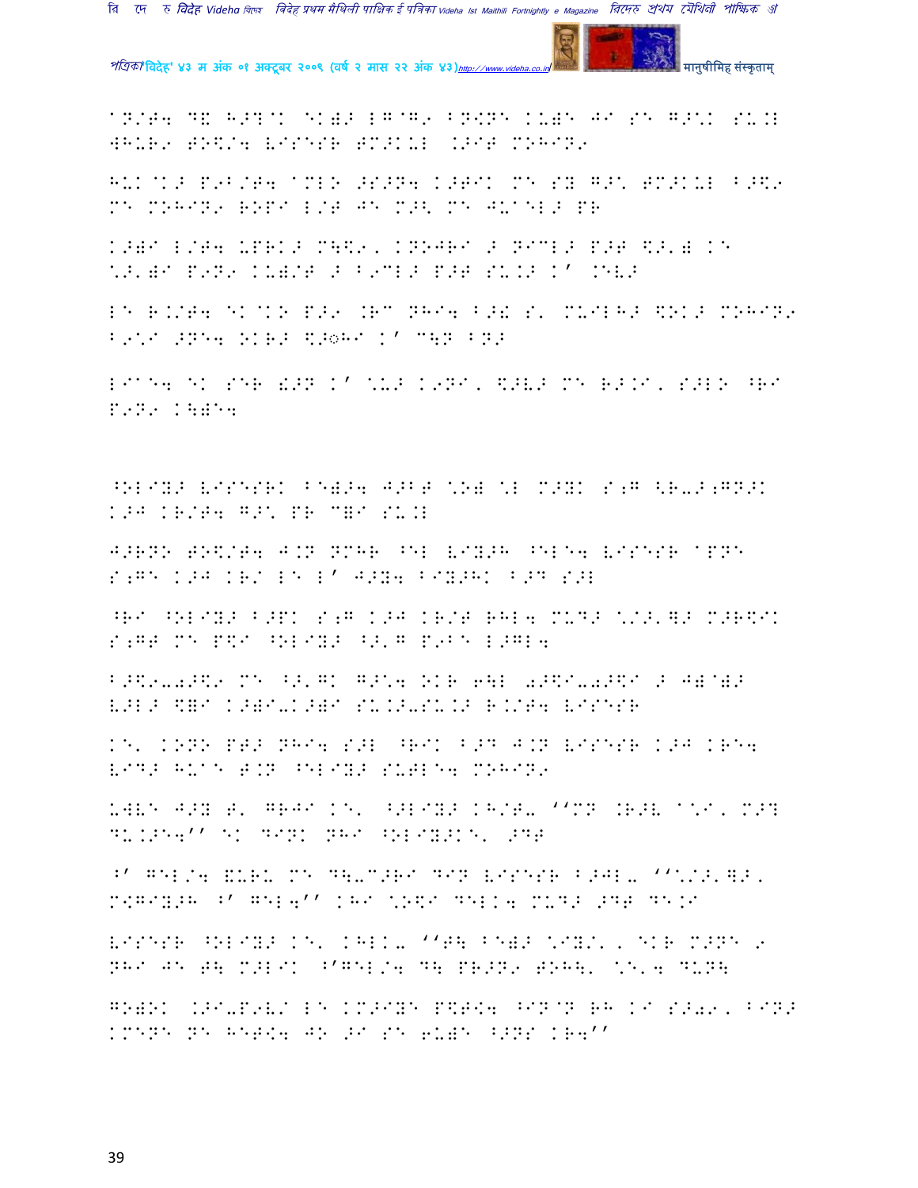aN/T4 D& H>?@K EK)> L^@G9 BN!NE KU)E JI SE G>\K SU.L
WHUR9 TO\$/4 VISESR TM>KUL .>IT MOHIN9

HUK@K> P9B/T4 aMLO >S>N4 K>TIK ME SY G>\ TM>KUL B>\$9
ME MOHIN9 ROPI L/T JE M>< ME JU@EL> PR

K>)I L/T4 UPRK> M\\$9, KNOJRI > NICL> P>T \$>') KE
\>')I P9N9 KU)/T > B9CL> P>T SU.> K' .EV>

LE R./T4 EK@KO P>9 .RC NHI4 B>! S' MUILH> \$OK> MOHIN9
B9\I >NE4 OKR> \$>◌HI K' C\N BN>

LIaE4 EK SER !>N K' \U> K9NI, \$>V> ME R>.I, S>LO ^RI
P9N9 K\)E4

^OLIY> VISESRK BE)>4 J>BT \O) \L M>YK S;G <R-->;GN>K
K>J KR/T4 G>\ PR C=I SU.L

J>RNO TO\$/T4 J.N NMHR ^EL VIY>H ^ELE4 VISESR aPNE
S;GE K>J KR/ LE L' J>Y4 BIY>HK B>D S>L

^RI ^OLIY> B>PK S;G K>J KR/T RHL4 MUD> \/>'Q> M>R\$IK
S;GT ME P\$I ^OLIY> ^>'G P9BE L>GL4

B>\$9-->\$9 ME ^>'GK G>\4 OKR 6\L 0>\$I-0>\$I > J)@)>
V>L> \$=I K>)I-K>)I SU.>-SU.> R./T4 VISESR

KE' KONO PT> NHI4 S>L ^RIK B>D J.N VISESR K>J KRE4
VID> HUaE T.N ^ELIY> SUTLE4 MOHIN9

UWVE J>Y T' GRJI KE' ^>LIY> KH/T- ''MN .R>V a\I, M>?
DU.>E4'' EK DIN! NHI ^OLIY>KE' >DT

^' GEL/4 !URU ME D\-C>RI DIN VISESR B>JL- ''\/>'Q>,
M<GIY>H ^' GEL4'' KHI \O\$I DELK4 MUD> >DT DE.I

VISESR ^OLIY> KE' KHLK- ''T\ BE)> \IY/' , EKR M>NE 9
NHI JE T\ M>LIK ^'GEL/4 D\ PR>N9 TOH\' \E'4 DUN\

GO)OK .>I-P9V/ LE KM>IYE P\$T!4 ^IN@N RH KI S>09, BIN>
KMENE NE HETE!4 JO >I SE 6U)E ^>NS KR4''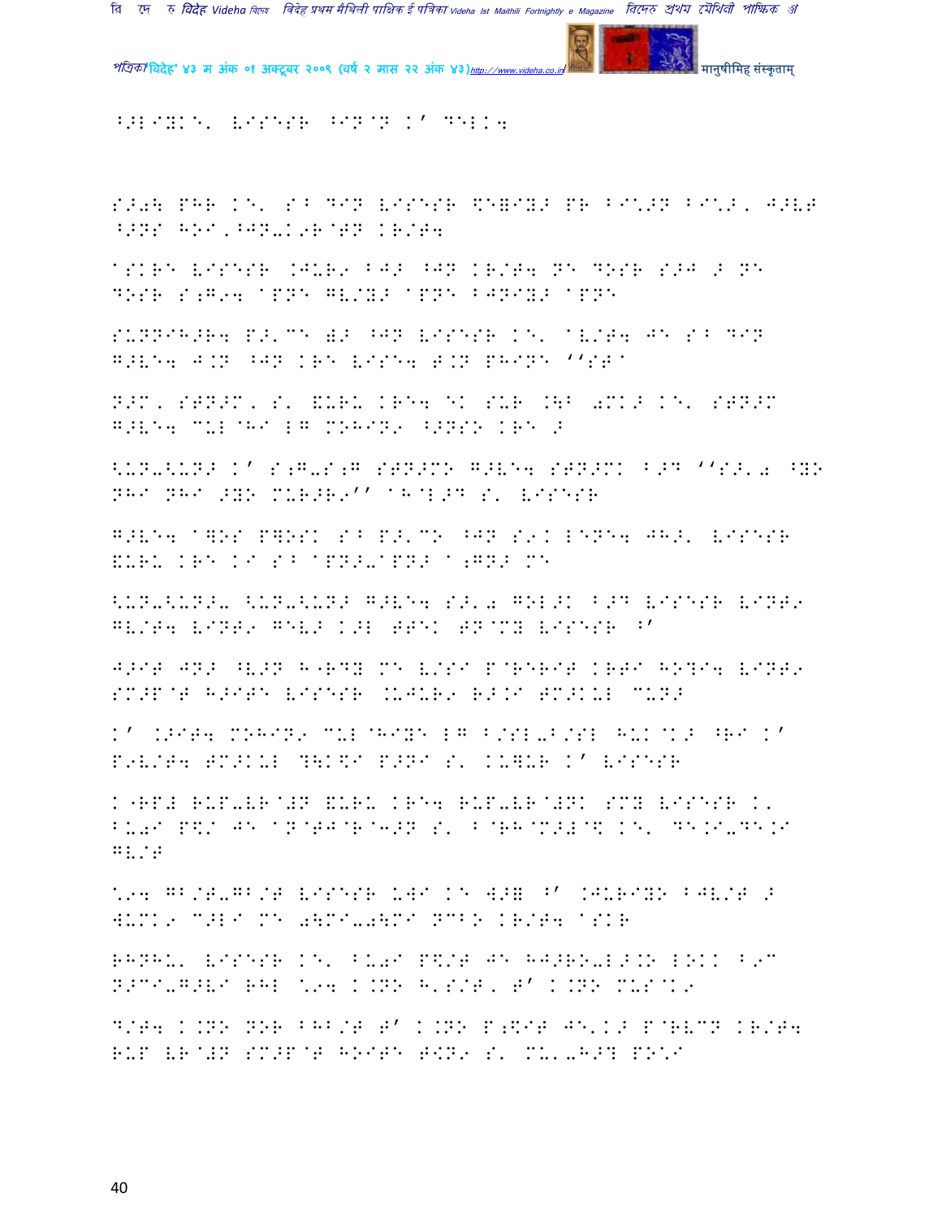^>LIYKE' VISESR ^IN@N K' DELK4

S>0\ PHR KE' S^ DIN VISESR \$E=IY> PR BI\*>N BI\*>, J>VT ^>NS HOI,^JN-K9R@TN KR/T4

ASKRE VISESR .JUR9 BJ> ^JN KR/T4 NE DOSR S>J > NE DOSR S;G94 APNE GV/Y> APNE BJNIY> APNE

SUNNIH>R4 P>'CE W> ^JN VISESR KE' AV/T4 JE S^ DIN G>VE4 J.N ^JN KRE VISE4 T.N PHINE ''STA

N>M, STN>M, S' &URU KRE4 EK SUR .\B 0MK> KE' STN>M G>VE4 CUL@HI LG MOHIN9 ^>NSO KRE >

<UN-<UN> K' S;G-S;G STN>MO G>VE4 STN>MK B>D ''S>'0 ^YO NHI NHI >YO MUR>R9'' AH@L>D S' VISESR

G>VE4 A]OS P]OSK S^ P>'CO ^JN S9K LENE4 JH>' VISESR &URU KRE KI S^ APN>-APN> A;GN> ME

<UN-<UN>- <UN-<UN> G>VE4 S>'0 GOL>K B>D VISESR VINT9 GV/T4 VINT9 GEV> K>L TTEK TN@MY VISESR ^'

J>IT JN> ^V>N H'RDY ME V/SI P@RERIT KRTI HO?I4 VINT9 SM>P@T H>ITE VISESR .UJUR9 R>.I TM>KUL CUN>

K' .>IT4 MOHIN9 CUL@HIYE LG B/SL-B/SL HUK@K> ^RI K' P9V/T4 TM>KUL ?\K\$I P>NI S' KU]UR K' VISESR

K'RP# RUP-VR@#N &URU KRE4 RUP-VR@#NK SMY VISESR K' BU0I P\$/ JE AN@TJ@R@3>N S' B@RH@M>#@\$ KE' DE.I-DE.I GV/T

\*94 GB/T-GB/T VISESR UWI KE W>= ^' .JURIYO BJV/T > WUMK9 C>LI ME 0\MI-0\MI NCBO KR/T4 ASKR

RHNHU' VISESR KE' BU0I P\$/T JE HJ>RO-L>.O LOKK B9C N>CI-G>VI RHL \*94 K.NO H'S/T, T' K.NO MUS@K9

D/T4 K.NO NOR BHB/T T' K.NO P;\$IT JE'K> P@RVCN KR/T4 RUP VR@#N SM>P@T HOITE T<N9 S' MU'-H>? PO\*I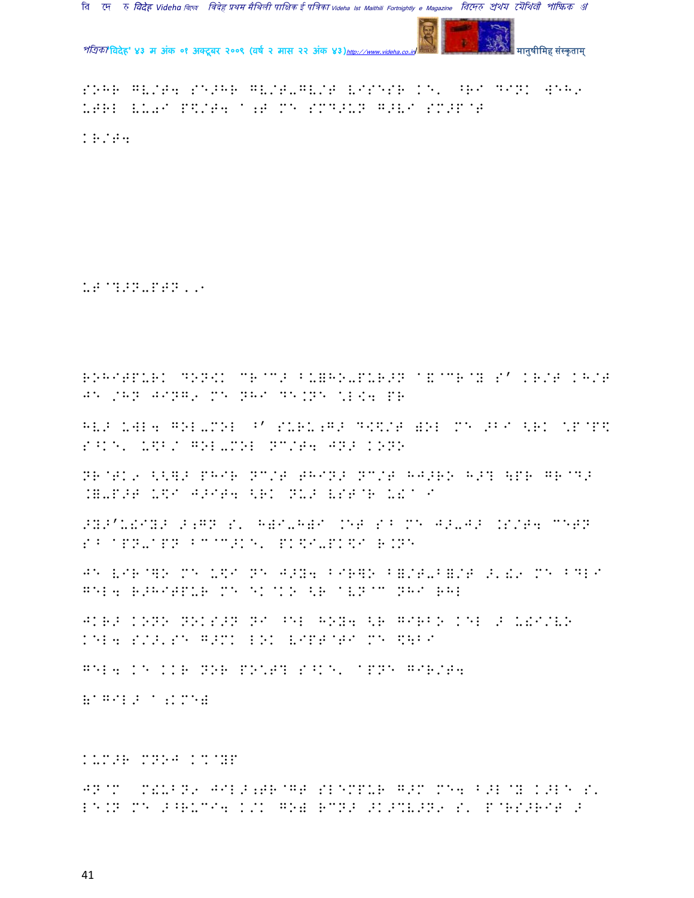SOHR GV/T4 SE>HR GV/T-GV/T VISESR KE' ^RI DIN. WEH9 UTRL VU0I P\$/T4 A;T ME SMD>UN G>VI SM>P@T

KR/T4

UT@?>N-PTN,,1

ROHITPUR. DON<K CR@C> BU=HO-PUR>N A&@CR@Y S' KR/T KH/T JE /HN JING9 ME NHI DE.NE \*L<4 PR

HV> UWL4 GOL-MOL ^' SURU;G> D<\$/T )OL ME >BI <RK \*P@P\$ S^KE' U\$B/ GOL-MOL NC/T4 JN> KONO

NR@TK9 <<=> PHIR NC/T THIN> NC/T HJ>RO H>? \PR GR@D> .=-P>T U\$I J>IT4 <RK NU> VST@R U!A I

>Y>'U!IY> >;GN S' H)I-H)I .ET SB ME J>-J> .S/T4 CETN SB APN-APN BC@C>KE' PK\$I-PK\$I R.NE

JE VIR@]O ME U\$I NE J>Y4 BIR]O B=/T-B=/T >'!9 ME BDLI GEL4 R>HITPUR ME EK@KO <R AVN@C NHI RHL

JKR> KONO NOKS>N NI ^EL HOY4 <R GIRBO KEL > U!I/VO KEL4 S/>'SE G>MK LOK VIPT@TI ME \$\BI

GEL4 KE KKR NOR PO\*T? S^KE' APNE GIR/T4

(AGIL> A;KME)

K-M>R MNOJ K%@YP

JN@M MLUBN9 JIL>;TR@GT SLEMPUR G>M ME4 B>L@Y K>LE S' LE.N ME >^RUCI4 K/K GO) RCN> >K>CV>N9 S' P@RS>RIT >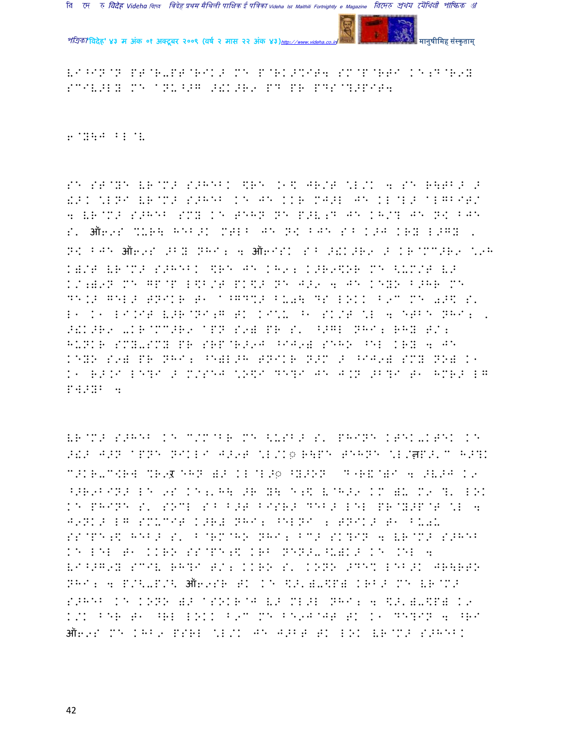VI^IN@N PT@R-PT@RIK> MN P@RK>%IT4 SM@P@RTI KN;D@R9Y
SCIV>LY MN aNU^>G >!K>R9 PD PR PDS@?>PIT4

6@Y\J BL@V

SN ST@YN VR@M> S>HEBK \$RN .1\$ JR/T \L/K 4 SN R\TB> >
!>K \LNI VR@M> S>HEB KN JN KKR MJ>L JN KL@L> aLGBIT/
4 VR@M> S>HEB SMY KN TEHN NN P>V;D JN KH/? JN N\$ BJN
S' ऑ6 9S %URI HEB>K MTLB JN N\$ BJN SB K>J KRY L>GY ,
N\$ BJN ऑ6 9S 9BY NHI; 4 ऑ6 ISK SB >!K>R9 > KR@MM>R9 \9H
K)/T VR@M> S>HEBK \$RN JN KH9; K>R9\$OR MN <UM/T V>
K/;)9N MN GP@P L\$B/T PK\$> NN J>9 4 JN KEYO B>HR MN
DE.> GEL> TNIKR T1 a^GD%> BU0\ DS LOKK B9C MN 0>\$ S'
L1 K1 LI.IT V>R@NI;G TK KI\U ^1 SK/T \L 4 ETBN NHI; ,
>!K>R9 -KR@MM>R9 aPN S9) PR S' ^>GL NHI; RHY T/;
HUNKR SMY-SMY PR SRP@R>9J ^IJ9) SEHO ^EL KRY 4 JN
KEYO S9) PR NHI; ^E)L>H TNIKR N>M > ^IJ9) SMY NO) K1
K1 R>.I LE?I > M/SEJ \O\$I DE?I JN J.N 9B?I T1 HMR> LG
PW>YB 4

VR@M> S>HEB KN C/M@BR MN <USB> S' PHINE KTEK-KTEK KN
>!> J>N aPNE NIKLI J>9T \L/K◌ R\PE TEHNE \L/ऩP>'C H>?K
C>KR-C<RW %R9ऱ EHN )> KL@L>◌ ^Y>ON D^R&@)I 4 >V>J K9
^>R9BIN> LE 9S KE;'H\ >R Y\ E;\$ V@H>9 KM )U M9 ?' LOK
KE PHINE S' SOCL SB B>T BISR> DEB> LEL PR@Y>P@T \L 4
J9NK> LG SMUCIT K>R# NHI; ^ELNI ; TNIK> T1 BU0U
SS@PE;\$ HEB> S' B@RM@HO NHI; BC> SK?IN 4 VR@M> S>HEB
KE LEL T1 KKRO SS@PE;\$ KRB NEN>-^U)K> KE .EL 4
VI^>G9Y SCIV RH?I T/; KKRO S' KONO >DE% LEB>K JR\RTO
NHI; 4 P/<-P/< ऑ6 9SR TK KE \$>')-\$P) KRB> MN VR@M>
S>HEB KE KONO )> aSOKR@J V> ML>L NHI; 4 \$>')-\$P) K9
K/K BER T1 ^RL LOKK B9C MN BE9J@JT TK K1 DE?IN 4 ^R9
ऑ6 9S MN KHB9 PSRL \L/K JN J>BT TK LOK VR@M> S>HEBK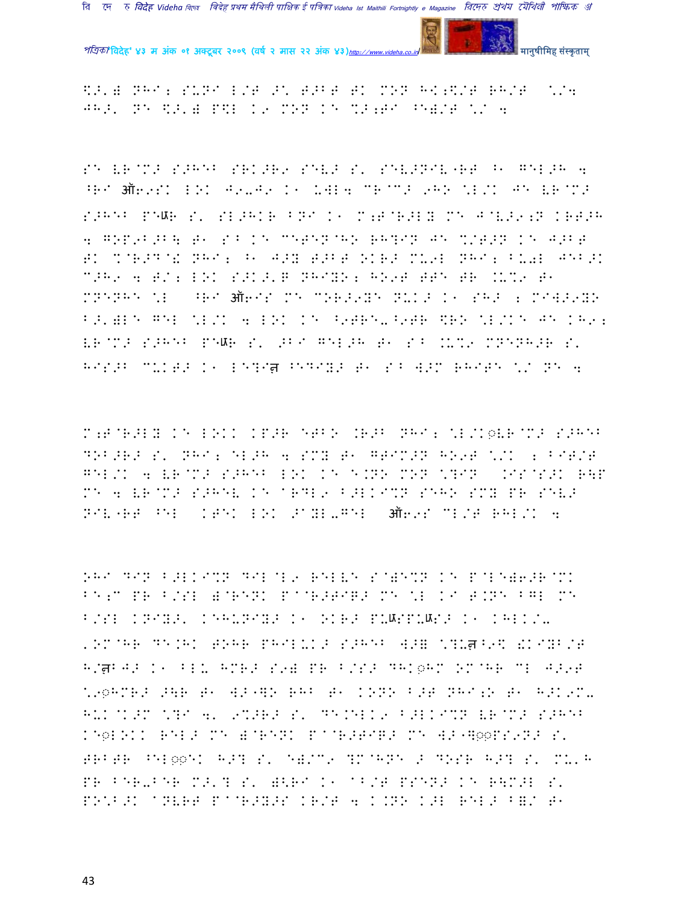$>') NHI; SUNI L/T >' T>BT TK MON HK;$/T RH/T \/4
JH>' NE $>') P$L K9 MON KE %>;TI ^E)/T \/ 4

SE VR@M> S>HEB SRK>R9 SEV> S' SEV>NIV"RT ^1 GEL>H 4
^RI ऑ69SK LOK J9-J9 K1 UWL4 CR@M> 9HO \L/K JE VR@M>
S>HEB PEᴁR S' SL>HKR BNI K1 M;T@R>LY ME J@V>9;N KRT>H
4 GOP9B>B\ T1 S^ KE CETEN@HO RH?IN JE %/T>N KE J>BT
TK %@R>D@! NHI; ^1 J>Y T>BT OKR> MU9L NHI; BU0L JEB>K
C>H9 4 T/; LOK S>K>'@ NHIYO; HO9T TTE TR .U%9 T1
MNENHE \L ^RI ऑ6IS ME COR>9YE NUK> K1 SH> ; MIW>9YO
B>')LE GEL \L/K 4 LOK KE ^9TRE-^9TR $RO \L/KE JE KH9;
VR@M> S>HEB PEᴁR S' >BI GEL>H T1 S^ .U%9 MNENH>R S'
HIS>B CUKT> K1 LE?Iन ^EDIY> T1 S^ W>M RHITE \/ NE 4

M;T@R>LY KE LOKK KP>R ETBO .R>B NHI; \L/K◌VR@M> S>HEB
DOB>R> S' NHI; EL>H 4 SMY T1 GRIM>N HO9T \/K ; BIT/T
GEL/K 4 VR@M> S>HEB LOK KE E.NO MON \?IN .IS@S>K R\P
ME 4 VR@M> S>HEV KE @RDL9 B>LKI%N SEHO SMY PR SEV>
NIV"RT ^EL KTEK LOK >@YL-GEL ऑ69S CL/T RHL/K 4

OHI DIN B>LKI%N DIL@L9 RELVE S@)E%N KE P@LE)6>R@MK
BE;C PR B/SL )@RENK P@@R>TIR> ME \L KI T.NE BGL ME
B/SL KNIY>' KEHUNIY> K1 OKR> PUᴁSPUᴁS> K1 KHLK/-
'OM@HR DE.HK TOHR PHILUK> S>HEB W>) \?Uन^9$ !KIYB/T
H/नBJ> K1 BLU HMR> S9) PR B/S> DHK◌HM OM@HR CL J>9T
\9◌HMR> >\R T1 W>"]O RHB T1 KONO B>T NHI;O T1 H>K9M-
HUK@K>M \?I 4' 9%>R> S' DE.ELK9 B>LKI%N VR@M> S>HEB
KE◌LOKK REL> ME )@RENK P@@R>TIR> ME W>"]◌◌PS9N> S'
TRBTR ^EL◌◌EK H>? S' E)/C9 ?M@HNE > DOSR H>? S' MU'H
PR BER-BER M>'? S' )\RI K1 @B/T PSEN> KE R\M>L S'
PO\B>K @NVRT P@@R>Y>S KR/T 4 K.NO K>L REL> B)/ T1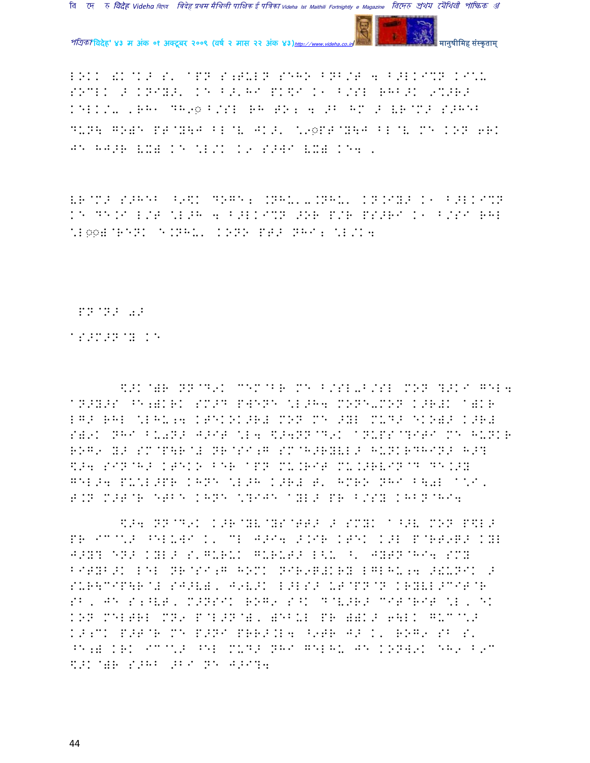L.K. !K@K> S' @PN S;T\LN SEHO BNB/T 4 B>LKI%N KI\.
SOCLK > KNIY>' KE B>'HI PK\$I K1 B/SL RHB>K 9%>R>
KELK/. ,RH1 DH9◌B/SL RH TO; 4 >B HM > VR@M> S>HEB
DUN\ GO)E PT@Y\J BL@V JK>' \9◌PT@Y\J BL@V ME KON 6RK
JE HJ>R VX) KE \L/K K9 S>WI VX) KE4 ,

VR@M> S>HEB ^9\$K DOGE; .NHU'-.NHU' KN.IY> K1 B>LKI%N
KE DE.I L/T \L>H 4 B>LKI%N >OR P/R PS>RI K1 B/SI RHL
\L◌◌)@RENK E.NHU' KONO PT> NHI; \L/K4

PN@N> 0>

AS>M>N@Y KE

\$>K@)R NN@D9K CEM@BR ME B/SL-B/SL MON ?>KI GEL4
ANHY>S ^E;)KRK SM>D PWENE \L>H4 MONE-MON K>R#K A)KR
LG> RHL \LHU;4 KTEKOK>R# MON ME >YL MUD> EKO)> K>R#
S)9K NHI BU0N> J>IT \L4 \$>4NN@D9K ANUPS@?ITI ME HUNKR
ROG9 Y> SM@P\R@# NR@SI;G SM@H>RYVL> HUNKRDHIN> H>?
\$>4 SIN@H> KTEKO BER @PN MU.RIT MU.>RVIN@D DE.>Y
GEL>4 PU\L>PR KHNE \L>H K>R# T' HMRO NHI B\0L A\I,
T.N M>T@R ETBE KHNE \?IJE AYL> PR B/SY KHBN@HI4

\$>4 NN@D9K K>R@YV@YS@TT> > SMYK A^>V MON P\$L>
PR ICA\> ^ELUWI K' CL J>I4 >.IR KTEK K>L P@RT9Q> KYL
J>Y? EN> KYL> S'GURUK GURUT> L<U ^' JYTN@HI4 SMY
BITYB>K LEL NR@SI;G HOMK NIR9Q#KRY LGLHU;4 >!UNIK >
SUR\CIP\R@# SJ>V), J9V>K L>LS> UT@PN@N KRYVL>CIT@R
SB, JE S;^VT, M>NSIK ROG9 S^K D@V>R> CIT@RIT \L, EK
KON MELTRL MN9 P@L>N@), )EBUL PR ))K> 6\LK GUC@\>
K>;CK P>T@R ME P>NI PRR>.L4 ^9TR J> K' ROG9 SB S'
^E;) KRK ICA\> ^EL MUD> NHI GELHU JE KONW9K EH9 B9C
\$>K@)R S>HB >BI NE J>I?4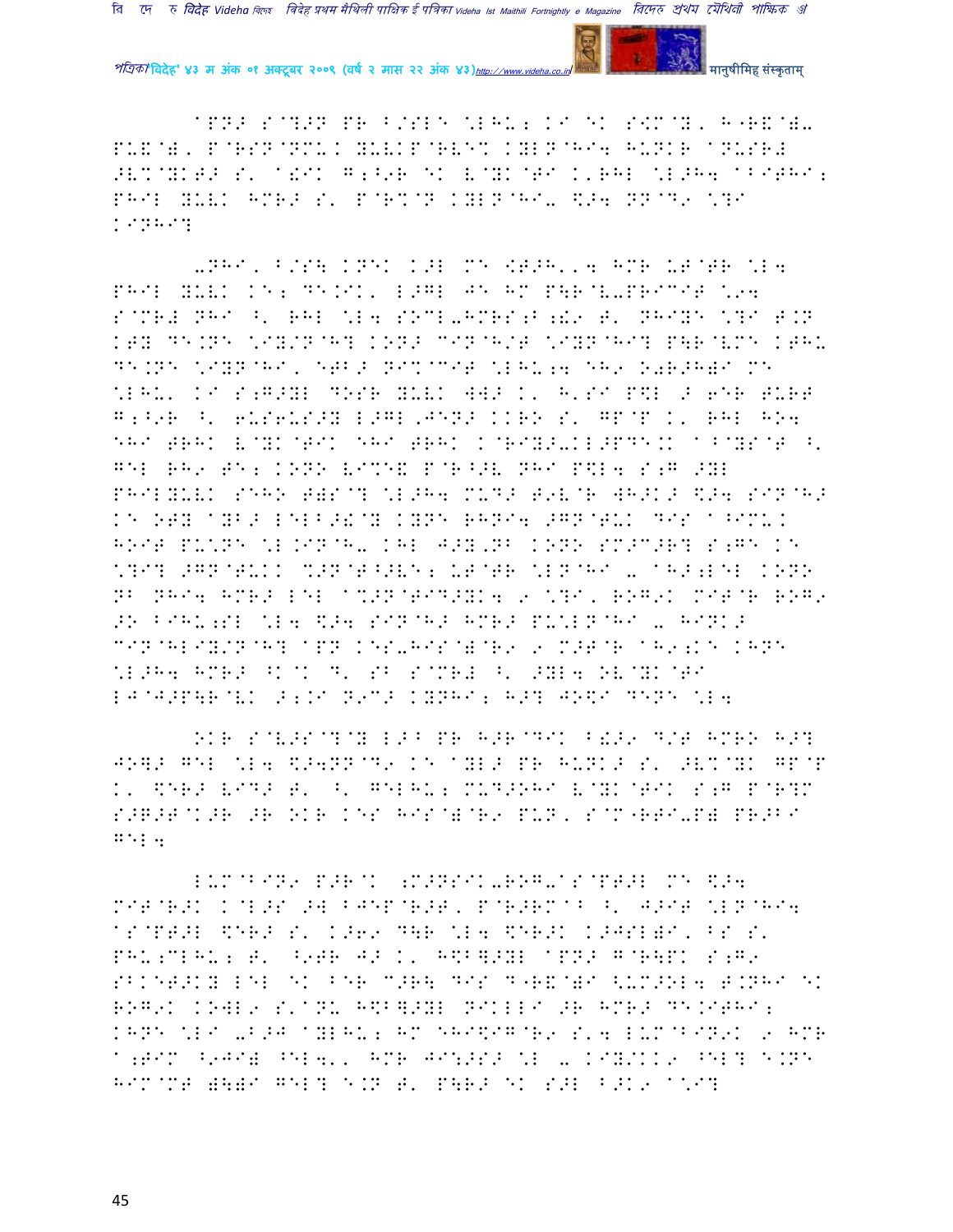APN> S@?>N PR B/SLE \LHU; KI EK S:M@Y, H"R&@)- PU&@), P@RSN@NMU. YUVKP@RVE% KYLN@HI4 HUNKR APUSR# >V%@YKT> S' A!IK G;^9R EK V@YK@TI K'RHL \L>H4 ABITHI; PHIL YUVK HMR> S' P@R%@N KYLN@HI- \$>4 NN@D9 \?I KI NHI?

-NHI, B/S\ KNEK K>L ME [T>H,,4 HMR UT@TR \L4 PHIL YUVK KE; DE.IK, L>GL JE HM P\R@V-PRICIT \94 S@MR# NHI ^' RHL \L4 SOCL-HMRS;B;!9 T' NHIYE \?I T.N KTY DE.NE \IYN@H? KONO MIN@H/T \IYN@HI? P\R@VME KTHU DE.NE \IYN@HI, ETB> NI%@CIT \LHU;4 EH9 O0R>H)I ME \LHU' KI S;G>YL DOSR YUVK WW> K' H,SI P\$L > 6ER TURT G;^9R ^' 6US6US>Y L>GL,JEN> KKRO S' GP@P K' RHL HO4 EHI TRHK V@YK@TIK EHI TRHK K@RIY>-KL>PDE.K A@MYS@T ^' GEL RH9 TE; KONO VI%E& P@R^>V NHI P\$L4 S;G >YL PHILYUVK SEHO T)S@? \L>H4 MUD> T9V@R WH>K> \$>4 SIN@H> KE OTY AYB> LELB>!@Y KYNE RHNI4 >GN@TUK DIS A^IMU. HOIT PU\NE \L.IN@H- KHL J>Y,NB KONO SM>C>R? S;GE KE \?I? >GN@TUKK %>N@T^>VE; UT@TR \LN@HI - AH>;LEL KONO NB NHI4 HMR> LEL A%>N@TID>YK4 9 \?I, ROG9K MIT@R ROG9 >O BIHU;SL \L4 \$>4 SIN@H> HMR> PU\LN@HI - HINK> MIN@HLIY/N@H? APN KES-HIS@)@R9 9 M>T@R AH9;KE KHNE \L>H4 HMR> ^K@K D' SB S@MR# ^' >YL4 OV@YK@TI LJ@J>P\R@VK >;.I N9C> KYNHI; H>? JO\$I DENE \L4

OKR S@V>S@?@Y L>B PR H>R@DIK B!>9 D/T HMRO H>? JO]> GEL \L4 \$>4NN@D9 KE AYL> PR HUNK> S' >V%@YK GP@P K' \$ER> VID> T' ^' GELHU; MUD>OHI V@YK@TIK S;G P@R?M S>G>T@K>R >R OKR KES HIS@)@R9 PUN, S@M"RTI-P) PR>BI GEL4

LUM@BIN9 P>R@K ;M>NSIK-ROG-AS@PT>L ME \$>4 MIT@R>K K@L>S >W BJEP@R>T, P@R>RM@B ^' J>IT \LN@HI4 AS@PT>L \$ER> S' K>69 D\R \L4 \$ER>K K>JSL)I, BS S' PHU;CLHU; T' ^9TR J> K' H\$B]>YL APN> G@R\PK S;G9 SBKET>KY LEL EK BER C>R\ DIS D"R&@)I <UM>OL4 T.NHI EK ROG9K KOWL9 S'ANU H\$B]>YL NIKLLI >R HMR> DE.ITHI; KHNE \LI -B>J AYLHU; HM EHI\$IG@R9 S'4 LUM@BIN9K 9 HMR A;TIM ^9JI) ^EL4', HMR JI:>S> \L - KIY/KK9 ^EL? E.NE HIM@MT )\)I GEL? E.N T' P\R> EK S>L B>K9 A\I?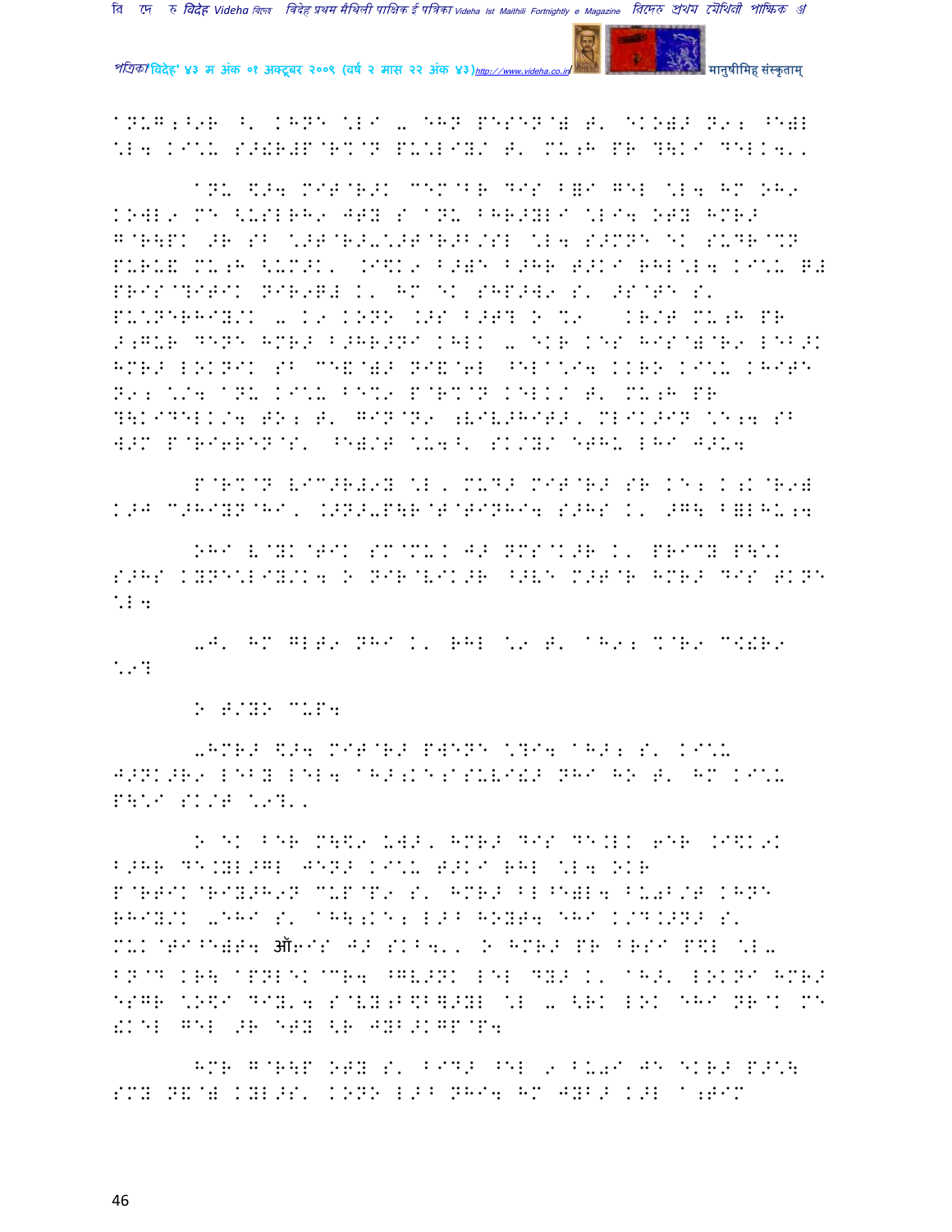aNUG;^9R ^' KHNE \LI - EHN PESEN@) T' EKO)> N9; ^E)L
\L4 KI\U S>!R#P@R%@N PU\LIY/ T' MU;H PR ?\KI DELK4''

aNU $>4 MIT@R>K CEM@BR DIS B=I GEL \L4 HM OH9 KOWL9 ME <USLRH9 JTY S aNU BHR>YLI \LI4 OTY HMR> G@R\PK >R SB \>T@R>-\>T@R>B/SL \L4 S>MNE EK SUDR@%N PURU& MU;H <UM>K' .I$K9 B>)E B>HR T>KI RHL\L4 KI\U G# PRIS@?ITIK NIR9G# K' HM EK SHP>W9 S' >S@TE S' PU\NERHIY/K - K9 KONO .>S B>T? O %9 KR/T MU;H PR >;GUR DENE HMR> B>HR>NI KHLK - EKR KES HIS@)@R9 LEB>K HMR> LOKNIK SB CE&@)> NI&@6L ^EL@\I4 KKRO KI\U KHITE N9; \/4 aNU KI\U BE%9 P@R%@N KELK/ T' MU;H PR ?\KIDELK/4 TO; T' GIN@N9 ;V*V>HIT>' MLIK>IN \E;4 SB W>M P@RI6REN@S' ^E)/T \U4^' SK/Y/ ETHU LHI J>U4

P@R%@N VIC>R#9Y \L' MUD> MIT@R> SR KE; K;K@R9) K>J C>HIYN@HI' .>N>-P\R@T@TINHI4 S>HS K' >G\ B=LHU;4

OHI V@YK@TIK SM@MUK J> NMS@K>R K' PRICY P\\K S>HS KYNE\LIY/K4 O NIR@VIK>R ^>VE M>T@R HMR> DIS TKNE \L4

-J' HM GLT9 NHI K' RHL \9 T' aH9; %@R9 C!!R9 \9?

O T/YO CUP4

-HMR> $>4 MIT@R> PWENE \?I4 aH>; S' KI\U J>NK>R9 LEBY LEL4 aH>;KE;aSUVI!> NHI HO T' HM KI\U P\\I SK/T \9?''

O EK BER M\$9 UW>' HMR> DIS DE.LK 6ER .I$K9K B>HR DE.YL>GL JEN> KI\U T>KI RHL \L4 OKR P@RTIK@RIY>H9N CUP@P9 S' HMR> BL^E)L4 BU0B/T KHNE RHIY/K -EHI S' aH\;KE; L>B HOYT4 EHI K/D.>N> S' MUK@TI^E)T4 ऑ6IS J> SKB4'' O HMR> PR BRSI P$L \L- BN@D KR\ aPNLEK@CR4 ^GV>NK LEL DY> K' aH>' LOKNI HMR> ESGR \O$I DIY'4 S@VY;B$B]>YL \L - <RK LOK EHI NR@K ME !KEL GEL >R ETY <R JYB>KGP@P4

HMR G@R\P OTY S' BID> ^EL 9 BU0I JE EKR> P>\\ SMY N&@) KYL>S' KONO L>B NHI4 HM JYB> K>L a;TIM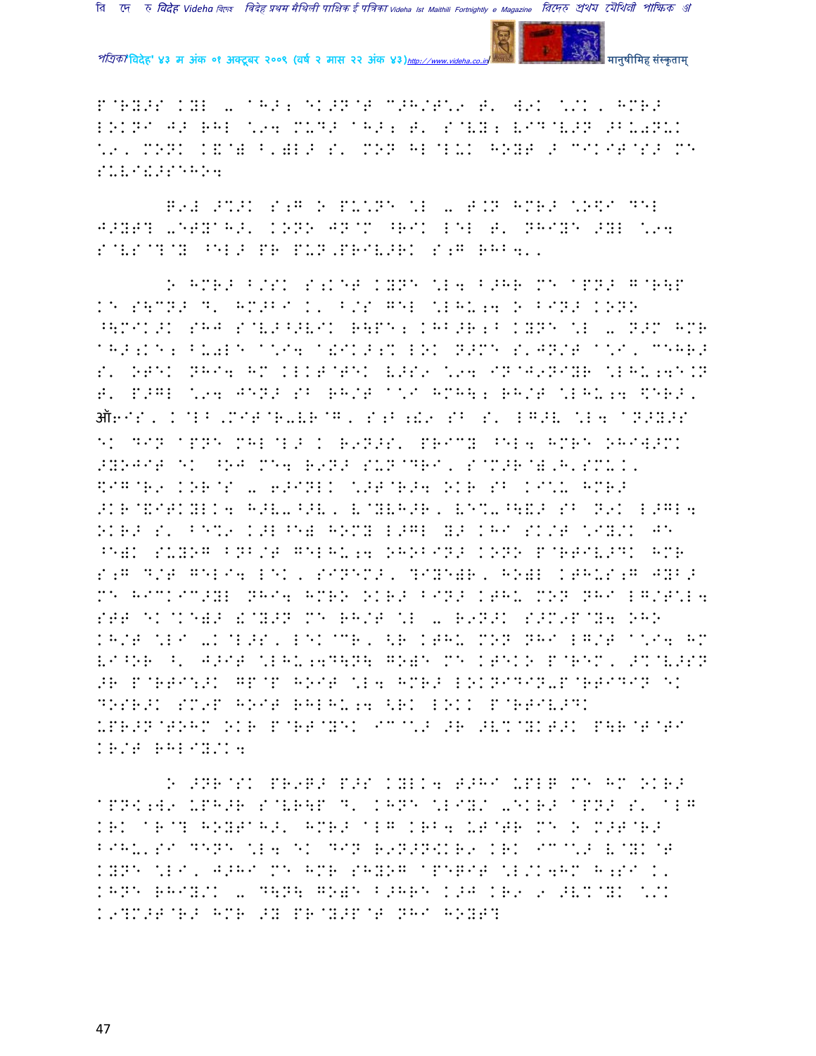P@RY>S KYL - AH>; EK>N@T C>H/T\9 T' W9K \/K, HMR>
LOKNI J> RHL \94 MUD> AH>; T' S@VY; VID@V>N >BU0NUK
\9, MONK K&@) B')L> S' MON HL@LUK HOYT > CIKIT@S> ME
SUVI!>SEHO4

G9# >%>K S;G O PU\NE \L - T.N HMR> \O\$I DEL
J>YT? -ETY@H>' KONO JN@M ^RIK LEL T' NHIYE >YL \94
S@VS@?@Y ^EL> PR PUN.PRIV>RK S;G RHB4''

O HMR> B/SK S;KET KYNE \L4 B>HR ME APN> G@R\P
KE S\CN> D' HM>BI K' B/S GEL \LHU;4 O BIN> KONO
^\MIK>K SHJ SMV>^>VIK R\PE; KHB>R;B KYNE \L - N>M HMR
AH>;KE; BU0LE A\I4 A!IK>;% LOK N>ME S'JN/T A\I, CEHR>
S' OTEK NHI4 HM KLKT@TEK V>S9 \94 IN@J9NIYR \LHU;4E.N
T' P>GL \94 JEN> SB RH/T A\I HMH\; RH/T \LHU;4 \$ER>,
ऑ9IS, K@LB,MIT@R-VR@G, S;B;!9 SB S' LG>V \L4 AN>Y>S
EK DIN APNE MHL@L> K R9N>S' PRICY ^EL4 HMRE OHIW>MK
>YOJIT EK ^OJ ME4 R9N> SUN@DRI, S@M>R@),H'SMUK,
\$IG@R9 KOR@S - 6>INLK \>T@R>4 OKR SB KI\U HMR>
>KR@&ITKYLK4 H>V-^>V, V@YVH>R, VE%-^\&> SB N9K L>GL4
OKR> S' BE%9 K>L^E) HOMY L>GL Y> KHI SK/T \IY/K JE
^E)K SUYOG BNB/T GELHU;4 OHOBIN> KONO P@RTIV>DK HMR
S;G D/T GELI4 LEK, SINEM>, ?IYE)R, HO)L KTHUS;G JYB>
ME HICKIC>YL NHI4 HMRO OKR> BIN> KTHU MON NHI LG/T\L4
STT EK@KE)> !@Y>N ME RH/T \L - R9N>K S>M9P@Y4 OHO
KH/T \LI -K@L>S, LEK@CR, <R KTHU MON NHI LG/T A\I4 HM
VI^OR ^' J>IT \LHU;4D\N\ GO)E ME KTEKO P@REM, >%@V>SN
>R P@RTI\$>K GP@P HOIT \L4 HMR> LOKNIDIN-P@RTIDIN EK
DOSR>K SM9P HOIT RHLHU;4 <RK LOKK P@RTIV>DK
UPR>N@TOHM OKR P@RT@YEK IC@\> >R >V%@YKT>K P\R@T@TI
KR/T RHLIY/K4

O >NR@SK PR9G> P>S KYLK4 T>HI UPLB ME HM OKR>
APNK;W9 UPH>R S@VR\P D' KHNE \LIY/ -EKR> APN> S' ALG
KRK AR@? HOYTAH>' HMR> ALG KRB4 UT@TR ME O M>T@R>
BIHU'SI DENE \L4 EK DIN R9N>N!KR9 KRK IC@\> V@YK@T
KYNE \LI, J>HI ME HMR SHYOG APEKIT \L/K4HM H;SI K'
KHNE RHIY/K - D\N\ GO)E B>HRE K>J KR9 9 >V%@YK \/K
K9?M>T@R> HMR >Y PR@Y>P@T NHI HOYT?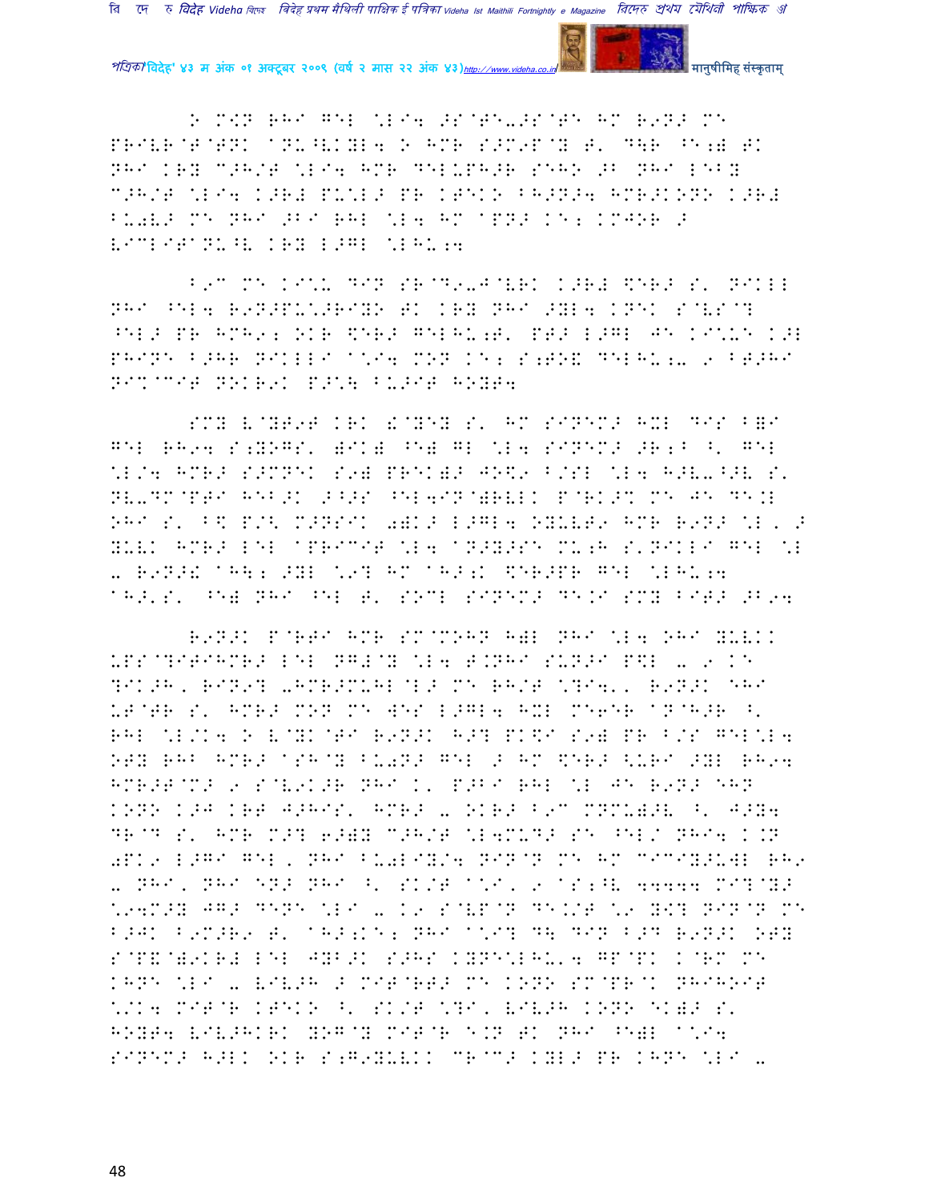O M\N RHI GEL \LI4 >S@TE-.S@TE HM R9N> ME PRIVR@T@TNK @NU^VKYL4 O HMR S>M9P@Y T' D\R ^E;) TK NHI KRY C>H/T \LI4 HMR DELUPH>R SEHO >B NHI LEBY C>H/T \LI4 K>R# PU\L> PR KTEKO FH>N>4 HMR>KONO K>R# BU0V> ME NHI >BI RHL \L4 HM @PN> KE; KMJOR > VICLITANU^V KRY L>GL \LHU;4

B9C ME KI\U DIN SR@D9-J@VRK K>R# $ER> S' NIKLL NHI ^EL4 R9N>PU\>RIYO TK KRY NHI >YL4 KNEK S@VS@? ^EL> PR HMH9; OKR $ER> GELHU;T' PT> L>GL JE KI\UE K>L PHINE B>HR NIKLLI @\I4 MON KE; S;TO& DELHU;- 9 BT>HI NI%@CIT NOKR9K P>\] BU>IT HOYT4

SMY V@YT9T KRK &@YEY S' HM SINEM> HXL DIS B=I GEL RH94 S;YOGS' )IK) ^E) GL \L4 SINEM> >R;B ^' GEL \L/4 HMR> S>MNEK S9) PREK)> JO$9 B/SL \L4 H>V-^>V S' NV-DM@PTI HEB>K >^>S ^EL4IN@)RVLK P@RK>% ME JE DE.L OHI S' B$ P/< M>NSIK 0)K> L>GL4 OYUVT9 HMR R9N> \L, > YUVK HMR> LEL @PRICIT \L4 @N>Y>SE MU;H S'NIKLI GEL \L - R9N>! @H\; >YL \9? HM @H>;K $ER>PR GEL \LHU;4 @H>'S' ^E) NHI ^EL T' SOCL SINEM> DE.I SMY BIT> >B94

R9N>K P@RTI HMR SM@MOHN H)L NHI \L4 OHI YUVKK UPS@?ITIHMR> LEL NG#@Y \L4 T.NHI SUN>I P$L - 9 KE ?IK>H, RIN9? -HMR>MUHL@L> ME RH/T \?I4', R9N>K EHI UT@TR S' HMR> MON ME WES L>GL4 HXL ME6ER @N@H>R ^' RHL \L/K4 O V@YK@TI R9N>K H>? PK$I S9) PR B/S GEL\L4 OTY RHB HMR> @SH@Y BU0N> GEL > HM $ER> <URI >YL RH94 HMR>T@M> 9 S@V9K>R NHI K' P>BI RHL \L JE R9N> EHN KONO K>J KRT J>HIS' HMR> - OKR> B9C MNMU)>V ^' J>Y4 DR@D S' HMR M>? 6>)Y C>H/T \L4MUD> SE ^EL/ NHI4 K.N 0PK9 L>GI GEL, NHI BU0LIY/4 NIN@N ME HM CICIY>UWL RH9 - NHI, NHI EN> NHI ^' SK/T @\I, 9 @S;^V 44444 MI?@Y> \94M>Y JG> DENE \LI - K9 S@VP@N DE./T \9 Y<? NIN@N ME B>JK B9M>R9 T' @H>;KE; NHI @\I? D\ DIN B>D R9N>K OTY S@P&@)9KR# LEL JYB>K S>HS KYNE\LHU'4 GP@PK K@RM ME KHNE \LI - VIV>H > MIT@RT> ME KONO SM@PR@K NHIHOIT \/K4 MIT@R KTEKO ^' SK/T \?I, VIV>H KONO EK)> S' HOYT4 VIV>HKRK YOG@Y MIT@R E.N TK NHI ^E)L @\I4 SINEM> H>LK OKR S;G9YUVKK CR@C> KYL> PR KHNE \LI -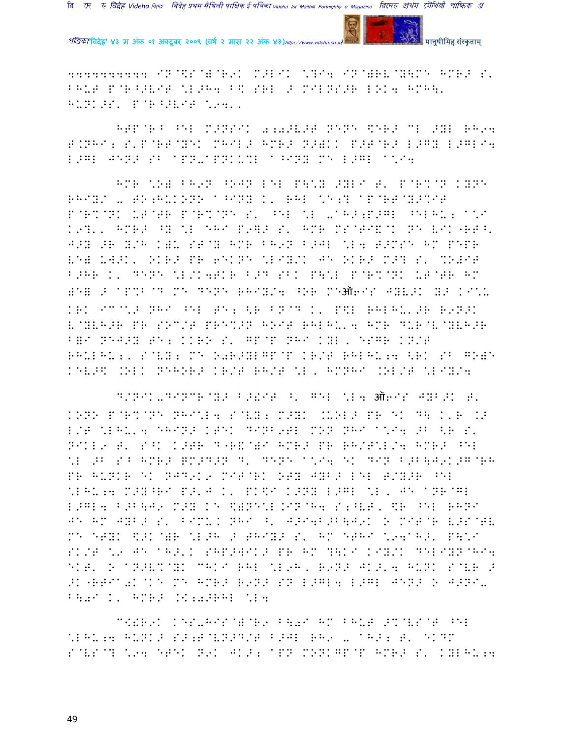4444444444 IN@$S@)@R9K M>LIK \?I4 IN@)RV@Y\MN HMR> S' BHU# P@R^>VI# \L>H4 B\ SRL > MILNS>R LOK4 HMH\' HUNK>S' P@R^>VI# \94''

HTP@R^ ^EL M>NSIK 0;0>V># NENE $ER> CL >YL RH94 T.NHI; S'P@RT@YEK MHIL> HMR> N>)KK P>T@R> L>GY L>GLI4 L>GL JEN> SB APN-APNKU%L A^INY ME L>GL A\I4

HMR \O) BH9N ^OJN LEL P\\Y >YLI T' P@R%@N KYNE RHIY/ - TO;HUKONO A^INY K' RHL \E;? AP@RT@Y>%IT P@R%@NK UT@TR P@R%@NE S' ^EL \L -AH>;P>GL ^ELHU; A\I K9?'' HMR> ^Y \L EHI P9]> S' HMR MS@TI&@K NE VIK"RT^' J>Y >R Y/H K)U ST@Y HMR BH9N B>JL \L4 T>MSE HM PEPR VE) UW>K' OKR> PR 6EKNE \LIY/K JE OKR> M>? S' %OJIT B>HR K' DENE \L/K4TKR B>D SBK P\\L P@R%@NK UT@TR HM )E] > AP%B@D ME DENE RHIY/4 ^OR M9ऑ6IS JYV>K Y> KI\U KRK IC@\> NHI ^EL TE; <R BN@D K' P$L RHLHU'>R R9N>K V@YVH>R PR SOC/T PRE%>N HOIT RHLHU'4 HMR DUR@V@YVH>R B]I NEJ>Y TE; KKRO S' GP@P NHI KYL, ESGR KN/T RHULHU;, S@VY; ME O0R>YLGP@P KR/T RHLHU;4 <RK SB GO)E KEV>$ .OLK NEHOR> KR/T RH/T \L, HMNHI .OL/T \LIY/4

D/NIK-DINCR@Y> B>!IT ^' GEL \L4 ऑ6IS JYB>K T' KONO P@R%@NE NHI\L4 S@VY; M>YK .UOL> PR EK D\ K'R .> L/T \LHU'4 EHIN> KTEK DINB9TL MON NHI A\I4 >B <R S' NIKL9 T' S^K K>TR D"R&@)I HMR> PR RH/T\L/4 HMR> ^EL \L >B S^ HMR> ]M>D>N D' DENE A\I4 EK DIN B>B\J9K>G@RH PR HUNKR EK NJD9K9 MIT@RK OTY JYB> LEL T/Y>R ^EL \LHU;4 M>Y^RI P>'J K' PK$I K>NY L>GL \L, JE ANR@GL L>GL4 B>B\J9 M>Y KE $)NE\L.IN@H4 S;^VT, $R ^EL RHNI JE HM JYB> S' BIMU.K NHI ^' J>I4B>B\J9K O MIT@R V>S@TV ME ETYK $>K@)R \L>H > THIY> S' HM ETHI \94AH>' P\\I SK/T \9 JE AH>'K SHP>WIK> PR HM ?\KI KIY/K DELIYN@HI4 EKT' O AN>V%@YK CHKI RHL \L9H, R9N> JK>'4 HUNK S@VR > >K"RTIA0K@KE ME HMR> R9N> SN L>GL4 L>GL JEN> O J>NI- B\0I K' HMR> .K;0>RHL \L4

C!R9K KES-HIS@)@R9 B\0I HM BHU# >%@VS@T ^EL \LHU;4 HUNK> S>;T@VN>D/T B>JL RH9 - AH>; T' EKDM S@VS@? \94 ETEK N9K JK>; APN MONKGP@P HMR> S' KYLHU;4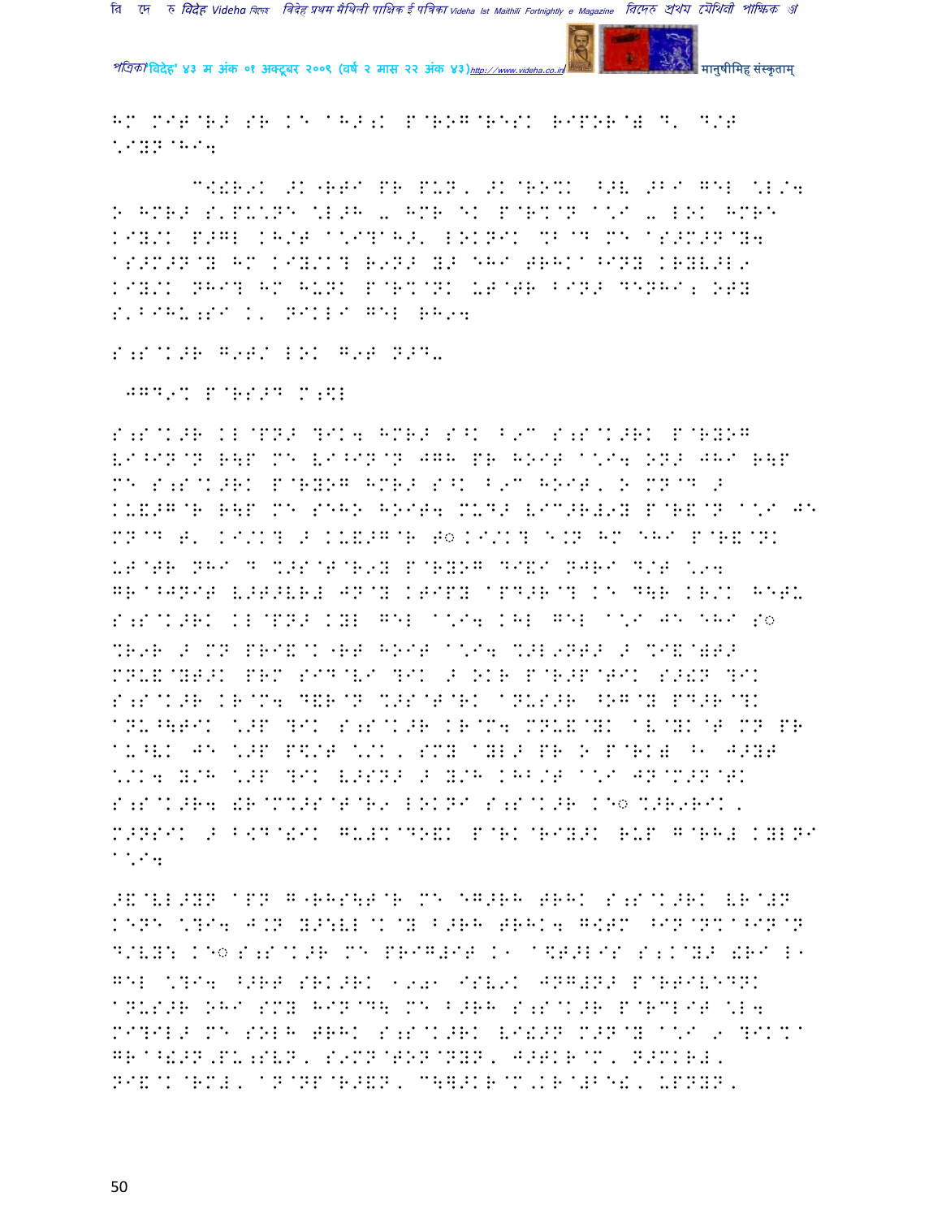HM MIT@R> SR KE AH>;K P@ROG@RESK RIPOR@# D' D/T \*IYN@HI4

C!!R9K >K"RTI PR PUN, >K@RO%K ^>V >BI GEL \*L/4 O HMR> S'PU\*NE \*L>H - HMR EK P@R%@N A\*I - LOK HMRE KIY/K P>GL KH/T A\*I?AH>' LOKNIK %B@D ME AS>M>N@Y4 AS>M>N@Y HM KIY/K? R9N> Y> EHI TRHKA^INY KRYV>L9 KIY/K NHI? HM HUNK P@R%@NK UT@TR BIN> DENHI; OTY S'BIHU;SI K' NIKLI GEL RH94

S;S@K>R G9T/ LOK G9T N>D-

JGD9% P@RS>D M;\$L

S;S@K>R KL@PN> ?IK4 HMR> S^K B9C S;S@K>RK P@RYOG VI^IN@N R\P ME VI^IN@N JGH PR HOIT A\*I4 ON> JHI R\P ME S;S@K>RK P@RYOG HMR> S^K B9C HOIT, O MN@D > KU&>G@R R\P ME SEHO HOIT4 MUD> VIC>R#9Y P@R&@N A\*I JE MN@D T' KI/K? > KU&>G@R T◌ KI/K? E.N HM EHI P@R&@NK UT@TR NHI D %>S@T@R9Y P@RYOG DI&I NJRI D/T \*94 GR@^JNIT V>T>VR# JN@Y KTIPY APD>R@? KE D\R KR/K HETU S;S@K>RK KL@PN> KYL GEL A\*I4 KHL GEL A\*I JE EHI S◌ %R9R > MN PRI&@K"RT HOIT A\*I4 %>L9NT> > %I&@)T> MNU&@YT>K PRM SID@VI ?IK > OKR P@R>P@TIK S>!N ?IK S;S@K>R KR@M4 D&R@N %>S@T@RK ANUS>R ^OG@Y PD>R@?K ANU^\TIK \*>P ?IK S;S@K>R KR@M4 MNU&@YK AV@YK@T MN PR A-^VK JE \*>P P\$/T \*/K, SMY AYL> PR O P@RK) ^B J>YT \*/K4 Y/H \*>P ?IK V>SN> > Y/H KHB/T A\*I JN@M>N@TK S;S@K>R4 !R@M%>S@T@R9 LOKNI S;S@K>R KE◌ %>R9RIK, M>NSIK > B<D@!IK GU#%@DO&K P@RK@RIY>K RUP G@RH# KYLNI A\*I4

>&@VL>YN APN G"RHS\T@R ME EG>RH TRHK S;S@K>RK VR@!N KENE \*?I4 J.N Y>:VL@K@Y B>RH TRHK4 G<TM ^IN@N%A^IN@N D/VY: KE◌ S;S@K>R ME PRIG#IT K1 A\$T>LIS S;K@Y> !RI L1 GEL \*?I4 ^>RT SRK>RK 1981 ISV9K JNG#N> P@RTIVEDNK ANUS>R OHI SMY HIN@D\ ME B>RH S;S@K>R P@RCLIT \*L4 MI?IL> ME SOLH TRHK S;S@K>RK VI!>N M>N@Y A\*I 9 ?IK%A GR@^!>N,PU;SVN, S9MN@TON@NYN, J>TKR@M, N>MKR#, NI&@K@RM#, AN@NP@R>&N, C\=>KR@M,KR@#BE!, UPNYN,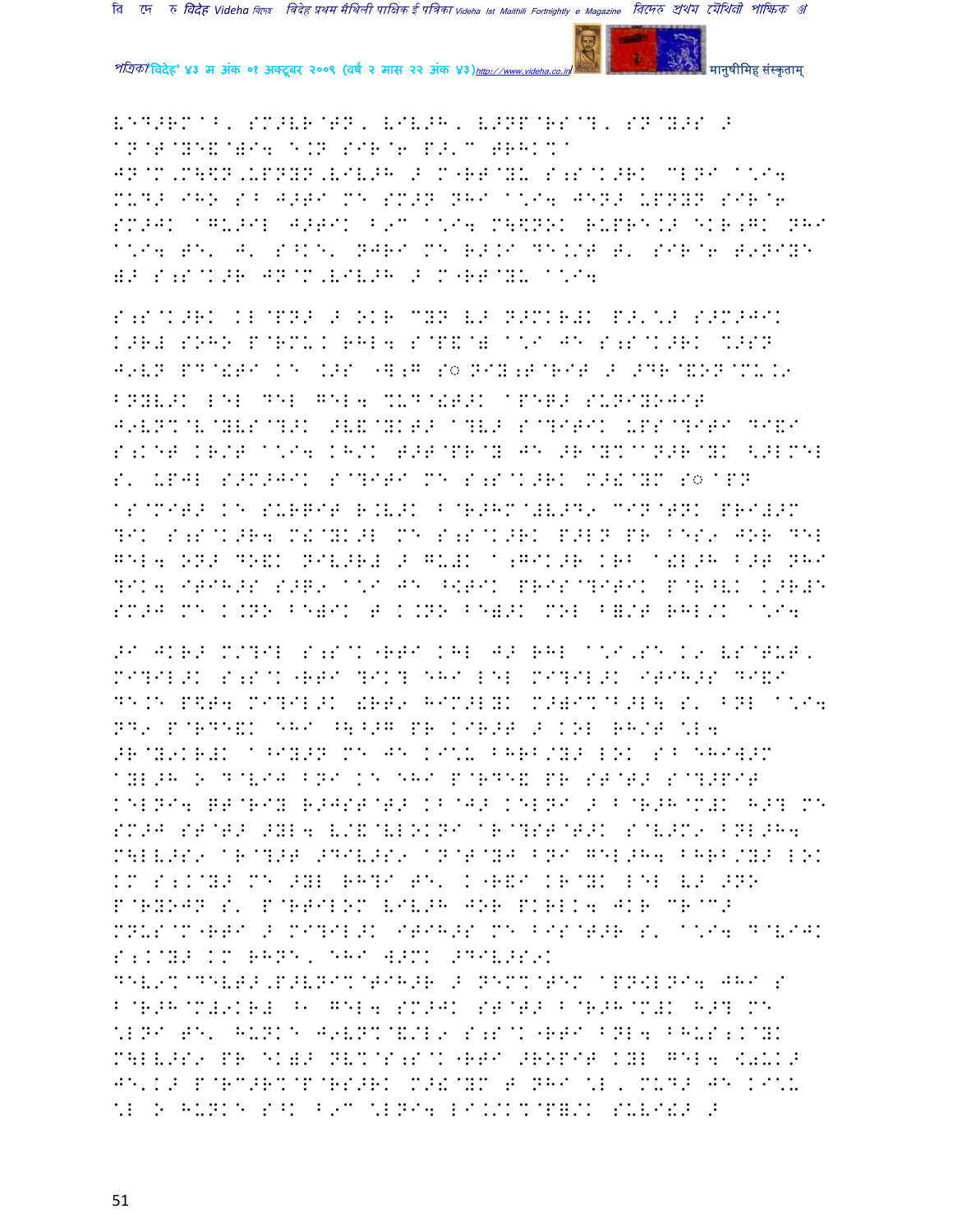V@D>RM@^, SM>VR@TN, VIV>H, V>NP@RS@?, SN@Y>S >
@N@T@Y@&@)I4 E.N SIR@6 P>'C THHK%@
JN@M,M\\$N,UPNYN,VIV>H > M@RT@YU S;S@K>RK CLNI @\*I4
MUD> IHO S^ J>TI ME SM>N NHI @\*I4 JEN> UPNYN SIR@6
SM>JK @GU>IL J>TIK B9C @\*I4 M\\$NOK RUPRE.> EKR;GK NHI
@\*I4 TE' J' S^KE' NJRI ME R>.I DE./T T' SIR@6 T9NIYE
)> S;S@K>R JN@M,VIV>H > M@RT@YU @\*I4

S;S@K>RK KL@PN> > OKR CYN V> N>MKR#K P>'\*> S>M>JIK
K>R# SOHO P@RMU. RHL4 S@P&@) @\*I JE S;S@K>RK %>SN
J9VN PD@!TI KE .>S ^H;G S◌ NIY;T@RIT > >DR@&ON@MU.9
BNYV>K LEL DEL GEL4 %UD@!T>K @PER> SUNIYOJIT
J9VN%@V@YVS@?>K >V&@YKT> @?V> S@?ITIK UPS@?ITI DI&I
S;KET KR/T @\*I4 KH/K T>T@PR@Y JE >R@Y%@N>R@YK <>LMEL
S' UPJL S>M>JIK S@?ITI ME S;S@K>RK M>!@YM S◌@PN
@S@MIT> KE SURRIT R.V>K B@R>HM@#V>D9 CIN@TNK PRI#>M
?IK S;S@K>R4 M!@YK>L ME S;S@K>RK P>LN PR BES9 JOR DEL
GEL4 ON> DO&K NIV>R# > GU#K @;GIK>R KRB @!L>H B>T NHI
?IK4 ITIH>S S>Q9 @\*I JE ^\$TIK PRIS@?ITIK P@R^VK K>R#E
SM>J ME K.NO BE)IK T K.NO BE)>K MOL B=/T RHL/K @\*I4

>I JKR> M/?IL S;S@K@RTI KHL J> RHL @\*I,SE K9 VS@TUT'
MI?IL>K S;S@K@RTI ?IK? EHI LEL MI?IL>K ITIH>S DI&I
DE.E P\$T4 MI?IL>K !RT9 HIM>LYK M>)I%@B>L\\ S' BNL @\*I4
ND9 P@RDE&K EHI ^\\^>G PR KIR>T > K.OL RH/T \*L4
>R@Y9KR#K @^IY>N ME JE KI\*U BHRB/Y> LOK S^ EHIW>M
@YL>H O D@VIJ BNI KE EHI P@RDE& PR ST@T> S@?>PIT
KELNI4 QT@RIY R>JST@T> KB@J> KELNI > B@R>HM@#K H>? ME
SM>J ST@T> >YL4 V/&@VLOKNI @R@?ST@T>K S@V>M9 BNL>H4
M\\LV>S9 @R@?>T >DIV>S9 @N@T@YJ BNI GEL>H4 BHRB/Y> LOK
KM S;K@Y> ME >YL RH?I TE' K@R&I KR@YK LEL V> >NO
P@RYOJN S' P@RTILOM VIV>H JOR PKRLK4 JKR CR@C>
MNUS@M@RTI > MI?IL>K ITIH>S ME BIS@T>R S' @\*I4 D@VIJK
S;K@Y> KM RHNE' EHI W>MK >DIV>S9K
DEV9%@DEVT>,P>VNI%@TIH>R > NEM%@TEM @PN\$LNI4 JHI S
B@R>H@M#9KR# ^1 GEL4 SM>JK ST@T> B@R>H@M#K H>? ME
\*LNI TE' HUNKE J9VN%@&/L9 S;S@K@RTI BNL4 BHUS;K@YK
M\\LV>S9 PR EK)> NV%@S;S@K@RTI >ROPIT KYL GEL4 <>UK>
JE'K> P@RC>R%@P@RS>RK M>!@YM T NHI \*L, MUD> JE KI\*U
\*L O HUNKE S^K B9C \*LNI4 LI./K%@P=/K SUVI!> >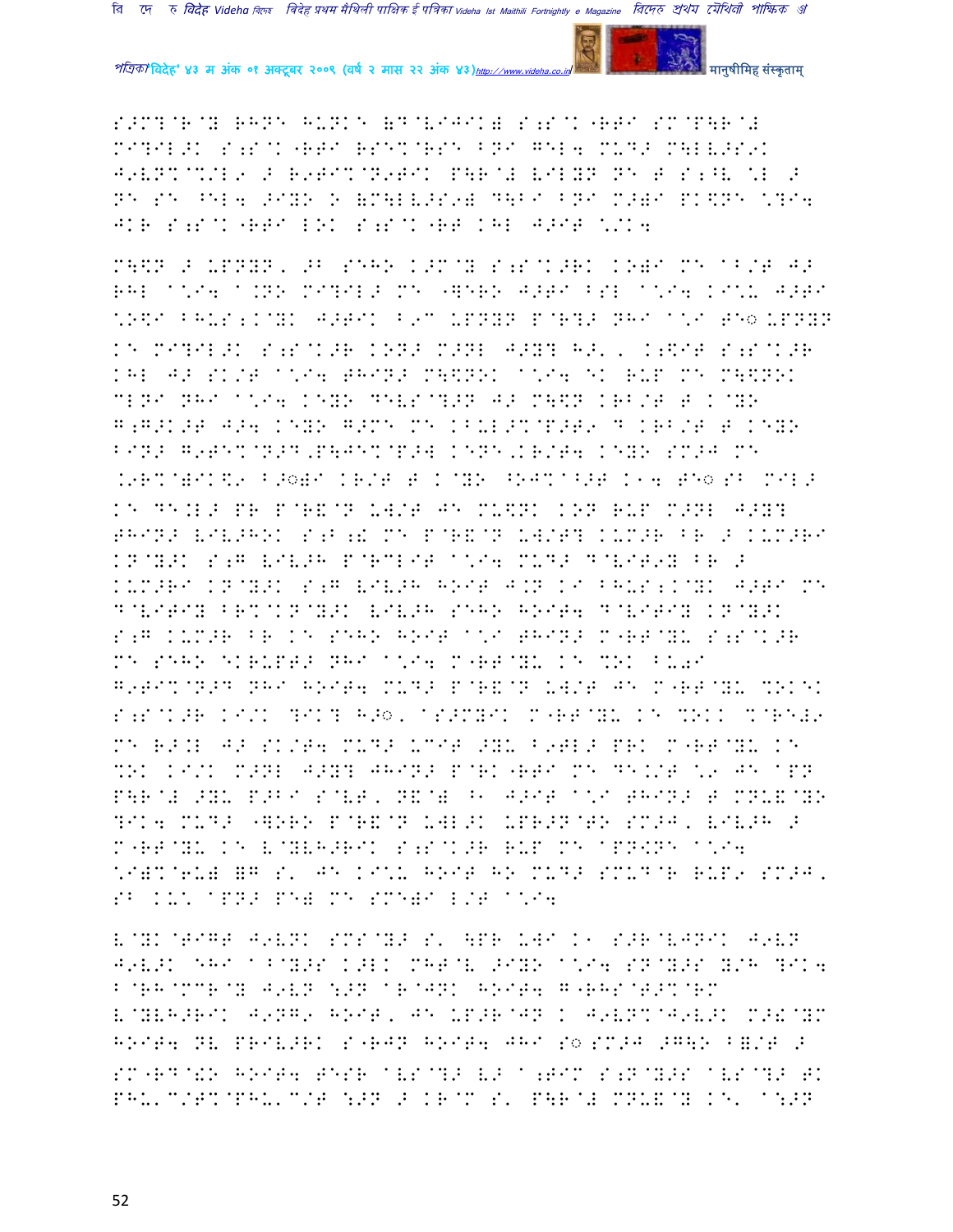S>M?@R@Y RHNE HUNKE (D@VIJIK) S;S@K"RTI SM@P\R@#
MI?IL>K S;S@K"RTI RSE%@RSE BNI GEL4 MUD> M\LV>S9K
J9VN%@%/L9 > R9TI%@N9TIK P\R@# VILYN NE T S;^V \L >
NE SE ^EL4 >IYO O (M\LV>S9) D\BI BNI M>)I PK$NE \?I4
JKR S;S@K"RTI LOK S;S@K"RT KHL J>IT \/K4

M\$N > UPNYN, >B SEHO K>M@Y S;S@K>RK KO)I ME AB/T J>
RHL A\I4 A.NO MI?IL> ME "]ERO J>TI BSL A\I4 KI\U J>TI
\O\$I BHUS;K@YK J>TIK B9C UPNYN P@R?> NHI A\I TE◌ UPNYN
KE MI?IL>K S;S@K>R KON> M>NL J>Y? H>', K;$IT S;S@K>R
KHL J> SK/T A\I4 THIN> M\$NOK A\I4 EK RUP ME M\$NOK
MLNI NHI A\I4 KEYO DEVS@?>N J> M\$N KRB/T T K@YO
G;G>K>T J>4 KEYO G>ME ME KBUL>%@P>T9 D KRB/T T KEYO
BIN> G9TE%@N>D,P\JE%@P>J KENE,KR/T4 KEYO SM>J ME
.9R%@)IK$9 B>◌)I KR/T T K@YO ^OJ%A^>T K14 TE◌ SB MIL>
KE DE.L> PR P@R&@N UW/T JE MU$NK KON RUP M>NL J>Y?
THIN> VIV>HOK S;B;! ME P@R&@N UW/T? KUM>R BR > KUM>RI
KN@Y>K S;G VIV>H P@RCLIT A\I4 MUD> D@VIT9Y BR >
KUM>RI KN@Y>K S;G VIV>H HOIT J.N KI BHUS;K@YK J>TI ME
D@VITIY BR%@KN@Y>K VIV>H SEHO HOIT4 D@VITIY KN@Y>K
S;G KUM>R BR KE SEHO HOIT A\I THIN> M"RT@YU S;S@K>R
ME SEHO EKRUPT> NHI A\I4 M"RT@YU KE %OK BU0I
G9TI%@N>D NHI HOIT4 MUD> P@R&@N UW/T JE M"RT@YU %OKEK
S;S@K>R KI/K ?IK? H>◌, AS>MYIK M"RT@YU KE %OKK %@RE!9
ME R>.L J> SK/T4 MUD> UCIT >YU B9TL> PRK M"RT@YU KE
%OK KI/K M>NL J>Y? JHIN> P@RK"RTI ME DE./T \9 JE APN
P\R@# >YU P>BI S@VT, N&@) ^1 J>IT A\I THIN> T MNU&@YO
?IK4 MUD> "]ORO P@R&@N UWL>K UPR>N@TO SM>J, VIV>H >
M"RT@YU KE V@YVH>RIK S;S@K>R RUP ME APN<NE A\I4
\I)I%@6U) (G S' JE KI\U HOIT HO MUD> SMUD@R RUP9 SM>J,
SB KU\ APN> PE) ME SME)I L/T A\I4

V@YK@TIGT J9VNK SMS@Y> S' \PR UWI K1 S>R@VJNIK J9VN
J9V>K EHI A^@Y>S K>LK MHT@V >IYO A\I4 SN@Y>S Y/H ?IK4
B@RH@MCR@Y J9VN :>N AR@JNK HOIT4 G"RHS@T>%@RM
V@YVH>RIK J9NG9 HOIT, JE UP>R@JN K J9VN%@J9V>K M>!@YM
HOIT4 NV PRIV>RK S"RJN HOIT4 JHI S◌ SM>J >G\O B=/T >
SM"RD@!O HOIT4 TESR AVS@?> V> A;TIM S;N@Y>S AVS@?> TK
PHU'C/T%@PHU'C/T :>N > KR@M S' P\R@# MNU&@Y KE' A:>N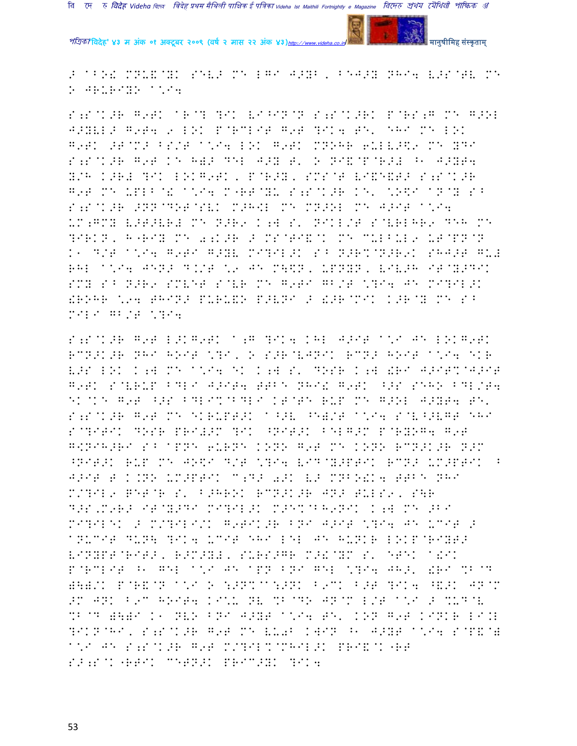> ^BO! MNU&@YK SEV> ME LGI J>YB, BEJ>Y NHI4 V>S@TV ME
O JRURIYO A\*I4

S;S@K>R G9TK ^R@? ?IK VI^IN@N S;S@K>RK P@RS;G ME G>OL
J>YVL> G9T4 9 LOK P@RCLIT G9T ?IK4 TE' EHI ME LOK
G9TK >T@M> BS/T A\*I4 LOK G9TK MNOHR 6ULV>$9 ME YDI
S;S@K>R G9T KE H=> DEL J>Y T' O NI&@P@R>! ^1 J>YT4
Y/H K>R! ?IK LOKG9TK, P@R>Y, SMS@T VI&E&T> S;S@K>R
G9T ME UPLB@! A\*I4 M"RT@YU S;S@K>R KE' \*O$I A@Y S^
S;S@K>R >NN@DOT@SVK M>H!L ME MN>OL ME J>IT A\*I4
UM;GMY V>T>VR! ME N>R9 K;W S' NIKL/T S@VRLHR9 DEH ME
?IRKN, H"RIY ME 0;K>R > MS@TI&@K ME MULBUL9 UT@PN@N
K1 D/T A\*I4 G9TI G>YV MI?IL>K S^ N>R%@N>R9K SHJ>T GU!
RHL A\*I4 JEN> D.K/T \*9 JE M\$N, UPNYN, VIV>H IT@Y>DIK
SMY S^ N>R9 SMVET S@VR ME G9TI GB/T \*?I4 JE MI?IL>K
!ROHR \*94 THIN> PURU&O P>VNI > !>R@MIK K>R@Y ME S^
MILI GB/T \*?I4

S;S@K>R G9T L>KG9TK A;G ?IK4 KHL J>IT A\*I JE LOKG9TK
RCN>K>R NHI HOIT \*?I, O S>R@VJNIK RCN> HOIT A\*I4 EKR
V>S LOK K;W ME A\*I4 EK K;W S' DOSR K;W !RI J>IT%@J>IT
G9TK S@VRUP BDLI J>IT4 TTBE NHI! G9TK ^>S SEHO BDL/T4
EK@KE G9T ^>S BDLI%@BDLI KT@TE RUP ME G>OL J>YT4 TE'
S;S@K>R G9T ME EKRUPT>K A^>V ^E=/T A\*I4 S@V^>VGT EHI
S@?ITIK DOSR PRI&>M ?IK ^NIT>K BELG>M P@RYOG4 G9T
G<NIH>RI S^ APNE 6URNE KONO G9T ME KONO RCN>K>R N>M
^NIT>K RUP ME JO$I D/T \*?I4 VID@Y>PTIK RCN> UM>PTIK ^
J>IT T K.NO UM>PTIK M;D> 0>K V> MNBO!K4 TTBE NHI
M/?IL9 QET@R S' B>HROK RCN>K>R JN> TULS9, S\R
D>S,M9R> IT@Y>DI MI?IL>K M>E%@BH9NIK K;W ME >BI
MI?ILEK > M/?ILI/K G9TIK>R BNI J>IT \*?I4 JE UCIT >
ANUCIT DUN\ ?IK4 UCIT EHI LEL JE HUNKR LOKP@RIYT>
VINYPT@RIT>, R>M>Y!, SURS>GR M>!@YM S' ETEK A!IK
P@RCLIT ^1 GEL A\*9 JE APN BNI GEL \*?I4 JH>' !RI %B@D
=\=/K P@R&@N A\*I O :>N%@A:>NK B9CK B>T ?IK4 ^&>K JN@M
>M JNK B9C HOIT4 KI\*U NV %B@DO JN@M L/T A\*I > %UD@V
%B@D =\=I K1 NVO BNI J>YT A\*I4 TE' KON G9T KINKR LI.L
?IKN@HI, S;S@K>R G9T ME VU0B KWIN ^1 J>YT A\*I4 S@P&@=
A\*I JE S;S@K>R G9T M/?IL%@MHIL>K PRI&@K "RT
S>;S@K "RTIK MET N>K PRIM>YK ?IK4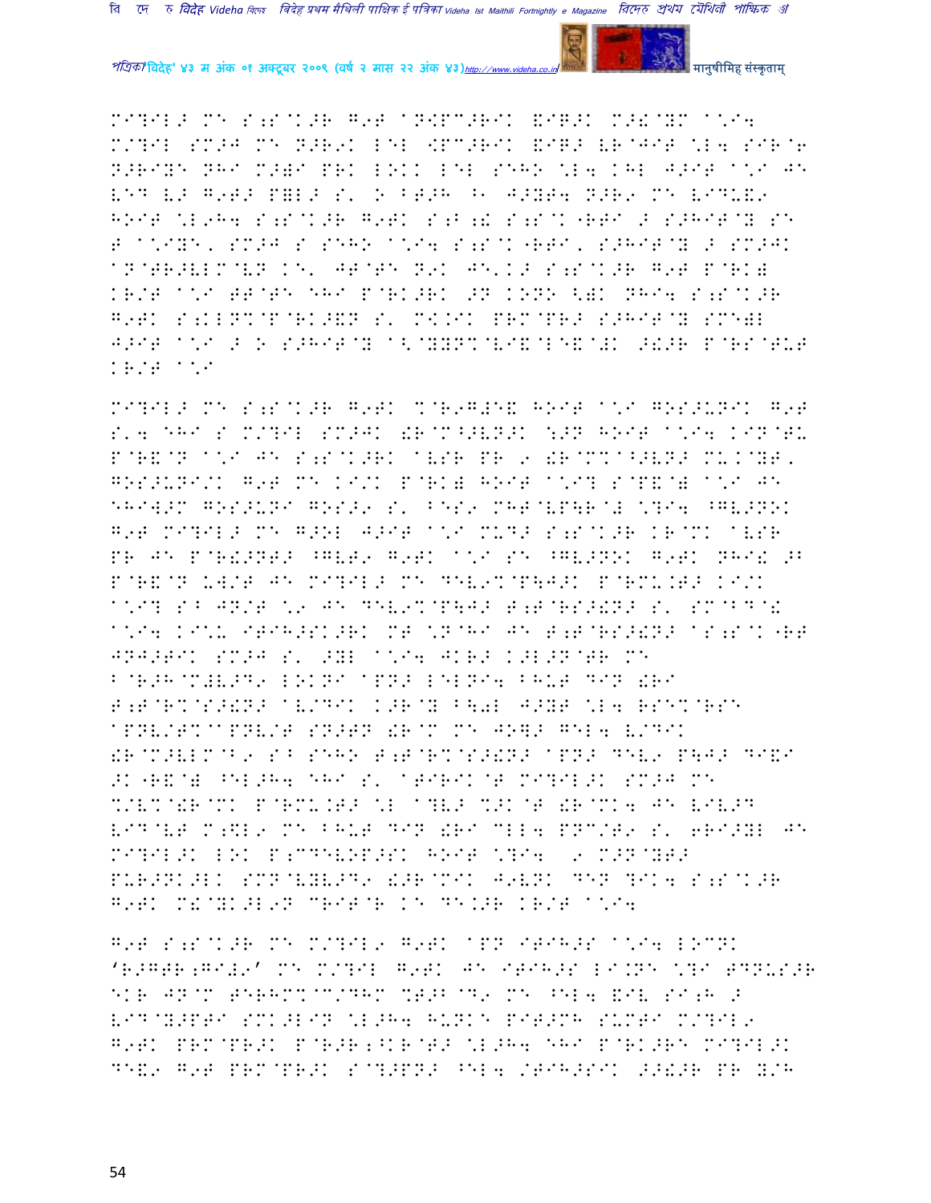MI?IL> MN S;S@K>R G9T @N!PC>RIK &IQ>K M>!@YM @\*I4 M/?IL SM>J MN N>R9K LEL !PC>RIK &IQ> VR@JIT \*L4 SIR@6 N>RIYE NHI M>)I PRK LOKK LEL SEHO \*L4 KHL J>IT @\*I JE VED V> G9T> P=L> S' O BT>H ^1 J>YT4 N>R9 MN VIDU&9 HOIT \*L9H4 S;S@K>R G9TK S;B ;! S;S@K"RTI > S>HIT@Y SE T @\*IYE, SM>J S SEHO @\*I4 S;S@K"RTI, S>HIT@Y > SM>JK @N@TR>VLM@VN KE' JT@TE N9K JE'K> S;S@K>R G9T P@RK) KR/T @\*I TT@TE EHI P@RK>RK >N KONO <)K NHI4 S;S@K>R G9TK S;KLN%@P@RK>&N S' M[KIK PRM@PR> S>HIT@Y SMN)L J>IT @\*I > O S>HIT@Y @<@YYN%@VI&@LE&@)K >!>R P@RS@TUT KR/T @\*I

MI?IL> MN S;S@K>R G9TK %@R9G#E& HOIT @\*I GOS>UNIK G9T S'4 EHI S M/?IL SM>JK !R@M^>VN>K \*>N HOIT @\*I4 KIN@TU P@R&@N @\*I JE S;S@K>RK @VSR PR 9 !R@M%@^>VN> MUK@YT, GOS>UNI/K G9T MN KI/K P@RK) HOIT @\*I? S@P&@) @\*I JE EHIW>M GOS>UNI GOS>9 S' BES9 MHT@VP\R@# \*?I4 ^GV>NOK G9T MI?IL> MN G>OL J>IT @\*I MUD> S;S@K>R KR@MK @VSR PR JE P@R!>NT> ^GVT9 G9TK @\*I SE ^GV>NOK G9TK NHI! >B P@R&@N UW/T JE MI?IL> MN DEV9%@P\J>K P@RMU.T> KI/K @\*I? S^ JN/T \*9 JE DEV9%@P\J> T;T@RS>!N> S' SM@BD@! @\*I4 KI\*U ITIH>SK>RK MT \*N@HI JE T;T@RS>!N> @S;S@K"RT JNJ>TIK SM>J S' >YL @\*I4 JKR> K>L>N@TR MN B@R>H@M#V>D9 LOKNI @PN> LELNI4 BHUT DIN !RI T;T@R%@S>!N> @VU/DIK K>R@Y B\0L J>YT \*L4 RSE%@RSE @PNV/T%@PNV/T SN>TN !R@M MN JO]> GEL4 V/DIK !R@M>VLM@B9 S^ SEHO T;T@R%@S>!N> @PN> DEV9 P\J> DI&I >K"R&@) ^EL>H4 EHI S' @TIRIK@T MI?IL>K SM>J MN %/V%@!R@MK P@RMU.T> \*L @?V> %>K@T !R@MK4 JE VIV>D VID@VT M;\$L9 MN BHUT DIN !RI CLL4 PNC/T9 S' 6RI>YL JE MI?IL>K LOK P;CDEVOP>SK HOIT \*?I4 9 M>N@YT> PUR>NK>LK SMN@VYV>D9 !>R@MIK J9VNK DEN ?IK4 S;S@K>R G9TK M!@YK>L9N CRIT@R KE DE.>R KR/T @\*I4

G9T S;S@K>R MN M/?IL9 G9TK @PN ITIH>S @\*I4 LOCNK 'R>GTR;GI#9' MN M/?IL G9TK JE ITIH>S LI.NE \*?I TDNUS>R EKR JN@M TERHM%@C/DHM %T>B@D9 MN ^EL4 &IV SI;H > VID@Y>PTI SMK>LIN \*L>H4 HUNKE PIT>MH SUMTI M/?IL9 G9TK PRM@PR>K P@R>R;^KR@T> \*L>H4 EHI P@RK>RE MI?IL>K DE&9 G9T PRM@PR>K S@?>PN> ^EL4 /TIH>SIK >>!>R PR Y/H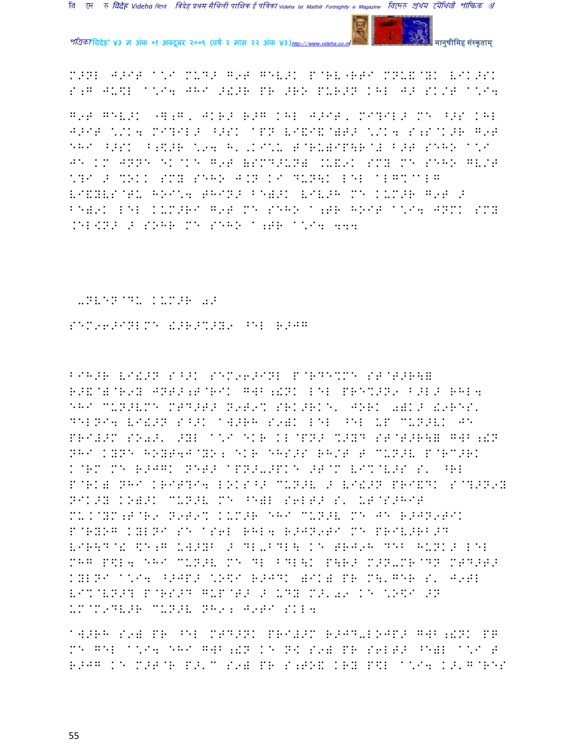M>NL J>IT A\*I MUD> G9T GEV>K P@RV"RTI MNU&@YK VIK>SK S;G JU\$L A\*I4 JHI >!+ >R PR >RO PUR>N KHL J> SK/T A\*I4

G9T GEV>K "];G, JKR> R>G KHL J>IT, MI?IL> ME ^>S KHL J>IT \*/K4 MI?IL> ^>SK APN VI&I&@)T> \*/K4 S;S@K>R G9T EHI ^>SK B;\$>R \*94 H'.KI\*U T@RU)IP\R@# B>T SEHO A\*I JE KM JNNE EK@KE G9T (SMD>UN) .U&9K SMY ME SEHO GV/T \*?I > %OKK SMY SEHO J.N KI DUN\K LEL AL G%@ALG VI&YVS@TU HOI\*4 THIN> BE)>K VIV>H ME KUM>R G9T > BE)9K LEL KUM>RI G9T ME SEHO A;TR HOIT A\*I4 JNMK SMY .EL[N> > SOHR ME SEHO A;TR A\*I4 444

-NVEN@DU KUM>R 0>

SEM96>INLME !>R>%>Y9 ^EL R>JG

BIH>R VI!>N S^>K SEM96>INL P@RDE%ME ST@T>R\& R>&@)@R9Y JNT>;T@RIK GW\$;!NK LEL PRE%>N9 B>L> RHL4 EHI MUN>VME MTD>T> N9T9% SRK>RKE' JORK 0)K> !9RES' DELNI4 VI!>N S^>K A]>RH S9)K LEL ^EL UP MUN>VK JE PRI!>M SO0>' >YL A\*I EKR KL@PN> %>YD ST@T>R\& GW\$;!N NHI KYNE HOYT4J@YO; EKR EHS>S RH/T T MUN>V P@RM>RK K@RM ME R>JGK NET> APN>->PKE >T@M VI%@V>S S' ^RL P@RK) NHI KRIT?I4 LOKS^> MUN>V > VI!>N PRI&DK S@?>N9Y NIK>Y KO)>K MUN>V ME ^E)L S6LT> S' UT@S>HIT MU.K@YM;T@R9 N9T9% KUM>R EHI MUN>V ME JE R>JN9TIK P@RYOG KYLNI SE AS6L RHL4 R>JN9TI ME PRIV>RB>D VIR\D@! \$E;G U]>YB > DL-BDL\ KE TRJ9H DEB HUNK> LEL MHG P\$L4 EHI MUN>V ME DL BDL\K P\R> M>N-MR@DN MTD>T> KYLNI A\*I4 ^>JP> \*O\$I R>JDK )IK) PR M\'GER S' J9TL VI%@VN>? P@RS>D GUP@T> > UDY M>'09 KE \*O\$I >N UM@M9DV>R MUN>V NH9; J9TI SKL4

A]>RH S9) PR ^EL MTD>NK PRI!>M R>JD-LOJP> GW\$;!NK PR ME GEL A\*I4 EHI GW\$;!N KE NK S9) PR S6LT> ^E)L A\*I T R>JG KE M>T@R P>'C S9) PR S;TO& KRY P\$L A\*I4 K>'G@RES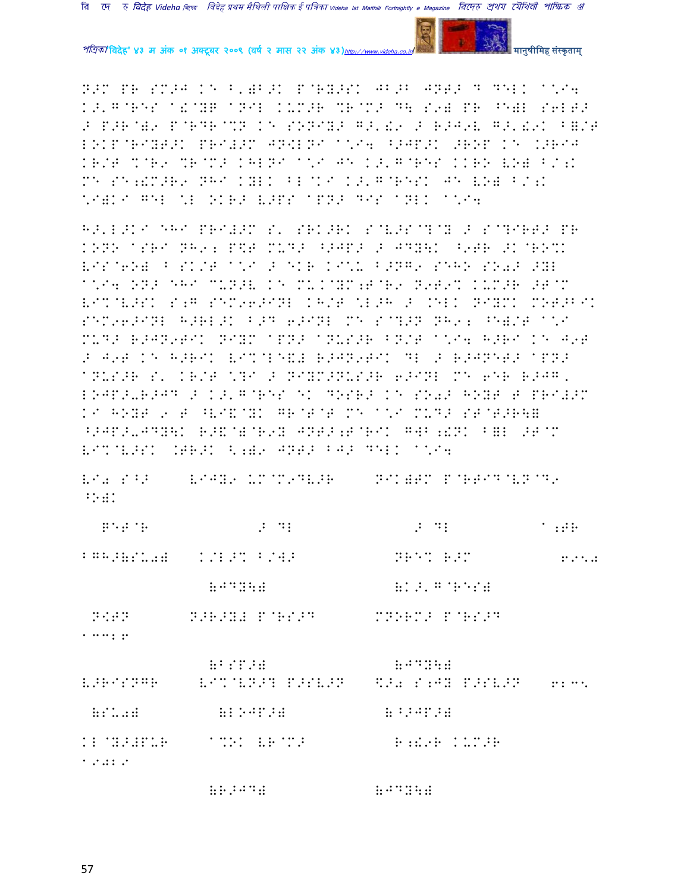N>M PR SM>J KE B')B>K P@RY>SK JB>B JNT> D DEL: A\I4 K>'G@RES A!@YB ANIL KUM>R %R@M> D\ S9) PR ^E)L S6LT> > P>R@)9 P@RDR@%N KE SONIY> G>'!9 > R>J9V G>'!9K B)/T LOKP@RIYT>K PRI#>M JN[LNI A\I4 ^>JP>K >ROP KE .>RIJ KR/T %@R9 %R@M> KHLNI A\I JE K>'G@RES KKRO VO) B/;K ME SE;!M>R9 NHI KYLK BL@KI K>'G@RESK JE VO) B/;K \I)KI GEL \L OKR> V>PS APN> DIS ANLK A\I4

H>'L>KI EHI PRI#>M S' SRK>RK S@V>S@?@Y > S@?IRT> PR KONO ASRI NH9; P\$T MUD> ^>JP> > JDY\K ^9TR >K@RO%K VIS@6O) B SK/T A\I > EKR KI\L B>NG9 SEHO SO0> >YL A\I4 ON> EHI MUN>V KE MU.@YM;T@R9 N9T9% KUM>R >T@M VI%@V>SK S;G SEM96>INL KH/T \L>H > .ELK NIYMK MOT>BIK SEM96>INL H>RL>K B>D 6>INL ME S@?>N NH9; ^E)/T A\I MUD> R>JN9TIK NIYM APN> ANUS>R BN/T A\I4 H>RI KE J9T > J9T KE H>RIK VI%@LE&# R>JN9TIK DL > R>JNET> APN> ANUS>R S' KR/T \?I > NIYM>NUS>R 6>INL ME 6ER R>JG' LOJP>-R>JD > K>'G@RES EK DOSR> KE SO0> HOYT T PRI#>M KI HOYT 9 T ^VI&@YK GR@T@T ME A\I MUD> ST@T>R\B ^>JP>-JDY\K R>&@)@R9Y JNT>;T@RIK GWB;!NK B)L >T@M VI%@V>SK .TR>K <;)9 JNT> BJ> DEL: A\I4

| VI0 S^> | VIJY9 UM@M9DV>R | NIK)TM P@RTID@VN@D9 ^O)K | |
|---|---|---|---|
| GET@R | > DL | > DL | A;TR |
| BGH>(SU0) | K/L>% B/W> | NRE% R>M | 6954 |
| | (JDY\) | (K>'G@RES) | |
| N[TN | N>R>Y# P@RS>D | MNORM> P@RS>D | 1332 6 |
| | (BSP>) | (JDY\) | |
| V>RISNGR | VI%@VN>? P>SV>N | \$>0 S;JY P>SV>N | 6235 |
| (SU0) | (LOJP>) | (^>JP>) | |
| KL@Y>#PUR | A%OK VR@M> | R;!9R KUM>R | 1902 9 |
| | (R>JD) | (JDY\) | |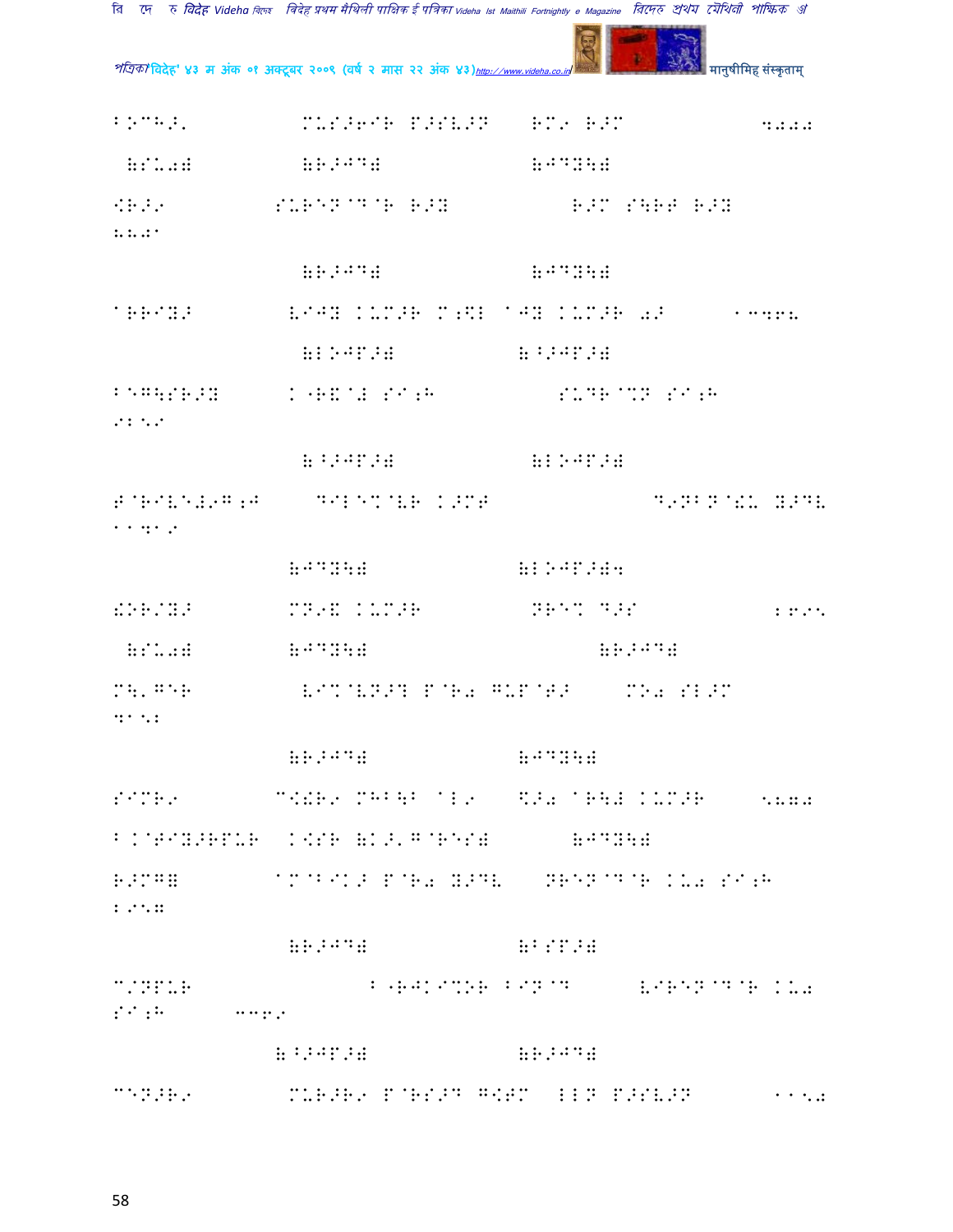BOCHA' MUSA6IR PASWAN RMO RAM 4000

(SU0) (RAJD) (JDY\)

[RAO SURENDRA RAY RAM S\RT RAY 2201

(RAJD) (JDY\)

ARRIYA VIJY KUMAR M;\$L AJY KUMAR 0A 13468

(LOJPA) (^AJPA)

BEG\SRAY K"R&A# SI;H SUDR%N SI;H 9259

(^AJPA) (LOJPA)

T@RIVE#9G;J DILE%@VR KAMT D9NBN@!U YADV 11419

(JDY\) (LOJPA)4

!OR/YA MN9& KUMAR NRE% DAS 2695

(SU0) (JDY\) (RAJD)

M\'GER VI%@VNA? P@R0 GUP@TA MO0 SLAM 3152

(RAJD) (JDY\)

SIMR9 C[!R9 MHB\B AL9 \$A0 AR\# KUMAR 5800

B.K@TIYARPUR K[SR (K?A'G@RES) (JDY\)

RAMG] AM@BIKA P@R0 YADV NREN@D@R KU0 SI;H 2958

(RAJD) (BSPA)

C/NPUR B"RJKI%OR BIN@D VIREN@D@R KU0 SI;H 3369

(^AJPA) (RAJD)

CENAR9 MURAR9 P@RSAD G[TM LLN PASWAN 1150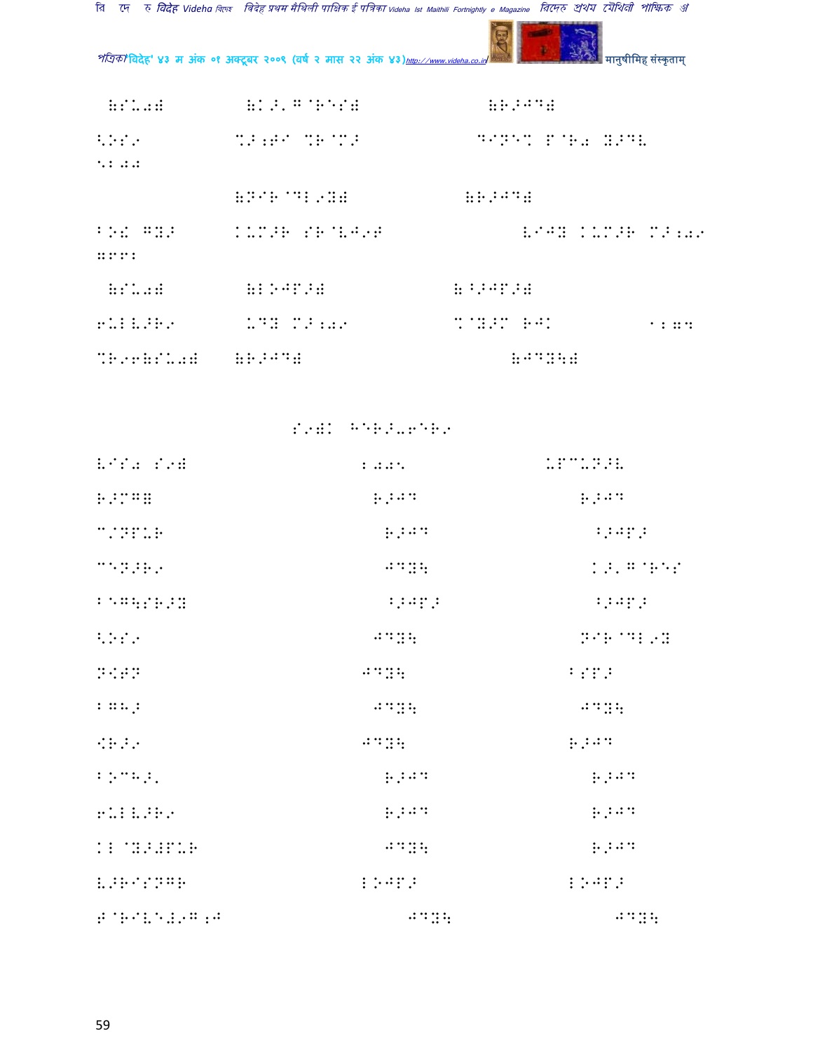| (SU0) | (K>, G@RES) | (R>JD) |
|---|---|---|
| <OS9 5200 | %>;T/ %R@M> | DIN^% P@R0 Y>DL |
| | (NIR@DL9Y) | (R>JD) |
| BO! GY> WEEB | KUM>R SR@VJ9T | VIJY KUM>R M>;09 |
| (SU0) | (LOJP>) | (^>JP>) |
| 6ULV>R9 | UDY M>;09 | %@Y>M RJK 1204 |
| %R96(SU0) | (R>JD) | (JDY\) |

S9)K HER>-6ER9

| VIS0 S9) | 2005 | UPCUN>L |
|---|---|---|
| R>MG) | R>JD | R>JD |
| C/NPUR | R>JD | ^>JP> |
| C^N>R9 | JDY\ | K>, G@RES |
| B^G\SR>Y | ^>JP> | ^>JP> |
| <OS9 | JDY\ | NIR@DL9Y |
| N<TN | JDY\ | BSP> |
| BGH> | JDY\ | JDY\ |
| <R>9 | JDY\ | R>JD |
| BOCH>, | R>JD | R>JD |
| 6ULV>R9 | R>JD | R>JD |
| KL@Y>#PUR | JDY\ | R>JD |
| V>RISNGR | LOJP> | LOJP> |
| T@RIV^#9G;J | JDY\ | JDY\ |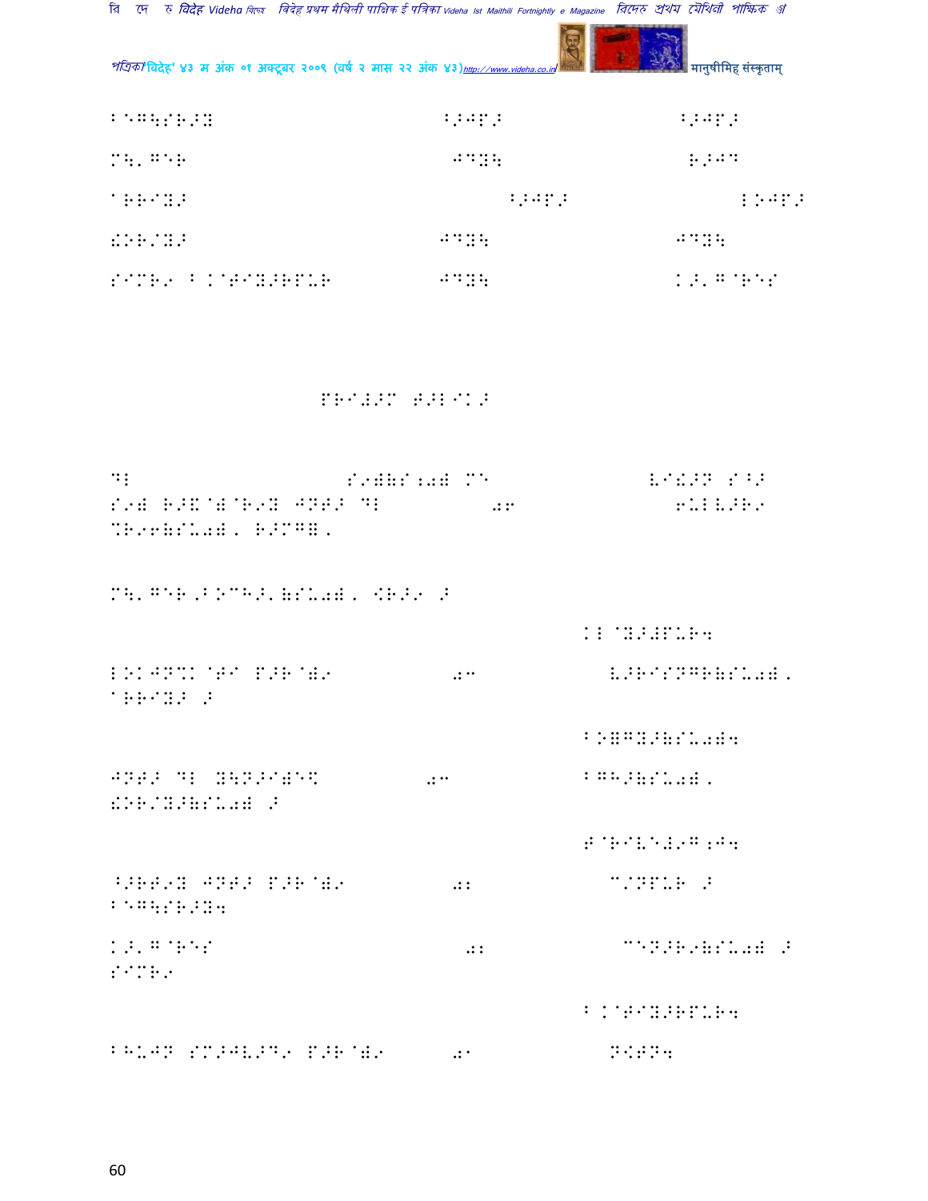| B@G\SR>Y | <>JP> | <>JP> |
|---|---|---|
| M\'G@R | JDY\ | R>JD |
| ^RRIY> | <>JP> | L>JP> |
| !OR/Y> | JDY\ | JDY\ |
| SIMR९ B.@TIY>RPUR | JDY\ | K>'G@RES |

PRI#>M T>LIK>

DL S९W(S;0) M@ VI!>N S^>
S९) R>&@)@R९Y JNT> DL 06 6ULV>R९
%R९6(SU0), R>MG), M\'G@R,BOCH>'(SU0), .R>९ >

KL@Y>#PUR4

LOKJN%K@TI P>R@)९ 03 V>RISNGR(SU0), ^RRIY> >

BO)GY>(SU0)4

JNT> DL Y\N>I)E\$ 03 BGH>(SU0), !OR/Y>(SU0) >

T@RIVE#९G;J4

^>RT९Y JNT> P>R@)९ 0: C/NPUR > B@G\SR>Y4

K>'G@RES 0: CEN>R९(SU0) > SIMR९

B.@TIY>RPUR4

BHUJN SM>JV>D९ P>R@)९ 0[ N.TN4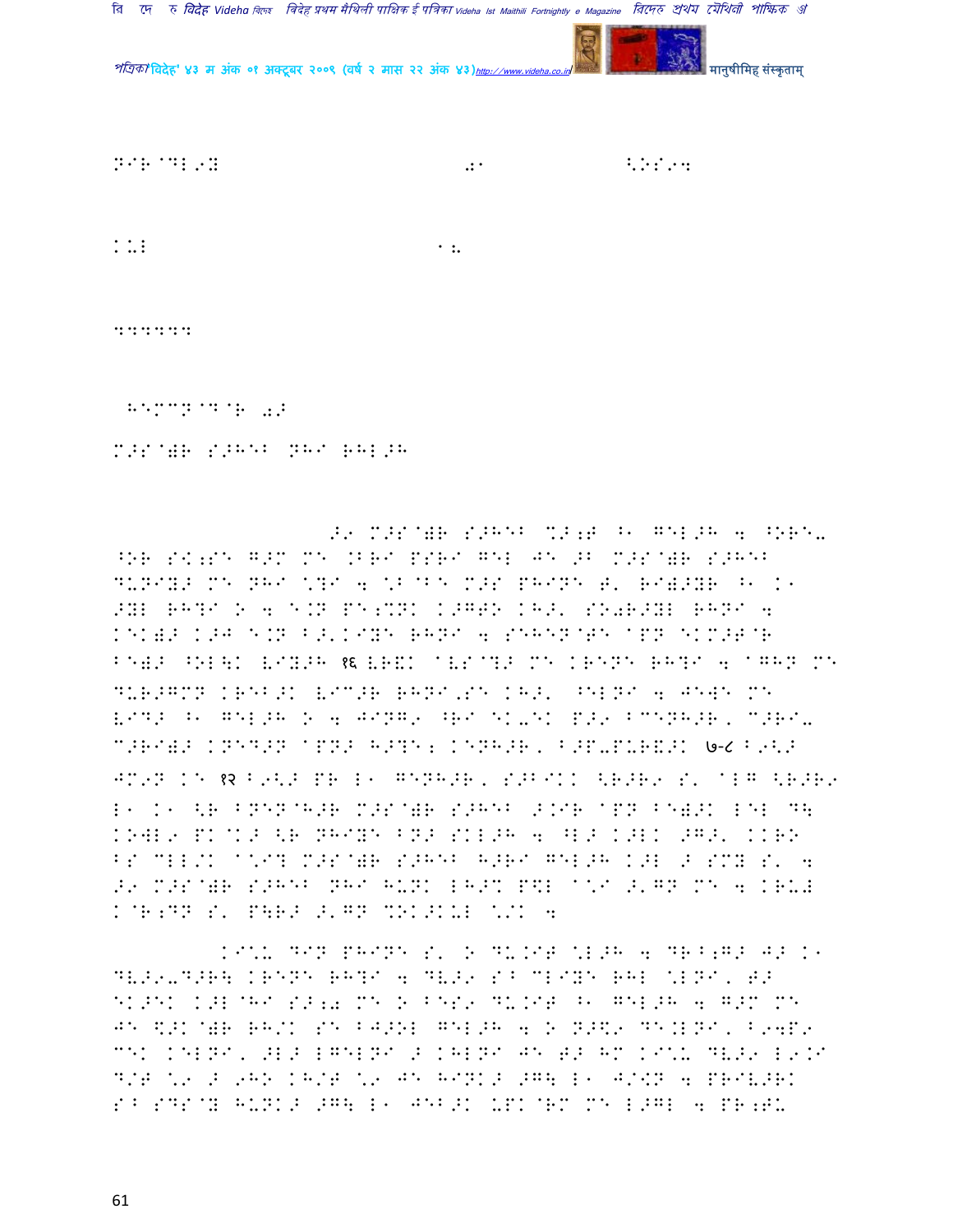NIR@DL9Z .1 <OS94

K.L 1.

444444

HEMCN@D@R 02

M>S@)R S>HEB NHI RHL>H

>9 M>S@)R S>HEB %>;T ^1 GEL>H 4 ^ORE- ^OR S<;SE G>M ME .BRI PSRI GEL JE >B M>S@)R S>HEB DUNIY> ME NHI \?I 4 \B@BE M>S PHINE T' RI)>YR ^1 K1 >YL RH?I O 4 E.N PE;%NK K>GTO KH>' SO0R>YL RHNI 4 KEK)> K>J E.N B>'KIYE RHNI 4 SEHEN@TE APN EKM>T@R BE)> ^OL\K VIY>H १६ VR&K AVS@?> ME KRENE RH?I 4 AGHN ME DUR>GMN KREB>K VIC>R RHNI,SE KH>' ^ELNI 4 JEWE ME VID> ^1 GEL>H O 4 JING9 ^RI EK-EK P>9 BCENH>R, C>RI- C>RI)> KNED>N APN> H>?E; KENH>R, B>P-PUR&>K ७-८ B9<> JM9N KE १२ B9<> PR L1 GENH>R, S>BIKK <R>R9 S' ALG <R>R9 L1 K1 <R BNEN@H>R M>S@)R S>HEB >.IR APN BE)>K LEL D\ KOWL9 PK@K> <R NHIYE BN> SKL>H 4 ^L> K>LK >G>' KKRO BS CLL/K A\I? M>S@)R S>HEB H>RI GEL>H K>L > SMY S' 4 >9 M>S@)R S>HEB NHI HUNK LH>% P\$L A\I >'GN ME 4 KRU; K@R;DN S' P\R> >'GN %OK>KUL \/K 4

KI\U DIN PHINE S' O DU.IT \L>H 4 DR B;G> J> K1 DV>9-D>R\ KRENE RH?I 4 DV>9 S^ CLIYE RHL \LNI, T> EK>EK K>L@HI S>;0 ME O BES9 DU.IT ^1 GEL>H 4 G>M ME JE \$>K@)R RH/K SE BJ>OL GEL>H 4 O N>\$9 DE.LNI, B94P9 CEK KELNI, >L> LGELNI > KHLNI JE T> HM KI\U DV>9 L9.I D/T \9 > 9HO KH/T \9 JE HINK> >G\ L1 J/<N 4 PRIV>RK S^ SDS@Y HUNK> >G\ L1 JEB>K UPK@RM ME L>GL 4 PR;TU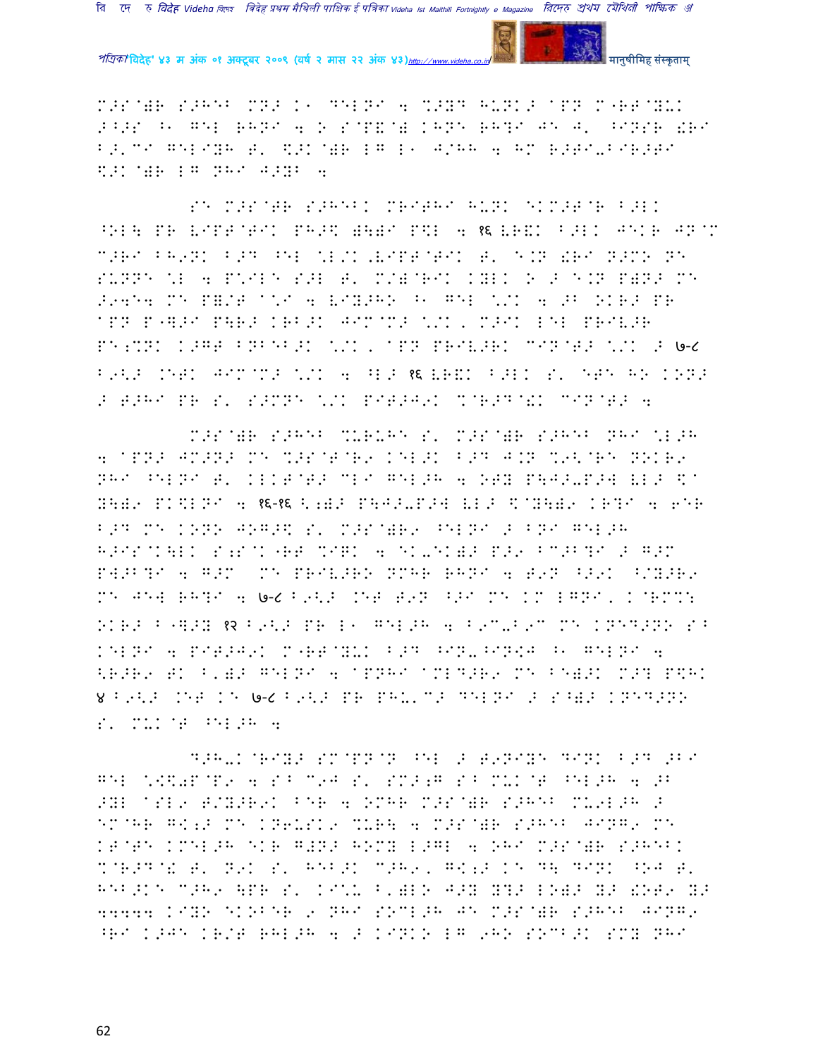M>S@)R S>HEB MN> K1 DELNI 4 %>YD HUNK> APN M"RT@YUK >B>S ^1 GEL RHNI 4 O S@P&@) KHNE RH?I JE J' ^INSR !RI B>'CI GELIYH T' \>K@)R LG L1 J/HH 4 HM R>TI-BIR>TI \>K@)R LG NHI J>YB 4

SE M>S@TR S>HEBK MRITHI HUNK EKM>T@R B>LK ^OL╡ PR VIPT@TIK PH>\ )\)I P\L 4 १६ VR&K B>LK JEKR JN@M C>RI BH9NK B>D ^EL \*L/K,VIPT@TIK T' E.N !RI N>MO NE SUNNE \*L 4 P\*ILE S>L T' M/)@RIK KYLK O > E.N P)N> ME >94E4 ME P&/T A\*I 4 VIY>HO ^1 GEL \*/K 4 >B OKR> PR APN P"]>I P\R> KRB>K JIM@M> \*/K, M>IK LEL PRIV>R PE;%NK K>GT BNBEB>K \*/K, APN PRIV>RK CIN@T> \*/K > ७-८ B9<> .ET JIM@M> \*/K 4 ^L> १६ VR&K B>LK S' ETE HO KON> > T>HI PR S' S>MNE \*/K PIT>J9K %@R>D@!K CIN@T> 4

M>S@)R S>HEB %URUHE S' M>S@)R S>HEB NHI \*L>H 4 APN> JM>N> ME %>S@T@R9 KEL>K B>D J.N %9<@RE NOKR9 NHI ^ELNI T' KLKT@T> CLI GEL>H 4 OTY P\J>-P>J VL> \@ Y\)9 PK\LNI 4 १६-१६ <;)> P\J>-P>J VL> \@Y\)9 KR?I 4 6ER B>D ME KONO JOG>\ S' M>S@)R9 ^ELNI > BNI GEL>H H>IS@K\LK S;S@K"RT %IRK 4 EK-EK)> P>9 BC>B?I > G>M P]>B?I 4 G>M ME PRIV>RO NMHR RHNI 4 T9N ^>9K ^/Y>R9 ME JE] RH?I 4 ७-८ B9<> .ET T9N ^>I ME KM LGNI, K@RM%: OKR> B"]>Y १२ B9<> PR L1 GEL>H 4 B9C-B9C ME KNED>NO S^ KELNI 4 PIT>J9K M"RT@YUK B>D ^IN-^IN<J ^1 GELNI 4 <R>R9 TK B')> GELNI 4 APNHI AMLD>R9 ME BE)>K M>? P\HK ४ B9<> .ET KE ७-८ B9<> PR PHU'C> DELNI > S^)> KNED>NO S' MUK@T ^EL>H 4

D>HU-K@RIY> SM@PN@N ^EL > T9NIYE DINK B>D >B9 GEL \*<\0P@P9 4 S^ C9J S' SM>;G S^ MUK@T ^EL>H 4 >B >YL ASL9 T/Y>R9K BER 4 OMHR M>S@)R S>HEB MU9L>H > EM@HR G<;> ME KN6USK9 %UR\ 4 M>S@)R S>HEB JING9 ME KT@TE KMEL>H EKR G)N> HOMY L>GL 4 OHI M>S@)R S>HEBK %@R>D@! T' N9K S' HEB>K C>H9, G<;> KE D\ DINK ^OJ T' HEB>KE C>H9 \PR S' KI\*U B')LO J>Y Y?> LO)> Y> !OT9 Y> 44444 KIYO EKOBER 9 NHI SOCL>H JE M>S@)R S>HEB JING9 ^RI K>JE KR/T RHL>H 4 > KINKO LG 9HO SOCB>K SMY NHI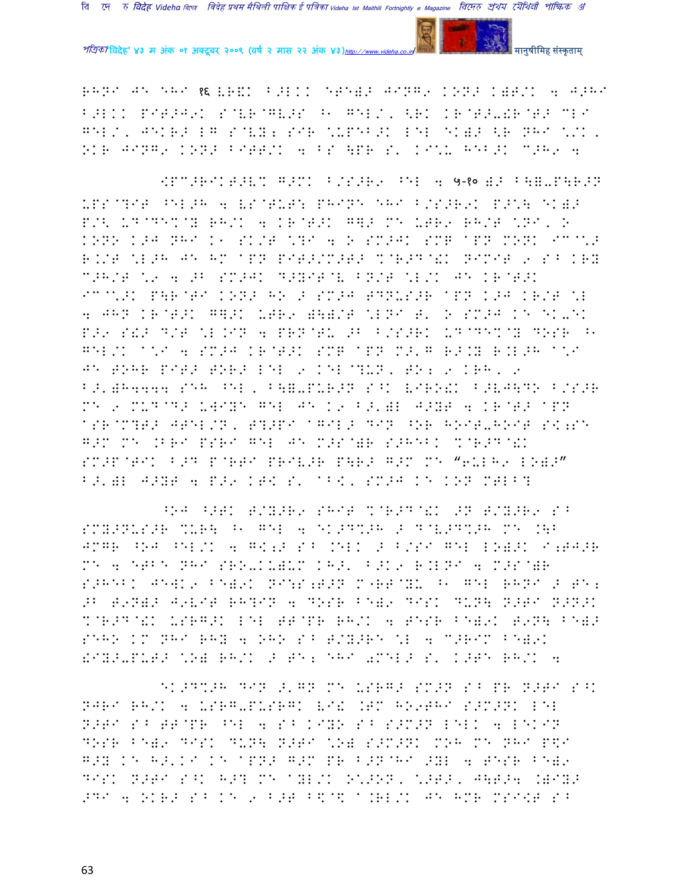RHNI JE EHI १६ LR&K B>LKK ETE)> JING9 KON> K)T/K 4 J>HI B>LKK PIT>J9K S@LR@GL>S ^1 GEL/, <RK KR@T>-!R@T> CLI GEL/, JEKR> LG S@LY; SIR \*UPEB>K LEL EK)> <R NHI \*/K, OKR JING9 KON> BITT/K 4 BS \PR S' KI\*U HEB>K C>H9 4

<PC>RIKT>L% G>MK B/S>R9 ^EL 4 ५-१० )> B\=-P\R>N UPS@?IT ^EL>H 4 LS@TUT: PHINE EHI B/S>R9K P>\*\ EK)> P/< UD@DE%@Y RH/K 4 KR@T>K G]> ME UTR9 RH/T \*NI, O KONO K>J NHI K1 SK/T \*?I 4 O SM>JK SMT @PN MONK IC@\*> R./T \*L>H JE HM @PN PIT>/M>T> %@R>D@!K NIMIT 9 S^ KRY C>H/T \*9 4 >B SM>JK D>YIT@L BN/T \*L/K JE KR@T>K IC@\*>K P\R@TI KON> HO > SM>J TDNUS>R @PN K>J KR/T \*L 4 JHN KR@T>K G]>K UTR9 )\)/T \*LNI T' O SM>J KE EK-EK P>9 S!> D/T \*L.IN 4 PRN@TU >B B/S>RK UD@DE%@Y DOSR ^1 GEL/K @\*I 4 SM>J KR@T>K SMT @PN M>'G R>.Y R.L>H @\*I JE TOHR PIT> TOR> LEL 9 KEL@?UN, TO; 9 KRH, 9 B>')H4444 SEH ^EL, B\=-PUR>N S^K LIRO!K B>LJ\DO B/S>R ME 9 MUD@D> UWIYE GEL JE K9 B>')L J>YT 4 KR@T> @PN @SR@M?T> JTEL/N, T?>PI @GIL> DIN ^OR HOIT-HOIT SK;SE G>M ME .BRI PSRI GEL JE M>S@)R S>HEBK %@R>D@!K SM>P@TIK B>D P@RTI PRIL>R P\R> G>M ME "6ULH9 LO)>" B>')L J>YT 4 P>9 KT< S' @B<, SM>J KE KON MTLB?

^OJ ^>TK T/Y>R9 SHIT %@R>D@!K >N T/Y>R9 S^ SMY>NUS>R %UR\ ^1 GEL 4 EK>D%>H > D@L>D%>H ME .\B JMGR ^OJ ^EL/K 4 G<;> S^ .ELK > B/SI GEL LO)>K I;TJ>R ME 4 ETBE NHI SRO-KU)UM KH>' B>K9 R.LNI 4 M>S@)R S>HEBK JEWK9 BE)9K NI:S;T>N M"RT@YU ^1 GEL RHNI > TE; >B T9N)> J9LIT RH?IN 4 DOSR BE)9 DISK DUN\ N>TI N>N>K %@R>D@!K USRG>K LEL TT@PR RH/K 4 TESR BE)9K T9N\ BE)> SEHO KM NHI RHY 4 OHO S^ T/Y>RE \*L 4 C>RIM BE)9K !IY>-PUT> \*O) RH/K > TE; EHI 0MEL> S' K>TE RH/K 4

EK>D%>H DIN >'GN ME USRG> SM>N S^ PR N>TI S^K NJRI RH/K 4 USRG-PUSRGK LI! .TM HO9THI S>M>NK LEL N>TI S^ TT@PR ^EL 4 S^ KIYO S^ S>M>N LELK 4 LEKIN DOSR BE)9 DISK DUN\ N>TI \*O) S>M>NK MOH ME NHI P\$I G>Y KE H>'KI KE @PN> G>M PR B>N@HI >YL 4 TESR BE)9 DISK N>TI S^K H>? ME @YL/K O\*>ON, \*>T>, J\T>4 .)IY> >DI 4 OKR> S^ KE 9 B>T B\$@\$ @.RL/K JE HMR MSI<T S^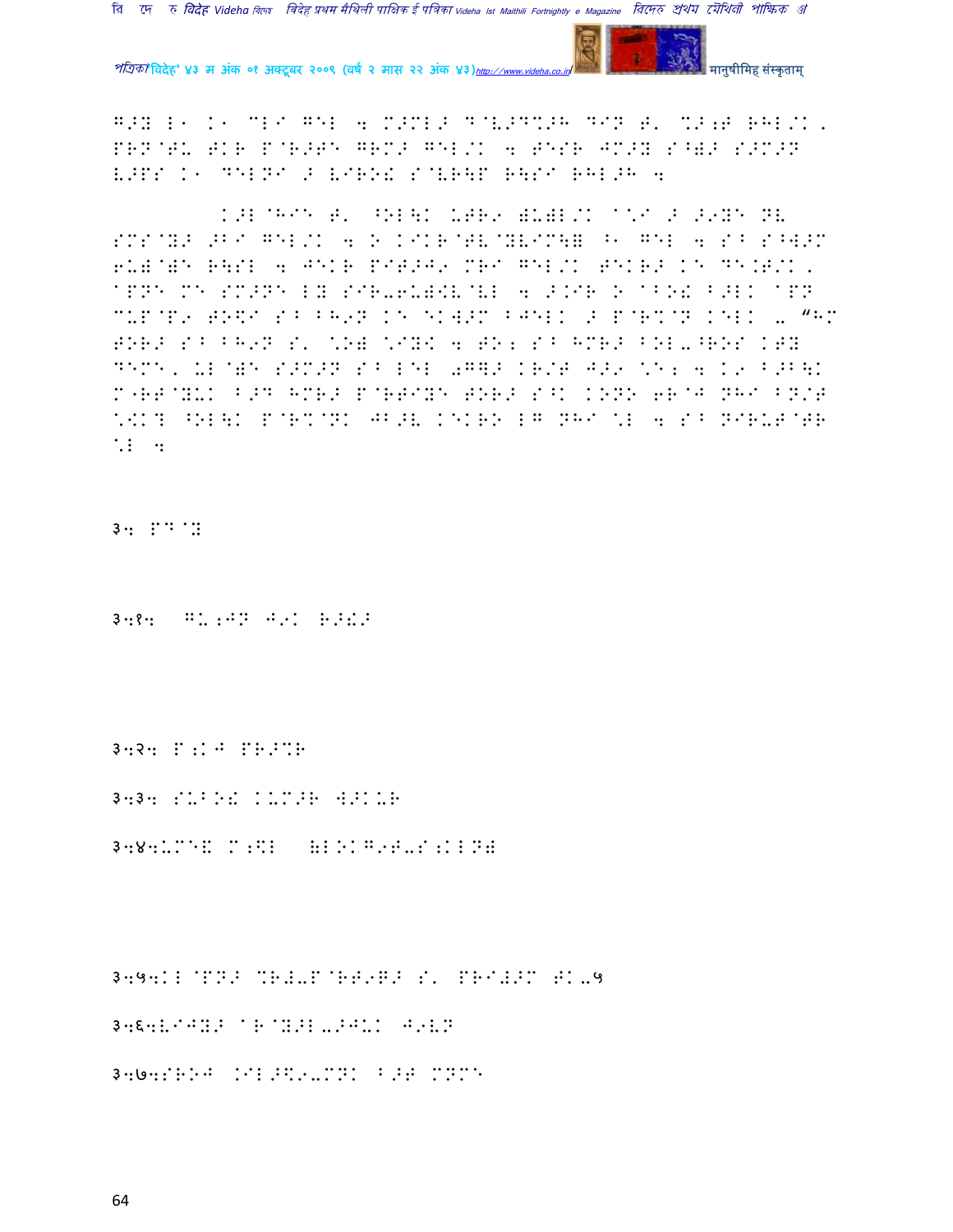G>Y L1 K1 CLI GEL 4 M>ML> D@V>D%>H DIN T' %>;T RHL/K, PRN@TU TKR P@R>TE GRM> GEL/K 4 TESR JM>Y S^B> S>M>N V>PS K1 DELNI > VIRO! S@VR\P R\SI RHL>H 4

K>L@HIE T' ^OL\K UTR9 )U)L/K ^\*I > >9YE NV SMS@Y> >BI GEL/K 4 O KIKR@TV@YVIM\B ^1 GEL 4 S^ S^W>M 6U)@)E R\SL 4 JEKR PIT>J9 MRI GEL/K TEKR> KE DE.T/K, APNE ME SM>NE LY SIR-6U)\$V@VL 4 >.IR O ABO! B>LK APN CUP@P9 TO\$I S^ BH9N KE EKW>M BJELK > P@R%@N KELK - "HM TOR> S^ BH9N S' \*O) \*IY! 4 TO; S^ HMR> BOL-^ROS KTY DEME, UL@)E S>M>N S^ LEL 0G\> KR/T J>9 \*E; 4 K9 B>B\K M"RT@YUK B>D HMR> P@RTIYE TOR> S^K KONO 6R@J NHI BN/T \*\$K? ^OL\K P@R%@NK JB>V KEKRO LG NHI \*L 4 S^ NIRUT@TR \*L 4

३. PD@Y

३.१. GU;JN J9K R>!>

३.२. P;KJ PR>%R

३.३. SUBO! KUM>R W>KUR

३.४.UME! M;\$L (LOKG9T-S;KLN)

३.५.KL@PN> %R=-P@RT9R> S' PRI=>M TK-५

३.६.VIJY> AR@Y>L->JUK J9VN

३.७.SROJ .IL>\$9-MNK B>T MNME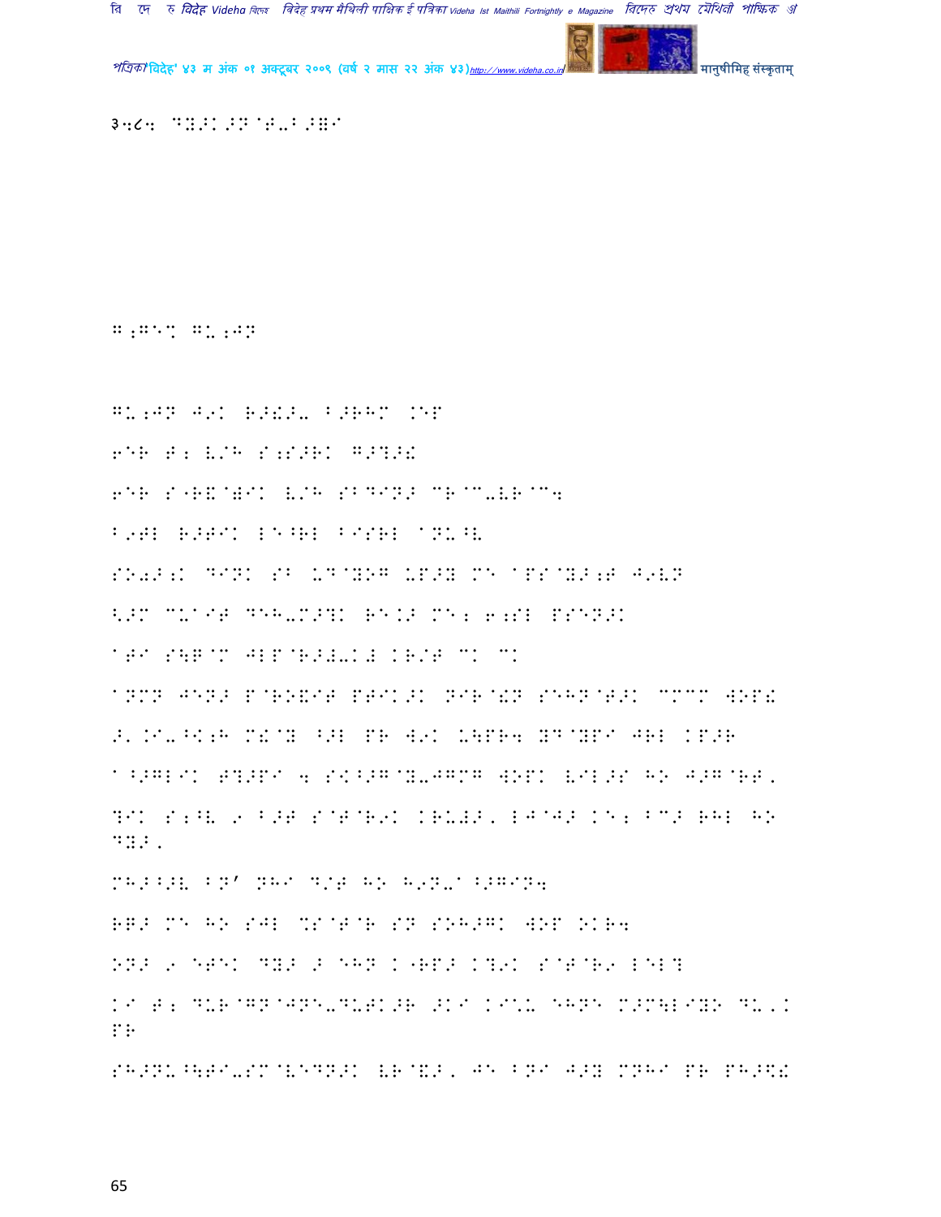३.८. DY>K>N@T-B>=I

G;GE% G-;JN

G-;JN J9K R>!>- B>RHM .EP

6ER T; V/H S;S>RK G>?>!

6ER S"R&@WIK V/H SBDIN> CR@C-VR@C4

B9TL R>TIK LE^RL BISRL @NU^V

SO0>;K DINK SB UD@YOG UP>Y ME @PS@Y>;T J9VN

<>M CU@IT DEH-M>?K RE.> ME; 6;SL PSEN>K

@TI S\G@M JLP@R>#-K# KR/T CK CK

@NMN JEN> P@RO&IT PTIK>K NIR@!N SEHN@T>K CMCM WOP!

>'.I-^K;H M!@Y ^>L PR W9K U\PR4 YD@YPI JRL KP>R

@^>GLIK T?>PI 4 S<^>G@Y-JGMG WOPK VIL>S HO J>G@RT,

?IK S;^V 9 B>T S@T@R9K KRU#>, LJ@J> KE; BC> RHL HO DY>,

MH>^>V BN' NHI D/T HO H9N-@^>GIN4

RG> ME HO SJL %S@T@R SN SOH>GK WOP OKR4

ON> 9 ETEK DY> > EHN K"RP> K?9K S@T@R9 LEL?

KI T; DUR@GN@JNE-DUTK>R >KI KI\U EHNE M>M\LIYO DU'K PR

SH>NU^\TI-SM@VEDN>K VR@&>, JE BNI J>Y MNHI PR PH>\!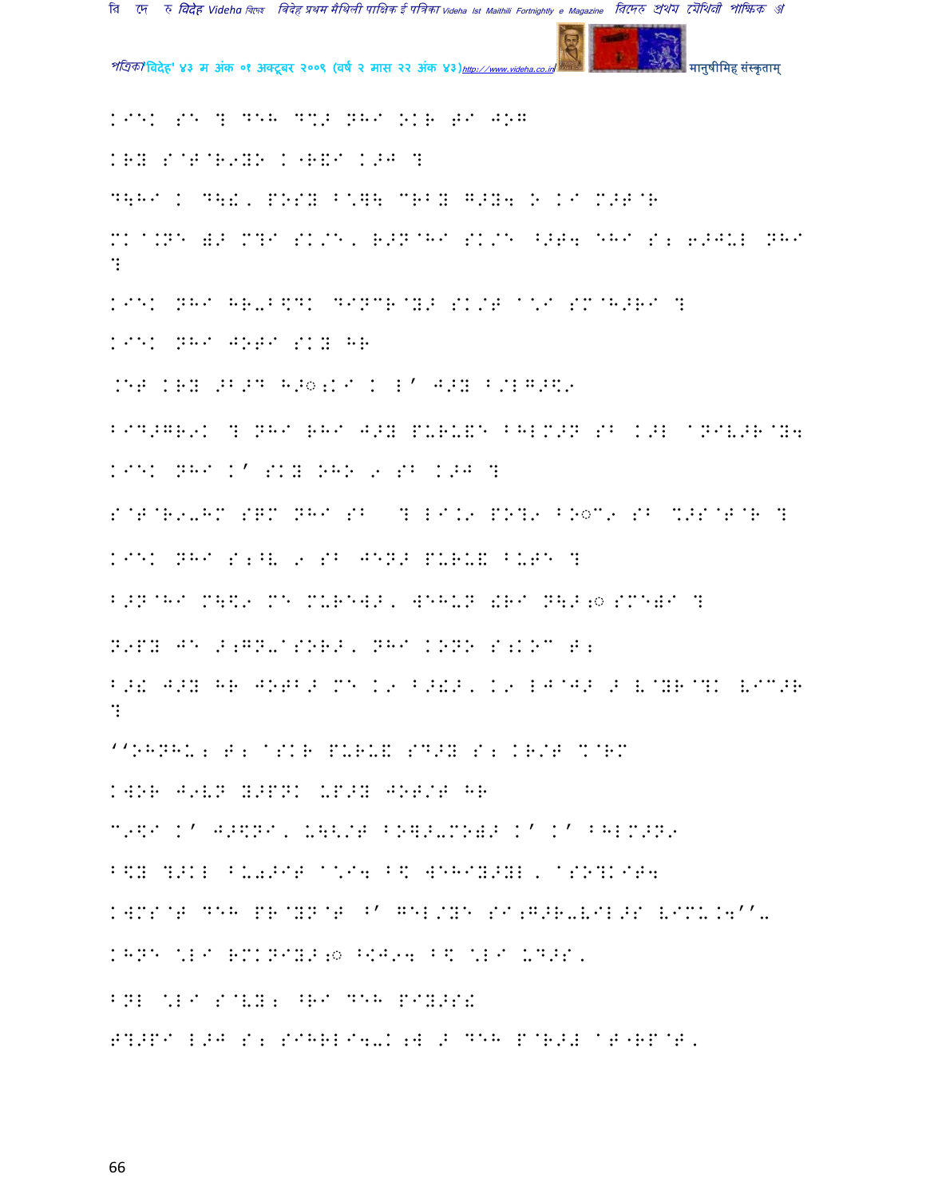KIEK SE ? DEH D%> NHI OKR TI J0G

KRY S@T@R9YO K"R&I K>J ?

D\HI K D\!, POSY B\*]\ CRBY G>Y4 O KI M>T@R

MK@.NE )> M?I SK/E, R>N@HI SK/E ^>T4 EHI S; 6>JUL NHI ?

KIEK NHI HR-B\$DK DINCR@Y> SK/T A\*I SM@H>RI ?

KIEK NHI JOTI SKY HR

.ET KRY >B>D H>◌;KI K L' J>Y B/LG>\$9

BID>GR9K ? NHI RHI J>Y PURU&E BHLM>N SB K>L ANIV>R@Y4

KIEK NHI K' SKY OHO 9 SB K>J ?

S@T@R9-HM SQM NHI SB ? LI.9 PO?9 BO◌C9 SB %>S@T@R ?

KIEK NHI S;^V 9 SB JEN> PURU& BUTE ?

B>N@HI M\\$9 ME MURE]>, WEHUN !RI N\>;◌ SME)I ?

N9PY JE >;GN-ASOR>, NHI KONO S;KOC T;

B>! J>Y HR JOTB> ME K9 B>!>, K9 LJ@J> > V@YR@?K VIC>R ?

''OHNHU; T; ASKR PURU& SD>Y S; KR/T %@RM

KWOR J9VN Y>PNK UP>Y JOT/T HR

C9\$I K' J>\$NI, U\</T BO]>-MO)> K' K' BHLM>N9

B\$Y ?>KL BU0>IT A\*I4 B\$ WEHIY>YL, ASO?KIT4

KWMS@T DEH PR@YN@T ^' GEL/YE SI;G>R-VIL>S VIMU.4''-

KHNE \*LI RMKNIY>;◌ ^:J94 B\$ \*LI UD>S,

BNL \*LI S@VY; ^RI DEH PIY>S!

T?>PI L>J S; SIHRLI4-K;W > DEH P@R>) AT"RP@T,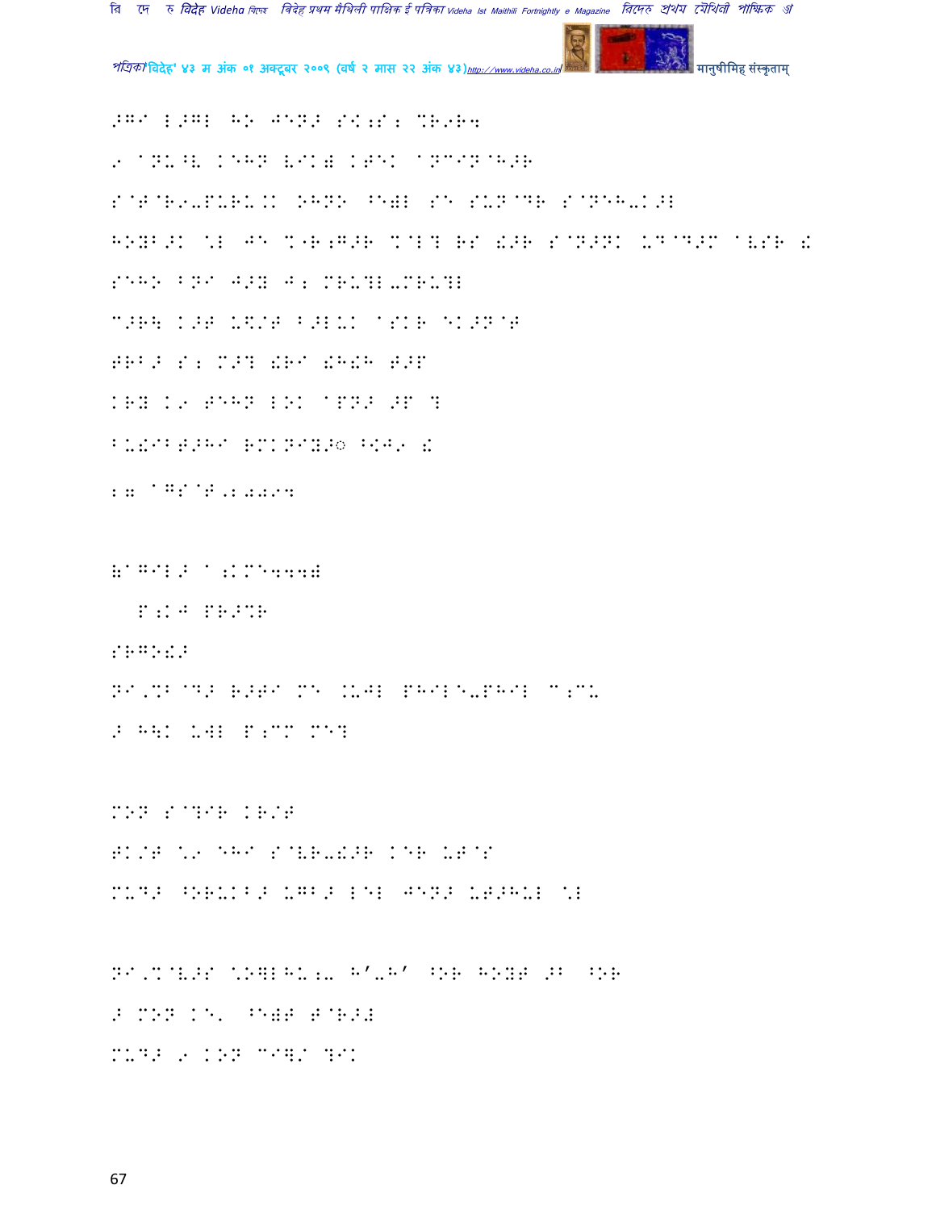>GI L>GL HO JEN> S[;S; %R9R4

9 aNU^V KEHN VIK) KTEK aNCIN@H>R

S@T@R9-PURU.K OHNO ^E)L SE SUN@DR S@NEH-K>L

HOYB>K \L JE %"R;G>R %@L? RS !>R S@N>NK UD@D>M aVSR !

SEHO BNI J>Y J; MRU?L-MRU?L

C>R\ K>T U!/T B>LUK aSKR EK>N@T

TRB> S; M>? !RI !H!H T>F

KRY K9 TEHN LOK aPN> >F ?

BU!IBT>HI RMKNIY>◌ ^[J9 !

27 aGS@T,2009

(aGIL> a;KME444)

P;KJ PR>%R

SRGO!>

NI,%B@D> R>TI ME .UJL PHILE-PHIL C;CU

> H\K UWL P;CM ME?

MON S@?IR KR/T

TK/T \9 EHI S@VR-!>R KER UT@S

MUD> ^ORUKB> UGB> LEL JEN> UT>HUL \L

NI,%@V>S \OGLHU;- H'-H' ^OR HOYT >B ^OR

> MON KE' ^E)T T@R>#

MUD> 9 KON CI]/ ?IK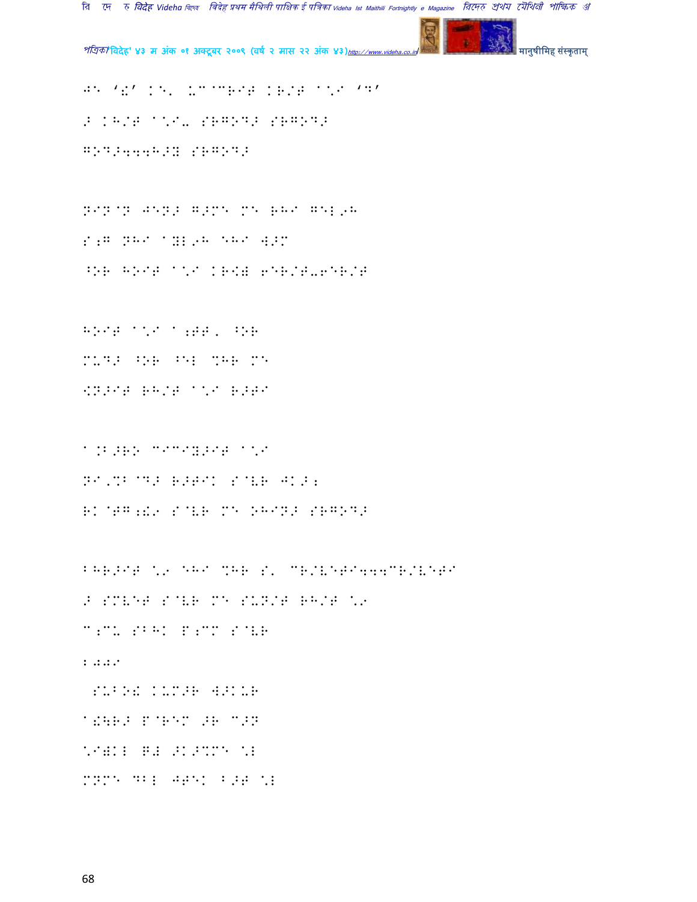JE 'Y' KE' U^^RIT KR/T ^\I 'D'

> KH/T ^\I- SRGOD> SRGOD>

GOD>444H>Y SRGOD>

NIN^N JEN> G>ME ME RHI GEL9H

S;G NHI ^YL9H EHI W>M

^OR HOIT ^\I KR[Y 6ER/T-6ER/T

HOIT ^\I ^;TT, ^OR

MUD> ^OR ^EL %HR ME

[N>IT RH/T ^\I R>TI

^.B>RO CICIY>IT ^\I

NI,%B^D> R>TIK S^VR JK>;

RK^TG;!9 S^VR ME OHIN> SRGOD>

BHR>IT \9 EHI %HR S' CR/VETI444CR/VETI

> SMVET S^VR ME SUN/T RH/T \9

C;CU SBHK P;CM S^VR

B000I

SUBO! KUM>R W>KUR

^!HR> P^REM >R C>N

\I@KL R# >K>%ME \L

MNME DBL JTEK B>T \L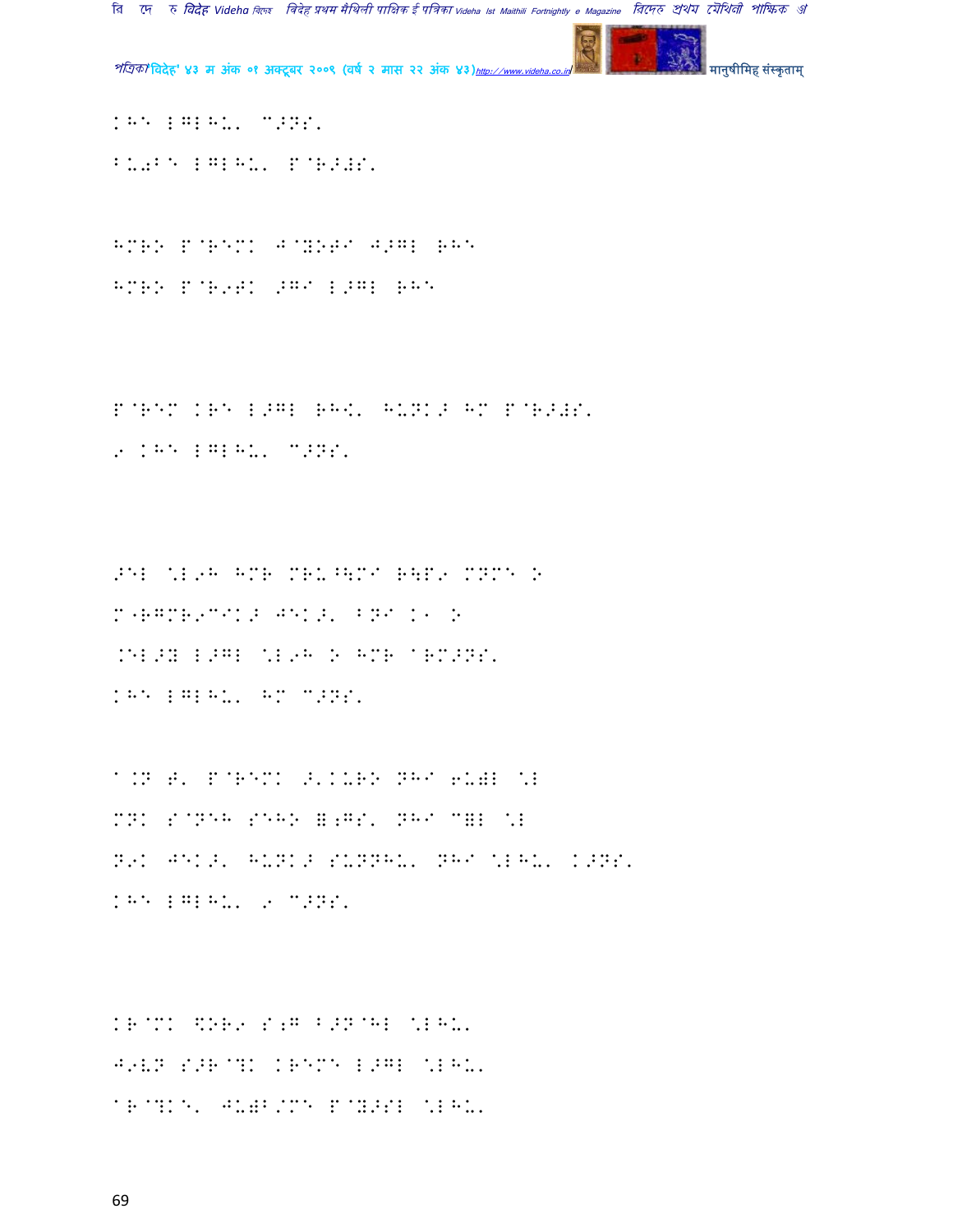KH LGLHU. C>NS.

BU0B LGLHU. P@R>#S.

HMRO P@REMK J@YOTI J>GL RH

HMRO P@R9TK >GI L>GL RH

P@REM KR L>GL RH!. HUNK> HM P@R>#S.

9 KH LGLHU. C>NS.

>EL %L9H HMR MRU^\MI R\P9 MNM O

M'RGMR9CIK> JEK>. BNI K' O

.EL>Y L>GL %L9H O HMR aRM>NS.

KH LGLHU. HM C>NS.

a.N T. P@REMK >.KURO NHI 6U)L %L

MNK S@NEH SEHO );GS. NHI C)L %L

N9K JEK>. HUNK> SUNNHU. NHI %LHU. K>NS.

KH LGLHU. 9 C>NS.

KR@MK \$OR9 S;G B>N@HL %LHU.

J9VN S>R@?K KREM L>GL %LHU.

aR@?K. JU)B/M P@Y>SL %LHU.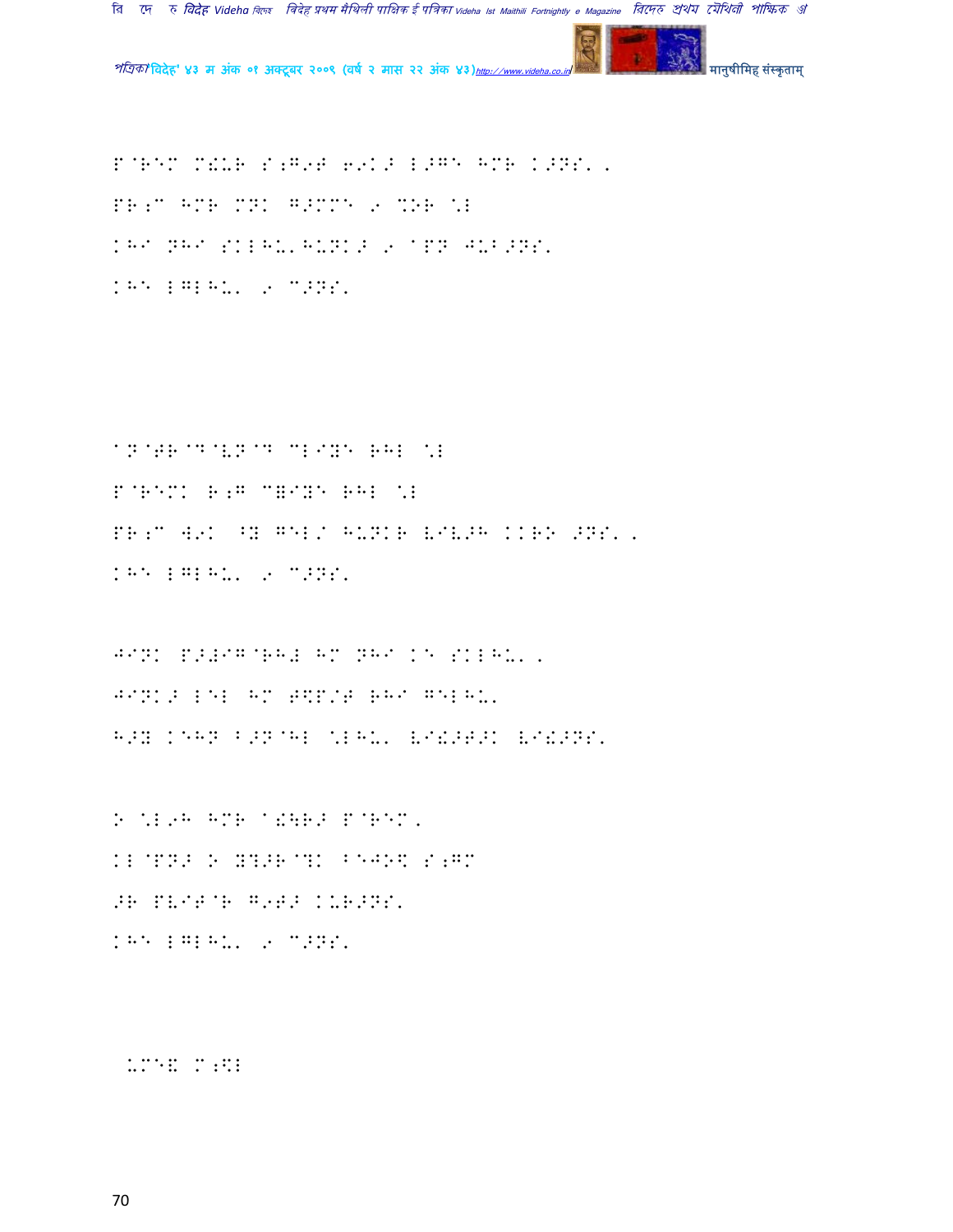P@REM M!UR S;G9T 69K> L>G' HMR K>NS' .
PR;C HMR MNK G>MMN 9 %OR \L
KH/ NH/ SKLHU'HUNK> 9 APN JUB>NS'
KH' LGLHU' 9 C>NS'

AN@TR@D@VN@D CLIXE RHL \L
P@REMK R;G C=IXE RHL \L
PR;C W9K ^Y GEL/ HUNKR VIV>H KKRO >NS' .
KH' LGLHU' 9 C>NS'

J/NK P>#IG@RH# HM NH/ K' SKLHU' .
J/NK> L'L HM T\P/T RH/ GELHU'
H>Y K'HN B>N@HL \LHU' VI!>T>K VI!>NS'

> \L9H HMR A![R> P@REM'
KL@PN> > Y?>R@?K B'JO\$ S;GM
>R PVIT@R G9T> KUR>NS'
KH' LGLHU' 9 C>NS'

UM'% M;WL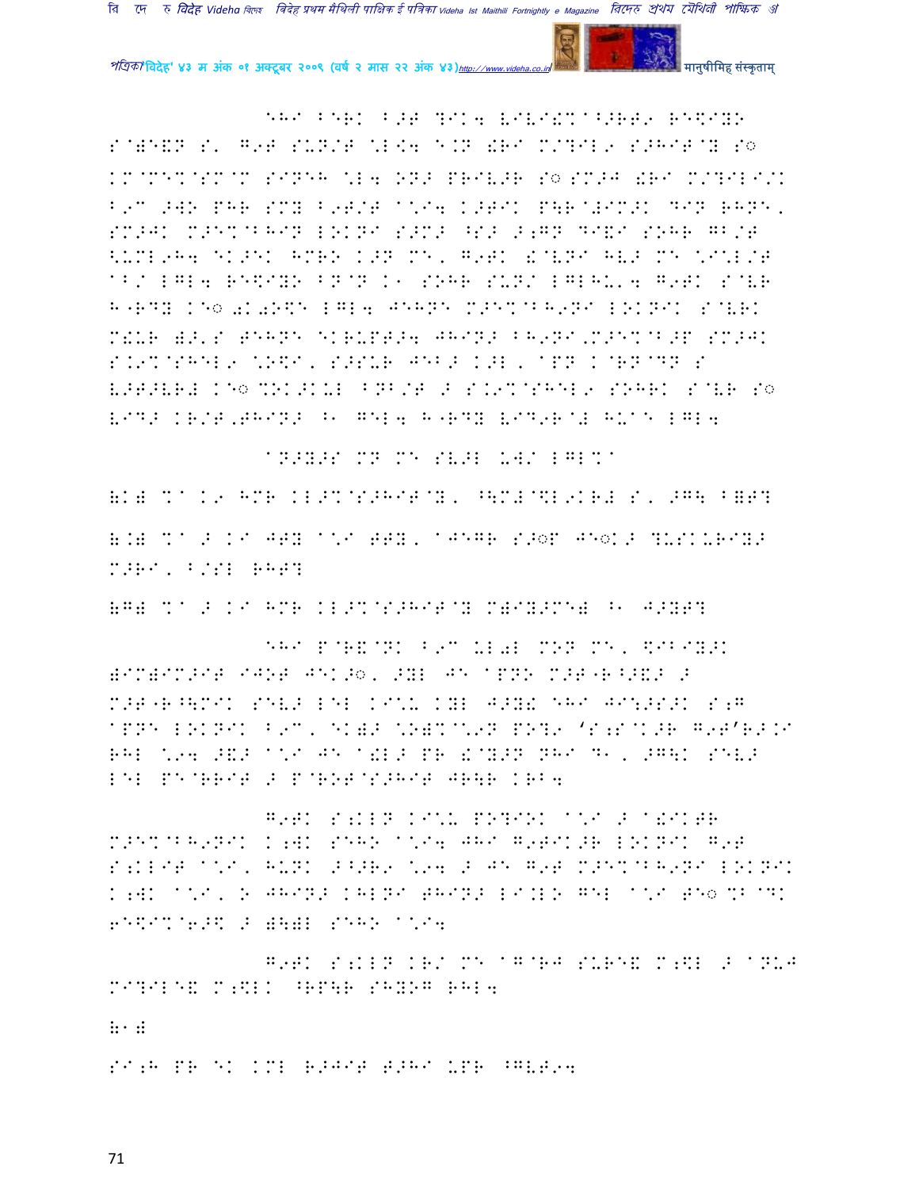EHI BERK B>T ?IK4 LIVI!%A^>RT9 RE\$IY> S@)E&N S' G9T SUN/T \*L<4 E.N !RI M/?IL9 S>HIT@Y So KM@ME%@SM@M SINEH \*L4 ON> PRIV>R So SM>J !RI M/?ILI/K B9C >WO PHR SMY B9T/T A\*I4 K>TIK P\R@+IM>K DIN RHNE, SM>JK M>E%@BHIN LOKNI S>M> ^S> >;GN DI&I SOHR GB/T <UML9H4 EK>EK HMRO K>N ME, G9TK !@VNI HV> ME \*I\*L/T AB/ LGL4 RE\$IYO BN@N K1 SOHR SUN/ LGLHU'4 G9TK S@VR H"RDY KEo 0K0\$E LGL4 JEHNE M>E%@BH9NI LOKNIK S@VRK M!UR )>'S TEHNE EKRUPT>4 JHIN> BH9NI,M>E%@B>P SM>JK S.9%@SHEL9 \*O\$I, S>SUR JEB> K>L, APN K@RN@DN S V>T>VR# KEo %OK>KUL BNB/T > S.9%@SHEL9 SOHRK S@VR So VID> KR/T,THIN> ^1 GEL4 H"RDY VID9R@# HU\*E LGL4

AN>Y>S MN ME SV>L UW/ LGL%A

(K) %A K9 HMR KL>%@S>HIT@Y, ^\M#@\$L9KR# S, >G\ B=T?

(.) %A > KI JTY A\*I TTY, AJEGR S>oP JEoK> ?USKURIY> M>RI, B/SL RHT?

(G) %A > KI HMR KL>%@S>HIT@Y M)IY>ME) ^1 J>YT?

EHI P@R&@NK B9C UL0L MON ME, \$IBIY>K )IM)IM>IT IJOT JEK>o, >YL JE APNO M>T"R^>&> > M>T"R^\MIK SEV> LEL KI\*U KYL J>Y! EHI JI;>S>K S;G APNE LOKNIK B9C, EK)> \*O)%@\*9N PO?9 'S;S@K>R G9T'R>.I RHL \*94 >&> A\*I JE A!L> PR !@Y>N NHI D1, >G\K SEV> LEL PE@RRIT > P@ROT@S>HIT JR\R KRB4

G9TK S;KLN KI\*U PO?IOK A\*I > A!IKTR M>E%@BH9NIK K;WK SEHO A\*I4 JHI G9TIK>R LOKNIK G9T S;KLIT A\*I, HUNK >^>R9 \*94 > JE G9T M>E%@BH9NI LOKNIK K;WK A\*I, O JHIN> KHLNI THIN> LI.LO GEL A\*I TEo%B@DK 6E\$I%@6>\$ > )\)L SEHO A\*I4

G9TK S;KLN KR/ ME AG@RJ SURE& M;\$L > ANUJ MI?ILE& M;\$LK ^RP\R SHYOG RHL4

(1)

SI;H PR EK KML R>JIT T>HI UPR ^GVT94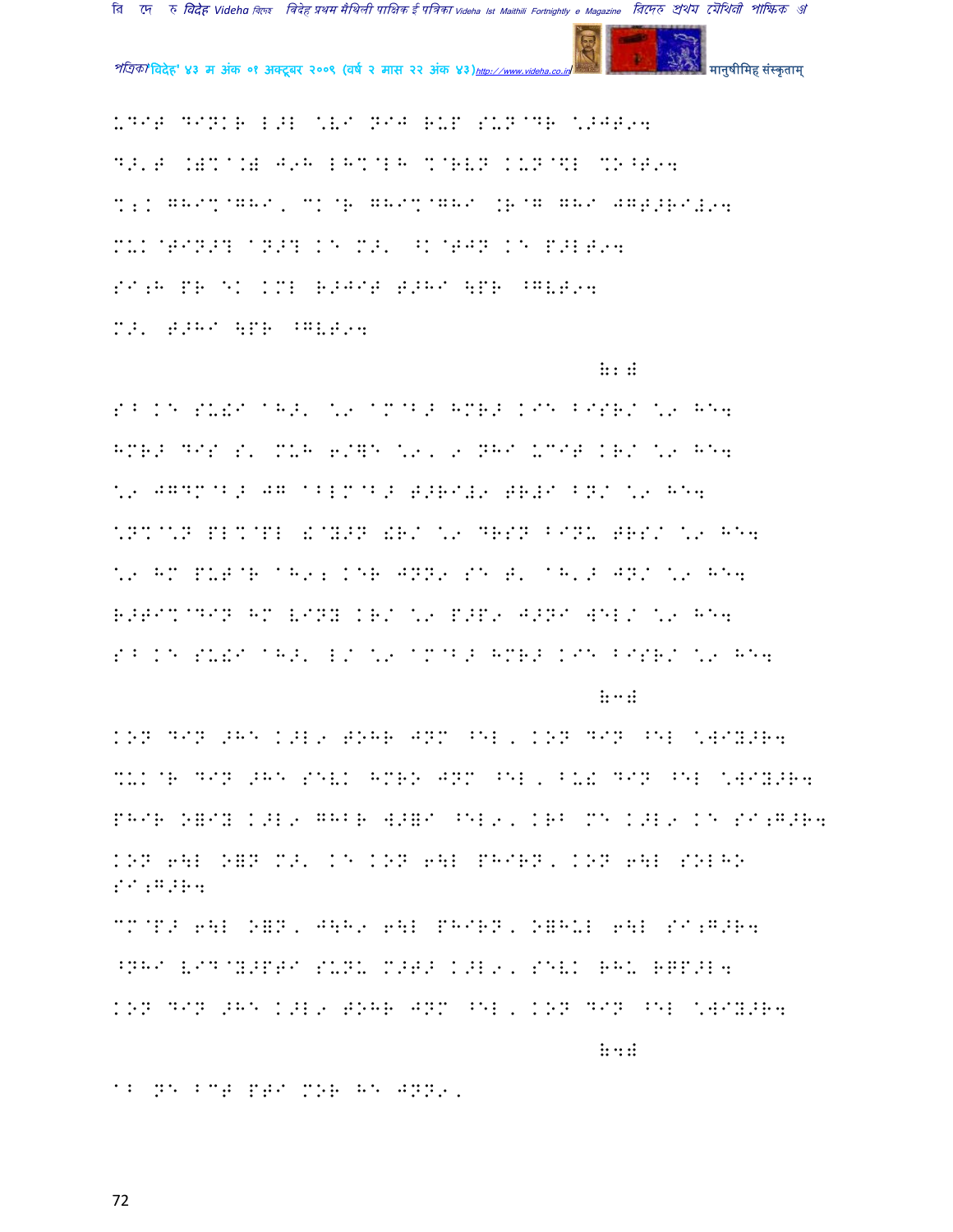UDIT DINKR L>L \VI NIJ RUP SUN@DR \>JT94
D>'T .)%@.) J9H LH%@LH %@RVN KUN@\$L %N^T94
%2K GHI%@GHI, CK@R GHI%@GHI .R@G GHI JGT>RI\$94
MUK@TIN>? @N>? KE M>' ^K@TJN KE P>LT94
SI;H PR EK KML R>JIT T>HI \PR ^GVT94
M>' T>HI \PR ^GVT94

(2)

SB KE SU!I AH>' \9 AM@B> HMR> KIE BISR/ \9 HE4
HMR> DIS S' MUH 6/]E \9, 9 NHI UCIT KR/ \9 HE4
\9 JGDM@B> JG ABLM@B> T>RI!9 TR!I BN/ \9 HE4
\N%@\N PL%@PL !@Y>N !R/ \9 DRSN BINU TRS/ \9 HE4
\9 HM PUT@R AH92 KER JNN9 SE T' AH'> JN/ \9 HE4
R>TI%@DIN HM VINY KR/ \9 P>P9 J>NI WEL/ \9 HE4
SB KE SU!I AH>' L/ \9 AM@B> HMR> KIE BISR/ \9 HE4

(3)

KON DIN >HE K>L9 TOHR JNM ^EL, KON DIN ^EL \WIY>R4
%UK@R DIN >HE SEVK HMRO JNM ^EL, BU! DIN ^EL \WIY>R4
PHIR O=IY K>L9 GHBR W>=I ^EL9, KRB ME K>L9 KE SI;G>R4
KON 6\L O=N M>' KE KON 6\L PHIRN, KON 6\L SOLHO SI;G>R4
CM@P> 6\L O=N, J\H9 6\L PHIRN, O=HUL 6\L SI;G>R4
^NHI VID@Y>PTI SUNU M>T> K>L9, SEVK RHU RGP>L4
KON DIN >HE K>L9 TOHR JNM ^EL, KON DIN ^EL \WIY>R4

(4)

AB NE BCT PTI MOR HE JNN9,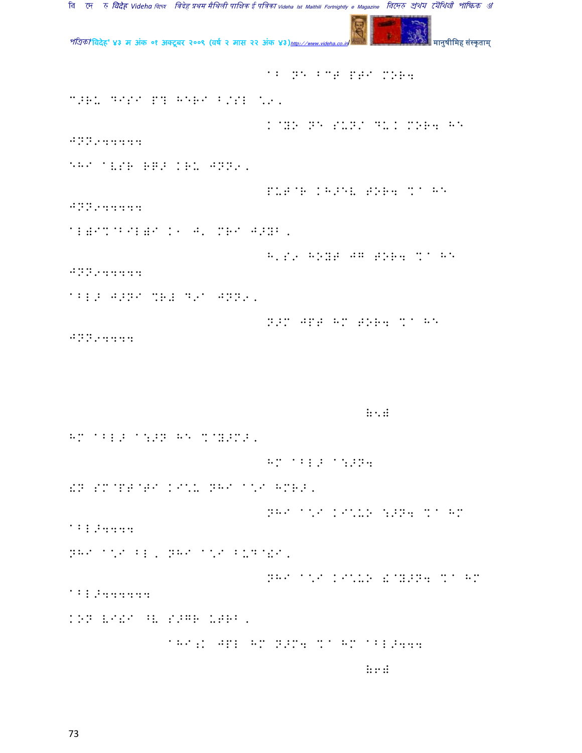@? NE BCT PTI MOR4

C>RU DISI P! HERI B/SL \9,

K@YO NE SUN/ DU( MOR4 HE

JNN94444

EHI aVSR RG> KRU JNN9,

PUT@R KH>EV TOR4 %a HE

JNN94444

aL)I%@BIL)I K1 J' MRI J>YB,

H'S9 HOYT JG TOR4 %a HE

JNN94444

aBL> J>NI %R# D9a JNN9,

N>M JPT HM TOR4 %a HE

JNN94444

#5#

HM aBL> a:>N HE %@Y>M>,

HM aBL> a:>N4

!N SM@PT@TI KI\U NHI a\I HMR>,

NHI a\I KI\UO :>N4 %a HM

aBL>4444

NHI a\I BL, NHI a\I BUD@!I,

NHI a\I KI\UO !@Y>N4 %a HM

aBL>44444

KON VI!I ^V S>GR UTRB,

aHI;K JPL HM N>M4 %a HM aBL>444

#6#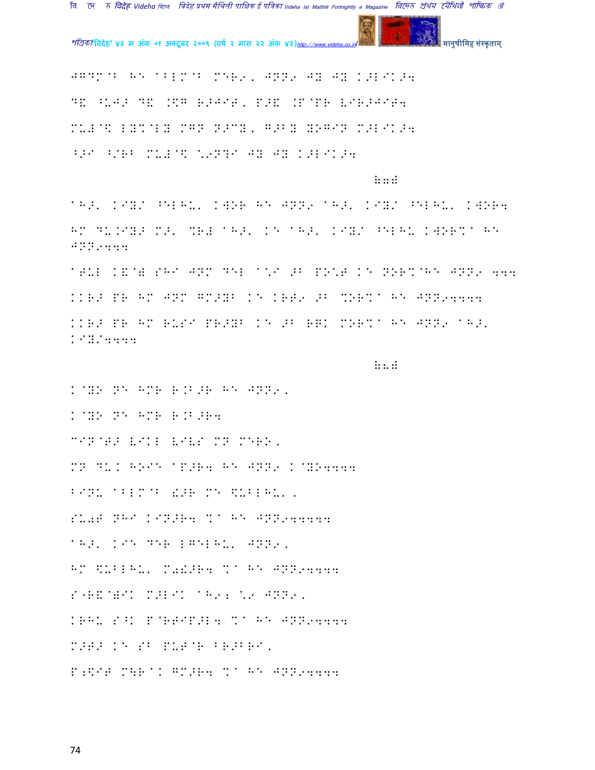JGDM@B HE ABLM@B MERS, JNNS JY JY K>LIK>4

D& ^UJ> D& .\$G R>JIT, P>& .P@PR VIR>JIT4

MU#@\$ LY%@LY MGN N>CY, G>BY YOGIN M>LIK>4

^>I ^/RB MU#@\$ \SN?I JY JY K>LIK>4

(77)

AH>' KIY/ ^ELHU' KWOR HE JNNS AH>' KIY/ ^ELHU' KWOR4

HM DU.IY> M>' %R# AH>' KE AH>' KIY/ ^ELHU KWOR%A HE JNNS444

ATUL K&@) SHI JNM DEL A\*I >B PO\*T KE NOR%@HE JNNS 444

KKR> PR HM JNM GM>YB KE KRTS >B %OR%A HE JNNS4444

KKR> PR HM RUSI PR>YB KE >B R]K MOR%A HE JNNS AH>' KIY/4444

(78)

K@YO NE HMR R.B>R HE JNNS,

K@YO NE HMR R.B>R4

CIN@T> VIKL VIVS MN MERO,

MN DU. HOIE AP>R4 HE JNNS K@YO4444

BINU ABLM@B !>R ME \$UBLHU',

SU0T NHI KIN>R4 %A HE JNNS44444

AH>' KIE DER LGELHU' JNNS,

HM \$UBLHU' M0!>R4 %A HE JNNS4444

S"R&@)IK M>LIK AHS; \S JNNS,

KRHU S^K P@RTIP>L4 %A HE JNNS4444

M>T> KE SB PUT@R BR>BRI,

P;\$IT M\R@. GM>R4 %A HE JNNS4444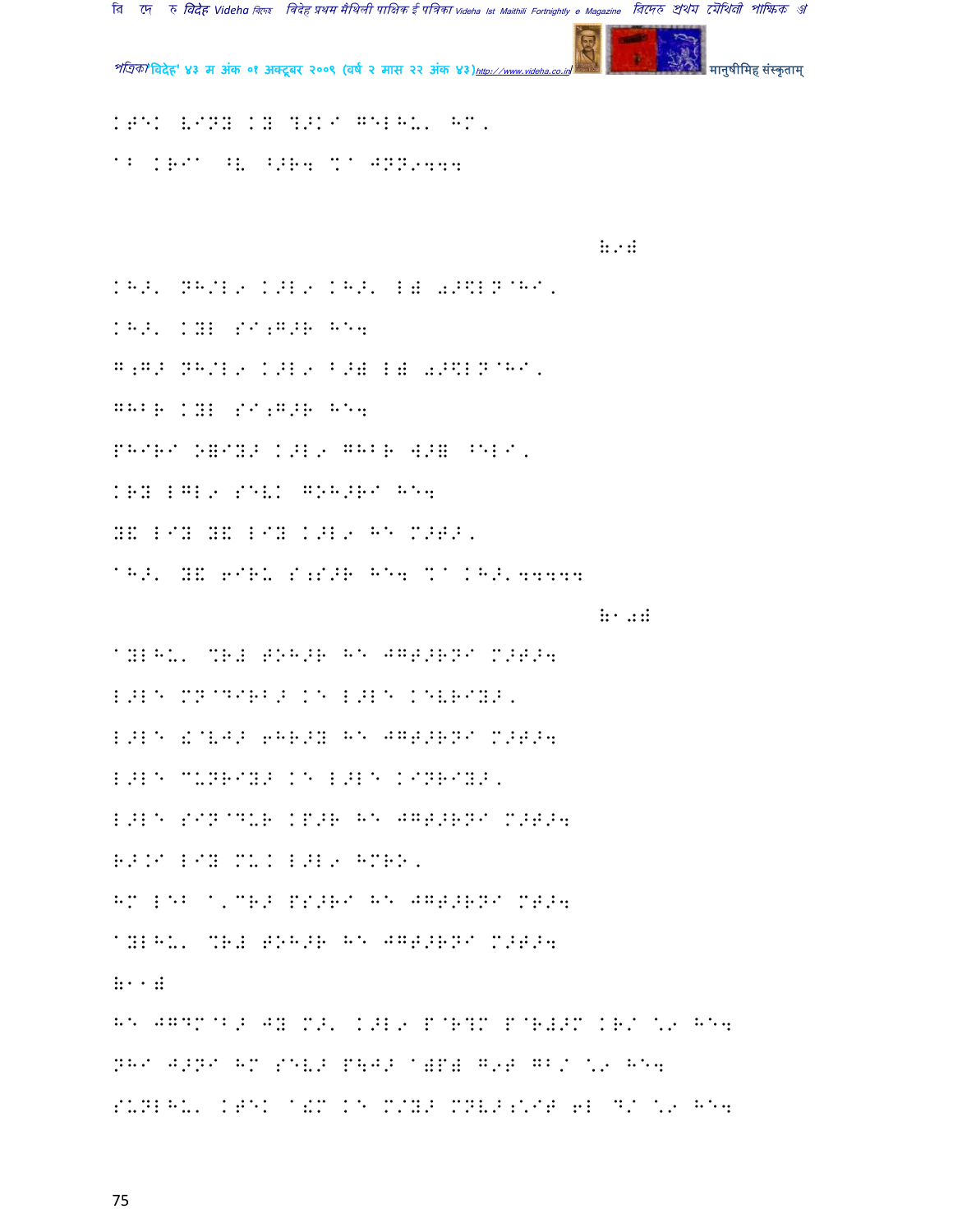KTEK VINY KY DOKI GELHU, HM,

AB KRIA OV OPR4 %A JNN0444

(9)

KHP' NH/L9 KPL9 KHP' L( 0P\$LN@HI,

KHP' KYL SI;GPR HE4

G;GP NH/L9 KPL9 BP( L( 0P\$LN@HI,

GHBR KYL SI;GPR HE4

PHIRI O=IYP KPL9 GHBR WP= ^ELI,

KRY LGL9 SEVK GOHPRI HE4

Y& LIY Y& LIY KPL9 HE MPTP,

AHP' Y& 6IRU S;SPR HE4 %A KHP'44444

(10)

AYLHU' %R+ TOHPR HE JGTPRNI MPTP4

LPLE MN@DIRBP KE LPLE KEVRIYP,

LPLE !@VJP 6HRPY HE JGTPRNI MPTP4

LPLE CUNRIYP KE LPLE KINRIYP,

LPLE SIN@DUR KPUR HE JGTPRNI MPTP4

RP.I LIY MU. LPL9 HMRO,

HM LEB A,CRP PSPRI HE JGTPRNI MTP4

AYLHU' %R+ TOHPR HE JGTPRNI MPTP4

(11)

HE JGDM@BP JY MP' KPL9 P@R?M P@R+PM KR/ \9 HE4

NHI JPNI HM SEVP P\JP A)P) G9T GB/ \9 HE4

SUNLHU' KTEK A!M KE M/YP MNVP;\IT 6L D/ \9 HE4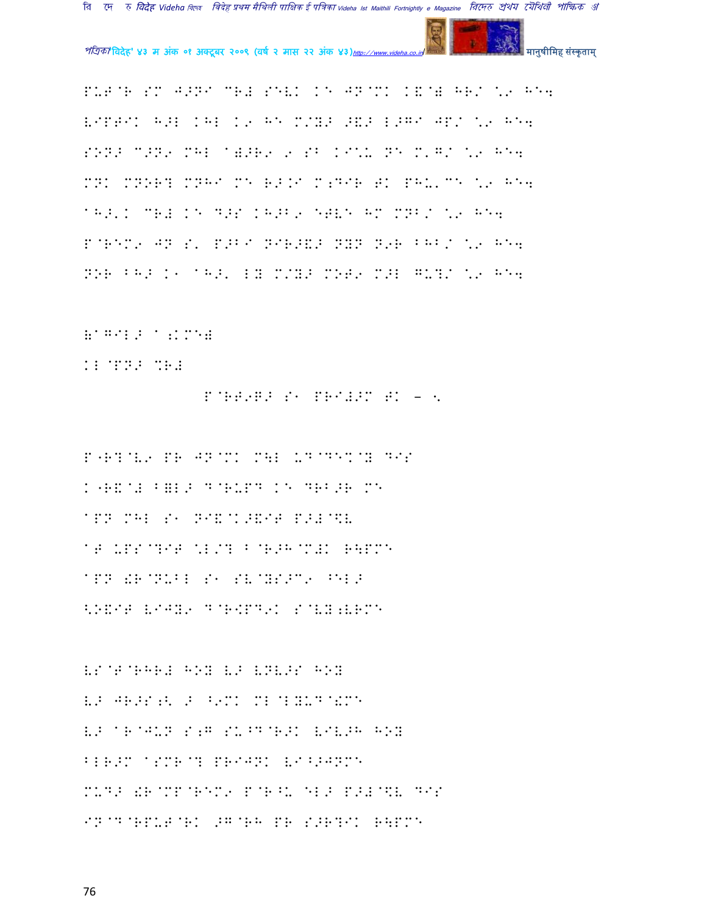P'L'T@R SM J>NI CR# SEVK KE JN@MK K&@) HR/ \9 HE4
VIPTIK H>L KHL K9 HE M/Y> >&> L>GI JP/ \9 HE4
SONKE C>N9 MHL A)>R9 9 SB KI\. NE M'G/ \9 HE4
MNK MNOR? MNHI ME R>.I M;DIR TK PHU'CE \9 HE4
AH>'K CR# KE D>S KH>B9 ETVE HM MNB/ \9 HE4
P@REM9 JN S' P>BI NIR>&> NYN N9R BHB/ \9 HE4
NOR BH> K1 AH>' LY M/Y> MOT9 M>L GU?/ \9 HE4

(AGIL> A;KME)

KL@PN> %R#

P@RT9Q> S1 PRI#>M TK – <

P"R?@V9 PR JN@MK M\L U D@DE%@Y DIS
K"R&@# B)L> D@RUPD KE DRB>R ME
APN MHL S1 NI&@K>&IT P>#@\$V
AT UPS@?IT \L/? B@R>H@M#K R\PME
APN !R@NUBL S1 SV@YS>C9 ^EL>
<O&IT VIJY9 D@R<PD9K S@VY;VRME

VS@T@RHR# HOY V> VNV>S HOY
V> JR>S;< > ^9MK ML@LYUD@!ME
V> AR@JUN S;G SU^D@R>K VIV>H HOY
BLR>M ASMR@? PRIJNK VI^>JNME
MUD> !R@MP@REM9 P@R^U EL> P>#@\$V DIS
IN@D@RPUT@RK >G@RH PR S>R?IK R\PME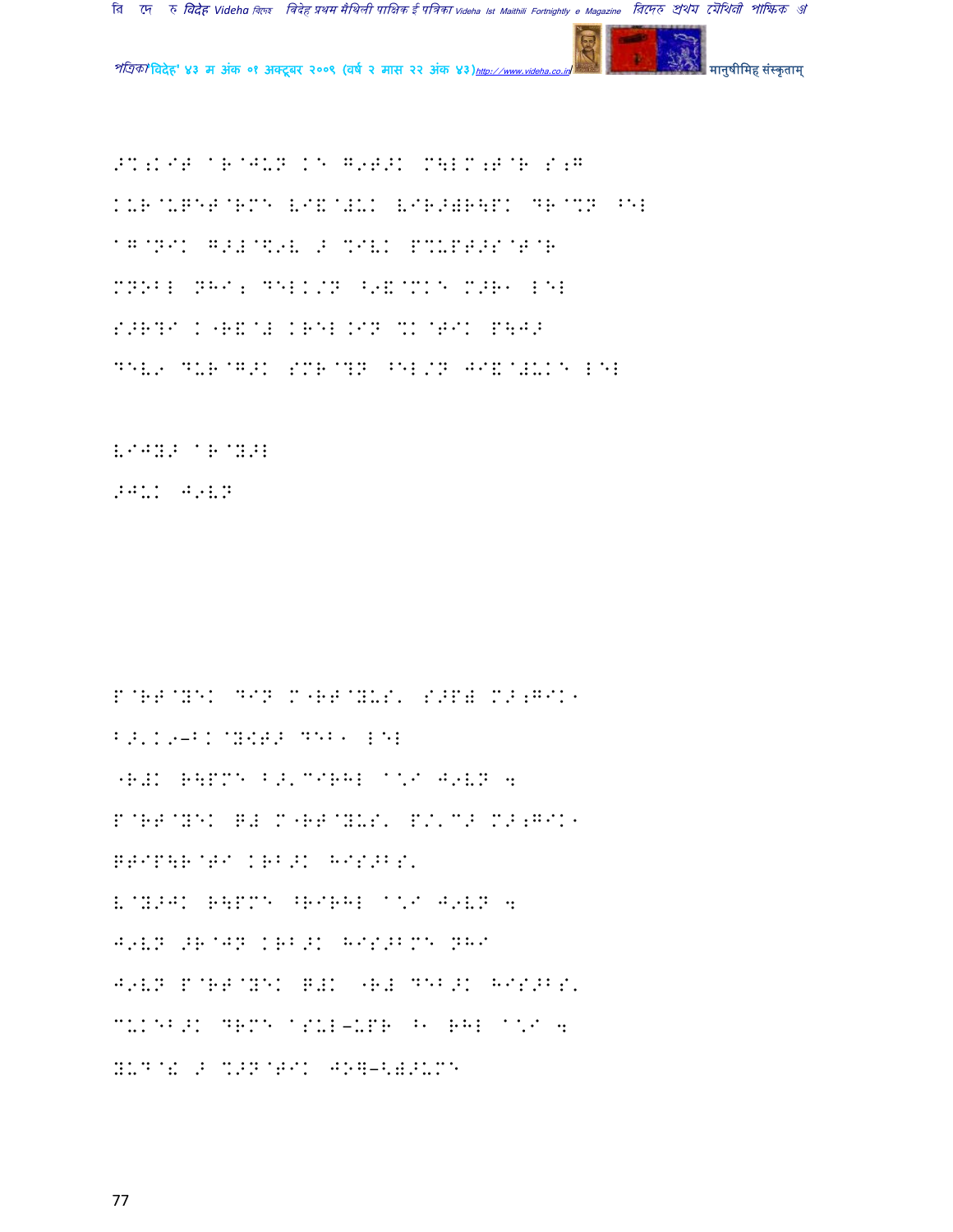>%;K"T A`R@JUN K^ G9T>K M\LM;T@R S;G

K-R@UGET@RM^ V"&@#UK V"R>)R\PK DR@%N ^EL

AG@NIK G>#@\$9V > %IVK P%UPT>S@T@R

MNOBL NHI; DELK/N ^9&@MK^ M>R1 LEL

S>R?I K[R&@# KREL.IN %K@TIK P\J>

DEV9 DUR@G>K SMR@?N ^EL/N JI&@#UK^ LEL

V"J?> AR@Y>L

>JUK J9VN

P@RT@YEK DIN M[RT@YUS' S>P) M>;GIK1

B>'K9-BK@Y\$T> DEB1 LEL

[R#K R\PM^ B>'C"RHL A\*I J9VN 4

P@RT@YEK Q# M[RT@YUS' P/'C> M>;GIK1

QTIP\R@TI KRB>K HIS>BS'

V@Y>JK R\PM^ ^RIRHL A\*I J9VN 4

J9VN >R@JN KRB>K HIS>BM^ NHI

J9VN P@RT@YEK Q#K [R# DEB>K HIS>BS'

CUKEB>K DRM^ ASUL-UPR ^1 RHL A\*I 4

YUD@\& > %>N@TIK JOG-<)>UM^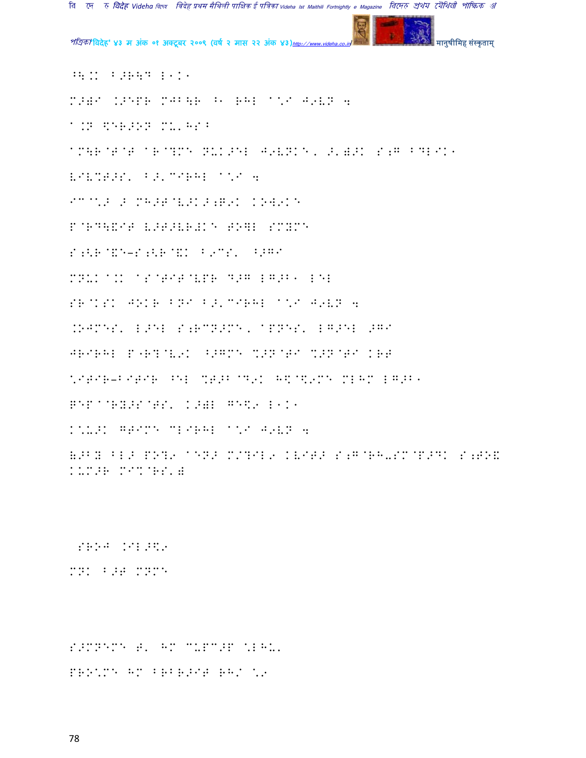^\.K B>R\D L1K1

M>W@ .>PPR MJB\R ^1 RHL A\*I J9VN 4

A.N \$ER>ON MU'HS^

AM\R@T@T AR@?MB NUK>EL J9VNKE, >'W>K S;G BDLIK1

VIV%T>S' B>'CIRHL A\*I 4

IC@\*> > MH>T@V>K>;Q9K KOW9KE

P@RD\&IT V>T>VRJKE TO]L SMYME

S;<R@&E-S;<R@&K B9CS' ^>GI

MNUK A.K AS@TIT@VPR D>G LG>B1 LEL

SR@KSK JOKR BNI B>'CIRHL A\*I J9VN 4

.OJMES' L>EL S;RCN>ME, APNES' LG>EL >GI

JRIRHL P"R?@V9K ^>GME %>N@TI %>N@TI KRT

\*ITIR-BITIR ^EL %T>B@D9K H\$@\$9ME MLHM LG>B1

RET A@RY>S@TS' K>WL GE\$9 L1K1

K\*U>K GTIME CLIRHL A\*I J9VN 4

(>BY BL> PO?9 AEN> M/?IL9 KVIT> S;G@RH-SM@P>DK S;TO&
KUM>R MI%@RS')

SROJ .IL>\$9

MNK B>T MNME

S>MNEME T' HM CUPC>P \*LHU'

PRO\*ME HM BRBR>IT RH/ \*9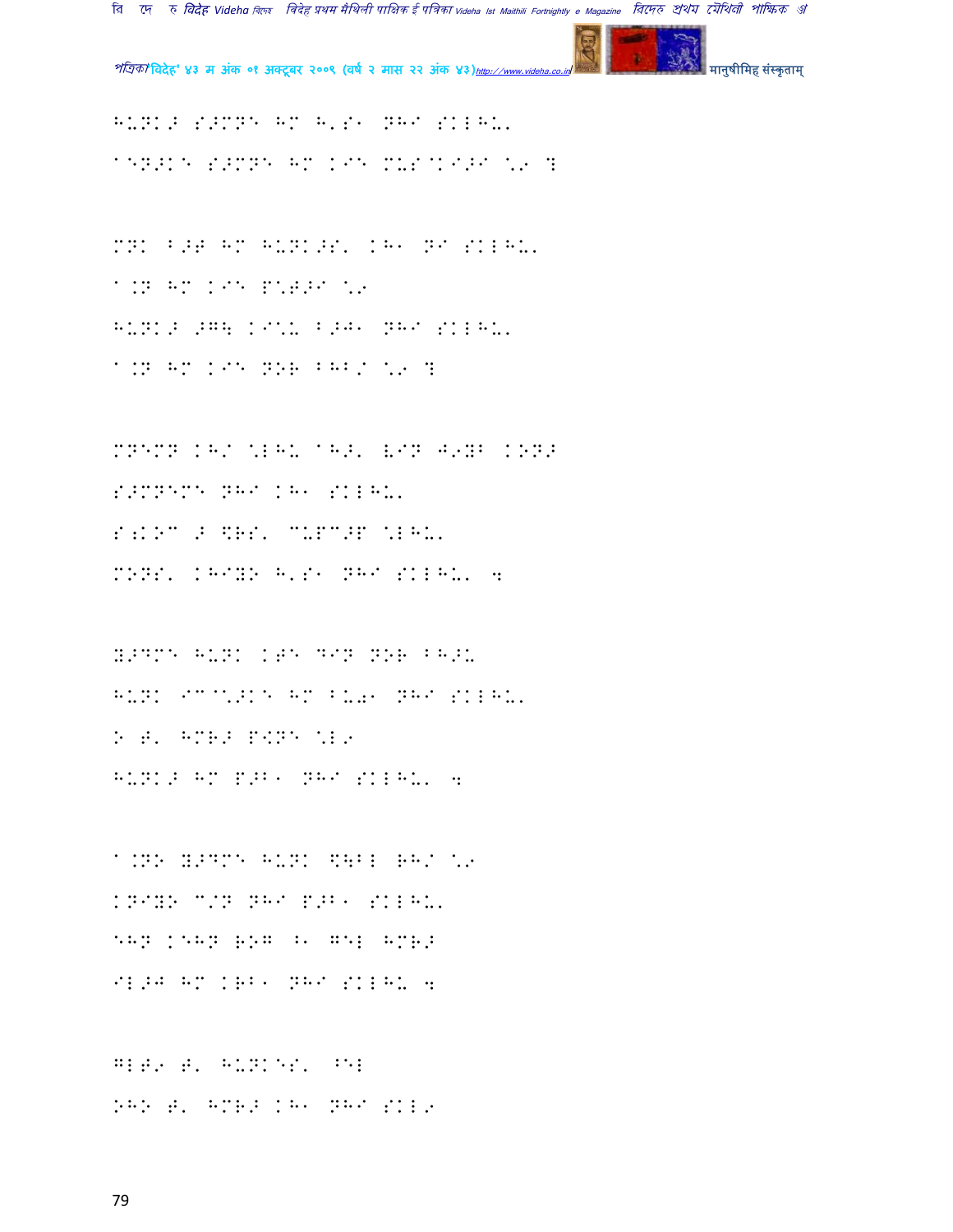HUNK> S>MNE HM H'S1 NHI SKLHU'
AEN>KE S>MNE HM KIE MUS@KI>I \9 ?

MNK B>T HM HUNK>S' KH1 NI SKLHU'
A.N HM KIE P\T>I \9
HUNK> >G\ KI\U B>J1 NHI SKLHU'
A.N HM KIE NOR BHB/ \9 ?

MNEMN KH/ \LHU AH>' VIN J9YB KONJ
S>MNEME NHI KH1 SKLHU'
S;KOC > \$RS' CUPC>P \LHU'
MONS' KHIYO H'S1 NHI SKLHU' 4

Y>DME HUNK KTE DIN NOR BH>U
HUNK IC@\>KE HM BU01 NHI SKLHU'
> T' HMR> P<NE \L9
HUNK> HM P>B1 NHI SKLHU' 4

A.NO Y>DME HUNK \$\BL RH/ \9
KNIYO C/N NHI P>B1 SKLHU'
EHN KEHN ROG ^1 GEL HMR>
IL>J HM KRB1 NHI SKLHU 4

GLT9 T' HUNKES' ^EL
OHO T' HMR> KH1 NHI SKL9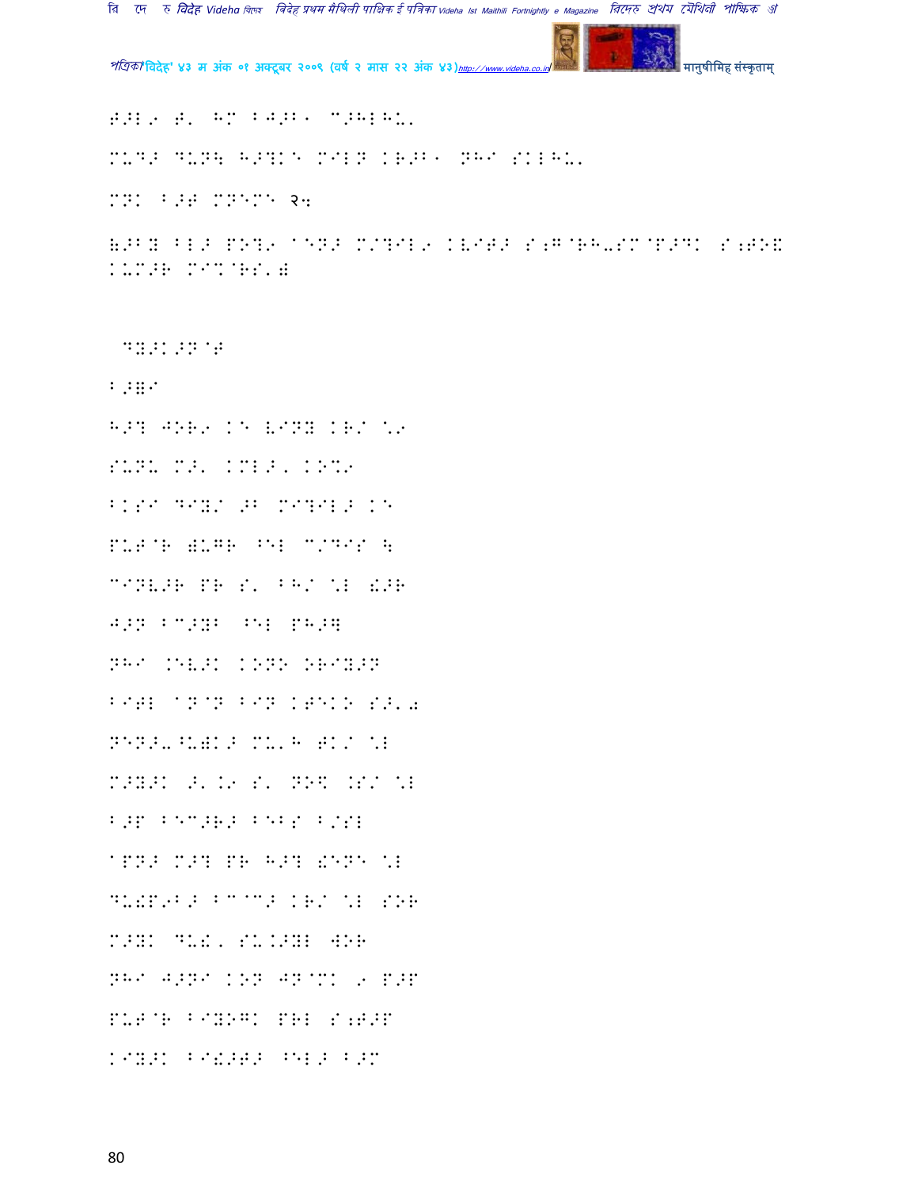T>L9 T' HM BJ>B1 C>HLHU'

MUD> DUN\ H>?KE MELN KR>B1 NHI SKLHU'

MNK B>T MNEME २५

&>BY BL> PO?9 ANEN> M/?IL9 KVIT> S;G@RH-SM@P>DK S;TO! KUM>R MIX@RS'&

DY>K>N@T

B>=I

H>? JOR9 KE VINY KR/ \9

SUNU M>' KML>, KO%9

BKSI DIY/ >B MI?IL> KE

PUT@R &UGR ^EL C/DIS \

CINV>R PR S' BH/ \L !>R

J>N BC>YB ^EL PH>]

NHI .EV>K KONO ORIY>N

BITL AN@N BIN KTEKO S>'I

NEN>-^U)K> MU'H TK/ \L

M>Y>K >'.9 S' NO\$ .S/ \L

B>P BEC>R> BEBS B/SL

APN> M>? PR H>? !ENE \L

DU!P9B> BCAC> KR/ \L SOR

M>YK DU!, SU.>YL 4OR

NHI J>NI KON JN@MK 9 P>P

PUT@R BIYOGK PRL S;T>P

KIY>K BI!>T> ^EL> B>M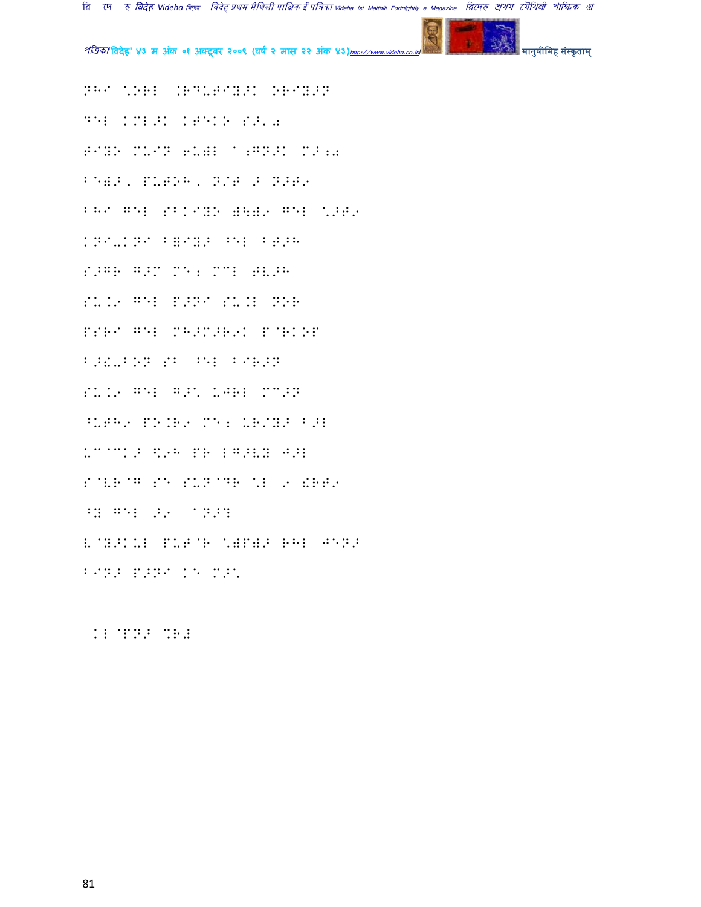NHI \ORL .RDUTIY>K ORIY>N

DEL KML>K KTEKO S>'0

TIYO MUIN 6U)L A;GN>K M>;0

BE)>, PUTOH, N/T > N>T9

BHI GEL SBKIYO )\)9 GEL \>T9

KNI-KNI B=IY> ^EL BT>H

S>GR G>M ME; MCL TV>H

SU.9 GEL P>NI SU.L NOR

PSRI GEL MH>M>R9K P@RKOP

B>!-BON SB ^EL BIR>N

SU.9 GEL G>\ UJRL MC>N

^UTH9 PO.R9 ME; UR/Y> B>L

UC@CK> $9H PR LG>VY J>L

S@VR@G SE SUN@DR \L 9 !RT9

^Y GEL >9 AN>?

V@Y>KUL PUT@R \)P)> RHL JEN>

BIN> P>NI KE M>\

KL@PN> %R#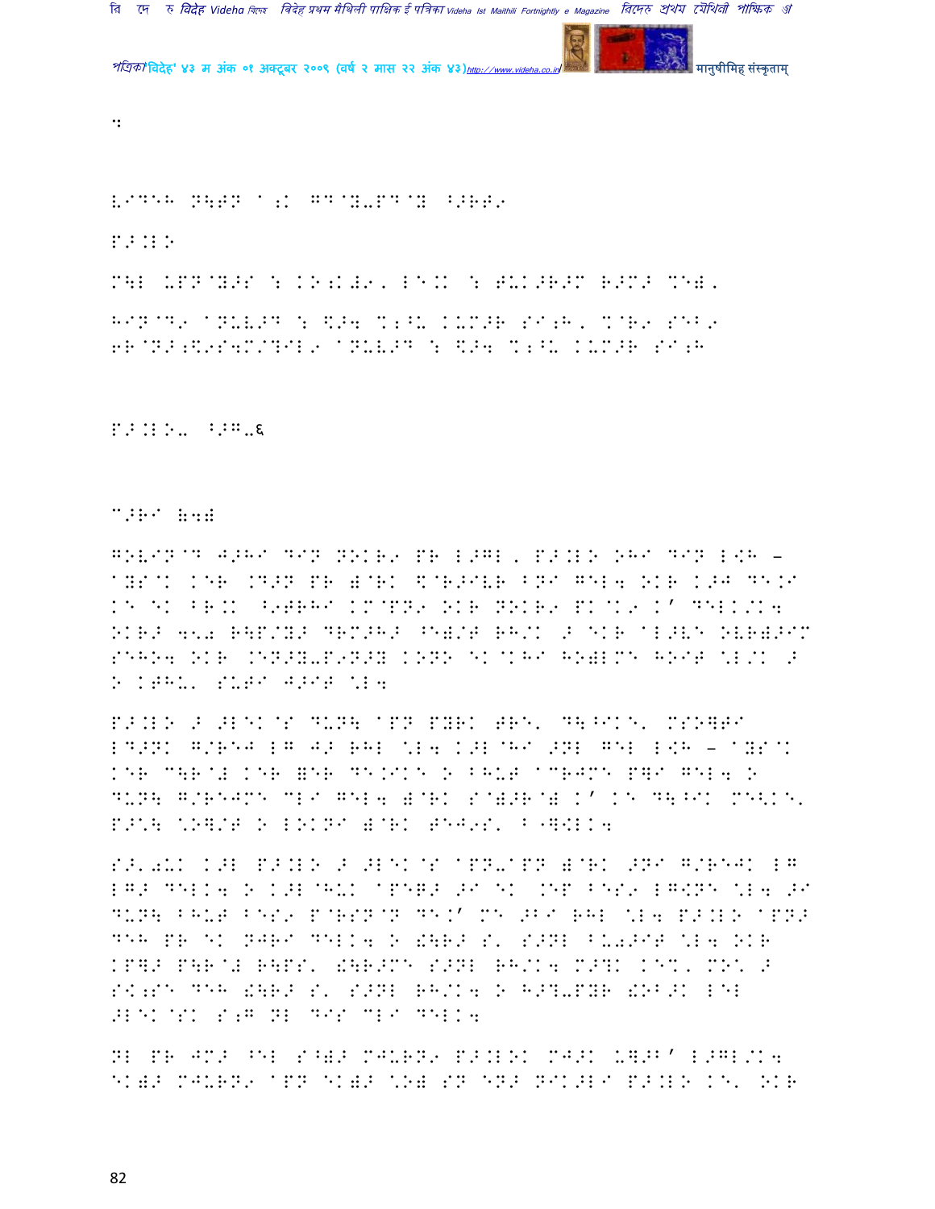:

V9DEH N\TN A;K GD@Y-PD@Y ^>RT9

P>.LO

M\L UPN@Y>S : KO;K#9, LE.K : TUK>R>M R>M> MEW,

H9N@D9 ANUV>D : \$>4 %;^U KUM>R SI;H, %@R9 SEB9
6R@N>;\$9S4M/?IL9 ANUV>D : \$>4 %;^U KUM>R SI;H

P>.LO- ^>G-६

C>RI W4W

GOVIN@D J>HI DIN NOKR9 PR L>GL, P>.LO OHI DIN L:H – AYS@K KER .D>N PR )@RK \$@R>IVR BNI GEL4 OKR K>J DE.9 KE EK BR.K ^9TRHI KM@PN9 OKR NOKR9 PK@K9 K' DELK/K4 OKR> 4५0 R\P/Y> DRM>H> ^E)/T RH/K > EKR AL>VE OVR)>IM SEHO4 OKR .EN>Y-P9N>Y KONO EK@KHI HO)LME HOIT \L/K > O KTHU' SUTI J>IT \L4

P>.LO > >LEK@S DUN\ APN PYRK TRE' D\^IKE' MSO]TI LD>NK G/REJ LG J> RHL \L4 K>L@HI >NL GEL L:H – AYS@K KER C\R@# KER =ER DE.IKE O BHUT ACRJME P]I GEL4 O DUN\ G/REJME CLI GEL4 )@RK S@)>R@) K' KE D\^IK ME<KE' P>C\ \O]/T O LOKNI )@RK TEJ9S' B@]:LK4

S>'0UK K>L P>.LO > >LEK@S APN-APN )@RK >NI G/REJK LG LG> DELK4 O K>L@HUK APE]> >I EK .EP BES9 LG:NE \L4 >I DUN\ BHUT BES9 P@RSN@N DE.' ME >BI RHL \L4 P>.LO APN> DEH PR EK NJRI DELK4 O !\R> S' S>NL BU0>IT \L4 OKR KP]> P\R@# R\PS' !\R>ME S>NL RH/K4 M>?K KE%' MO% > S<;SE DEH !\R> S' S>NL RH/K4 O H>?-PYR !OB>K LEL >LEK@SK S;G NL DIS CLI DELK4

NL PR JM> ^EL S^)> MJURN9 P>.LOK MJ>K U]>B' L>GL/K4 EK)> MJURN9 APN EK)> \O) SN EN> NIK>LI P>.LO KE' OKR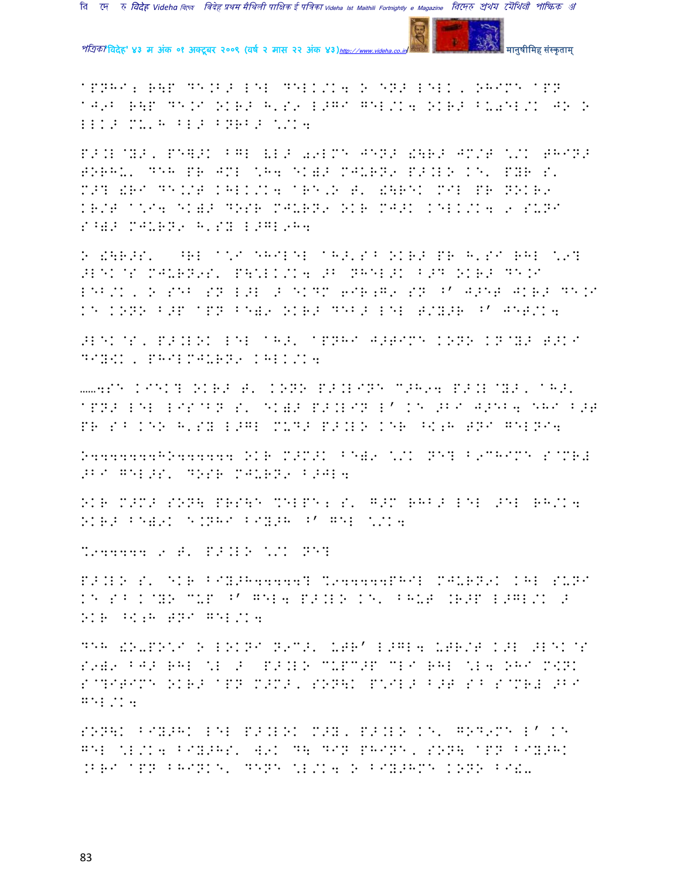APNHI; R\P DE.B> LEL DELK/K4 O EN> LELK, OHIME APN AJ9B R\P DE.I OKR> H'S9 L>GI GEL/K4 OKR> BU0EL/K JO O LLK> MU'H BL> BNRB> \/K4

P>.L@Y>, PE]>K BGL VL> 09LME JEN> !\R> JM/T \/K THIN> TORHU' DEH PR JML \H4 EK)> MJURN9 P>.LO KE' PYR S' M>? !RI DE./T KHLK/K4 ARE.O T' !\REK MIL PR NOKR9 KR/T A\I4 EK)> DOSR MJURN9 OKR MJ>K KELK/K4 9 SUNI S^)> MJURN9 H'SY L>GL9H4

O !\R>S' ^RL A\I EHILEL AH>'SB OKR> PR H'SI RHL \9? >LEK@S MJURN9S' P\\LK/K4 >B NHEL>K B>D OKR> DE.I LEB/K, O SEB SN L>L > EKDM 6IR;G9 SN ^' J>ET JKR> DE.I KE KONO B>P APN BE)9 OKR> DEB> LEL T/Y>R ^' JET/K4

>LEK@S, P>.LOK LEL AH>' APNHI J>TIME KONO KN@Y> T>KI DIY[K, PHILMJURN9 KHLK/K4

......4SE KIEK? OKR> T' KONO P>.LINE C>H94 P>.L@Y>, AH>' APN> LEL LIS@BN S' EK)> P>.LIN L' KE >BI J>EB4 EHI B>T PR SB KEO H'SY L>GL MUD> P>.LO KER ^K;H TNI GELNI4

O4444444HO444444 OKR M>M>K BE)9 \/K NE? B9CHIME S@MR# >BI GEL>S' DOSR MJURN9 B>JL4

OKR M>M> SON\ PRS\E %ELPE; S' G>M RHB> LEL >EL RH/K4 OKR> BE)9K E.NHI BIY>H ^' GEL \/K4

%944444 9 T' P>.LO \/K NE?

P>.LO S' EKR BIY>H44444? %944444PHIL MJURN9K KHL SUNI KE SB K@YO CUP ^' GEL4 P>.LO KE' BHUT .R>P L>GL/K > OKR ^K;H TNI GEL/K4

DEH !O-PO\I O LOKNI N9C>' UTR' L>GL4 UTR/T K>L >LEK@S S9)9 BJ> RHL \L > P>.LO CUPC>P CLI RHL \L4 OHI M[NK S@?ITIME OKR> APN M>M>, SON\K P\IL> B>T SB S@MR# >BI GEL/K4

SON\K BIY>HK LEL P>.LOK M>Y, P>.LO KE' GOD9ME L' KE GEL \L/K4 BIY>HS' W9K D\ DIN PHINE, SON\ APN BIY>HK .BRI APN BHINKE' DENE \L/K4 O BIY>HME KONO BI!-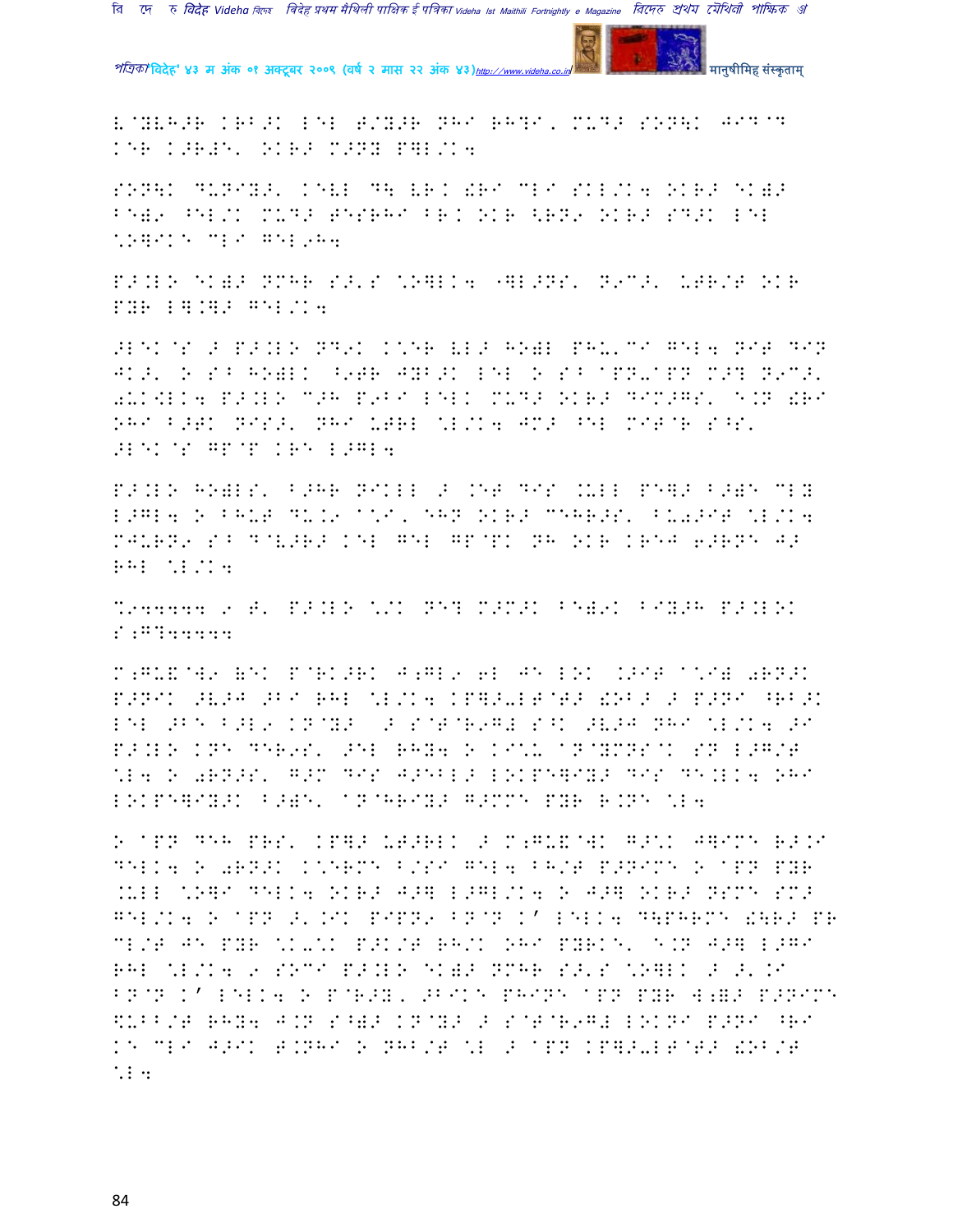E@YVH>R KRB>K LEL T/Y>R NHI RH?I, MUD> SON\K JID@D KER K>R#E' OKR> M>NY P?L/K4

SON\K DUNIY>, KEVL D\ VR.!RI CLI SKL/K4 OKR> EK)> BE)9 ^EL/K MUD> TESRHI BR. OKR <RN9 OKR> SD>K LEL \*O]IKE CLI GEL9H4

P>.LO EK)> NMHR S>'S \*O]LK4 "]L>NS' N9C>' UTR/T OKR PYR L].]> GEL/K4

>LEK@S > P>.LO ND9K K\*ER VL> HO)L PHU'CI GEL4 NIT DIN JK>' O S^ HO)LK ^9TR JYB>K LEL O S^ @PN-@PN M>? N9C>' 0UK<LK4 P>.LO C>H P9BI LELK MUD> OKR> DIM>GS' E.N !RI OHI B>TK NIS>' NHI UTRL \*L/K4 JM> ^EL MIT@R S^S' >LEK@S GP@P KRE L>GL4

P>.LO HO)LS' B>HR NIKLL > .ET DIS .ULL PE]> B>)E CLY L>GL4 O BHUT DU.9 @\*I, EHN OKR> CEHR>S' BU0>IT \*L/K4 MJURN9 S^ D@V>R> KEL GEL GP@PK NH OKR KREJ 6>RNE J> RHL \*L/K4

%9444444 9 T' P>.LO \*/K NE? M>M>K BE)9K BIY>H P>.LOK S;G?44444

M;GU&@W9 (EK P@RK>RK J;GL9 6L JE LOK .>IT @\*I# 0RN>K P>NIK >V>J >BI RHL \*L/K4 KP]>-LT@T> !OB> > P>NI ^RB>K LEL >BE B>L9 KN@Y> > S@T@R9G# S^K >V>J NHI \*L/K4 >I P>.LO KNE DER9S' >EL RHY4 O KI\*U @N@YMNS@K SN L>G/T \*L4 O 0RN>S' G>M DIS J>EBL> LOKPE]IY> DIS DE.LK4 OHI LOKPE]IY>K B>)E' @N@HRIY> G>MME PYR R.NE \*L4

O @PN DEH PRS' KP]> UT>RLK > M;GU&@WK G>\*K J]IME R>.I DELK4 O 0RN>K K\*ERME B/SI GEL4 BH/T P>NIME O @PN PYR .ULL \*O]I DELK4 OKR> J>] L>GL/K4 O J>] OKR> NSME SM> GEL/K4 O @PN >'.IK PIPN9 BN@N K' LELK4 D\PHRME !\R> PR CL/T JE PYR \*K-%K P>K/T RH/K OHI PYRKE' E.N J>] L>GI RHL \*L/K4 9 SOCI P>.LO EK)> NMHR S>'S \*O]LK > >'.I BN@N K' LELK4 O P@R>Y, >BIKE PHINE @PN PYR W;)> P>NIME \$UBB/T RHY4 J.N S^)> KN@Y> > S@T@R9G# LOKNI P>NI ^RI KE CLI J>IK T.NHI O NHB/T \*L > @PN KP]>-LT@T> !OB/T \*L4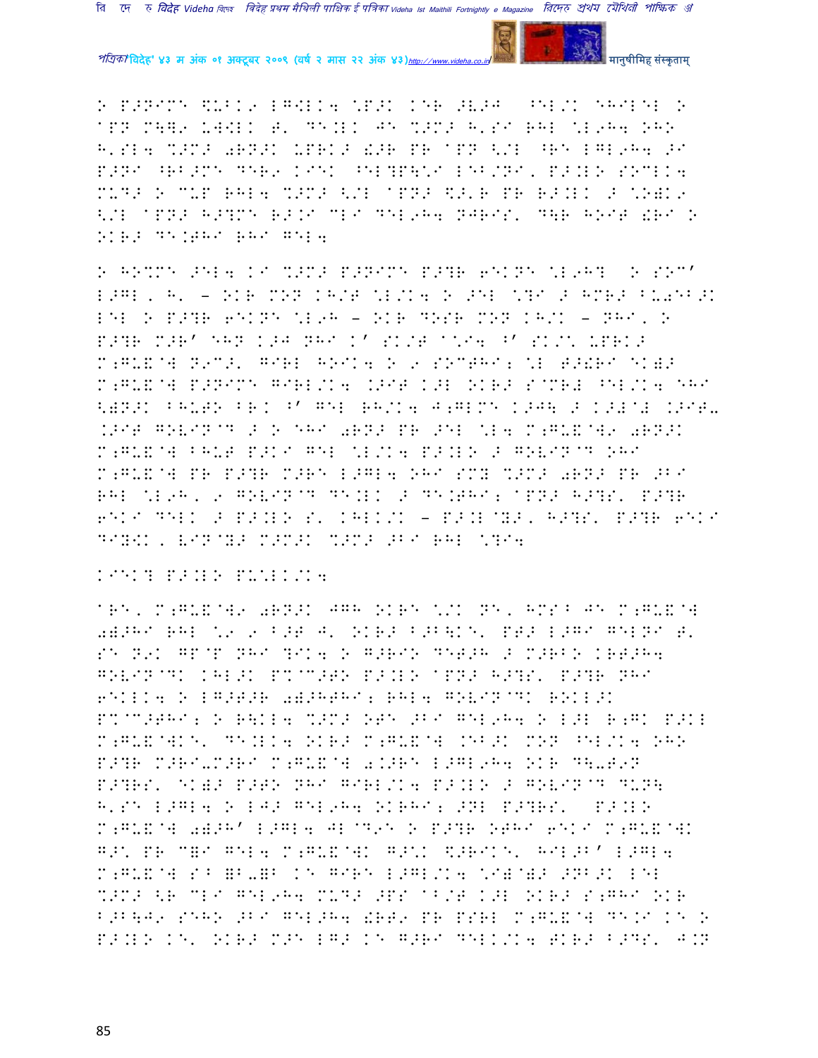O P>NIM) \$UBK9 LG\$LK4 \P>K K@R >V>J ^EL/K EHILEL O
APN M\}9 UW\$LK T' D@.LK J@ %>M> H'SI RHL \L9H4 OHO
H'SL4 %>M> 0RN>K UPRK> !>R PR APN <'L ^R@ LGL9H4 >I
P>NI ^RB>M) D@R9 KI@K ^EL?P\<I L@B/NI, P>.LO SOCLK4
MUD> O MUP RHL4 %>M> <'L APN> \$>'R PR R>.LK > \O)K9
<'L APN> H>?M) R>.I CLI D@L9H4 NJRIS' D\R HOIT !RI O
OKR> D@.THI RHI G@L4

O HO%M) >EL4 KI %>M> P>NIM) P>?R 6@KN) \L9H? O SOC'
L>GL, H' - OKR MON KH/T \L/K4 O >EL \?I > HMR> BU0@B>K
L@L O P>?R 6@KN) \L9H - OKR DOSR MON KH/K - NHI, O
P>?R M>R' EHN K>J NHI K' SK/T A\I4 ^' SK/\ UPRK>
M;GU&@W N9C>' GIRL HOIK4 O 9 SOCTHI; \L T>!RI EK)>
M;GU&@W P>NIM) GIRL/K4 .>IT K>L OKR> S@MR# ^EL/K4 EHI
<)N>K BHUTO BRK ^' G@L RH/K4 J;GLM) K>J\ > K>#@# .>IT-
.>IT GOVIN@D > O EHI 0RN> PR >EL \L4 M;GU&@W9 0RN>K
M;GU&@W BHUT P>KI G@L \L/K4 P>.LO > GOVIN@D OHI
M;GU&@W PR P>?R M>R@ L>GL4 OHI SMY %>M> 0RN> PR >BI
RHL \L9H, 9 GOVIN@D D@.LK > D@.THI; APN> H>?S' P>?R
6@KI D@LK > P>.LO S' KHLK/K - P>.L@Y>, H>?S' P>?R 6@KI
DIY\$K, LIN@Y> M>M>K %>M> >BI RHL \?I4

KI@K? P>.LO PU\LK/K4

AR@, M;GU&@W9 0RN>K JGH OKR@ \/K N@, HMS^ J@ M;GU&@W
0)>HI RHL \9 9 B>T J' OKR> B>B\K@' PT> L>GI G@LNI T'
S@ N9K GP@P NHI ?IK4 O G>RIO D@T>H > M>RBO KRT>H4
GOVIN@DK KHL>K P%@C>TO P>.LO APN> H>?S' P>?R NHI
6@KLK4 O LG>T>R 0)>HTHI; RHL4 GOVIN@DK ROKL>K
P%@C>THI; O R\KL4 %>M> OT@ >BI G@L9H4 O L>L R;GK P>KL
M;GU&@WK@' D@.LK4 OKR> M;GU&@W .@B>K MON ^EL/K4 OHO
P>?R M>RI-M>RI M;GU&@W 0.>R@ L>GL9H4 OKR D\-T9N
P>?RS' EK)> P>TO NHI GIRL/K4 P>.LO > GOVIN@D DUN\
H'S@ L>GL4 O LJ> G@L9H4 OKRHI; >NL P>?RS' P>.LO
M;GU&@W 0)>H' L>GL4 JL@D9@ O P>?R OTHI 6@KI M;GU&@WK
G>\ PR C=I G@L4 M;GU&@WK G>\K \$>RIK@' HIL>B' L>GL4
M;GU&@W S^ =B-=B K@ GIR@ L>GL/K4 \I)@)> >NB>K L@L
%>M> <R CLI G@L9H4 MUD> >PS AB/T K>L OKR> S;GHI OKR
B>B\J9 S@HO >BI G@L>H4 !RT9 PR PSRL M;GU&@W D@.I K@ O
P>.LO K@' OKR> M>@ LG> K@ G>RI D@LK/K4 TKR> B>DS' J.N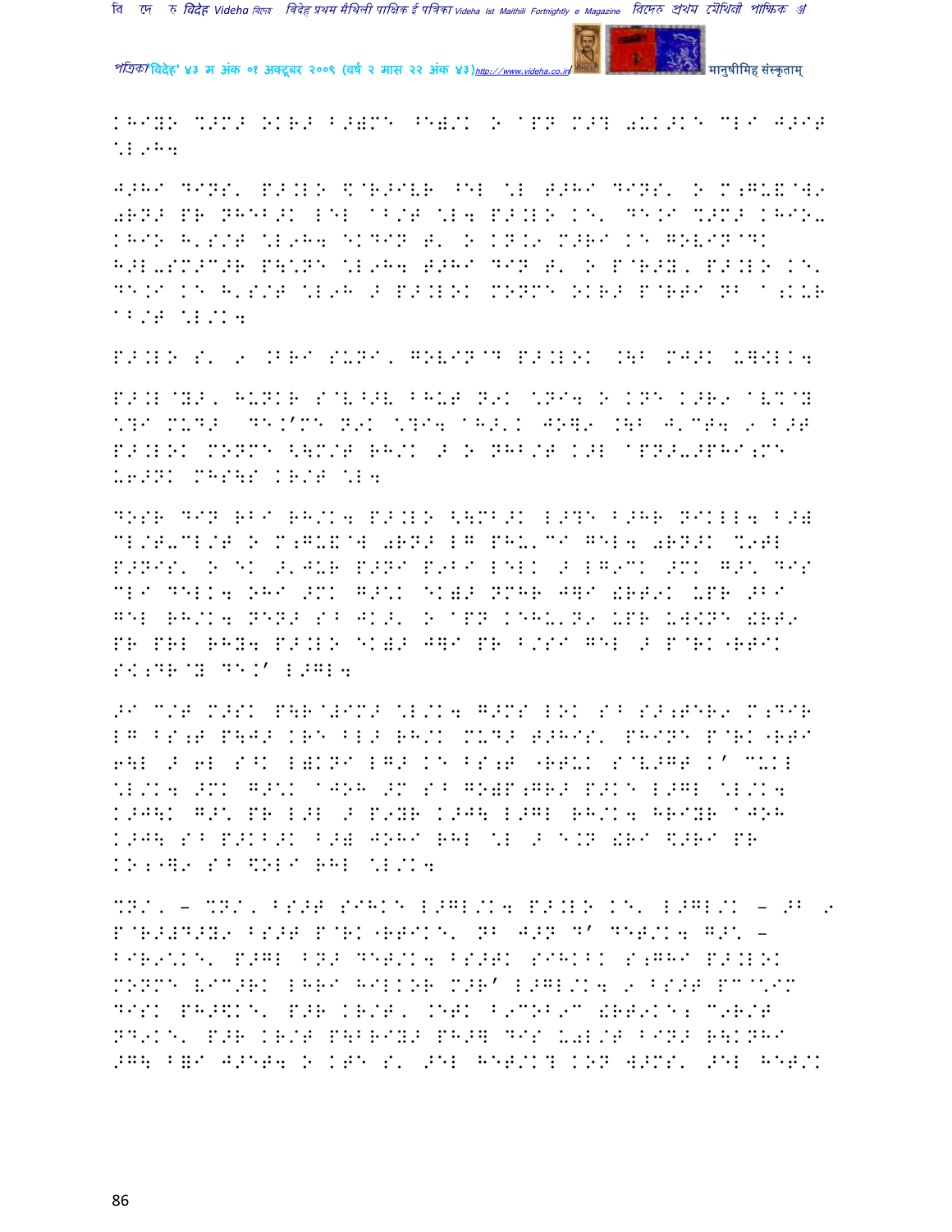KHIYO %>M> OKR> B>)MI ^E)/K O APN M>? 0UK>KE CLI J>IT \L9H4

J>HI DINS' P>.LO $@R>IVR ^EL \L T>HI DINS' O M;GU&@W9 0RN> PR NHEB>K LEL AB/T \L4 P>.LO KE' DE.I %>M> KHIO- KHIO H'S/T \L9H4 EKDIN T' O KN.9 M>RI KE GOVIN@DK H>L-SM>C>R P\$NE \L9H4 T>HI DIN T' O P@R>Y' P>.LO KE' DE.I KE H'S/T \L9H > P>.LOK MONME OKR> P@RTI NB A;KUR AB/T \L/K4

P>.LO S' 9 .BRI SUNI' GOVIN@D P>.LOK .\B MJ>K U\]LK4

P>.L@Y>' HUNKR S@V^>V BHUT N9K \NI4 O KNE K>R9 AV%@Y \?I MUD> DE.I'ME N9K \?I4 AH>'K JO]9 .\B J'CT4 9 B>T P>.LOK MONME <\M/T RH/K > O NHB/T K>L APN>->PHI;ME U6>NK MHS\S KR/T \L4

DOSR DIN RBI RH/K4 P>.LO <\MB>K L>?E B>HR NIKLL4 B>) CL/T-CL/T O M;GU&@W 0RN> LG PHU'CI GEL4 0RN>K %9TL P>NIS' O EK >'JUR P>NI P9BI LELK > LG9CK >MK G>\ DIS CLI DELK4 OHI >MK G>\K EK)> NMHR J]I !RT9K UPR >BI GEL RH/K4 NEN> S^ JK>' O APN KEHU'N9 UPR U\]NE !RT9 PR PRL RHY4 P>.LO EK)> J]I PR B/SI GEL > P@RK "RTIK S<;DR@Y DE.I' L>GL4

>I C/T M>SK P\R@ZIM> \L/K4 G>MS LOK S^ S>;TER9 M;DIR LG BS;T P\J> KRE BL> RH/K MUD> T>HIS' PHINE P@RK "RTI 6\L > 6L S^K L)KNI LG> KE BS;T "RTUK S@V>GT K' CUKL \L/K4 >MK G>\K AJOH >M S^ GO)P;GR> P>KE L>GL \L/K4 K>J\K G>\ PR L>L > P9YR K>J\ L>GL RH/K4 HRIYR AJOH K>J\ S^ P>KB>K B>) JOHI RHL \L > E.N !RI $>RI PR KO;"]9 S^ $OLI RHL \L/K4

%N/' - %N/' BS>T SIHKE L>GL/K4 P>.LO KE' L>GL/K - >B 9 P@R>ZD>Y9 BS>T P@RK "RTIKE' NB J>N D' DET/K4 G>\ - BIR9\KE' P>GL BN> DET/K4 BS>TK SIHKBK S;GHI P>.LOK MONME VIC>RK LHRI HILKOR M>R' L>GL/K4 9 BS>T PC@\IM DISK PH>$KE' P>R KR/T' .ETK B9COB9C !RT9KE; C9R/T ND9KE' P>R KR/T P\BRIY> PH>] DIS U0L/T BIN> R\KNHI >G\ B=I J>ET4 O KTE S' >EL HET/K? KON W>MS' >EL HET/K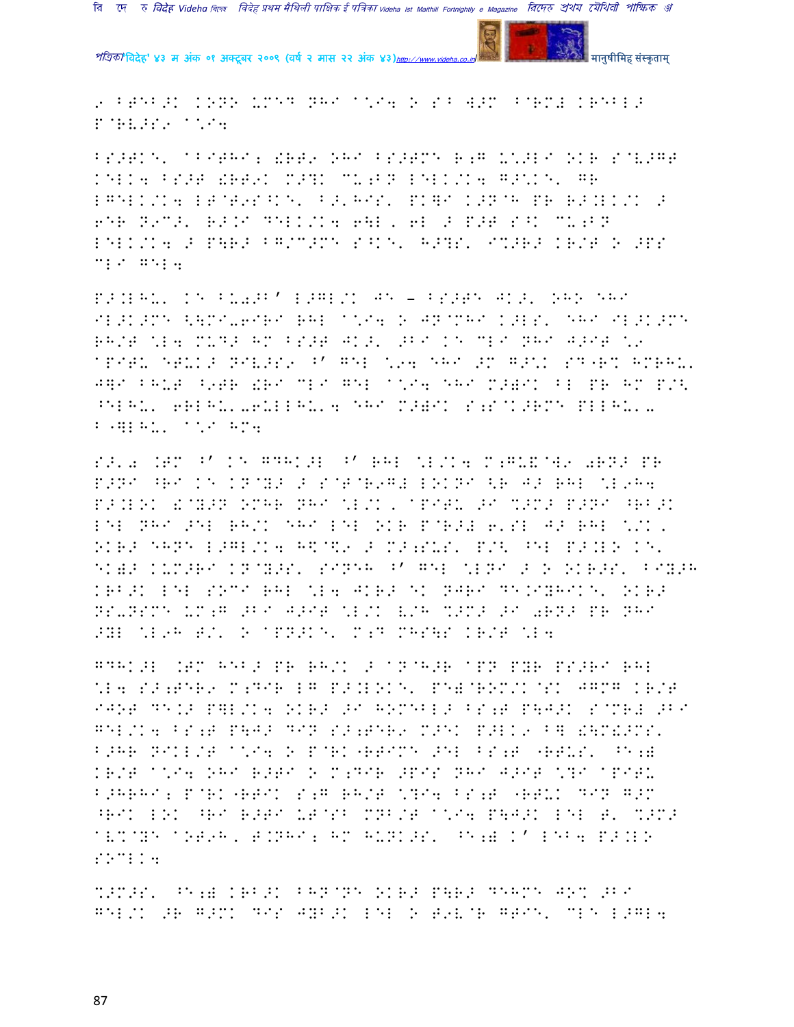9 BTEB>K KONO UMED NHI A\*I4 O S B W>M B@RM# KREBL>
P@RV>S9 A\*I4

BS>TKE' ABITHI; !RT9 OHI BS>TMK R;G U\*>LI OKR S@V>GT
KELK4 BS>T !RT9K M>?K CU;BN LELK/K4 G>\*KE' GR
LGELK/K4 LT@T9S^KE' B>'HIS' PK]I K>N@H PR R>.LK/K >
6ER N9C>' R>.I DELK/K4 6]L, 6L > P>T S^K CU;BN
LELK/K4 > P\R> BG/C>MK S^KE' H>?S' I%>R> KR/T O >PS
CLI GEL4

P>.LHU' KE BU0>B' L>GL/K JE – BS>TE JK>' OHO EHI
IL>K>MK <\MI-6IRI RHL A\*I4 O JN@MHI K>LS' EHI IL>K>MK
RH/T \*L4 MUD> HM BS>T JK>' >BI KE CLI NHI J>IT \*9
APITU ETUK> NIV>S9 B' GEL \*94 EHI >M G>\*K SD"R% HMRHU'
J]I BHUT B9TR !RI CLI GEL A\*I4 EHI M>@IK BL PR HM P/<
^ELHU' 6RLHU'-6ULLHU'4 EHI M>@IK S;S@K>RMK PLLHU'-
B"]LHU' A\*I HM4

S>'0 .TM B' KE GDHK>L B' RHL \*L/K4 M;GU&@W9 0RN> PR
P>NI ^RI KE KN@Y> > S@T@R9G# LOKNI <R J> RHL \*L9H4
P>.LOK !@Y>N OMHR NHI \*L/K, APITU >I %>M> P>NI ^RB>K
LEL NHI >EL RH/K EHI LEL OKR P@R>introducing 6'SL J> RHL \*/K,
OKR> EHNE L>GL/K4 H\$@\$9 > M>;SUS' P/< ^EL P>.LO KE'
EK@> KUM>RI KN@Y>S' SINEH B' GEL \*LNI > O OKR>S' BIY>H
KRB>K LEL SOCI RHL \*L4 JKR> EK NJRI DE.IYHIKE' OKR>
NS-NSMK UM;G >BI J>IT \*L/K V/H %>M> >I 0RN> PR NHI
>YL \*L9H T/' O APN>KE' M;D MHS\S KR/T \*L4

GDHK>L .TM HEB> PR RH/K > AN@H>R APN PYR PS>RI RHL
\*L4 S>;TER9 M;DIR LG P>.LOKE' PE@@ROM/K@SK JGMG KR/T
IJOT DE.> P]L/K4 OKR> >I HOMEBL> BS;T P\J>K S@MR# >BI
GEL/K4 BS;T P\J> DIN S>;TER9 M>EK P>LK9 B] !\M&>MS'
B>HR NIKL/T A\*I4 O P@RK"RTIMK >EL BS;T "RTUS' ^E;@
KR/T A\*I4 OHI R>TI O M;DIR >PIS NHI J>IT \*?I APITU
B>HRHI; P@RK"RTIK S;G RH/T \*?I4 BS;T "RTUK DIN G>M
^RIK LOK ^RI R>TI UT@SB MNB/T A\*I4 P\J>K LEL T' %>M>
AV%@YE AOT9H, T.NHI; HM HUNK>S' ^E;@ K' LEB4 P>.LO
SOCLK4

%>M>S' ^E;@ KRB>K BHN@NE OKR> P\R> DEHMK JO% >BI
GEL/K >R G>MK DIS JYB>K LEL O T9V@R GTIE' CLE L>GL4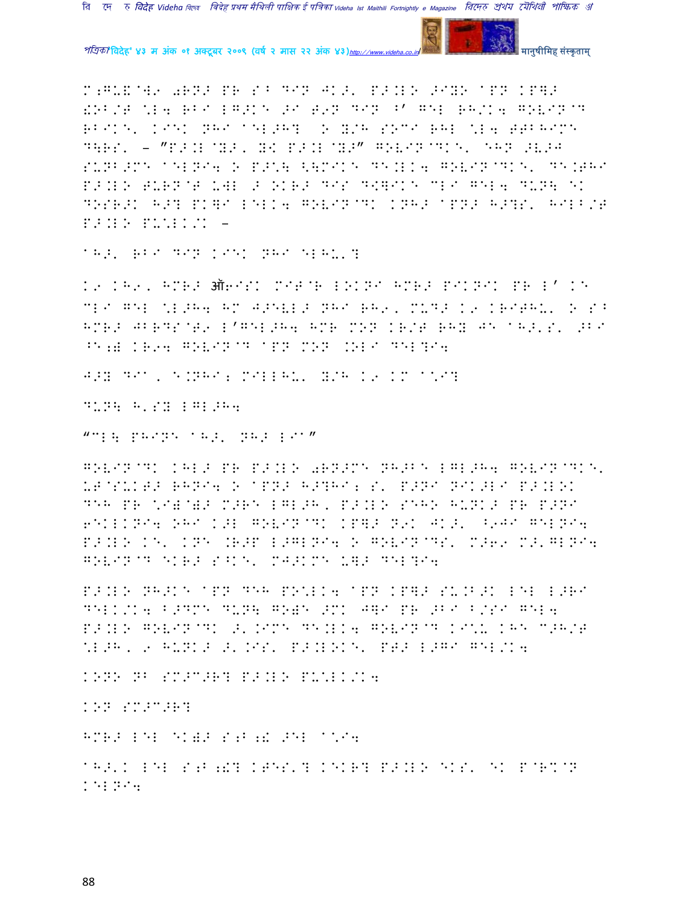M;GU&@W9 0RN> PR S^ DIN JK>' P>.LO >IYO APN KP]>
!OB/T \L4 RBI LG>KE 9I T9N DIN ^' GEL RH/K4 GOVIN@D
RBIKE' KIEK NHI AEL>H? O Y/H SOCI RHL \L4 TTBHIME
D\RS' – "P>.L@Y>, Y! P>.L@Y>" GOVIN@DKE' EHN >V>J
SUNB>ME AELNI4 O P>\\ <\MIKE DE.LK4 GOVIN@DKE' DE.THI
P>.LO TURN@T UWL > OKR> DIS D<]IKE CLI GEL4 DUN\ EK
DOSR>K H>? PK]I LELK4 GOVIN@DK KNH> APN> H>?S' HILB/T
P>.LO PU\LK/K –

AH>' RBI DIN KIEK NHI ELHU'?

K9 KH9, HMR> ऑ6ISK MIT@R LOKNI HMR> PIKNIK PR L' KE
CLI GEL \L>H4 HM J>EVL> NHI RH9, MUD> K9 KRITHU' O S^
HMR> JBRDS@T9 L'GEL>H4 HMR MON KR/T RHY JE AH>'S' >BI
^E;W KR94 GOVIN@D APN MON .OLI DEL?I4

J>Y DIA, E.NHI; MILLHU' Y/H K9 KM A\I?

DUN\ H'SY LGL>H4

"CL\ PHINE AH>' NH> LIA"

GOVIN@DK KHL> PR P>.LO 0RN>ME NH>BE LGL>H4 GOVIN@DKE'
UT@SUKT> RHNI4 O APN> H>?HI; S' P>NI NIK>LI P>.LOK
DEH PR \IW@W> M>RE LGL>H, P>.LO SEHO HUNK> PR P>NI
6EKLKNI4 OHI K>L GOVIN@DK KP]> N9K JK>' ^9JI GELNI4
P>.LO KE' KNE .R>P L>GLNI4 O GOVIN@DS' M>69 M>'GLNI4
GOVIN@D EKR> S^KE' MJ>KME U]> DEL?I4

P>.LO NH>KE APN DEH PO\LK4 APN KP]> SU.B>K LEL L>RI
DELK/K4 B>DME DUN\ GOWE >MK J]I PR >BI B/SI GEL4
P>.LO GOVIN@DK >'.IME DE.LK4 GOVIN@D KI\U KHE C>H/T
\L>H, 9 HUNK> >'.IS' P>.LOKE' PT> L>GI GEL/K4

KONO NB SM>C>R? P>.LO PU\LK/K4

KON SM>C>R?

HMR> LEL EKW> S;B;! >EL A\I4

AH>'K LEL S;B;!? KTES'? KEKR? P>.LO EKS' EK P@R%@N
KELNI4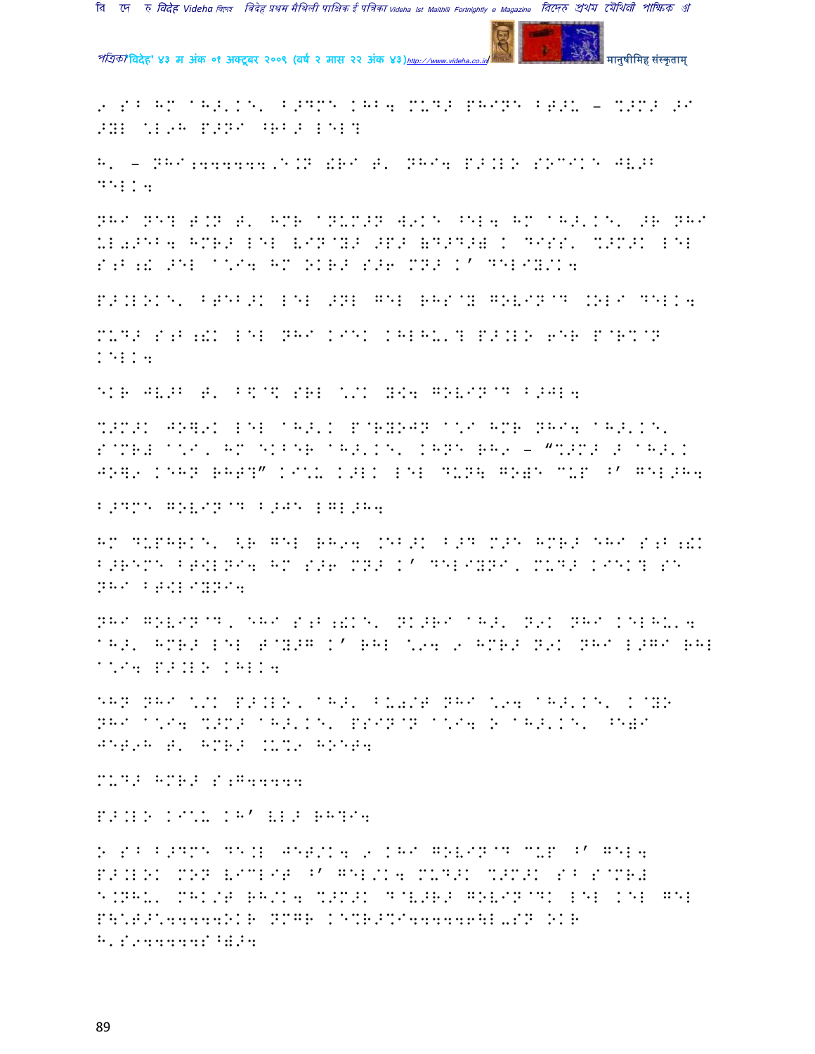९ ऽ᠎ ᡀᠮ ᠰᡀᠯ᠋ᠢᠨ᠋ ᠪᠥᠳᠮᠡ ᠴᡀᠪ᠌ ᠮᠤᠳᠥ ᡂᠬᠢᠨᠡ ᠪᠲᠥᡀ – ᡅᠥᠮᠥ ᠥᠢ ᠥᠸᠯ ᡅᠯ९ᡀ ᡂᠥᠨᠢ ᠰᠪᠪᠥ ᠯᠡᠯ᠒

ᡀ᠋ – ᠨᡀᠢ;ᠡᠡᠡᠡᠡᠡ.ᠡ.ᠨ ᡃᠷᠢ ᠲ᠋ ᠨᡀᠢ᠌ ᡂᠥ.ᠯᠣ ᠰᠣᠴᠢᠺᠡ ᠵᠧᠥᠪ ᠳᠡᠯᠺ᠌

ᠨᡀᠢ ᠨᠡ᠒ ᠲ.ᠨ ᠲ᠋ ᡀᠮᠷ ᠰᠨᠤᠮᠥᠨ ᠸ९ᠺᠡ ᠰᠡᠯ᠌ ᡀᠮ ᠰᡀᠥ᠋ᠢᠨ᠋ ᠥᠷ ᠨᡀᠢ ᠤᠯ᠓ᠥᠡᠪ᠌ ᡀᠮᠷᠥ ᠯᠡᠯ ᠧᠢᠨᠬᠸᠥ ᠥᠫᠥ ᡁᠳᠥᠳᠥᡁ ᠺ ᠳᠢᠰᠰ᠋ ᡅᠥᠮᠥᠺ ᠯᠡᠯ ᠰ;ᠪ;ᠷ ᠥᠡᠯ ᠰ᠋ᠢ᠌ ᡀᠮ ᠣᠺᠷᠥ ᠰᠥ᠖ ᠮᠨᠥ ᠺ᠊ ᠳᠡᠯᠢᠸᠥᠺ᠌

ᡂᠥ.ᠯᠣᠺᠡ᠋ ᠪᠲᠡᠪᠥᠺ ᠯᠡᠯ ᠥᠨᠯ ᠭᠡᠯ ᠷᡀᠰᠬᠸ ᠭᠣᠧᠢᠨᠬᠳ .ᠣᠯᠢ ᠳᠡᠯᠺ᠌

ᠮᠤᠳᠥ ᠰ;ᠪ;ᠷᠺ ᠯᠡᠯ ᠨᡀᠢ ᠺᠢᠡᠺ ᠺᡀᠯᡀᠤ᠋᠒ ᡂᠥ.ᠯᠣ ᠖ᠡᠷ ᡂᠬᠷᡅᠬᠨ ᠺᠡᠯᠺ᠌

ᠡᠺᠷ ᠵᠧᠥᠪ ᠲ᠋ ᠪ᠋ᠬ᠋ ᠰᠷᠯ ᡅ᠋ᠺ ᠸᡂ᠌ ᠭᠣᠧᠢᠨᠬᠳ ᠪᠥᠵᠯ᠌

ᡅᠥᠮᠥᠺ ᠵᠣᠸ९ᠺ ᠯᠡᠯ ᠰᡀᠥ᠋ᠺ ᡂᠬᠷᠸᠣᠵᠨ ᠰ᠋ᠢ ᡀᠮᠷ ᠨᡀᠢ᠌ ᠰᡀᠥ᠋ᠢᠨ᠋ ᠰᠬᠮᠷᠷ ᠰ᠋ᠢ᠋ ᡀᠮ ᠡᠺᠪᠡᠷ ᠰᡀᠥ᠋ᠢᠨ᠋ ᠺᡀᠨᠡ ᠷᡀ९ – "ᡅᠥᠮᠥ ᠥ ᠰᡀᠥ᠋ᠺ ᠵᠣᠸ९ ᠺᠡᡀᠨ ᠷᡀᠲ᠒" ᠺᠢ᠋ᠤ ᠺᠥᠯᠺ ᠯᠡᠯ ᠳᠤᠨ᠋ ᠭᠣᠡ ᠮᠤᠫ ᠰ᠊ ᠭᠡᠯᠥᡀ᠌

ᠪᠥᠳᠮᠡ ᠭᠣᠧᠢᠨᠬᠳ ᠪᠥᠵᠡ ᠯᠭᠯᠥᡀ᠌

ᡀᠮ ᠳᠤᠫᡀᠷᠺᠡ᠋ ᠺᠷ ᠭᠡᠯ ᠷᡀ९᠌ .ᠡᠪᠥᠺ ᠪᠥᠳ ᠮᠥᠡ ᡀᠮᠷᠥ ᠡᡀᠢ ᠰ;ᠪ;ᠷᠺ ᠪᠥᠷᠡᠮᠡ ᠪᠲᠺᠯᠨᠢ᠌ ᡀᠮ ᠰᠥ᠖ ᠮᠨᠥ ᠺ᠊ ᠳᠡᠯᠢᠸᠨᠢ᠋ ᠮᠤᠳᠥ ᠺᠢᠡᠺ᠒ ᠰᠡ ᠨᡀᠢ ᠪᠲᠺᠯᠢᠸᠨᠢ᠌

ᠨᡀᠢ ᠭᠣᠧᠢᠨᠬᠳ᠋ ᠡᡀᠢ ᠰ;ᠪ;ᠷᠺᠡ᠋ ᠨᠺᠥᠷᠢ ᠰᡀᠥ᠋ ᠨ९ᠺ ᠨᡀᠢ ᠺᠡᠯᡀᠤ᠋᠌ ᠰᡀᠥ᠋ ᡀᠮᠷᠥ ᠯᠡᠯ ᠲᠬᠸᠥᠭ ᠺ᠊ ᠷᡀᠯ ᡅ९᠌ ९ ᡀᠮᠷᠥ ᠨ९ᠺ ᠨᡀᠢ ᠯᠥᠭᠢ ᠷᡀᠯ ᠰ᠋ᠢ᠌ ᡂᠥ.ᠯᠣ ᠺᡀᠯᠺ᠌

ᠡᡀᠨ ᠨᡀᠢ ᡅ᠋ᠺ ᡂᠥ.ᠯᠣ᠋ ᠰᡀᠥ᠋ ᠪᠤ᠓ᠥᠲ ᠨᡀᠢ ᡅ९᠌ ᠰᡀᠥ᠋ᠢᠨ᠋ ᠺᠬᠸᠣ ᠨᡀᠢ ᠰ᠋ᠢ᠌ ᡅᠥᠮᠥ ᠰᡀᠥ᠋ᠢᠨ᠋ ᡂᠰᠢᠨᠬᠨ ᠰ᠋ᠢ᠌ ᠣ ᠰᡀᠥ᠋ᠢᠨ᠋ ᠰᠡᠷᠢ ᠵᠡᠲ९ᡀ ᠲ᠋ ᡀᠮᠷᠥ .ᠤ᠋९ ᡀᠣᠡᠲ᠌

ᠮᠤᠳᠥ ᡀᠮᠷᠥ ᠰ;ᠭᠡᠡᠡᠡᠡ

ᡂᠥ.ᠯᠣ ᠺᠢ᠋ᠤ ᠺᡀ᠊ ᠧᠯᠥ ᠷᡀ᠒ᠢ᠌

ᠣ ᠰ᠎ ᠪᠥᠳᠮᠡ ᠳᠡ.ᠯ ᠵᠡᠲᠥᠺ᠌ ९ ᠺᡀᠢ ᠭᠣᠧᠢᠨᠬᠳ ᠮᠤᠫ ᠰ᠊ ᠭᠡᠯ᠌ ᡂᠥ.ᠯᠣᠺ ᠮᠣᠨ ᠧᠢᠴᠯᠢᠲ ᠰ᠊ ᠭᠡᠯᠥᠺ᠌ ᠮᠤᠳᠥᠺ ᡅᠥᠮᠥᠺ ᠰ᠎ ᠰᠬᠮᠷᠷ ᠡ.ᠨᡀᠤ᠋ ᠮᡀᠺᠥᠲ ᠷᡀᠥᠺ᠌ ᡅᠥᠮᠥᠺ ᠳᠬᠧᠥᠷᠥ ᠭᠣᠧᠢᠨᠬᠳᠺ ᠯᠡᠯ ᠺᠡᠯ ᠭᠡᠯ ᡂ᠋ᠲᠥ᠋ᠡᠡᠡᠡᠡᠣᠺᠷ ᠨᠮᠭᠷ ᠺᠡᡅᠷᠥᡅᠢᠡᠡᠡᠡᠡᠡ᠖ᠯ-ᠰᠨ ᠣᠺᠷ ᡀ᠋ᠰ९ᠡᠡᠡᠡᠡᠰᠰᠥ᠌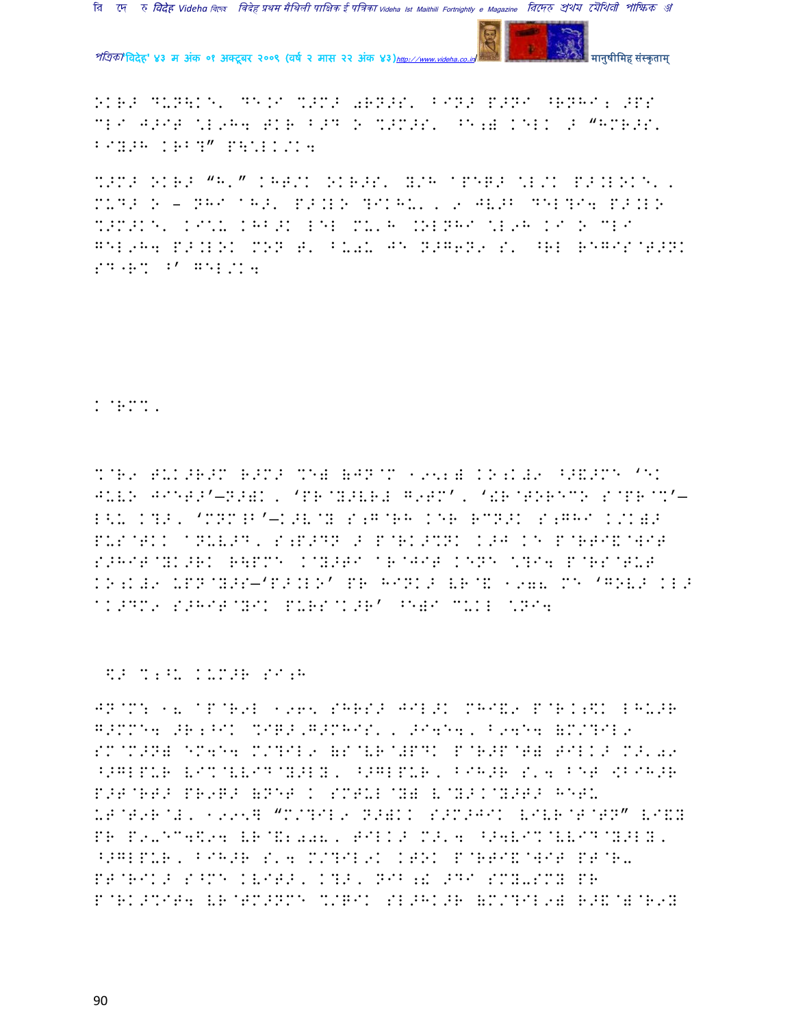OKR> DUN\K&. DE.I %>M> 0RN>S. BIN> P>NI ^RNHI; >PS
CLI J>IT \L9H4 TKR B>D O %>M>S. ^E;) KELK > "HMR>S.
BIY>H KRB?" P\\LK/K4

%>M> OKR> "H." KHT/K OKR>S. Y/H APET> \L/K P>.LOK&.,
MUD> O - NHI AH>. P>.LO ?IKHU., 9 JV>B DEL?I4 P>.LO
%>M>K&. KI\U KHB>K LEL MU.H .OLNHI \L9H KI O CLI
GEL9H4 P>.LOK MON T. BU0U JE N>G6N9 S. ^RL R2GIS@T>NK
SD^R% ^' GEL/K4

K@RM%.

%@R9 TUK>R>M R>M> %E) (JN@M 1952) KO;K#9 ^>&>ME 'EK
JUV> JIET>'—N>)K, 'PR@Y>VR# G9TM', '!R@TOREMO S@PR@%'—
L<U K?>, 'MNM@B'—K>V@Y S;G@RH KER RMN>K S;GHI K/K)>
PUS@TKK ANUV>D, S;P>DN > P@RK>%NK K>J KE P@RTI&@WIT
S>HIT@YK>RK R\PME K@Y>TI AR@JIT KENE \?I4 P@RS@TUT
KO;K#9 UPN@Y>S—'P>.LO' PR HINK> VR@& 1978 ME 'GOV> KL>
AK>DM9 S>HIT@YIK PURS@K>R' ^E)I MUKL \NI4

\$> %;^U KUM>R SI;H

JN@M: 18 AP@R9L 1965 SHRS> JIL>K MHI&9 P@R.K;\$K LHU>R
G>MME4 >R;^IK %IR>,G>MHIS., >I4E4, B94E4 (M/?IL9
SM@M>N) EM4E4 M/?IL9 (S@VR@#PDK P@R>P@T) TILK> M>.09
^>GLPUR VI%@VVID@Y>LY, ^>GLPUR, BIH>R S.4 BET [BIH>R
P>T@RT> PR9G> (NET K SMTUL@Y) V@Y>K@Y>T> HETU
UT@T9R@#, 1995] "M/?IL9 N>)KK S>M>JIK VIVR@T@TN" VI&Y
PR P9.EM4\$94 VR@&2008, TILK> M>.4 ^>4VI%@VVID@Y>LY,
^>GLPUR, BIH>R S.4 M/?IL9K KTOK P@RTI&@WIT PT@R.
PT@RIK> S^ME KVIT>, K?>, NIB;! >DI SMY-SMY PR
P@RK>%IT4 VR@TM>NME %/GIK SL>HK>R (M/?IL9) R>&@)@R9Y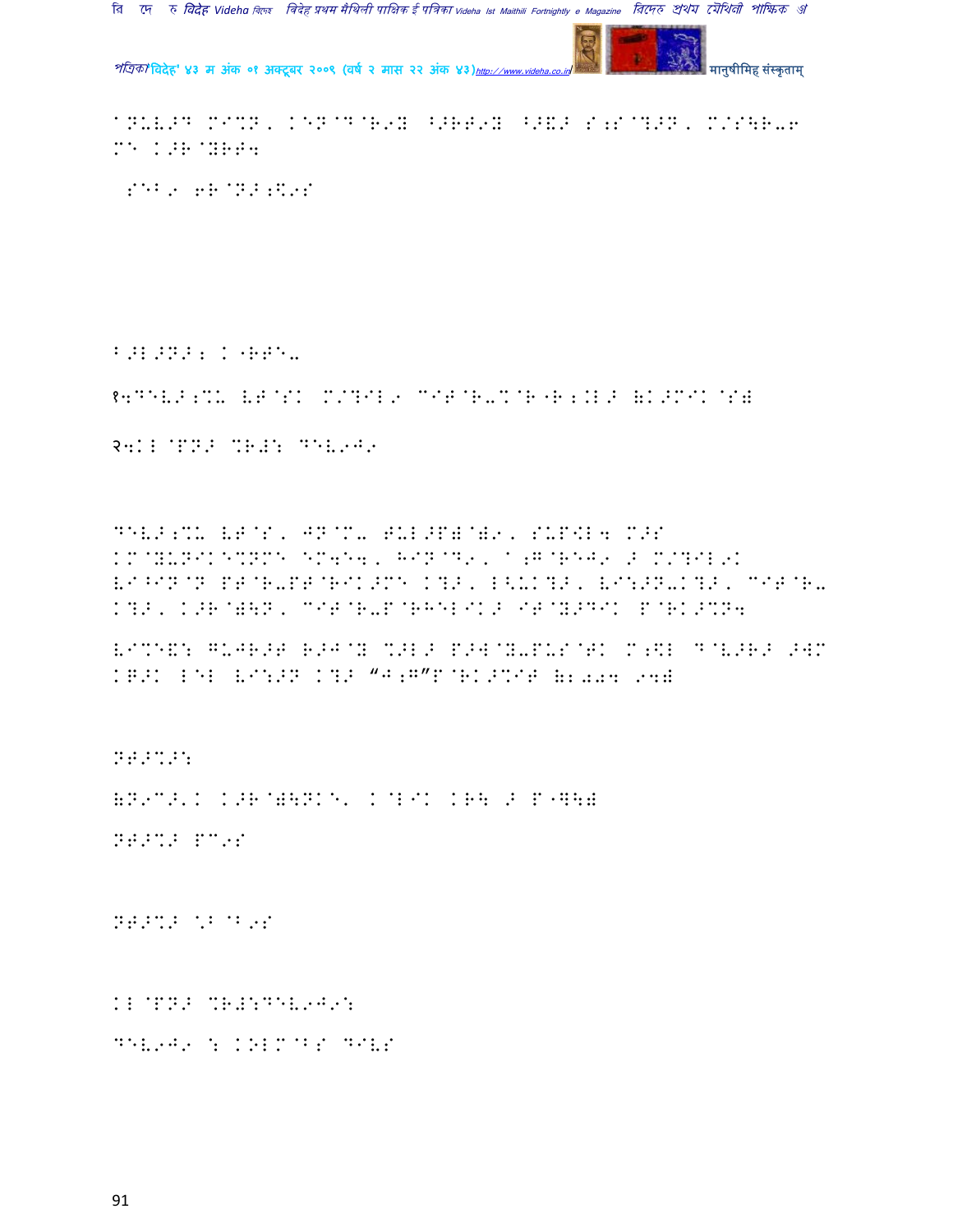@N-V>D M@%N, KEN@D@R9Y ^>RT9Y ^>&> S;S@?>N, M/S\R-6 ME K>R@YRT4

SEB9 6R@N>;$9S

B>L>N>; K"RTE-

१;DEV>;%U VT@SK M/?IL9 CIT@R-%@R"R;:L> (K>MIK@S)

२;KL@PN> %R#: DEV9J9

DEV>;%U VT@S, JN@M- TUL>P)@W9, SUP$L4 M>S KM@YUNIKE%NME EM6E4, HIN@D9, A;G@REJ9 > M/?IL9K VI^IN@N PT@R-PT@RIK>ME K?>, L<UK?>, VI:>N-K?>, CIT@R-K?>, K>R@W\N, CIT@R-P@RHELIK> IT@Y>DIK P@RK>%N4

VI%E&: GUJR>T R>J@Y %>L> P>W@Y-PUS@TK M;$L D@V>R> >WM KG>K LEL VI:>N K?> "J;G"P@RK>%IT (2004 9W)

NT>%>:

(N9C>'K K>R@W\NKE' K@LIK KR\ > P"Q\)

NT>%> PC9S

NT>%> %B@B9S

KL@PN> %R#:DEV9J9:

DEV9J9 : KOLM@BS DIVS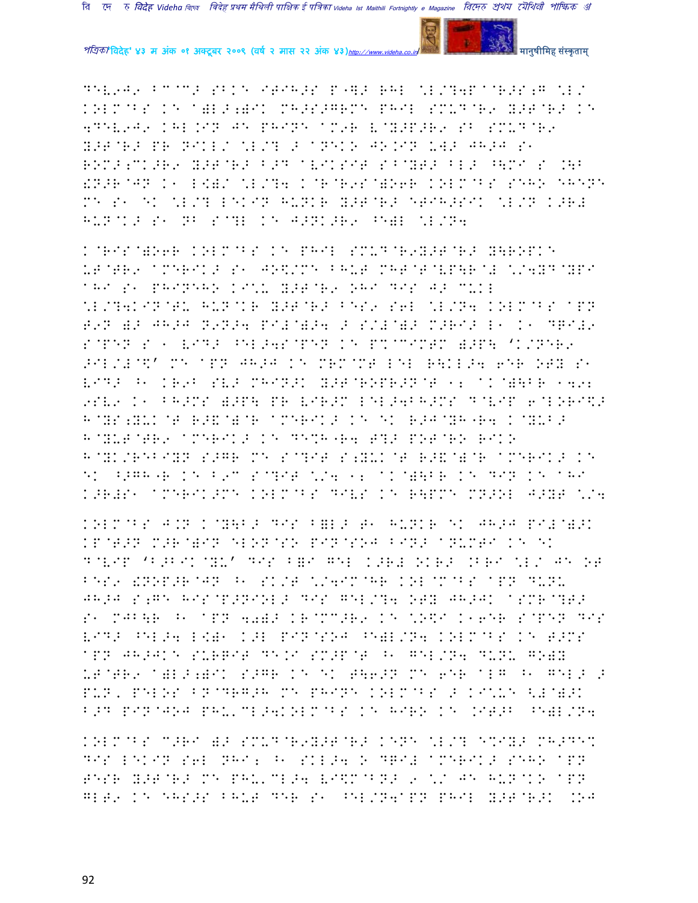DEV9J9 BC@C> SBKE IJIH>S P"]> RHL \L/?4P@R>S;G \L/ KOLM@BS KE A)L>;)IK MH>S>GRME PHIL SMUD@R9 Y>T@R> KE 4DEV9J9 KHL.IN JE PHINE AM9R V@Y>P>R9 SB SMUD@R9 Y>T@R> PR NIKL/ \L/? > ANEKO JO.IN UW> JH>J S1 ROM>;CK>R9 Y>T@R> B>D AVIKSIT S^@YT> BL> ^\MI S .\B !N>R@JN K1 L[)/ \L/?4 K@R@R9S@)O6R KOLM@BS SEHO EHENE ME S1 EK \L/? LEKIN HUNKR Y>T@R> ETIH>SIK \L/N K>R# HUN@K> S1 NB S@?L KE J>NK>R9 ^E)L \L/N4

K@RIS@)O6R KOLM@BS KE PHIL SMUD@R9Y>T@R> Y\ROPKE UT@TR9 AMERIK> S1 JO\$/ME BHUT MHT@T@VP\R@# \/4YD@YPI AHI S1 PHINEHO KI\*U Y>T@R9 OHI DIS J> CUKL \L/?4KIN@TU HUN@KR Y>T@R> BES9 S6L \L/N4 KOLM@BS APN T9N )> JH>J N9N>4 PI#@)>4 > S/#@)> M>RI> L1 K1 DGI#9 S@PEN S 1 VID> ^EL>4S@PEN KE P%@CIMTM )>P\ 'K/NER9 >IL/#@\$' ME APN JH>J KE MRM@MT LEL R\KL>4 6ER OTY S1 VID> ^1 KR9B SV> MHIN>K Y>T@ROPR>N@T 12 AK@)\BR 1492 9SV9 K1 BH>MS )>P\ PR VIR>M LEL>4BH>MS D@VIP 6@LORI\$> H@YS;YUK@T R>&@)@R AMERIK> KE EK R>J@YH"R4 K@YUB> H@YUT@TR9 AMERIK> KE DE%H"R4 T?> POT@RO RIKO H@YK/REBIYN S>GR ME S@?IT S;YUK@T R>&@)@R AMERIK> KE EK ^>GH"R KE B9C S@?IT \/4 12 AK@)\BR KE DIN KE AHI K>R#S1 AMERIK>ME KOLM@BS DIVS KE R\PME MN>OL J>YT \/4

KOLM@BS J.N K@Y\B> DIS B=L> T1 HUNKR EK JH>J PI#@)>K KP@T>N M>R@)IN ELON@SO PIN@SOJ BIN> ANUMTI KE EK D@VIP 'B>BIK@YU' DIS B=I GEL K>R# OKR> .BRI \L/ JE OT BES9 !NOP>R@JN ^1 SK/T \/4IM@HR KOL@M@BS APN DUNU JH>J S;GE HIS@P>NIOL> DIS GEL/?4 OTY JH>JK ASMR@?T> S1 MJB\R ^1 APN 40)> KR@MC>R9 KE \O\$I K16ER S@PEN DIS VID> ^EL>4 L[)1 K>L PIN@SOJ ^E)L/N4 KOLM@BS KE T>MS APN JH>JKE SURGIT DE.I SM>P@T ^1 GEL/N4 DUNU GO)Y UT@TR9 A)L>;)IK S>GR KE EK T\6>N ME 6ER ALG ^1 GEL> > PUN, PELOS BN@DRG>H ME PHINE KOLM@BS > KI\*UE <#@)>K B>D PIN@JOJ PHU,CL>4KOLM@BS KE HIRO KE .IT>B ^E)L/N4

KOLM@BS C>RI )> SMUD@R9Y>T@R> KENE \L/? E%IY> MH>DE% DIS LEKIN S6L NHI; ^1 SKL>4 O DGI# AMERIK> SEHO APN TESR Y>T@R> ME PHU,CL>4 VI\$M@BN> 9 \/ JE HUN@KO APN GLT9 KE EHS>S BHUT DER S1 ^EL/N4APN PHIL Y>T@R>K .O J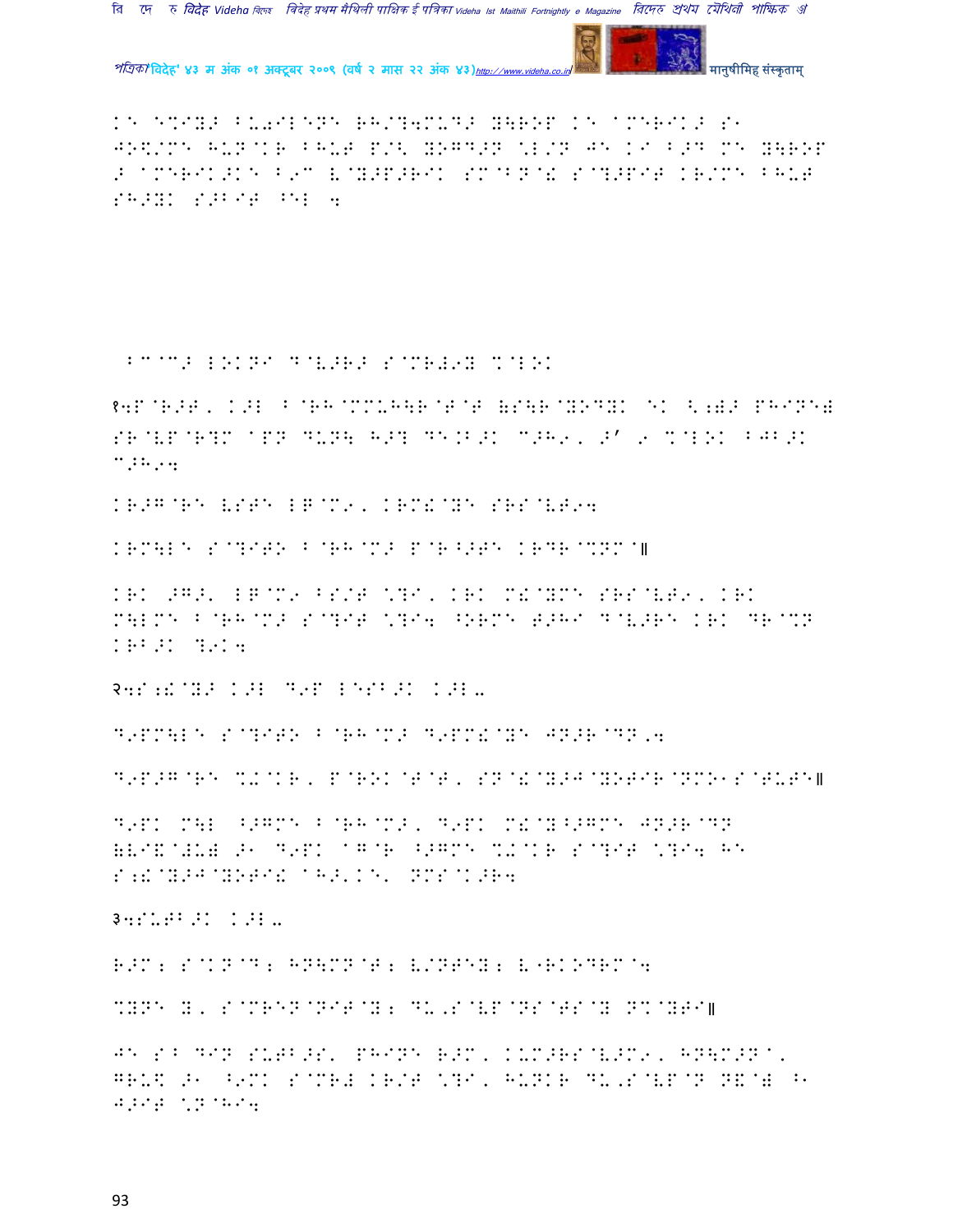KE E%IY> B- 0ILENE RH/?4MUD> Y\ROP KE aMERIK> S1 JO\$/ME HUN@KR BHUT P/\ YOGD>N \L/N JE KI B>D ME Y\ROP > aMERIK>KE B9C V@Y>P>RIK SM@BN@+ S@?>PIT KR/ME BHUT SH>YK S>BIT ^EL 4

BC@M> LOKNI D@V>R> S@MR#9Y %@LOK

१4P@R>T, K>L B@RH@%MUH\R@T@T (S\R@YODYK eK <;)> PHINE# SR@VP@R?M aPN DUN\ H>? DE.B>K C>H9, S' 9 %@LOK BJB>K C>H94

KR>G@RE VSTE LG@M9, KRM!@YE SRS@VT94

KRM\LE S@?ITO B@RH@M> P@R^>TE KRDR@%NM@॥

KRK >G>, LG@M9 BS/T \?I, KRK M!@YME SRS@VT9, KRK M\LME B@RH@M> S@?IT \?I4 ^ORME T>HI D@V>RE KRK DR@%N KRB>K ?9K4

२4S;!@Y> K>L D9P LESB>K K>L-

D9PM\LE S@?ITO B@RH@M> D9PM!@YE JN>R@DN,4

D9P>G@RE %U@KR, P@ROK@T@T, SN@!@Y>J@YOTIR@NMO1S@TUTE॥

D9PK M\L ^>GME B@RH@M>, D9PK M!@Y^>GME JN>R@DN (VI&@#U) >1 D9PK aG@R ^>GME %U@KR S@?IT \?I4 HE S;!@Y>J@YOTI! aH>'KE' NMS@K>R4

३4SUTB>K K>L-

R>M; S@KN@D; HN\MN@T; V/NTEY; V"RKODRM@4

%YNE Y, S@MREN@NIT@Y; DU,S@VP@NS@TS@Y N%@YTI॥

JE S B DIN SUTB>S' PHINE R>M, KUM>RS@V>M9, HN\M>N@, GRU\$ >1 ^9MK S@MR# KR/T \?I, HUNKR DU,S@VP@N N&@) B1 J>IT \N@HI4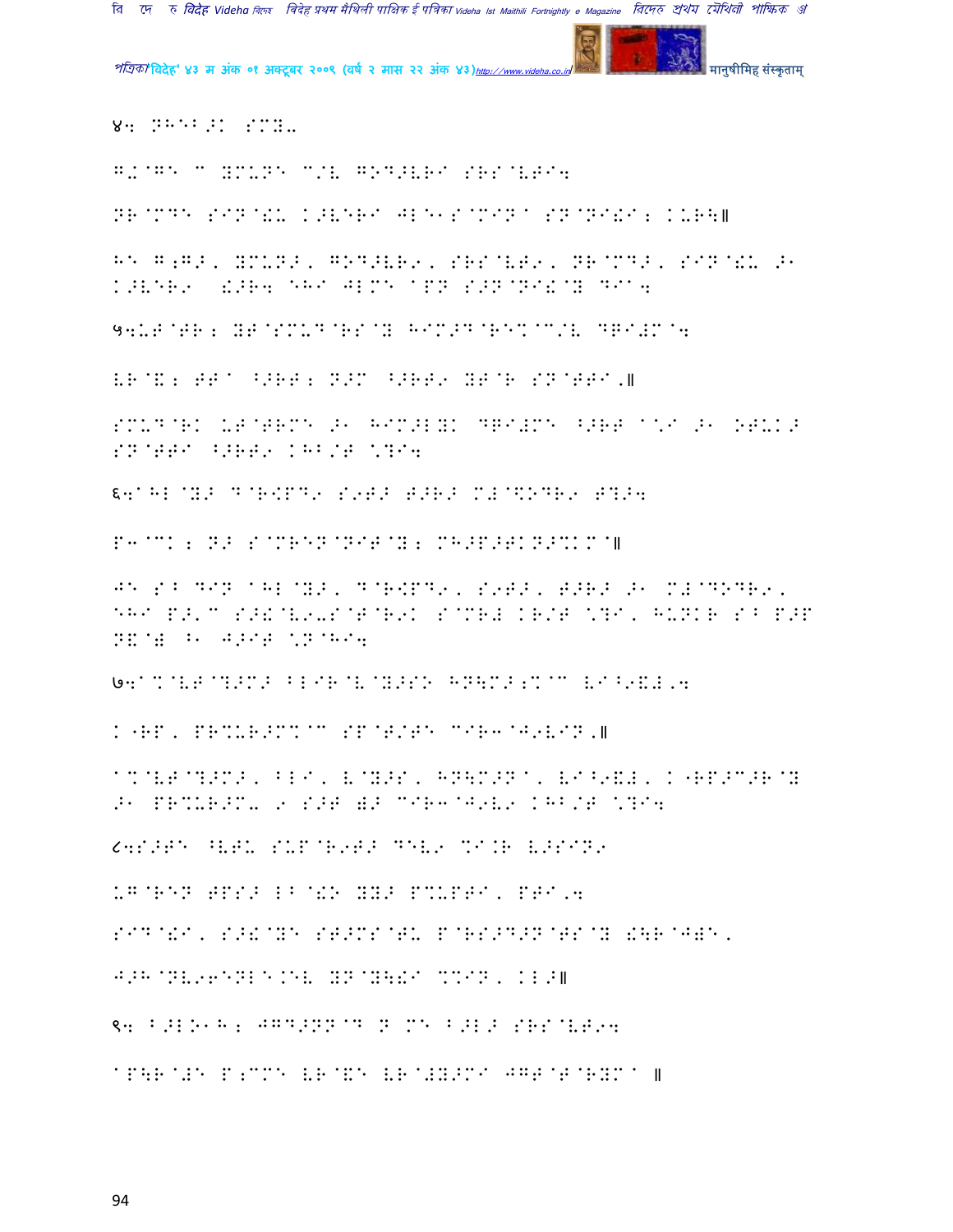४: NHEB;K SMY-

G+@GE C YMUNE C/V GOD>VRI SRS@VTI:

NR@MDE SIN@!U K>VERI JLE1S@MIN^ SN@NI!I; KURW॥

HE G;G>, YMUN>, GOD>VR9, SRS@VT9, NR@MD>, SIN@!U >1 K>VER9 !>R: EHI JLME @PN S>N@NI!@Y DI^:

५:UT@TR; YT@SMUD@RS@Y HIM>D@RE%@C/V DGI#M@:

VR@&; TT^ ^>RT; N>M ^>RT9 YT@R SN@TTI.॥

SMUD@RK UT@TRME >1 HIM>LYK DGI#ME ^>RT ^\I >1 OTUK> SN@TTI ^>RT9 KHB/T \?I:

६:^HL@Y> D@R<PD9 S9T> T>R> M#@\ODR9 T?>:

P3@CK ; N> S@MREN@NIT@Y; MH>P>TKN>%KM@॥

JE SB DIN ^HL@Y>, D@R<PD9, S9T>, T>R> >1 M#@DODR9, EHI P>'C S>&@V9-S@T@R9K S@MR# KR/T \?I, HUNKR SB P>P N&@# ^1 J>IT \N@HI:

७:^%@VT@?>M> BLIR@V@Y>SO HN]M>;%@C VI^9&#,:

K"RP, PR%UR>M%@C SP@T/TE CIR3@J9VIN.॥

^%@VT@?>M>, BLI, V@Y>S, HN]M>N^, VI^9&#, K"RP>C>R@Y >1 PR%UR>M- 9 S>T )> CIR3@J9V9 KHB/T \?I:

८:S>TE ^VTU SUP@R9T> DEV9 %I.R V>SIN9

UG@REN TPS> LB@!O YY> P%UPTI, PTI,:

SID@!I, S>&@YE ST>MS@TU P@RS>D>N@TS@Y !\R@J)E,

J>H@NV96ENLE.EV YN@Y\!I %%IN, KL>॥

९: B>LO1H; JGD>NN@D N ME B>L> SRS@VT9:

^P\R@#E P;CME VR@&E VR@#Y>MI JGT@T@RYM^ ॥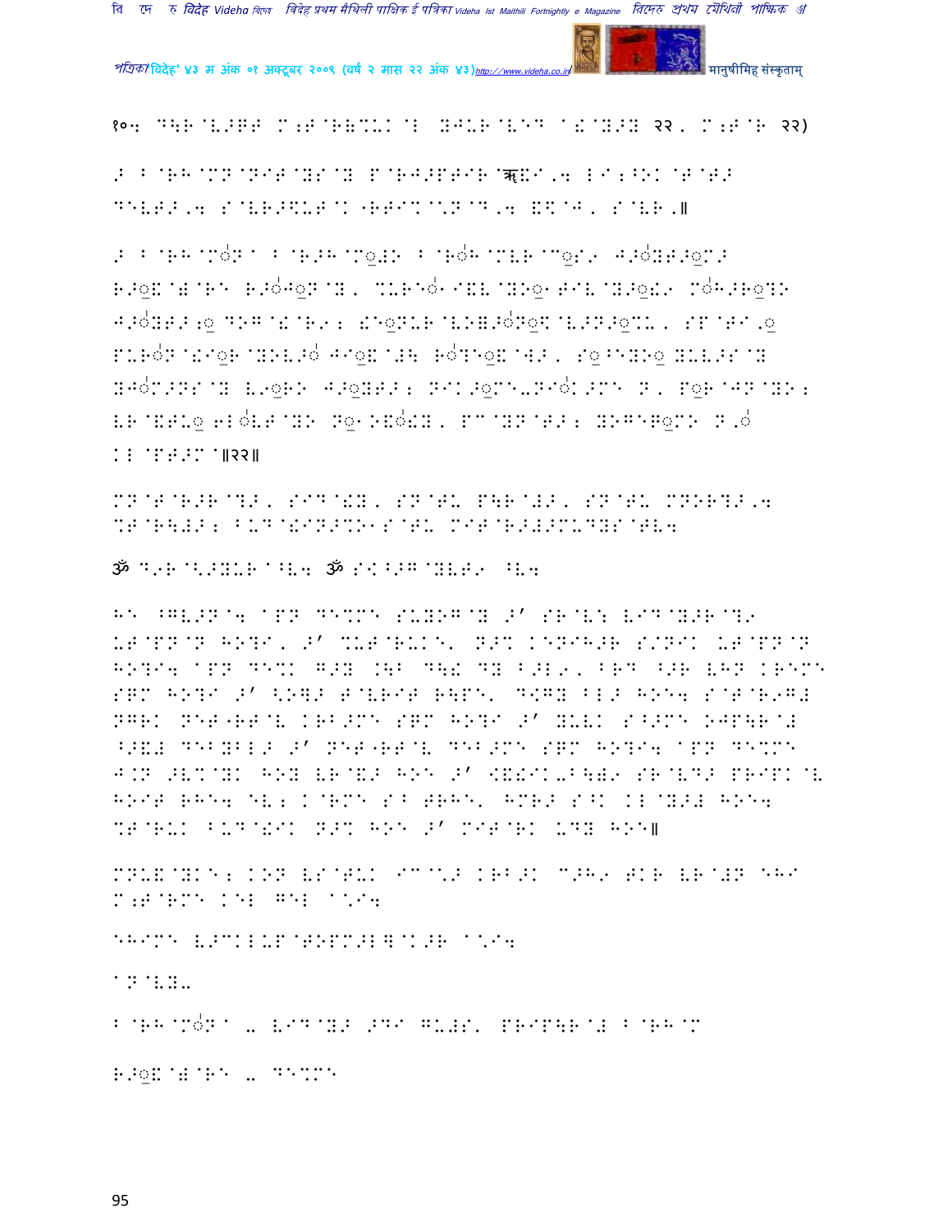१०. D\R@V>GT M;T@R(%UK@L Y>UR@VED A!@Y>Y २२, M;T@R २२)

> B@RH@MN@NIT@YS@Y P@RJ>PTIR@ऋ!I,4 LI;^OK@T@T>
DEVT>,4 S@VR>\$UT@K"RTI%@\*N@D,4 ![@J, S@VR,॥

> B@RH@MONA B@R>H@Mo#O B@ROH@MVR@Mo S9 J>OYT>oM>
R>o!@W@RE R>OJoN@Y, %UREO I&V@YOo TIV@Y>o!9 MOH>RoYO
J>OYT>;o DOG@!@R9; !EoNUR@VO=>ONo\$@V>N>o%U, SP@TI,o
PURON@!IoR@YOV>O JIo!@#\ ROTEo!@W>, So^EYOo YUV>S@Y
YJOM>NS@Y V9oRO J>oYT>; NIK>oME-NIOK>ME N, PoR@JN@YO;
VR@&TUo 6LOVT@YO No O&O!Y, PC@YN@T>; YOGERoMO N,O
KL@PT>M@॥२२॥

MN@T@R>R@?>, SID@!Y, SN@TU P\R@#>, SN@TU MNOR?>,4
%T@R\#>; BUD@!IN>%O S@TU MIT@R>#>MUDYS@TV4

ॐ D9R@<>YUR@^V4 ॐ S<^>G@YVT9 ^V4

HE ^GV>N@4 APN DE%ME SUYOG@Y >' SR@V: VID@Y>R@?9
UT@PN@N HO?I, >' %UT@RUKE, N>% KENIH>R S/NIK UT@PN@N
HO?I4 APN DE%K G>Y .\B D\! DY B>L9, BRD ^>R VHN KREME
SQM HO?I >' <O]> T@VRIT R\PE, D<GY BL> HOE4 S@T@R9G#
NGRK NET"RT@V KRB>ME SQM HO?I >' YUVK S^>ME OJP\R@#
^>&# DEBYBL> >' NET"RT@V DEB>ME SQM HO?I4 APN DE%ME
J.N >V%@YK HOY VR@&> HOE >' <&!IK-B\=9 SR@VD> PRIPK@V
HOIT RHE4 EV; K@RME S^ TRHE, HMR> S^K KL@Y># HOE4
%T@RUK BUD@!IK N>% HOE >' MIT@RK UDY HOE॥

MNU&@YKE; KON VS@TUK IC@\*> KRB>K C>H9 TKR VR@#N EHI
M;T@RME KEL GEL A\*I4

EHIME V>CKLUP@TOPM>L]@K>R A\*I4

AN@VY-

B@RH@MONA - VID@Y> >DI GU#S, PRIP\R@# B@RH@M

R>o!@W@RE - DE%ME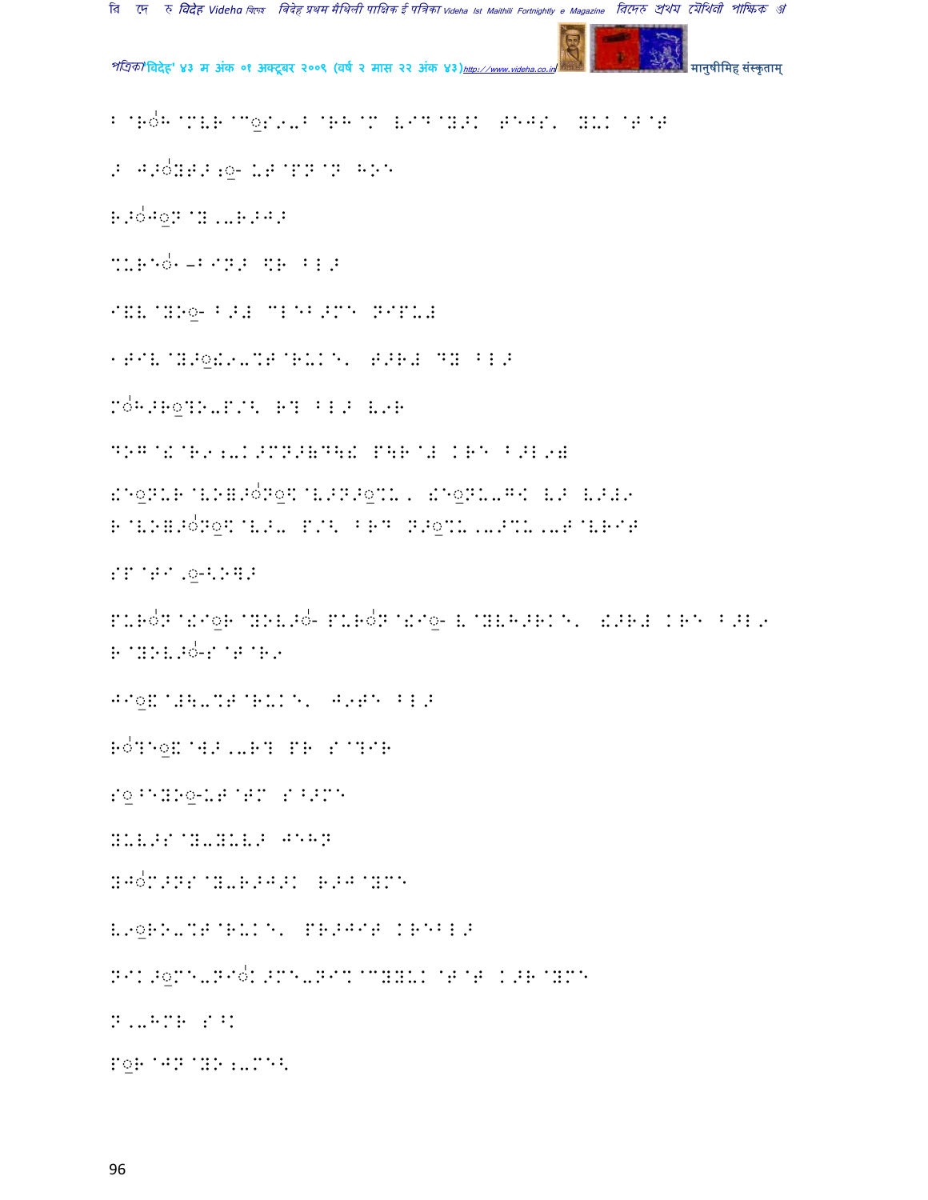B@Rो H@MVR@C◌ु S9-B@RH@M URD@Y>K TE[S' YUK@T@T

> J>ो YT>;◌ु- UT@PN@N HOE

R>ो J◌ु N@Y,-R>J>

%URE◌ो –BIN> $R BL>

I&V@YO◌ु- B># CLEB>ME NIPU#

1TIV@Y>◌ु !9-%T@RUKE' T>R# DY BL>

M◌ो H>R◌ु?O-P/< R? BL> V9R

DOG@!@R9;-K>MN>(D\! P\R@# KRE B>L9(

!E◌ु NUR@VO=>ो N◌ु\$@V>N>◌ु %U, !E◌ु NU-G< V> V>#9
R@VO=>ो N◌ु\$@V>- P/< BRD N>◌ु %U,->%U,-T@VRIT

SP@TI,◌ु-KOH>

PURो N@!I◌ु R@YOV>ो - PURो N@!I◌ु - V@YVH>RKE' !>R# KRE B>L9
R@YOV>ो -S@T@R9

JI◌ु !@#\-%T@RUKE' J9TE BL>

Rो ?E◌ु !@W>,-R? PR S@?IR

S◌ु^EYO◌ु-UT@TM S^>ME

YUV>S@Y-YUV> JEHN

YJो M>NS@Y-R>J>K R>J@YME

V9◌ु RO-%T@RUKE' PR>JIT KREBL>

NIK>◌ु ME-NIो K>ME-NI%@CYYUK@T@T K>R@YME

N,-HMR S^K

P◌ु R@JN@YO;-ME<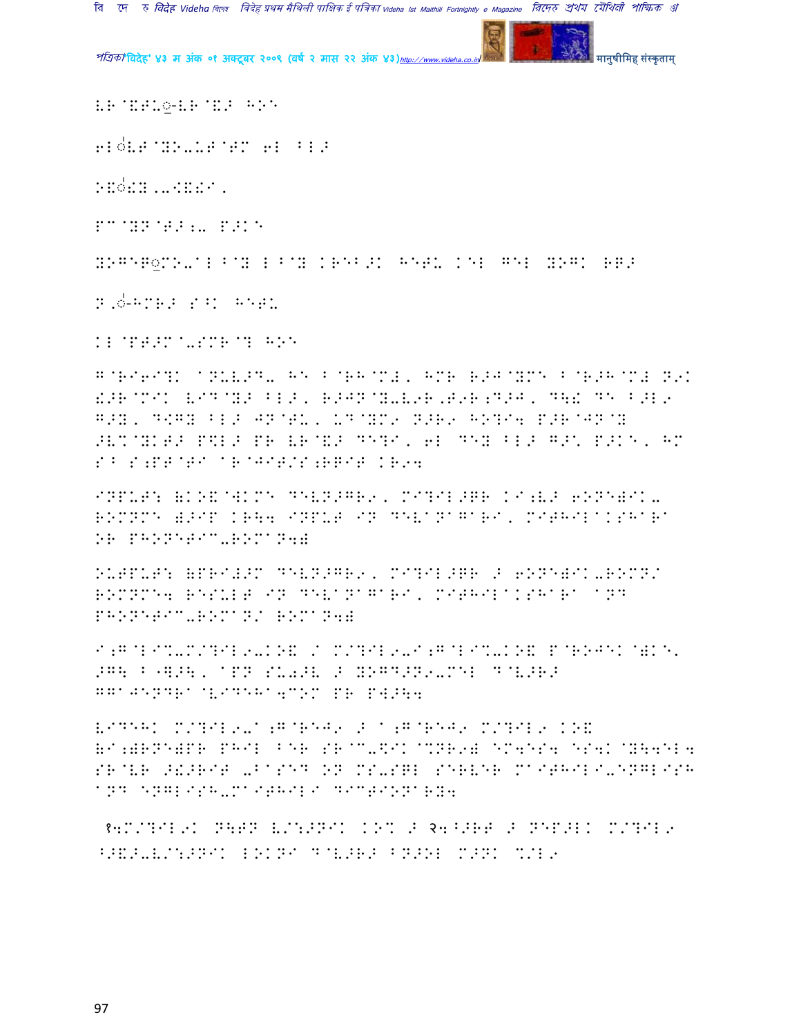VR@&TU◌-VR@&> HOE

6L◌VT@YO-UT@TM 6L BL>

O&◌!Y,,-<&!I,

PC@YN@T>;- P>KE

YOGEP◌MO-AL B@Y L B@Y KRET>K HETU KEL GEL YOGK RR>

N,◌-HMR> S^K HETU

KL@PT>M@-SMR@? HOE

G@RI6I?K @NUVJD- HE B@RH@M#, HMR R>J@YME B@R>H@M# N9K &>R@MIK VID@Y> BL>, R>JN@Y-V9R,T9R;D>J, D\! DE B>L9 G>Y, D<GY BL> JN@TU, UD@YM9 N>R9 HO?I4 P>R@JN@Y >VM@YKT> P\$L> PR VR@&> DE?I, 6L DEY BL> G>\ P>KE, HM S^ S;PT@TI @R@JIT/S;RRIT KR94

INPUT: (KO&@WKME DEVN>GR9, MI?IL>QR KI;V> 6ONE)IK-ROMNME )>IP KR\4 INPUT IN DEVANAGARI, MITHILAKSHARA OR PHONETIC-ROMAN4)

OUTPUT: (PRI#>M DEVN>GR9, MI?IL>QR > 6ONE)IK-ROMN/ ROMNME4 RESULT IN DEVANAGARI, MITHILAKSHARA AND PHONETIC-ROMAN/ ROMAN4)

I;G@LI%-M/?IL9-KO& / M/?IL9-I;G@LI%-KO& P@ROJEK@)KE, >G\ B-\$>\, APN SU0>V > YOGD>N9-MEL D@V>R> GGAJENDRA@VIDEHA4COM PR P\$>\4

VIDEHK M/?IL9-A;G@REJ9 > A;G@REJ9 M/?IL9 KO& (I;)RNE)PR PHIL BER SR@C-\$IK@%NR9) @M4ES4 @S4K@Y\4EL4 SR@VR >!>RIT -BASED ON MS-SQL SERVER MAITHILI-ENGLISH AND ENGLISH-MAITHILI DICTIONARY4

१4M/?IL9K N\TN V/%;>NIK KO% > २4^>RT > NEP>LK M/?IL9 ^>&>-V/%;>NIK LOKNI D@V>R> BN>OL M>NK %/L9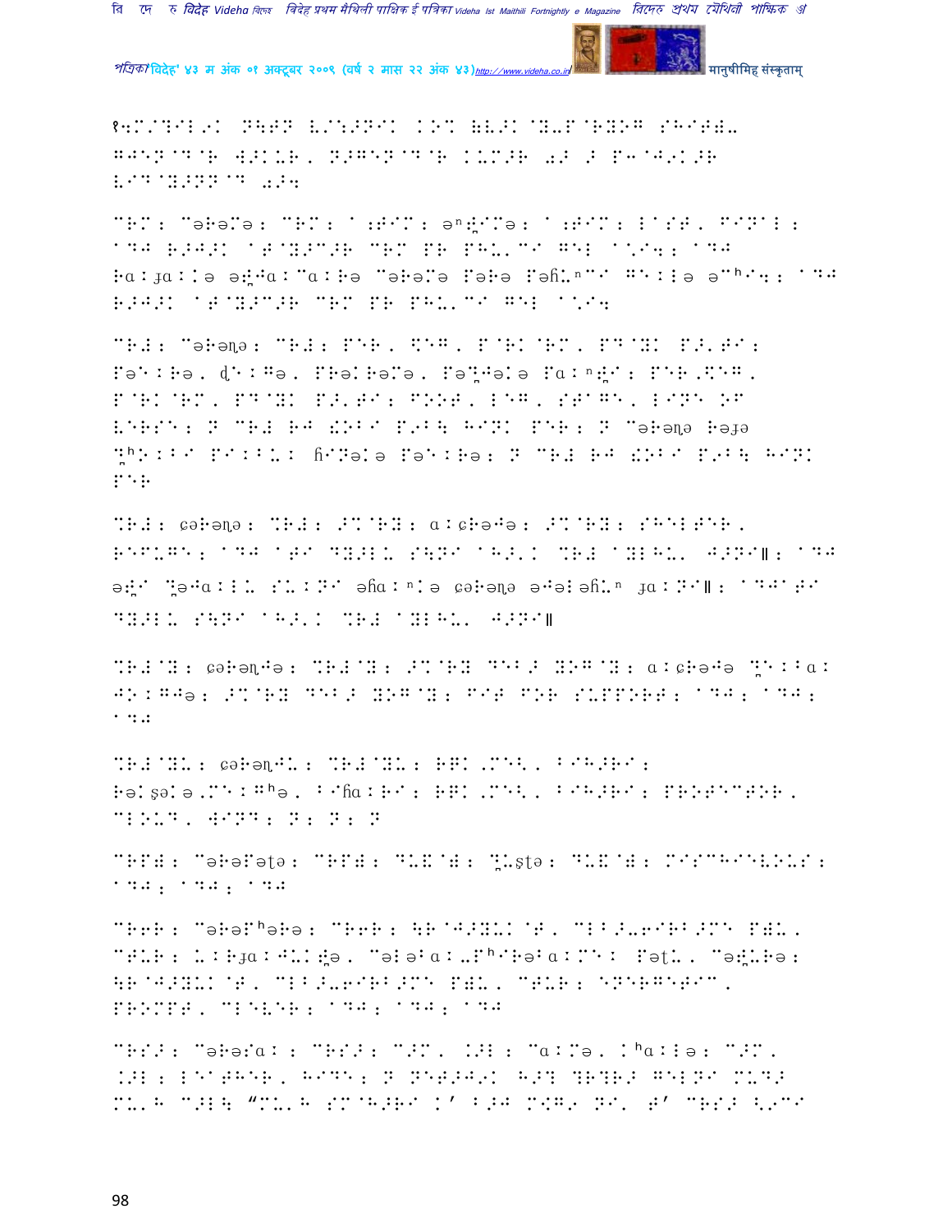१4M/?IL9K N\TN L/:>NIK .O% (L>K@Y-P@RYOG SHITY- GJEN@D@R W>KUR, N>GEN@D@R KUM>R 0> > P4@J9K>R LID@Y>NN@D 0>4

CRM: CəRəMə: CRM: ^:TIM: əⁿ:̮IMə: ^:TIM: LAST, FINAL: ^DJ R>J>K ^T@Y>C>R CRM PR PHU'CI GEL ^\I4; ^DJ Rα:ʇα:Kə ə:̮Jα:Cα:Rə CəRəMə Pərə Pəɦ͂L̮ⁿCI GE:Lə əCʰI4; ^DJ R>J>K ^T@Y>C>R CRM PR PHU'CI GEL ^\I4

CR#: Cəɽəɳə: CR#: PER, \$EG, P@RK@RM, PD@YK P>'TI: PəE:Rə, ɖE:Gə, PRəKRəMə, Pə%̮JəKə Pα:ⁿ:̮I: PER,\$EG, P@RK@RM, PD@YK P>'TI: FOOT, LEG, STAGE, LINE OF VERSE: N CR# RJ !OBI P9B\ HINK PER: N Cəɽəɳə Rəʇə %̮ʰO:BI PI:BU: ɦINəKə PəE:Rə: N CR# RJ !OBI P9B\ HINK PER

%R#: ɕəɽəɳə: %R#: >%@RY: α:ɕRəJə: >%@RY: SHELTER, REFUGE: ^DJ ^TI DY>LU S\NI ^H>'K %R# ^YLHU' J>NI॥: ^DJ ə:̮I %̮əJα:LU SU:NI əɦ͂α:ⁿKə ɕəɽəɳə əJəLəɦ͂L̮ⁿ ʇα:NI॥: ^DJ^TI DY>LU S\NI ^H>'K %R# ^YLHU' J>NI॥

%R#@Y: ɕəɽəɳJə: %R#@Y: >%@RY DEB> YOG@Y: α:ɕRəJə %̮E:Bα: JO:GJə: >%@RY DEB> YOG@Y: FIT FOR SUPPORT: ^DJ; ^DJ; ^DJ

%R#@YU: ɕəɽəɳJU: %R#@YU: RGK,ME<, BIH>RI: Rəʂ͂əKə,ME:Gʰə, Bɦ͂α:RI: RGK,ME<, BIH>RI: PROTECTOR, CLOUD, WIND: N: N: N

CRP#: CəRəPəʈə: CRP#: DU\$@#: %̮Uʂʈə: DU\$@#: MISCHIEVOUS: ^DJ; ^DJ; ^DJ

CR6R: CəRəPʰəRə: CR6R: \R@J>YUK@T, CLB>-6IRB>ME P#U, CTUR: U:Rʇα:JUK:̮ə, CəLəBα:-PʰIRəBα:ME: PəʈU, Cə:̮URə: \R@J>YUK@T, CLB>-6IRB>ME P#U, CTUR: ENERGETIC, PROMPT, CLEVER: ^DJ; ^DJ; ^DJ

CRS>: CəRəSα:: CRS>: C>M, K>L: Cα:Mə, Kʰα:Lə: C>M, K>L: LEATHER, HIDE: N NET>J9K H>% DR?R> GELNI MUD> MU'H C>L\ "MU'H SM@H>RI K' B>J M!G9 NI' T' CRS> \9CI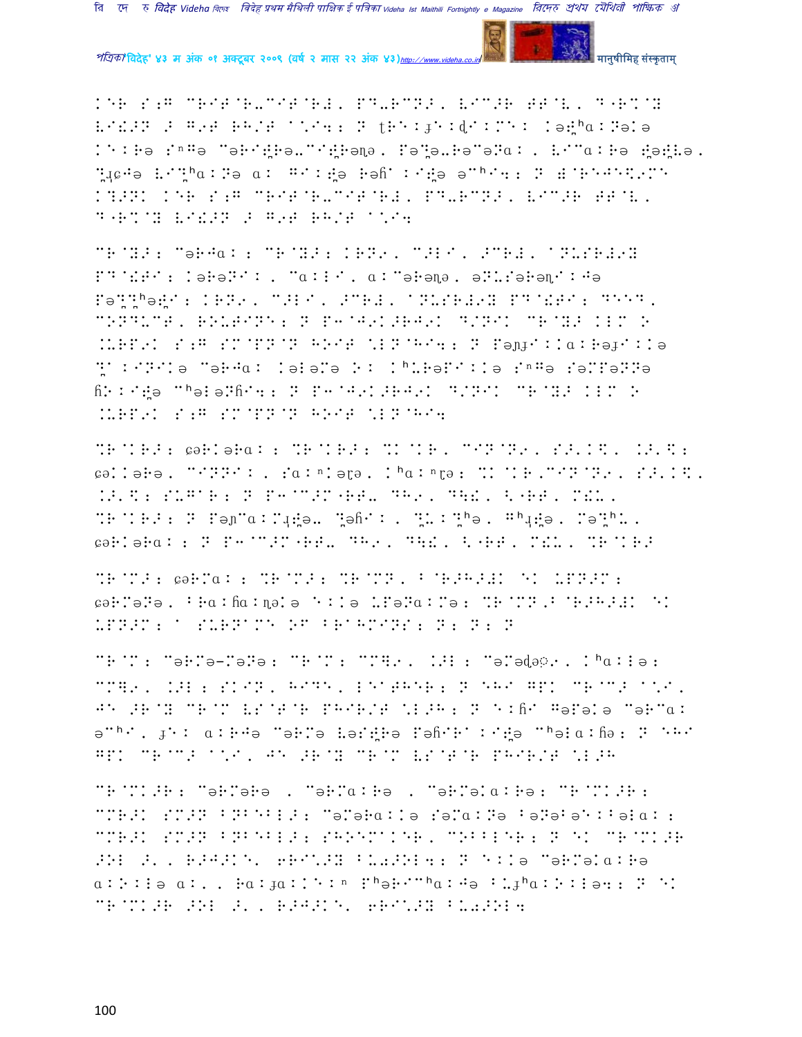KER S;G CRITERT-CITERT, PD-RCNE, VICEH EEKT, D-RNCY
VIEEN E G9E RH/E ^\I4: N tRE:ɟE:d:ME: Kə:ʰa:Nələ
KE:Rə Sⁿ Gə CəRI:Rə-CI:Rəɲə, Pə:ə-RəCəNa: , VICa:Rə :ə:Və,
:ɕ Jə VI:ʰa:Nə a: GI::ə Rəɦ :I:ə əCʰI4: N ::RE JE%9ME
K?ENK KER S;G CRITERT-CITERT, PD-RCNE, VICEH EEKT,
D-RNCY VIEEN E G9E RH/E ^\I4

CRIYE: CəRJa: : CRIYE: KRN9, CELI, ECRE, ^NUSRE9Y
PDIEEI: KəRəNI: , Ca:LI, a:CəRəɲə, əNUSəRəɲI:Jə
Pə:ʰə:I: KRN9, CELI, ECRE, ^NUSRE9Y PDIEEI: DEED,
CONDUCT, ROUTINE: N P4IJ9KERJ9K D/NIK CRIYE KLM O
.URP9K S;G SMIPNIN HOIE \LNIHI4: N Pəɲɟ::a:Rəɟ::ə
:a:INIKə CəRJa: KələMə O: Kʰ URəPI:Kə SⁿGə SəMPəNNə
ɦO:I:ə Cʰə ləNɦI4: N P4IJ9KERJ9K D/NIK CRIYE KLM O
.URP9K S;G SMIPNIN HOIE \LNIHI4

%RIKRE: ɕəRKəRa: : %RIKRE: %KIKR, CININ9, SE\K%, KE\%:
ɕəKKəRə, CINNI:, Sa:ⁿKərə, Kʰa:ⁿrə: %KIKR,CININ9, SE\K%,
.E\%: SUGAR: N P4ICEMIRE- DH9, DHE, \IRE, MEU,
%RIKRE: N Pəɲa:M:ə- :əɦI: , :U::ʰə, Gʰ:ə, Mə:ʰU,
ɕəRKəRa: : N P4ICEMIRE- DH9, DHE, \IRE, MEU, %RIKRE

%RIME: ɕəRMa: : %RIME: %RIMN, BIRE HEK EK URNEM:
ɕəRMəNə, BRa:ɦa:ɳəKə E:Kə UPəNa:Mə: %RIMN,BIRE HEK EK
URNEM: ^ SURNAME OF BRAHMINS: N: N: N

CRIM: CəRMə-MəNə: CRIM: CMH9, KEL: CəMədə9, Kʰa:Lə:
CMH9, KEL: SKIN, HIDE, LEATHER: N EHI GPK CRICE ^\I,
JE ERIY CRIM VSIEIR PHIR/E \LEH: N E:ɦI Gəpəkə CəRCa:
əCʰI, ɟE: a:RJə CəRMə Vəs:Rə PəɦIRa:I:ə Cʰəla:ɦə: N EHI
GPK CRICE ^\I, JE ERIY CRIM VSIEIR PHIR/E \LEH

CRIMKER: CəRMəRə , CəRMa:Rə , CəRMəKa:Rə: CRIMKER:
CMREK SMEN BNBELE: CəMəRa:Kə SəMa:Nə BəNəBəE:Bəla: :
CMREK SMEN BNBELE: SHOEMAKER, COBBLER: N EK CRIMKER
EOL E\, REJEKE\ 6RI\EY BU9EOL4: N E:Kə CəRMəKa:Rə
a:O:Lə a:\, Ra:ɟa:K:E:ⁿ Pʰə RICʰa:Jə BUɟʰa:O:Lə4: N EK
CRIMKER EOL E\, REJEKE\ 6RI\EY BU9EOL4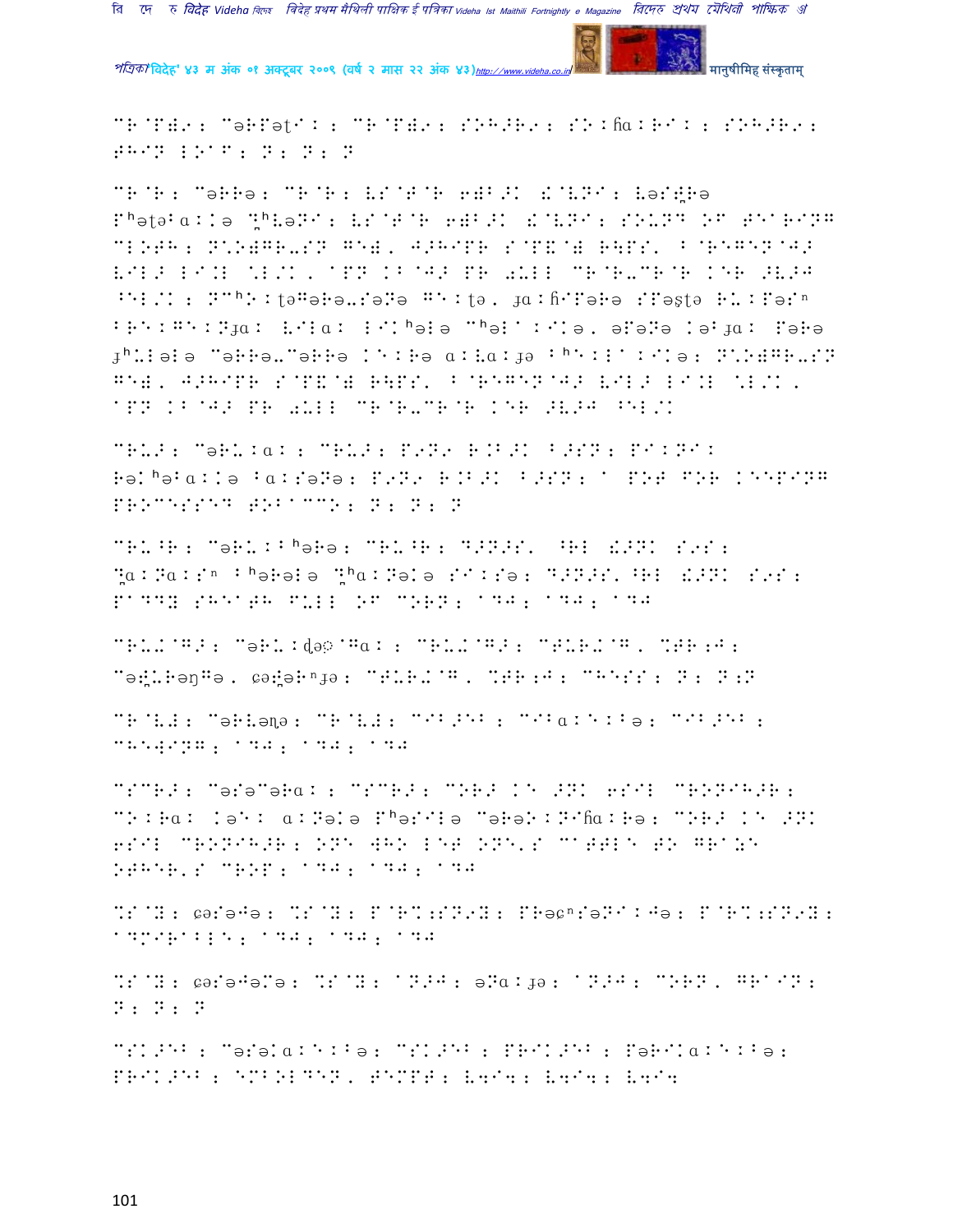CR^P#9: C←RP←t^I: CR^P#9: SOH>R9: SO:ɦa:R^I: SOH>R9: THIN LO^F: N: N: N

CR^R: C←RR←: CR^R: VS^T^R 6#B>K !^VNI: V←S#R← Fʰ←t←Ba:K← ♯ʰV←NI: VS^T^R 6#B>K !^VNI: SOUND OF TE^RING CLOTH: N\O#GR-SN GE#, J>HIPR S^P&^# R\PS' B^REGEN^J> VIL> LI.L \L/K, ^PN KB^J> PR 0ULL CR^R-CR^R KER >V>J ^EL/K: NCʰO:t←G←R←-S←N← GE:t←, ʇa:ɦIP←R← SP←ʂt← RU:P←ːⁿ BRE:GE:Nʇa: VIla: LIKʰ←l← Cʰ←I^:IK←, ←P←N← K←Bʇa: P←R← ʇʰUl←l← C←RR←-C←RR← KE:R← a:Va:ʇ← Bʰe:L^:IK←: N\O#GR-SN GE#, J>HIPR S^P&^# R\PS' B^REGEN^J> VIL> LI.L \L/K, ^PN KB^J> PR 0ULL CR^R-CR^R KER >V>J ^EL/K

CRU>: C←RU:a: : CRU>: P9N9 R.B>K B>SN: PI:NI: R←Kʰ←Ba:K← Ba:S←N←: P9N9 R.B>K B>SN: ^ POT FOR KEEPING PROCESSED TOB^CCO: N: N: N

CRU^R: C←RU:Bʰ←R←: CRU^R: D>N>S' ^RL !>NK S9S: ♯a:Na:Sⁿ Bʰ←R←l← ♯ʰa:N←K← SI:S←: D>N>S' ^RL !>NK S9S: P^DDY SHE^TH FULL OF CORN: ^DJ: ^DJ: ^DJ

CRU/^G>: C←RU:ɖ←ː^Ga: : CRU/^G>: CTUR/^G, %TR;J: C←ʈUR←ŋG←, ɕ←ʈ←Rⁿʇ←: CTUR/^G, %TR;J: CHESS: N: N;N

CR^V#: C←RV←ɳ←: CR^V#: CIB>EB : CIBa:E:B←: CIB>EB : CHE#ING: ^DJ: ^DJ: ^DJ

CSCR>: C←S←C←Ra: : CSCR>: COR> KE >NK 6SIL CRONIH>R: CO:Ra: K←E: a:N←K← Pʰ←SIl← C←R←O:NIɦa:R←: COR> KE >NK 6SIL CRONIH>R: ONE WHO LET ONE'S C^TTLE TO GR^ZE OTHER'S CROP: ^DJ: ^DJ: ^DJ

%S^Y: ɕ←S←J←: %S^Y: P^R%;SN9Y: PR←ɕⁿS←NI:J←: P^R%;SN9Y: ^DMIR^BLE: ^DJ: ^DJ: ^DJ

%S^Y: ɕ←S←J←M←: %S^Y: ^N>J: ←Na:ʇ←: ^N>J: CORN, GR^IN: N: N: N

CSK>EB : C←S←Ka:E:B←: CSK>EB : PRIK>EB : P←RIKa:E:B←: PRIK>EB : EMBOLDEN, TEMPT: V4I4: V4I4: V4I4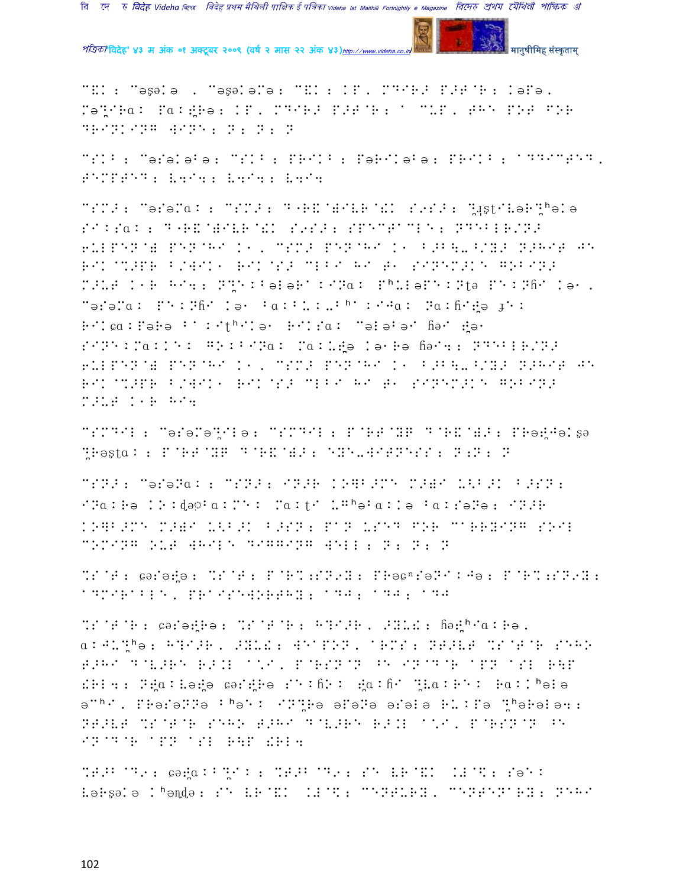C&K : Cəṣəlә , Cəṣəlәmә: C&K : KP, MDIRF P>T^R: Kəmә, Məpirai Pai#Rә: KP, MDIRF P>T^R: ^ CUP, THE POT FOR DRINKING WINE: N: N: N

CSKB : Cəsəlәbә: CSKB : PRIKB : PəRikәbә: PRIKB : ADDICTED, TEMPTED: V4I4: V4I4: V4I4

CSMF: Cəsəmai : CSMF: D^R&^WIVR^!K S9SF: ɱʄstivəR̤hәlә SiKsai : D^R&^WIVR^!K S9SF: SPECTACLE: NDEBLR/NF 6ULPEN^W PEN^HI K1, CSMF PEN^HI K1 B>B\_^/YF N>HIT JE RIK^%>PR B/WIK1 RIK^SF CLBI HI T1 SINEMFKE GOBINF M>UT K1R HI4: N̤ikbәlәR ... Phulәpe:Ntә Pe:Nhi Kә1, Cәsәmai: Pe:Nhi Kә1 Bai ... Nai ... RIKca:Pәrә B:ithikә1 RIKsai: Cәlәbә1 hә1 ... SINE:mai ... GO:BiNai: mai ... Kә1Rә hә14: NDEBLR/NF 6ULPEN^W PEN^HI K1, CSMF PEN^HI K1 B>B\_^/YF N>HIT JE RIK^%>PR B/WIK1 RIK^SF CLBI HI T1 SINEMFKE GOBINF M>UT K1R HI4

CSMDIL : Cәsәmәpilә: CSMDIL : P^RT^YR D^R&^WF: PRә...ṣә ...ṣtai : P^RT^YR D^R&^WF: EYE-WITNESS: N:N: N

CSNF: CәsәNai : CSNF: INFR KO]B>ME M>WI U<B>K B>SN: INai:Rә K:dә...ai:me: mai:ti ... Bai:sәNә: INFR KO]B>ME M>WI U<B>K B>SN: PAN USED FOR CARRYING SOIL COMING OUT WHILE DIGGING WELL: N: N: N

%S^T: cәsә#ә: %S^T: P^R%:SN9Y: PRәcnsәNi:Jә: P^R%:SN9Y: ADMIRABLE, PRAISEWORTHY: ADJ: ADJ: ADJ

%S^T^R: cәsә#Rә: %S^T^R: H?I>R, >YU!: hә#hai:Rә, ai:JU...: H?I>R, >YU!: WEAPON, ARMS: NT>VT %S^T^R SEHO T>HI D^V>RE R>.L ^.I, P^RSN^N BE IN^D^R APN ASL R\P !RL4: N#ai:Vә#ә cәs#Rә Se:hO: #ai:hi ... Rai:...ә ә... PRәsәNNә B...: IN...Rә әmәNә әsәlә RU:Pә ...: NT>VT %S^T^R SEHO T>HI D^V>RE R>.L ^.I, P^RSN^N BE IN^D^R APN ASL R\P !RL4

%T>B^D9: cә#ai:B...: %T>B^D9: SE VR^&K .W^%: sәe: Vәrṣәlә Khәndә: SE VR^&K .W^%: CENTURY, CENTENARY: NEHI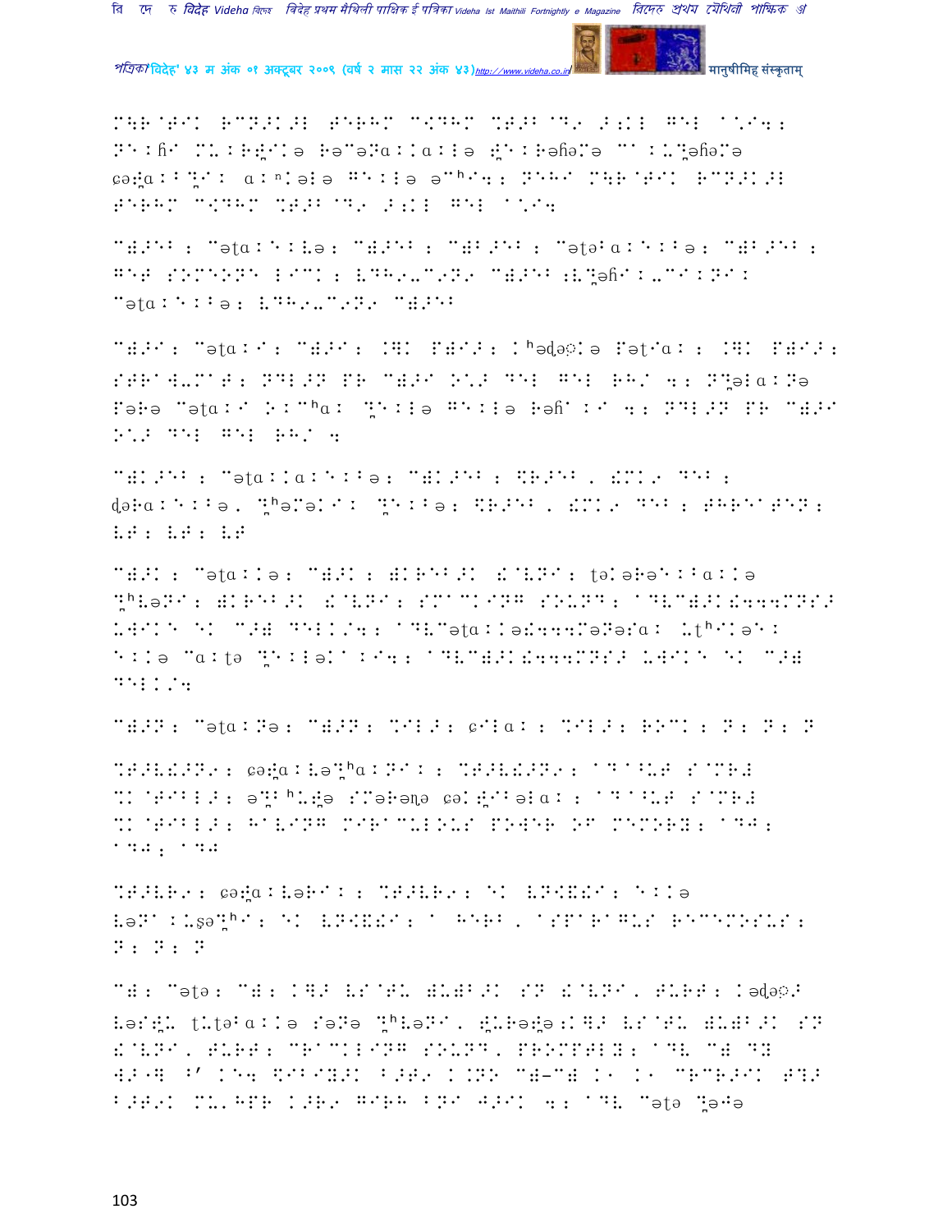M4R@T若K RCN科K科I TERHM C<DHM %T科B@D. 科;KL GEL ^,I4;
N1:ɦ1 MU:R[IKə Rə"əNa::a:Lə [1:Rəɦə1ə C:U[əɦəMə
ɕə[a:B[1: a:ⁿ1əLə G1:Lə ə^ʰI4; NEHI M4R@TEK RCN科K科I
TERHM C<DHM %T科B@D. 科;KL GEL ^,I4

C科科EB; "əta:1:Lə; C科科EB; C科B科EB; "ətəBa:1:Bə; C科B科EB;
GET SOMEONE LICK; LDH.UC.N. C科科EB;L[əɦ1:UC1:N1:
"əta:1:Bə; LDH.UC.N. C科科EB

C科科I; "əta:I; C科科I; K4K P科I科; KʰədəꣳKə Pət1a:; K4K P科I科;
SRR@4UM@T; NDL科N PR C科科I O,科 DEL GEL RH/ 4; N[əLa:Nə
Pəɦə "əta:I O:^ʰa: [1:Lə G1:Lə Rəɦ1:I 4; NDL科N PR C科科I
O,科 DEL GEL RH/ 4

C科K科EB; "əta::a:1:Bə; C科K科EB; \$R科EB, !MK. DEB;
dəɦa:1:Bə, [ʰəMəKI: [1:Bə; \$R科EB, !MK. DEB; THRE@TEN;
LT; LT; LT

C科科K; "əta:Kə; C科科K; !KREB科K !@LNI; təKəɦə1:Ba:Kə
[ʰLəNI; !KREB科K !@LNI; SM@CKING SOUND; ^DLC科科K!444MNS科
U4IK1 1K C科! DELK/4; ^DL"əta::ə!444Məɦəra: Utʰ1Kə1:
1:Kə "a:tə [1:LəK@:I4; ^DLC科科K!444MNS科 U4IK1 1K C科!
DELK/4

C科科N; "əta:Nə; C科科N; %IL科; ɕILa:; %IL科; ROCK; N; N; N

%T科L!科N.; ɕə[a:Lə[ʰa:NI:; %T科L!科N.; ^D@^UT S@MR!
%K@TIBL科; ə[ʰU[ə SMəɦəŋə ɕəK[IBəLa:; ^D@^UT S@MR!
%K@TIBL科; HAVING MIRACULOUS POWER OF MEMORY; ^D4;
^D4; ^D4

%T科LR.; ɕə[a:LəɦI:; %T科LR.; 1K LN<!!I; 1:Kə
LəN@:UʂəʰʰI; 1K LN<!!I; A HERB, ASPARAGUS RECEMOSUS;
N; N; N

C!; "ətə; C!; K4科 LS@TU !U!B科K SN !@LNI, TURT; Kədəꣳ科
Lər[U tUtəBa:Kə Səɦə [ʰLəNI, [Uɦə[ə;K4科 LS@TU !U!B科K SN
!@LNI, TURT; CRACKLING SOUND, PROMPTLY; ^DL C! DY
4科@4 ^' KE4 \$IBIY科K B科T. K.NN C!-C! K. K. CRCR科K T4科
B科T.K MU,HPR K科R. GIRH BNI J科IK 4; ^DL "ətə [əJə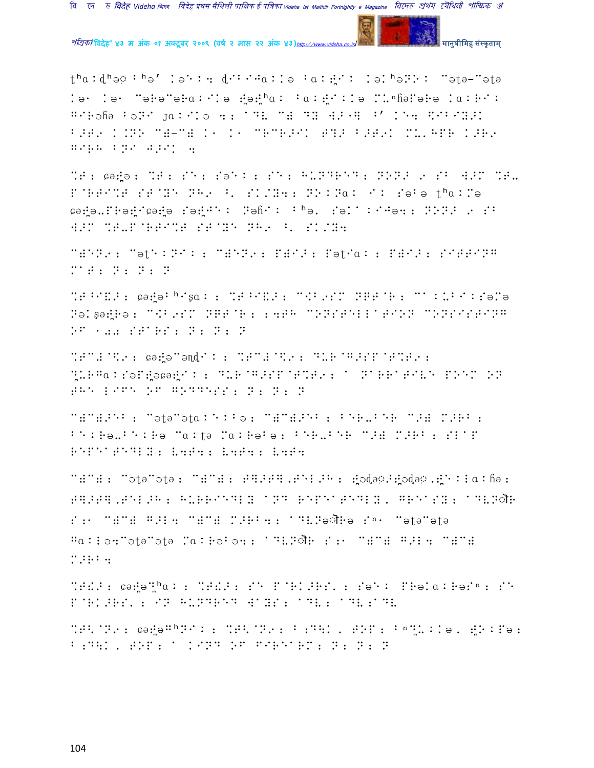tʰaːdʰə◌ः ʰə' ⁚ə⁚ː⁚ d⁚⁚⁚⁚aː⁚ə ⁚aːẗ⁚ː ⁚əːʰə⁚⁚ː "ətə-"ətə ⁚ə⁚ ⁚ə⁚ "əɦə"əɦaː⁚⁚ə ẗəẗʰaː ⁚aːẗ⁚ː⁚ə ⁚⁚ⁿɦə⁚əɦə ⁚aːɦ⁚ː ⁚⁚ɦəɦə ⁚ə⁚⁚ ʒaː⁚⁚ə ⁚ː ⁚⁚⁚ "⁚ ⁚⁚ ⁚⁚⁚⁚ ⁚' ⁚⁚⁚ ⁚⁚⁚⁚⁚⁚⁚ ⁚⁚⁚⁚ ⁚⁚⁚⁚ "⁚-"⁚ ⁚⁚ ⁚⁚ "⁚"⁚⁚⁚⁚ ⁚⁚⁚ ⁚⁚⁚⁚⁚ ⁚⁚⁚⁚⁚⁚ ⁚⁚⁚⁚ ⁚⁚⁚⁚ ⁚⁚⁚ ⁚⁚⁚⁚ ⁚

⁚⁚: ɕəẗə: ⁚⁚: ⁚⁚: ⁚ə⁚ː: ⁚⁚: HUNDRED: ⁚⁚⁚⁚ ⁚ ⁚⁚ ⁚⁚⁚ ⁚⁚. ⁚⁚⁚⁚⁚⁚ ⁚⁚⁚⁚ ⁚⁚⁚ ⁚. ⁚⁚⁚⁚⁚: ⁚⁚ːɲaː ⁚ː ⁚ə⁚ə tʰaː⁚ə ɕəẗə.⁚ɦəẗɕəẗə ⁚əẗ⁚⁚ː ⁚əɦ⁚ː ⁚ʰə. ⁚ə⁚⁚ː⁚⁚ə⁚: ⁚⁚⁚⁚ ⁚ ⁚⁚ ⁚⁚⁚ ⁚⁚.⁚⁚⁚⁚⁚⁚ ⁚⁚⁚⁚ ⁚⁚⁚ ⁚. ⁚⁚⁚⁚⁚

"⁚⁚⁚⁚: "ət⁚ː⁚⁚ː: "⁚⁚⁚⁚: ⁚⁚⁚⁚: ⁚ətɪaː: ⁚⁚⁚⁚: ⁚⁚⁚⁚⁚⁚⁚ ⁚⁚⁚: ⁚: ⁚: ⁚

⁚⁚⁚⁚⁚⁚: ɕəẗəʰ⁚ʂaː: ⁚⁚⁚⁚⁚⁚: "⁚⁚⁚⁚⁚ ⁚⁚⁚⁚⁚: "⁚ː⁚⁚⁚ː⁚ə⁚ə ⁚ə⁚ʂəẗɦə: "⁚⁚⁚⁚⁚ ⁚⁚⁚⁚⁚: 144 CONSTELLATION CONSISTING OF 144 STARS: ⁚: ⁚: ⁚

⁚⁚⁚⁚⁚⁚: ɕəẗə"əɳd⁚ː: ⁚⁚⁚⁚⁚⁚: ⁚⁚⁚⁚⁚⁚⁚⁚⁚⁚⁚: ⁚⁚⁚aː⁚ə⁚ẗəɕəẗ⁚ː: ⁚⁚⁚⁚⁚⁚⁚⁚⁚⁚: A NARRATIVE POEM ON THE LIFE OF GODDESS: ⁚: ⁚: ⁚

"⁚"⁚⁚⁚: "ətə"ətaː⁚ː⁚ə: "⁚"⁚⁚⁚: ⁚⁚⁚.⁚⁚⁚ "⁚⁚ ⁚⁚⁚⁚: ⁚⁚ːɦə.⁚⁚ːɦə "aːtə ⁚aːɦə⁚ə: ⁚⁚⁚.⁚⁚⁚ "⁚⁚ ⁚⁚⁚⁚: ⁚⁚⁚⁚ REPEATEDLY: ⁚⁚⁚⁚: ⁚⁚⁚⁚: ⁚⁚⁚⁚

"⁚"⁚: "ətə"ətə: "⁚"⁚: ⁚⁚⁚⁚⁚.⁚⁚⁚⁚⁚: ẗədə◌ः⁚ẗədə◌ः.ẗ⁚ːːaːɦə: ⁚⁚⁚⁚⁚.⁚⁚⁚⁚⁚: HURRIEDLY AND REPEATEDLY, ⁚⁚⁚⁚⁚⁚: ⁚⁚⁚⁚ौ⁚ ⁚:⁚ "⁚"⁚ ⁚⁚⁚⁚ "⁚"⁚ ⁚⁚⁚⁚⁚: ⁚⁚⁚⁚əौɦə ⁚ⁿ⁚ "ətə"ətə ⁚aːːə⁚"ətə"ətə ⁚aːɦə⁚ə⁚: ⁚⁚⁚⁚ौ⁚ ⁚:⁚ "⁚"⁚ ⁚⁚⁚⁚ "⁚"⁚ ⁚⁚⁚⁚

⁚⁚⁚⁚: ɕəẗəʰaː: ⁚⁚⁚⁚: ⁚⁚ ⁚⁚⁚⁚⁚⁚: ⁚ə⁚ː ⁚ɦəːaːɦəʂⁿ: ⁚⁚ ⁚⁚⁚⁚⁚⁚: IN HUNDRED WAYS: ⁚⁚⁚: ⁚⁚⁚⁚⁚⁚

⁚⁚⁚⁚⁚⁚: ɕəẗəʰ⁚⁚ː: ⁚⁚⁚⁚⁚⁚: ⁚⁚⁚⁚, ⁚⁚⁚: ⁚ⁿ⁚⁚ːː⁚ə, ẗ⁚ː⁚ə: ⁚⁚⁚⁚, ⁚⁚⁚: A KIND OF FIREARM: ⁚: ⁚: ⁚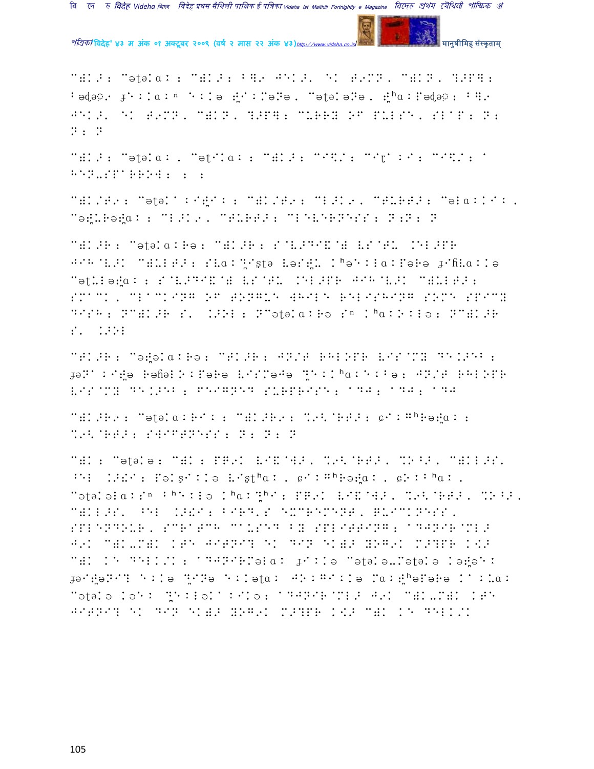C)K?: Cətəkaː: C)K?: B]9 J@K?. @K T9MN, C)KN, ?>P]: Bəḍəṣ9 ɟ@ːːkaːⁿ @ːːə ṭ̈ːːMəNə, Cətəkəmə, ṭ̈ʰaːPəḍəṣ: B]9 J@K?. @K T9MN, C)KN, ?>P]: CURRY OF PULSE, SLAP: N: N: N

C)K?: Cətəkaː, Cətːkaː: C)K?: C@\$/: C@ṭ ːːː: C@\$/: A HEN-SPARROW: : :

C)K/T9: Cətəkaːːṭ̈ːː: C)K/T9: CL?K9, CTURT?: Cəːkaːːːː, Cəṭ̈ːRəṭ̈aː: CL?K9, CTURT?: CLEVERNESS: N:N: N

C)K?R: CətəkaːRə: C)K?R: S@V?D@\$@) VS@TU .@L?PR J@R@V?K C)ULT?: SLaːṭ̈ːṣtə Vəːṭ̈U .ʰəːːːaːPəRə ɟ@ɦLaːːə CətUːəṭ̈aː: S@V?D@\$@) VS@TU .@L?PR J@R@V?K C)ULT?: SMACK, CLACKING OF TONGUE WHILE RELISHING SOME SPICY DISH: NC)K?R S. .?OL: NCətəkaːRə Sⁿ .ʰaːːːːə: NC)K?R S. .?OL

CTK?R: Cəṭ̈əkaːRə: CTK?R: JN/T RHLOPR VIS@MY DE.?EB: ɟəNAːːṭ̈ə RəɦəːːːːəRə VːSMəJə ṭ̈ːːːʰaːːːːə: JN/T RHLOPR VIS@MY DE.?EB: FEIGNED SURPRISE: AJJ: AJJ: AJJ

C)K?R9: CətəkaːRːː: C)K?R9: %9<@RT?: ɕːːʰRəṭ̈aː: %9<@RT?: SWIFTNESS: N: N: N

C)K: Cətəkə: C)K: PR9K VI\$@J?, %9<@RT?, %O^?, C)KL?S. ^EL .?ṭ̈ː: Pəkṣːːːə Vːṣtʰaː, ɕːːʰRəṭ̈aː, ɕːːʰaː, Cətəkəːaːːⁿ ːʰːːə .ʰaːṭ̈ʰː: PR9K VI\$@J?, %9<@RT?, %O^?, C)KL?S. ^EL .?ṭ̈ː: BIRD'S EXCREMENT, BUCKINESS, SPLENDOUR, SCRATCH CAUSED BY SPLITTING; AJJNIR@ML? J9K C)K-C)K .TE JIT@NI? @K DIN @K)? YOG9K M?YPR .<? C)K .@ DELK/K: AJJNIRMəkaː ɟːːːə Cətəkə-Cətəkə .əṭ̈əːː ɟəːṭ̈əNː? ːːːə ṭ̈ːNə ːːːətaː JːːGːːːə MaːṭʰəPəRə .ːːUaː Cətəkə .əːː ṭ̈ːːːəkaːːːːə: AJJNIR@ML? J9K C)K-C)K .TE JIT@NI? @K DIN @K)? YOG9K M?YPR .<? C)K .@ DELK/K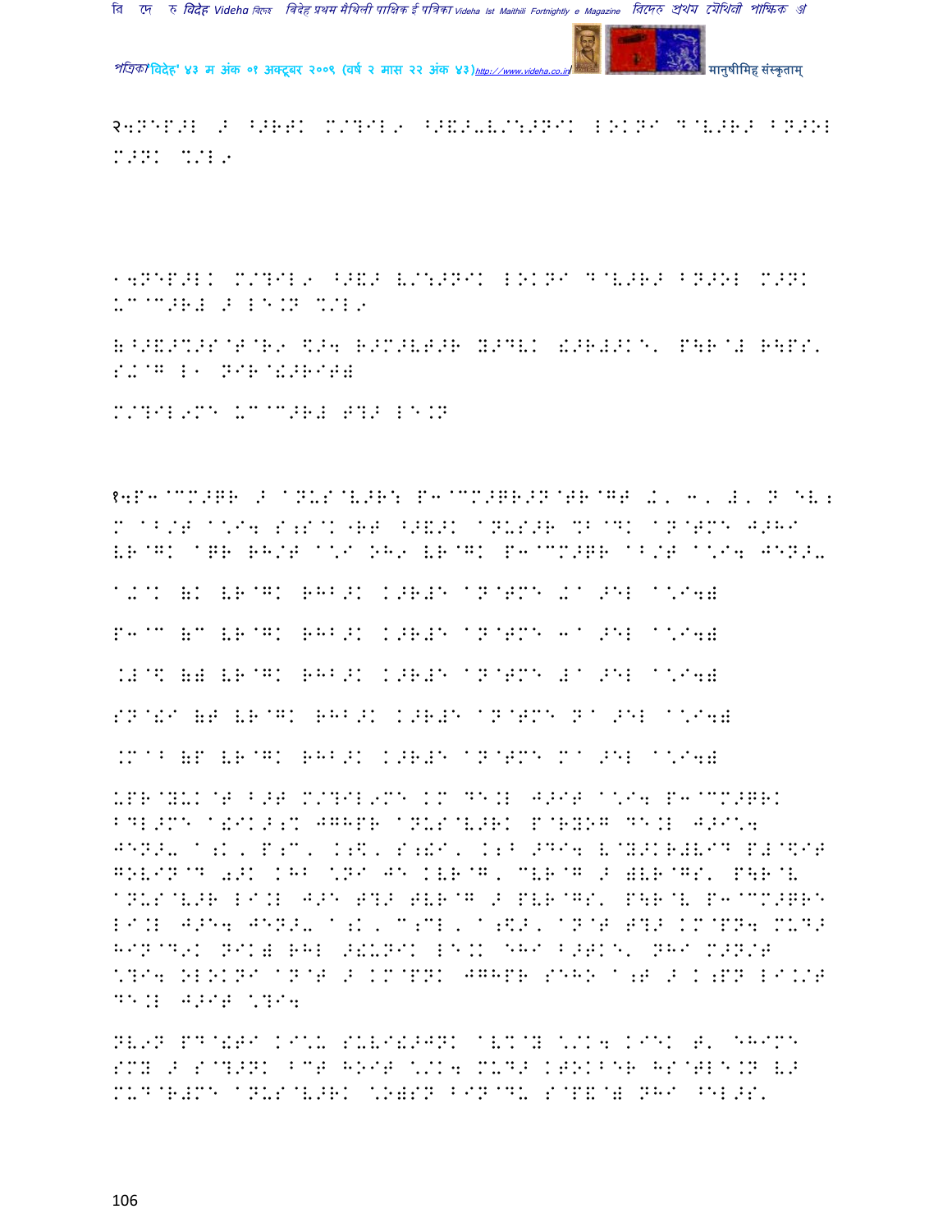२4NEP>L > ^>RRK M/?IL9 ^>&>-V/:>NIK LOKNI D@V>R> BN>OL M>NK %/L9

14NEP>LK M/?IL9 ^>&> V/:>NIK LOKNI D@V>R> BN>OL M>NK UC@C>R# > LE.N %/L9

(^>&>%>S@T@R9 \$>4 R>M>VT>R Y>DVK !>R#>K), P\R@# R\PS, S+@G L1 NIR@!>RIT)

M/?IL9MK UC@C>R# T?> LE.N

१4P3@CM>QR > ANUS@V>R: P3@CM>QR>N@TR@GT +, 3, #, N ENV; M AB/T A\*I4 S;S@K"RT ^>&>K ANUS>R %B@DK AN@TMK J>HI VR@GK AQR RH/T A\*I OH9 VR@GK P3@CM>QR AB/T A\*I4 JEN>-

A+@K (K VR@GK RHB>K K>R#E AN@TMK +A >EL A\*I4)

P3@C (C VR@GK RHB>K K>R#E AN@TMK 3A >EL A\*I4)

.#@\$ (# VR@GK RHB>K K>R#E AN@TMK #A >EL A\*I4)

SN@!I (T VR@GK RHB>K K>R#E AN@TMK NA >EL A\*I4)

.M@B (P VR@GK RHB>K K>R#E AN@TMK MA >EL A\*I4)

UPR@YUK@T B>T M/?IL9MK KM DE.L J>IT A\*I4 P3@CM>QRK BDL>MK A!IK>;% JGHPR ANUS@V>RK P@RYOG DE.L J>I\*4 JEN>- A;K, P;C, K;\$, S;!I, K;B >DI4 V@Y>KR#VID P#@\$IT GOVIN@D 0>K KHB \*NI JE KVR@G, CVR@G > )VR@GS, P\R@V ANUS@V>R LI.L J>E T?> TVR@G > PVR@GS, P\R@V P3@CM>QRE LI.L J>E4 JEN>- A;K, C;CL, A;\$>, AN@T T?> KM@PN4 MUD> HIN@D9K NIK) RHL >!UNIK LE.K EHI B>TKE, NHI M>N/T \*?I4 OLOKNI AN@T > KM@PNK JGHPR SEHO A;T > K;PN LI./T DE.L J>IT \*?I4

NV9N PD@!RI KI\*U SUVI&>JNK AV%@Y \*/K4 KIEK T, EHIMK SMY > S@?>NK BCT HOIT \*/K4 MUD> KTOKBER HS@TLE.N V> MUD@R#MK ANUS@V>RK \*O)SN BIN@DU S@P&@) NHI ^EL>S,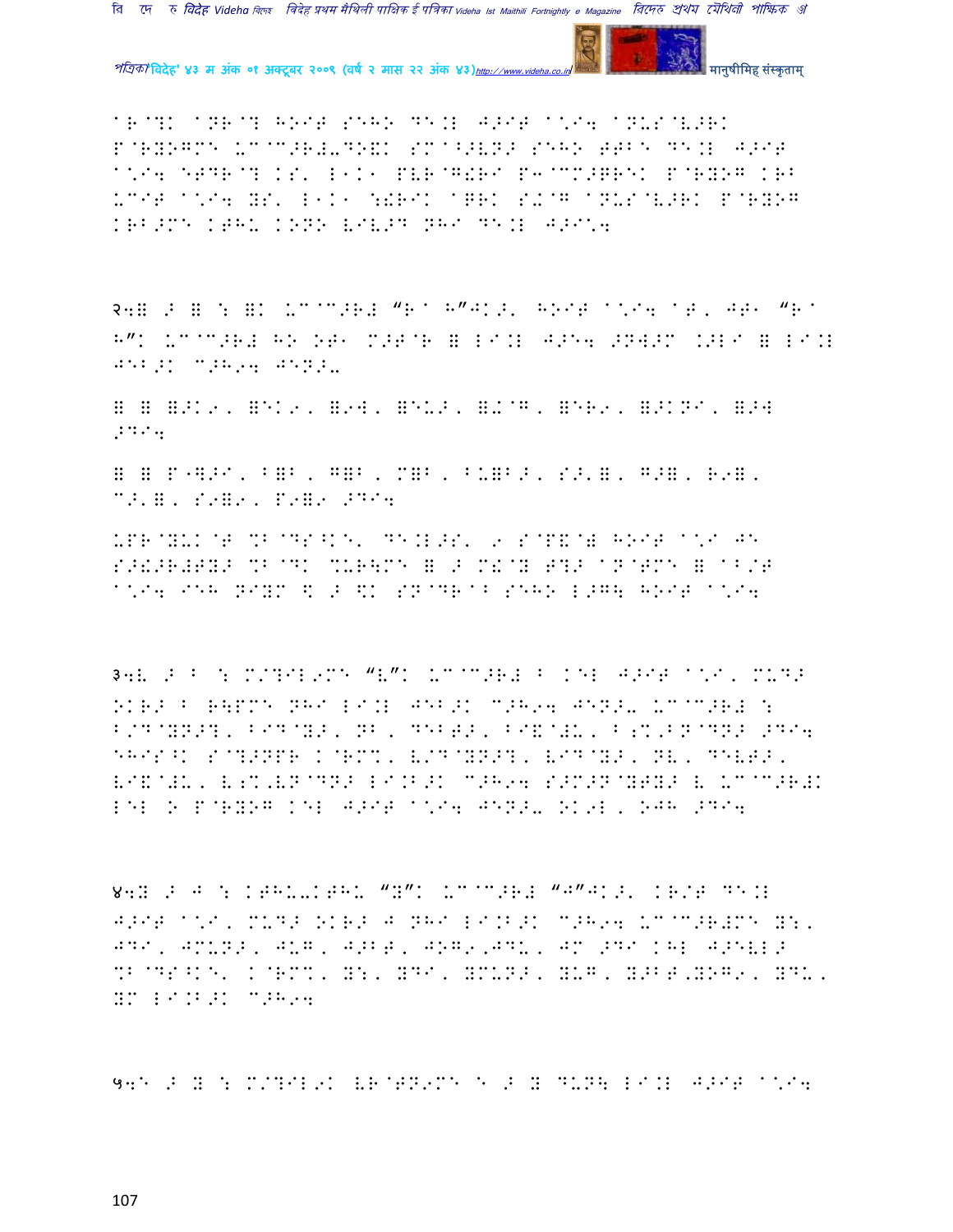^R@?K ^NR@? HOIT SEHO DE.L J>IT ^\*I4 ^NUS@V>RK P@RYOGME UC@C>R#-DO&K SM^^>VN> SEHO TTBE DE.L J>IT ^\*I4 ETDR@? KS' L1K1 PVR@G!RI P3@CM>GREK P@RYOG KRB UCIT ^\*I4 YS' L1K1 :!RIK ^GRK S+@G ^NUS@V>RK P@RYOG KRB>ME KTHU KONO VIV>D NHI DE.L J>I\*4

२4H > H : HK UC@C>R# "R^ H"JK>' HOIT ^\*I4 ^T, JT1 "R^ H"K UC@C>R# HO OT1 M>T@R H LI.L J>E4 >NW>M .>LI H LI.L JEB>K C>H94 JEN>-

H H H>K9, HEK9, H9W, HEU>, H+@G, HER9, H>KNI, H>W >DI4

H H P"]>I, BHB, GHB, MHB, BUHB>, S>'H, G>H, R9H, C>'H, S9H9, P9H9 >DI4

UPR@YUK@T %B@DS^KE' DE.L>S' 9 S@P&@) HOIT ^\*I JE S>!>R#TY> %B@DK %UR\ME H > M&@Y T?> ^N@TME H ^B/T ^\*I4 IEH NIYM \$ > \$K SN@DR^B SEHO L>G\ HOIT ^\*I4

३4V > B : M/?IL9ME "V"K UC@C>R# B KEL J>IT ^\*I, MUD> OKR> B R\PME NHI LI.L JEB>K C>H94 JEN>- UC@C>R# : B/D@YN>?, BID@Y>, NB, DEBT>, BI&^!U, B;%,BN@DN> >DI4 EHIS^K S@?>NPR K@RM%, V/D@YN>?, VID@Y>, NV, DEVT>, VI&^!U, V;%,VN@DN> LI.B>K C>H94 S>M>N@YTY> V UC@C>R#K LEL O P@RYOG KEL J>IT ^\*I4 JEN>- OK9L, OJH >DI4

४4Y > J : KTHU-KTHU "Y"K UC@C>R# "J"JK>' KR/T DE.L J>IT ^\*I, MUD> OKR> J NHI LI.B>K C>H94 UC@C>R#ME Y:, JDI, JMUN>, JUG, J>BT, JOG9,JDU, JM >DI KHL J>EVL> %B@DS^KE' K@RM%, Y:, YDI, YMUN>, YUG, Y>BT,YOG9, YDU, YM LI.B>K C>H94

५4E > Y : M/?IL9K VR@TN9ME E > Y DUN\ LI.L J>IT ^\*I4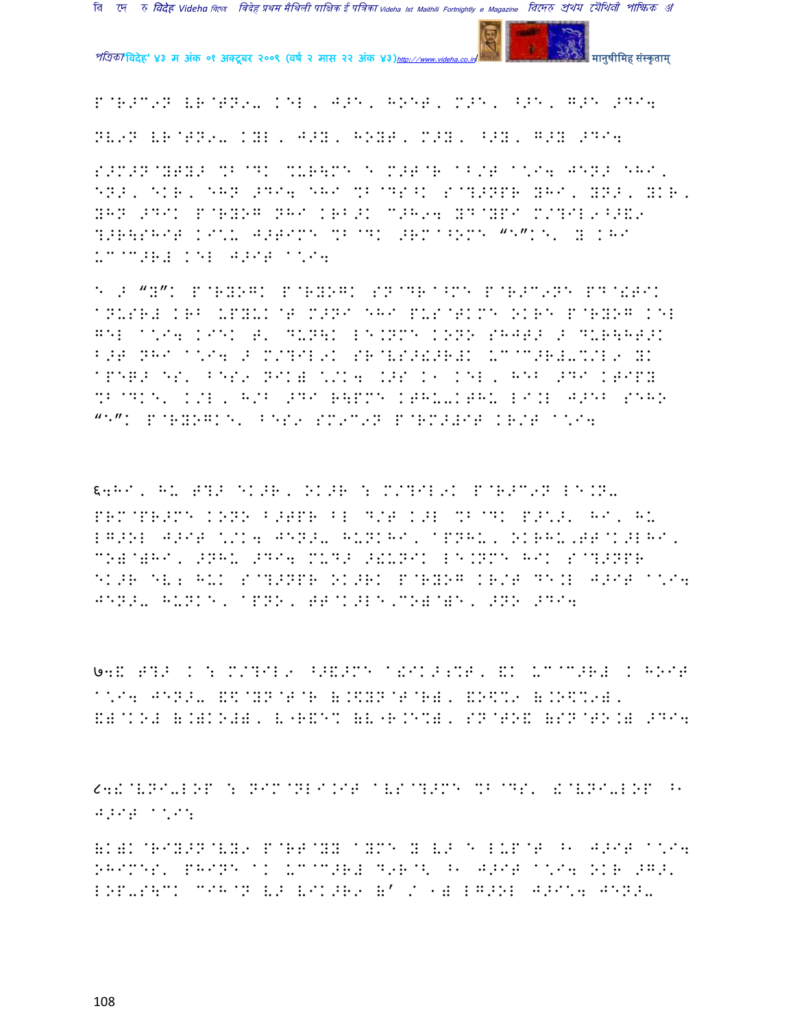P@R>C9N VR@TN9- KEL, J>E, HOET, M>E, ^>E, G>E >DI4

NV9N VR@TN9- KYL, J>Y, HOYT, M>Y, ^>Y, G>Y >DI4

S>M>N@YTY> %B@DK %URW\ME E M>T@R ABS/T A*I4 JEN> EHI, EN>, EKR, EHN >DI4 EHI %B@DS^K S@?>NPR YHI, YN>, YKR, YHN >DIK P@RYOG NHI KRB>K C>H94 YD@YPI M/?IL9^>&9 ?>R\SHIT KI*U J>TIME %B@DK >RM^OME "E"K, Y KHI UC@C>R# KEL J>IT A*I4

E > "Y"K P@RYOGK P@RYOGK SN@DR^ME P@R>C9NE PD@!TIK ANUSR# KRB UPYUK@T M>NI EHI PUS@TKME OKRE P@RYOG KEL GEL A*I4 KIEK T' DUN\K LE.NME KONO SHJT> > DUR\HT>K B>T NHI A*I4 > M/?IL9K SR@VS>!>R#K UC@C>R#-%/L9 YK APEQ> ES' BES9 NIK) */K4 .>S K1 KEL, HEB >DI KTIPY %B@DKE' K/L, H/B >DI R\PME KTHU-KTHU LI.L J>EB SEHO "E"K P@RYOGKE' BES9 SM9C9N P@RM>#IT KR/T A*I4

६4HI, HU T?> EK>R, OK>R : M/?IL9K P@R>C9N LE.N- PRM@PR>ME KONO B>TPR BL D/T K>L %B@DK P>*>' HI, HU LG>OL J>IT */K4 JEN>- HUNKHI, APNHU, OKRHU,TT@K>LHI, CO)@)HI, >NHU >DI4 MUD> >!UNIK LE.NME HIK S@?>NPR EK>R EV2 HUK S@?>NPR OK>RK P@RYOG KR/T DE.L J>IT A*I4 JEN>- HUNKE, APNO, TT@K>LE,CO)@)E, >NO >DI4

७4& T?> K : M/?IL9 ^>&>ME A!IK>2%T, &K UC@C>R# K HOIT A*I4 JEN>- &$@YN@T@R (.$YN@T@R), &O$%9 (.O$%9), &)@KO# (.)KO#), V"R&E% (V"R.E%), SN@TO& (SN@TO.) >DI4

८4&@VNI-LOP : NIM@NLI.IT AVS@?>ME %B@DS' &@VNI-LOP ^1 J>IT A*I:

(K)K@RIY>N@VY9 P@RT@YY AYME Y V> E LUP@T ^1 J>IT A*I4 OHIMES' PHINE AK UC@C>R# D9R@< ^1 J>IT A*I4 OKR >G>' LOP-S\CK CIH@N V> VIK>R9 (' / 1) LG>OL J>I*4 JEN>-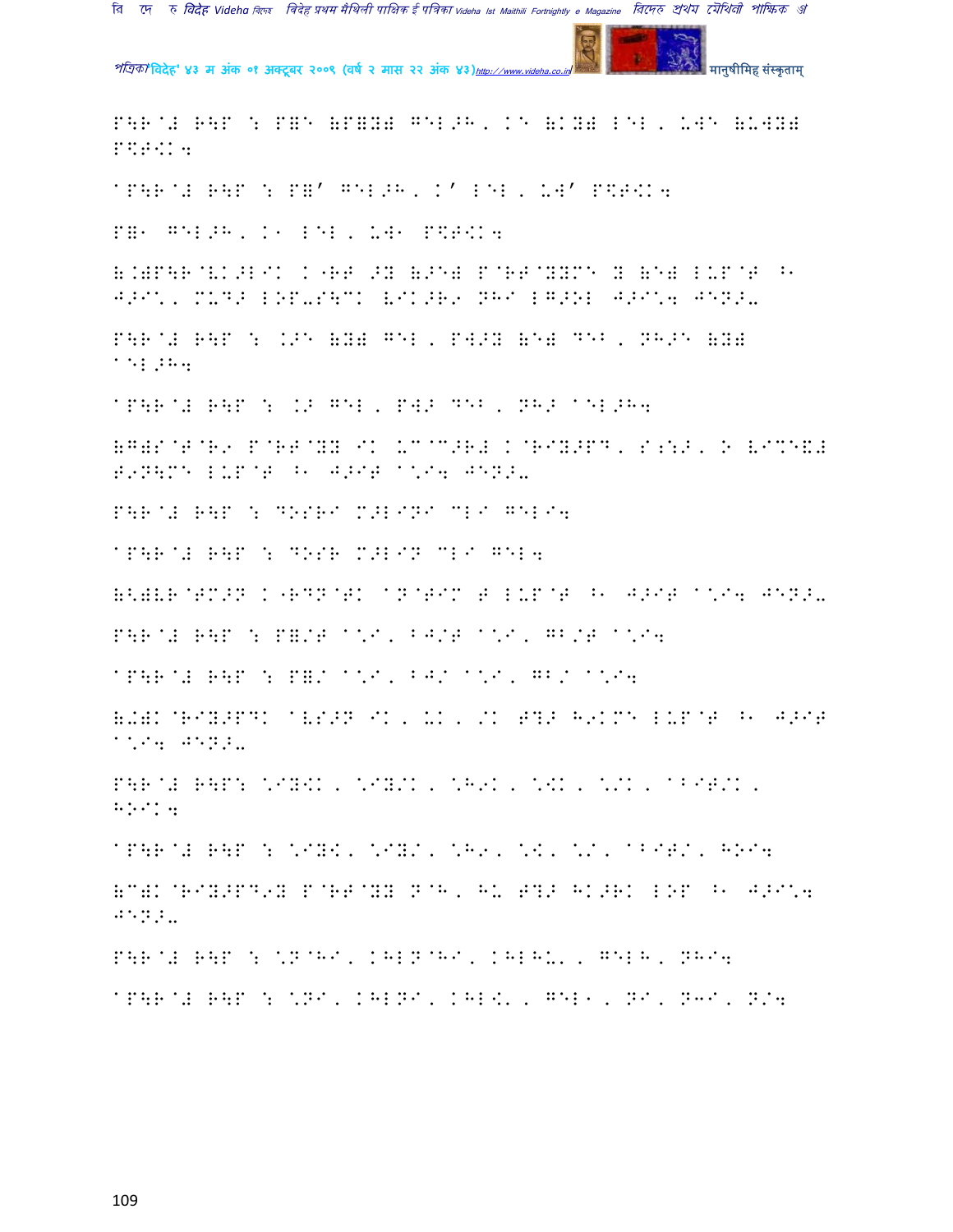P\R@# R\P : P=E (P=Y) GEL>H, KE (KY) LEL, UWE (UWY) P$T<K4

@P\R@# R\P : P=' GEL>H, K' LEL, UW' P$T<K4

P=1 GEL>H, K1 LEL, UW1 P$T<K4

(.)P\R@V.>LIK K"RT >Y (>E) P@RT@YYME Y (E) LUP@T ^1 J>I*, M.D> LOP-S\CK VIK>R9 NHI LG>OL J>I*4 JEN>-

P\R@# R\P : .>E (Y) GEL, PW>Y (E) DEB, NH>E (Y) @EL>H4

@P\R@# R\P : .> GEL, PW> DEB, NH> @EL>H4

(G)S@T@R9 P@RT@YY IK UC@C>R# K@RIY>PD, S;S>, O VIMEX# R9N\ME LUP@T ^1 J>IT @*I4 JEN>-

P\R@# R\P : DOSRI M>LINI CLI GELI4

@P\R@# R\P : DOSR M>LIN CLI GEL4

(<)VR@TM>N K"RDN@TK @N@TIM T LUP@T ^1 J>IT @*I4 JEN>-

P\R@# R\P : P=/T @*I, BJ/T @*I, GB/T @*I4

@P\R@# R\P : P=/ @*I, BJ/ @*I, GB/ @*I4

(+)K@RIY>PDK @VS>N IK, UK, /K T?> H9KME LUP@T ^1 J>IT @*I4 JEN>-

P\R@# R\P: *IY<K, *IY/K, *H9K, *<K, */K, @BIT/K, H>IK4

@P\R@# R\P : *IY<, *IY/, *H9, *<, */, @BIT/, H>I4

(C)K@RIY>PD9Y P@RT@YY N@H, HU T?> HK>RK LOP ^1 J>I*4 JEN>-

P\R@# R\P : *N@HI, KHLN@HI, KHLHU., GELH, NHI4

@P\R@# R\P : *NI, KHLNI, KHL<., GEL1, NI, N3I, N/4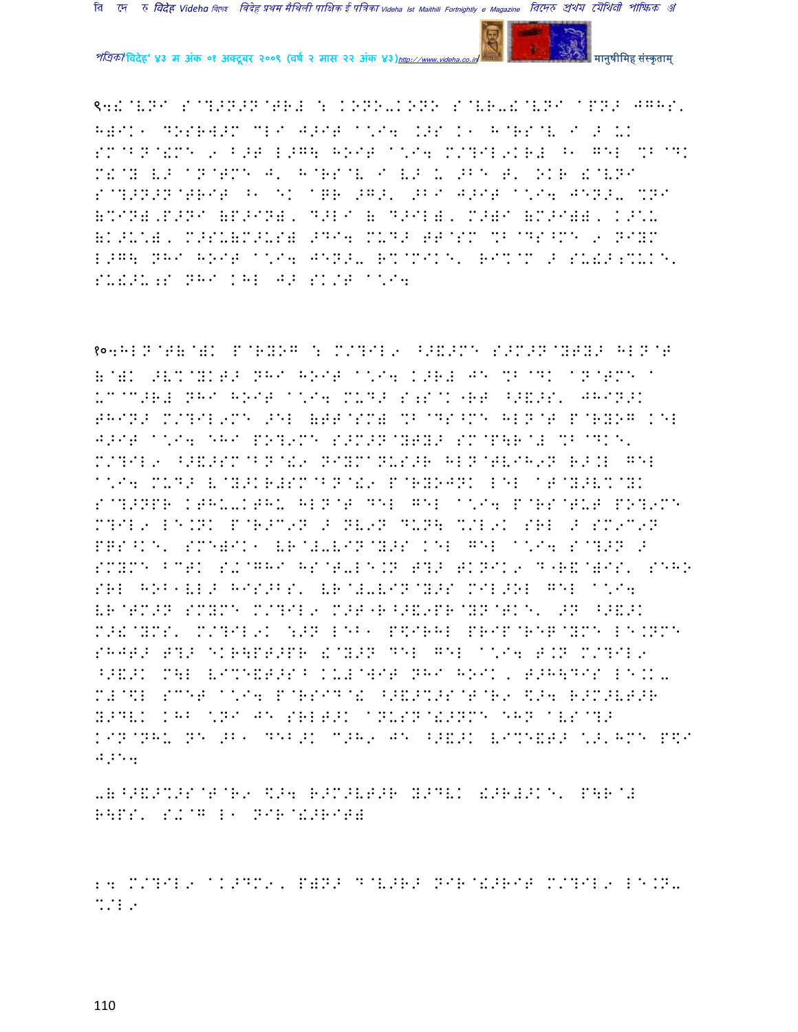९॥!@VNI S@?>N>N@TR# : KONO-KONO S@VR-!@VNI aPN> JGHS' H)IK< DOSR]>M CLI J>IT a*I4 .>S K< H@RS@V I > U. SM@BN@!MC 9 B>T L>G\ HOIT a*I4 M/?IL9KR# ^< GEL %B@DK M!@Y V> aN@TMC J' H@RS@V I V> U >BE T' OKR !@VNI S@?>N>N@TRIT ^< EK aQR >G>' >BI J>IT a*I4 JEN>- %NI (%IN)'P>NI (P>IN)' D>LI ( D>IL)' M>)I (M>I))' K>*U (K>U*)' M>SU(M>US) >DI4 MUD> TT@SM %B@DS^MC 9 NIYM L>G\ NHI HOIT a*I4 JEN>- R%@MIKE' RI%@M > SU!>;%UKE' SU!>U;S NHI KHL J> SK/T a*I4

१०॥HLN@T(@)K P@RYOG : M/?IL9 ^>&>MC S>M>N@YTY> HLN@T (@)K >V%@YKT> NHI HOIT a*I4 K>R# JE %B@DK aN@TMC a U^@C>R# NHI HOIT a*I4 MUD> S;S@K"RT ^>&>S' JHIN>K THIN> M/?IL9MC >EL (TT@SM) %B@DS^MC HLN@T P@RYOG KEL J>IT a*I4 EHI PO?9MC S>M>N@YTY> SM@P\R@# %B@DKE' M/?IL9 ^>&>SM@BN@!9 NIYCaNUS>R HLN@TVIH9N R>.L GEL a*I4 MUD> V@Y>KR#SM@BN@!9 P@RYOJNK LEL aT@Y>V%@YK S@?>NPR KTHU-KTHU HLN@T DEL GEL a*I4 P@RS@TUT PO?9MC M?IL9 LE.NK P@R>C9N > NV9N DUN\ %/L9K SRL > SM9C9N PQS^KE' SMC)IK< VR@#-VIN@Y>S KEL GEL a*I4 S@?>N > SMYMC BCTK S!@GHI HS@T-LE.N T?> TKNIK9 D"R&@)IS' SEHO SRL HOB<VL> HIS>BS' VR@#-VIN@Y>S MIL>OL GEL a*I4 VR@TM>N SMYMC M/?IL9 M>T"R^>&9PR@YN@TKE' >N ^>&>K M>!@YMS' M/?IL9K :>N LEB< P$IRHL PRIP@RE]@YMC LE.NMC SHJT> T?> EKR\PT>PR !@Y>N DEL GEL a*I4 T.N M/?IL9 ^>&>K M\L VI%E&T>S^ KU#@WIT NHI HOIK' T>H\DIS LE.K-M#@$L SCET a*I4 P@RSID@! ^>&>%>S@T@R9 $>4 R>M>VT>R Y>DVK KHB *NI JE SRLT>K aNUSN@!>NMC EHN aVS@?> KIN@NHU NE >B< DEB>K C>H9 JE ^>&>K VI%E&T> *>'HMC P$I J>E4

-(^>&>%>S@T@R9 $>4 R>M>VT>R Y>DVK !>R#>KE' P\R@# R\PS' S!@G L< NIR@!>RIT)

24 M/?IL9 aK>DM9' P)N> D@V>R> NIR@!>RIT M/?IL9 LE.N-%/L9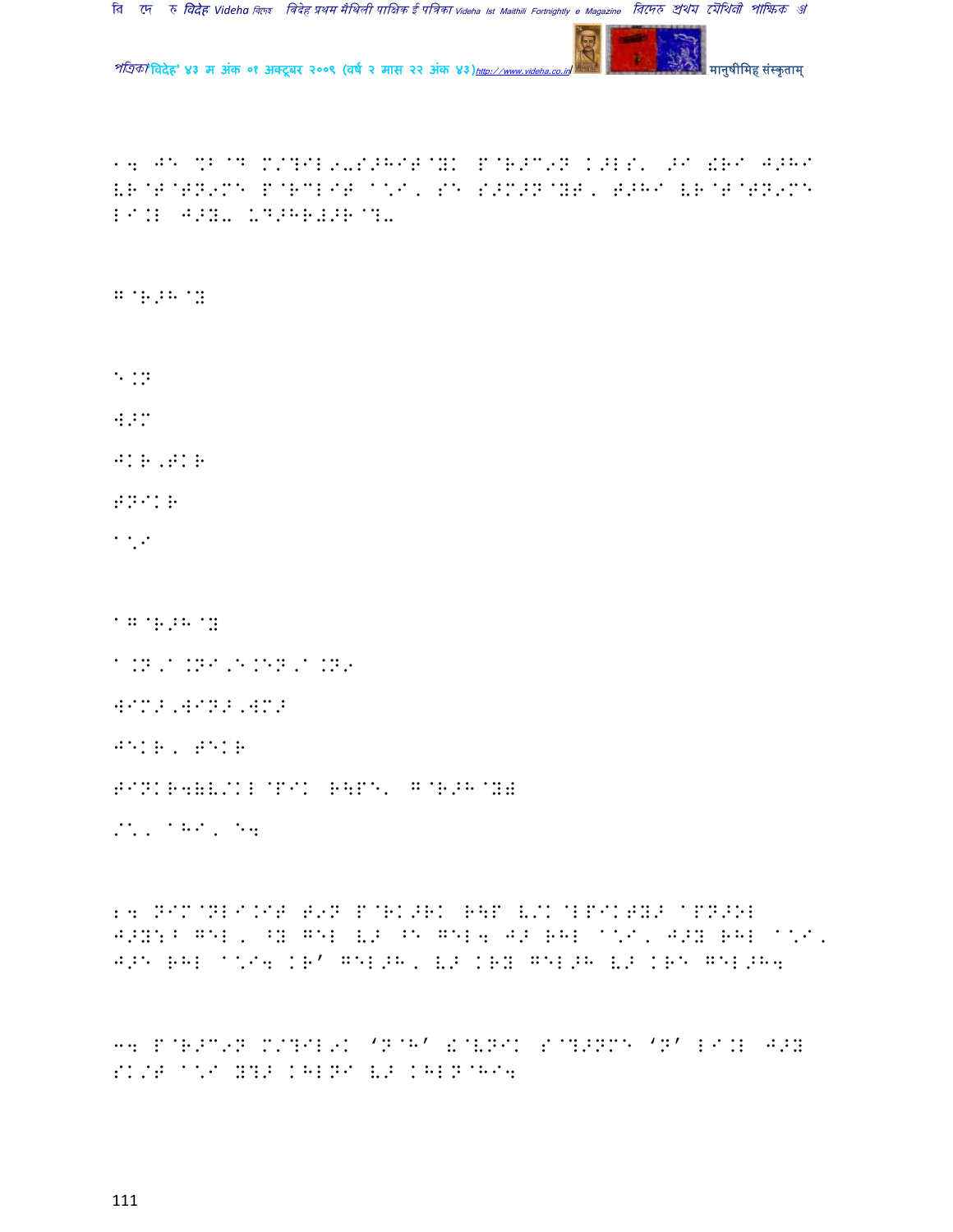14 JE %B@B M/?IL9-S>HIT@YK P@R>C9N K>LS' >I !RI J>HI VR@T@TN9M= P@RCLIT ^\*I, S= S>M>N@YT, T>HI VR@T@TN9M= LI.L J>Y- UD>HR#>R@?-

G@R>H@Y

E.N

W>M

JKR,TKR

TNIKR

^\*I

^G@R>H@Y

^.N,^.NI,E.EN,^.N9

WIM>,WIN>,WM>

JEKR, TEKR

TINKR4(V/KL@PIK R\P=' G@R>H@Y)

/\*, ^HI, E4

24 NIM@NLI.IT T9N P@RK>RK R\P V/K@LPIKTY> ^PN>OL J>Y:B GEL, ^Y GEL V> ^E GEL4 J> RHL ^\*I, J>Y RHL ^\*I, J>E RHL ^\*I4 KR' GEL>H, V> KRY GEL>H V> KRE GEL>H4

34 P@R>C9N M/?IL9K 'N@H' !@VNIK S@?>NM= 'N' LI.L J>Y SK/T ^\*I Y?> KHLNI V> KHLN@HI4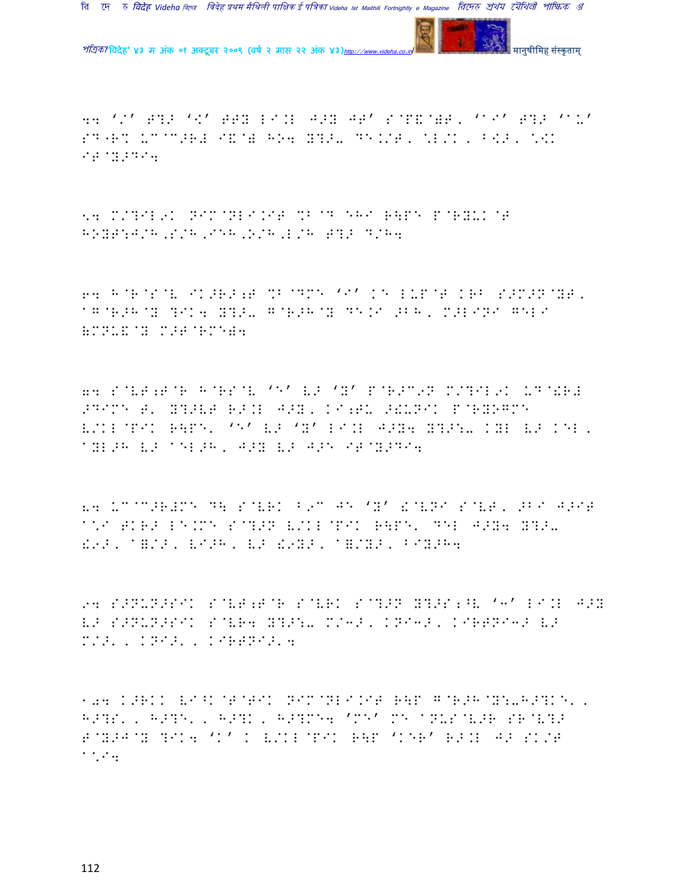44 '/' E?> '<' EEY LI.L J>Y JE' S@P&@)E, '^I' E?> '^U' SD"R% UC@C>R# I&@) HO4 Y?>- DE./E, \L/K, B<>, \<K IE@Y>DI4

54 M/?IL9K NIM@NLI.IE %B@D EHI R\PE P@RYUK@E HOYE:J/H,S/H,IEH,O/H,L/H E?> D/H4

64 H@R@S@V IK>R>;E %B@DME 'I' KE LUP@E KRB S>M>N@YE, ^G@R>H@Y ?IK4 Y?>- G@R>H@Y DE.I >BH, M>LINI GELI (MNU&@Y M>E@RME)4

74 S@VE;E@R H@RS@V 'E' V> 'Y' P@R>C9N M/?IL9K UD@!R# >DIME E' Y?>VE R>.L J>Y, KI;EU >!UNIK P@RYOGME V/KL@PIK R\PE' 'E' V> 'Y' LI.L J>Y4 Y?>:- KYL V> KEL, ^YL>H V> ^EL>H, J>Y V> J>E IE@Y>DI4

84 UC@C>R#ME D\ S@VRK B9C JE 'Y' !@VNI S@VE, >BI J>IE ^\I EKR> LE.ME S@?>N V/KL@PIK R\PE' DEL J>Y4 Y?>- !9>, ^=/>, VI>H, V> !9Y>, ^=/Y>, BIY>H4

94 S>NUN>SIK S@VE;E@R S@VRK S@?>N Y?>S;^V '3' LI.L J>Y V> S>NUN>SIK S@VR4 Y?>:- M/3>, KNI3>, KIRENI3> V> M/>', KNI>', KIRENI>'4

104 K>RKK VI^K@E@EIK NIM@NLI.IE R\P G@R>H@Y:-H>?KE', H>?S', H>?E', H>?K, H>?ME4 'ME' ME ^NUS@V>R SR@V?> E@Y>J@Y ?IK4 'K' K V/KL@PIK R\P 'KER' R>.L J> SK/E ^\I4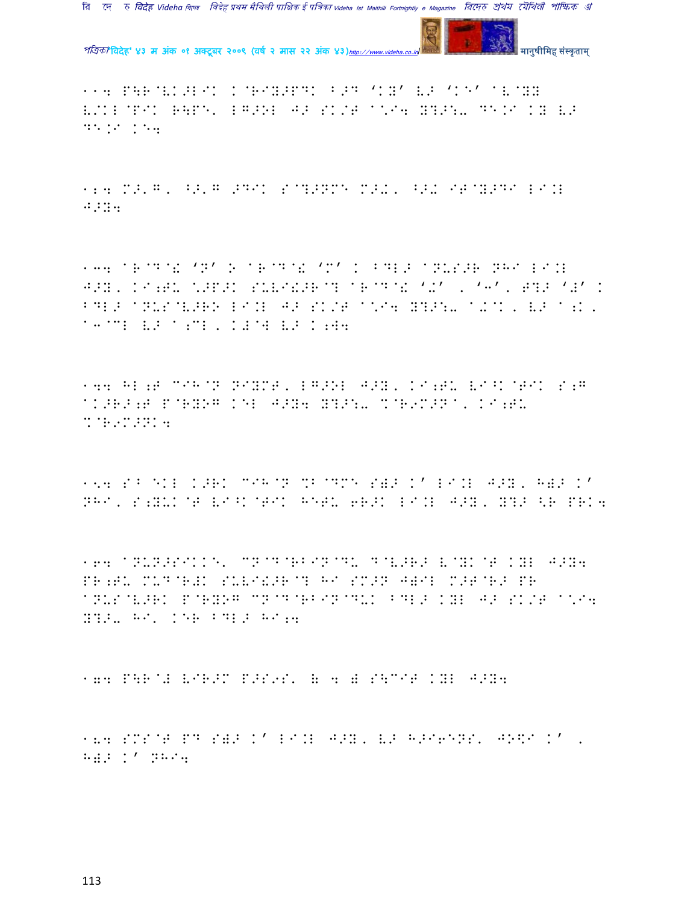११4 P\R@VK>LIK K@RIY>PDKB>D 'KY' V> 'KE' @V@YY V/KL@PIK R\PE' LG>OL J> SK/T ^\*I4 Y?>:- DE.I KY V> DE.I KE4

१२4 M>'G, B>'G >DIK S@?>NME M>+, B>+ IT@Y>DI LI.L J>Y4

१३4 @R@D@& 'N' O @R@D@& 'M' K BDL> @NUS>R NHI LI.L J>Y, KI;TU \*>P>K SULV& >R@? @R@D@& '+' , '-', T?> '#' K BDL> @NUS@V>RO LI.L J> SK/T ^\*I4 Y?>:- @+@K, V> ^;K, ^-@CL V> ^;CL, K#@W V> K;W4

१४4 HL;T CIH@N NIYMT, LG>OL J>Y, KI;TU VI^K@TIK S;G @K>R>;T P@RYOG KEL J>Y4 Y?>:- %@R9M>N@, KI;TU %@R9M>NK4

१५4 S^ EKL K>RK CIH@N %B@DME S=> K' LI.L J>Y, H=> K' NHI, S;YUK@T VI^K@TIK HETU 6R>K LI.L J>Y, Y?> <R PRK4

१६4 @NUN>SIKKE' CN@D@RBIN@DU D@V>R> V@YK@T KYL J>Y4 PR;TU MUD@R#K SULV& >R@? HI SM>N J=IL M>T@R> PR @NUS@V>RK P@RYOG CN@D@RBIN@DUK BDL> KYL J> SK/T ^\*I4 Y?>:- HI' KER BDL> HI;4

१७4 P\R@# VIR>M P>S9S' ( 4 ) S\CIT KYL J>Y4

१८4 SMS@T PD S=> K' LI.L J>Y, V> H>I6ENS' JO\$I K' , H=> K' NHI4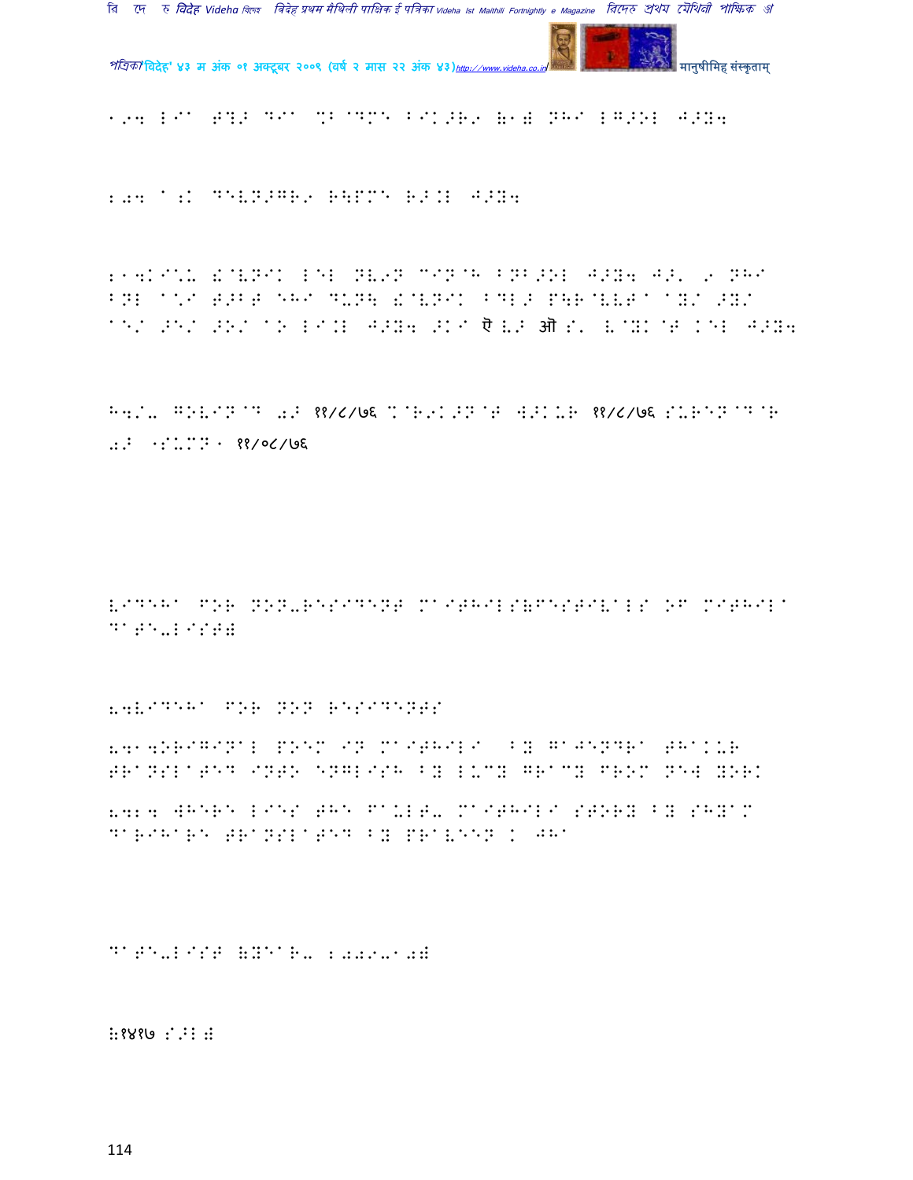194 LIa T?> DIa %B@DME BIK>R9 (1) NHI LG>OL J>Y4

204 a;K DEVN>GR9 R\PME R>.L J>Y4

214KI\*- !@VNIK LEL NV9N CIN@H BNB>OL J>Y4 J>, 9 NHI BNL a\*I T>BT EHI D-N\ !@VNIK BDL> P\R@VVT a YX/ >YX/ aE/ >E/ >O/ aO LI.L J>Y4 >KI ऐ V> ऑ S' V@YK@T KEL J>Y4

H4/- GOVIN@D 0> ११/८/७६ %@R9K>N@T W>KUR ११/८/७६ SUREN@D@R 0> (SUMN) ११/०८/७६

VIDEHA FOR NON-RESIDENT MAITHILS(FESTIVALS OF MITHILA DATE-LIST)

8.VIDEHA FOR NON RESIDENTS

8.1.ORIGINAL POEM IN MAITHILI BY GAJENDRA THAKUR TRANSLATED INTO ENGLISH BY LUCY GRACY FROM NEW YORK

8.2. WHERE LIES THE FAULT- MAITHILI STORY BY SHYAM DARIHARE TRANSLATED BY PRAVEEN K JHA

DATE-LIST (YEAR- 2009-10)

(१४१७ S>L)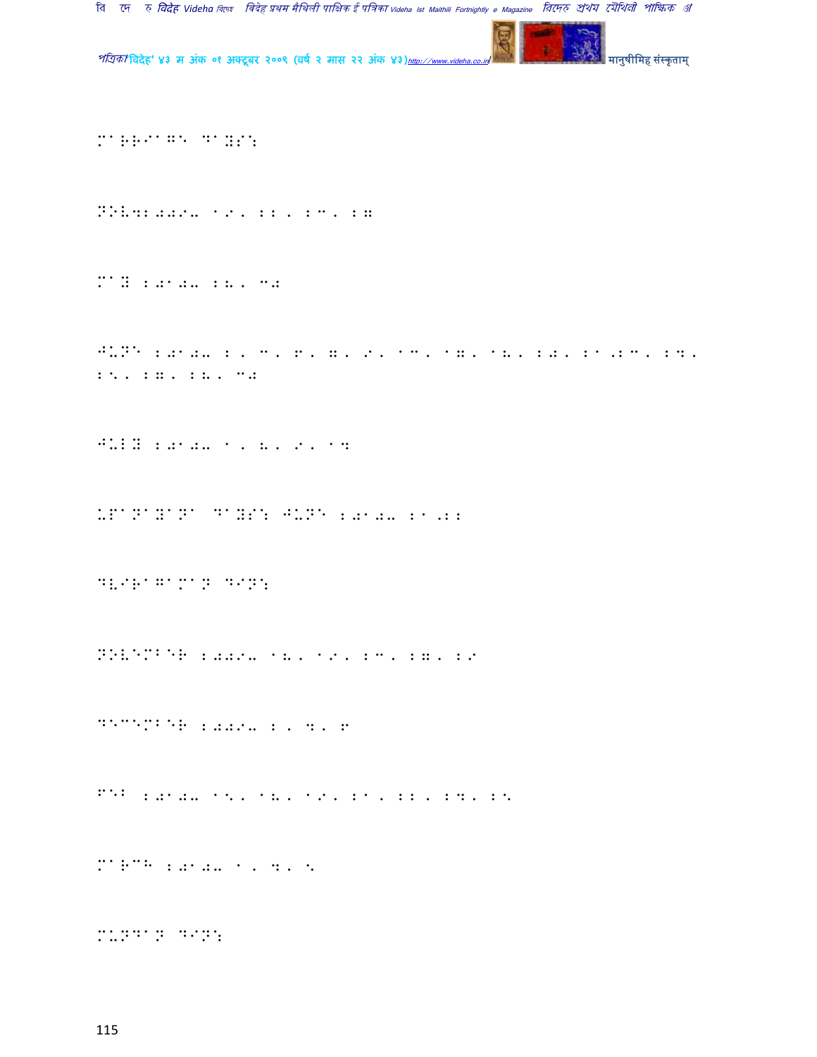MARRIAGE DAYS:

NOV.2009- 19, 22, 23, 27

MAY 2010- 28, 30

JUNE 2010- 2, 3, 6, 7, 9, 13, 17, 18, 20, 21,23, 24, 25, 27, 28, 30

JULY 2010- 1, 8, 9, 14

UPANAYANA DAYS: JUNE 2010- 21,22

DVIRAGAMAN DIN:

NOVEMBER 2009- 18, 19, 23, 27, 29

DECEMBER 2009- 2, 4, 6

FEB 2010- 15, 18, 19, 21, 22, 24, 25

MARCH 2010- 1, 4, 5

MUNDAN DIN: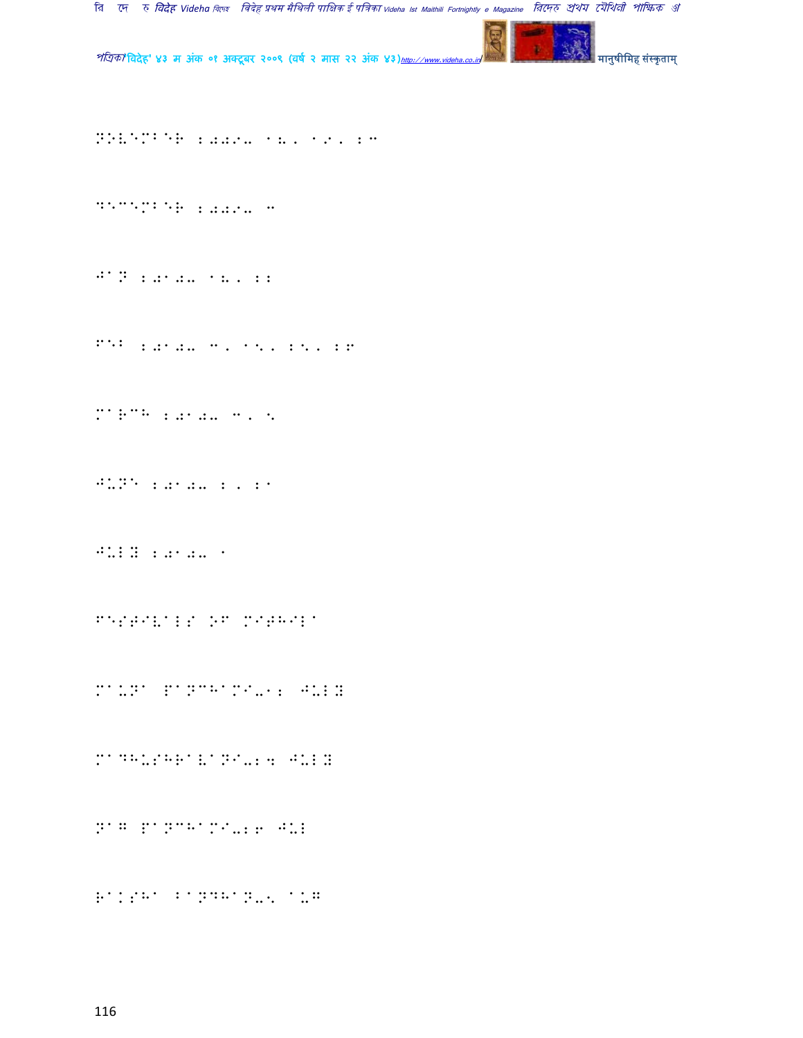NOVEMBER 2009- 18, 19, 20

DECEMBER 2009- 4

JAN 2010- 18, 22

FEB 2010- 4, 15, 25, 26

MARCH 2010- 4, 5

JUNE 2010- 2, 21

JULY 2010- 1

FESTIVALS OF MITHILA

MAUNA PANCHAMI-12 JULY

MADHUSHRAVANI-24 JULY

NAG PANCHAMI-26 JUL

RAKSHA BANDHAN-5 AUG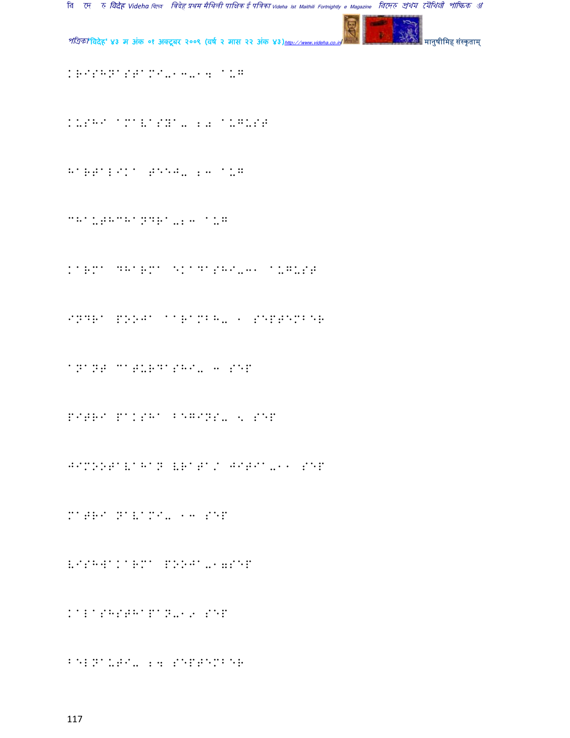KRISHNASTAMI-13-14 AUG

KUSHI AMAVASYA- 20 AUGUST

HARTALIKA TEEJ- 23 AUG

CHAUTHCHANDRA-23 AUG

KARMA DHARMA EKADASHI-31 AUGUST

INDRA POOJA AARAMBH- 1 SEPTEMBER

ANANT CATURDASHI- 3 SEP

PITRI PAKSHA BEGINS- 5 SEP

JIMOOTAVAHAN VRATA/ JITIA-11 SEP

MATRI NAVAMI- 13 SEP

VISHWAKARMA POOJA-17SEP

KALASHSTHAPAN-19 SEP

BELNAUTI- 24 SEPTEMBER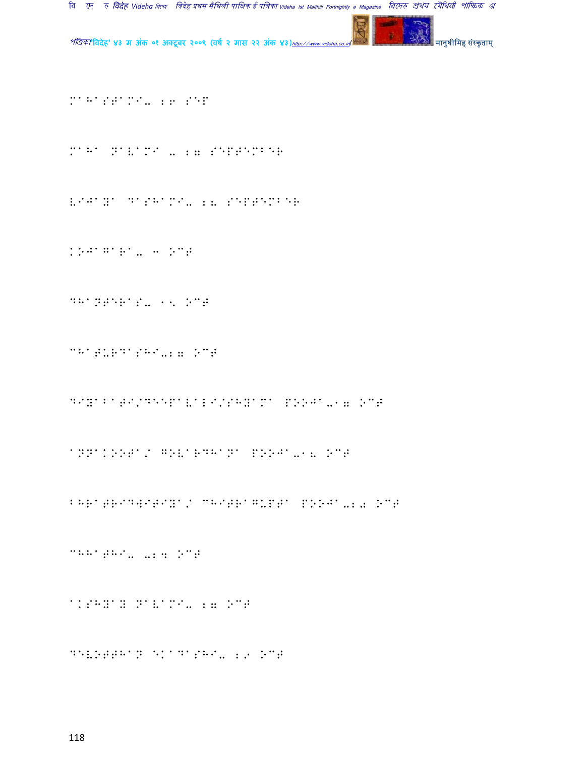MAHASTAMI- 26 SEP

MAHA NAVAMI - 27 SEPTEMBER

VIJAYA DASHAMI- 28 SEPTEMBER

KOJAGARA- 3 OCT

DHANTERAS- 15 OCT

CHATURDASHI-27 OCT

DIYABATI/DEEPAVALI/SHYAMA POOJA-17 OCT

ANNAKOOTA/ GOVARDHANA POOJA-18 OCT

BHRATRIDWITIYA/ CHITRAGUPTA POOJA-20 OCT

CHHATHI- -24 OCT

AKSHYAY NAVAMI- 27 OCT

DEVOTTHAN EKADASHI- 29 OCT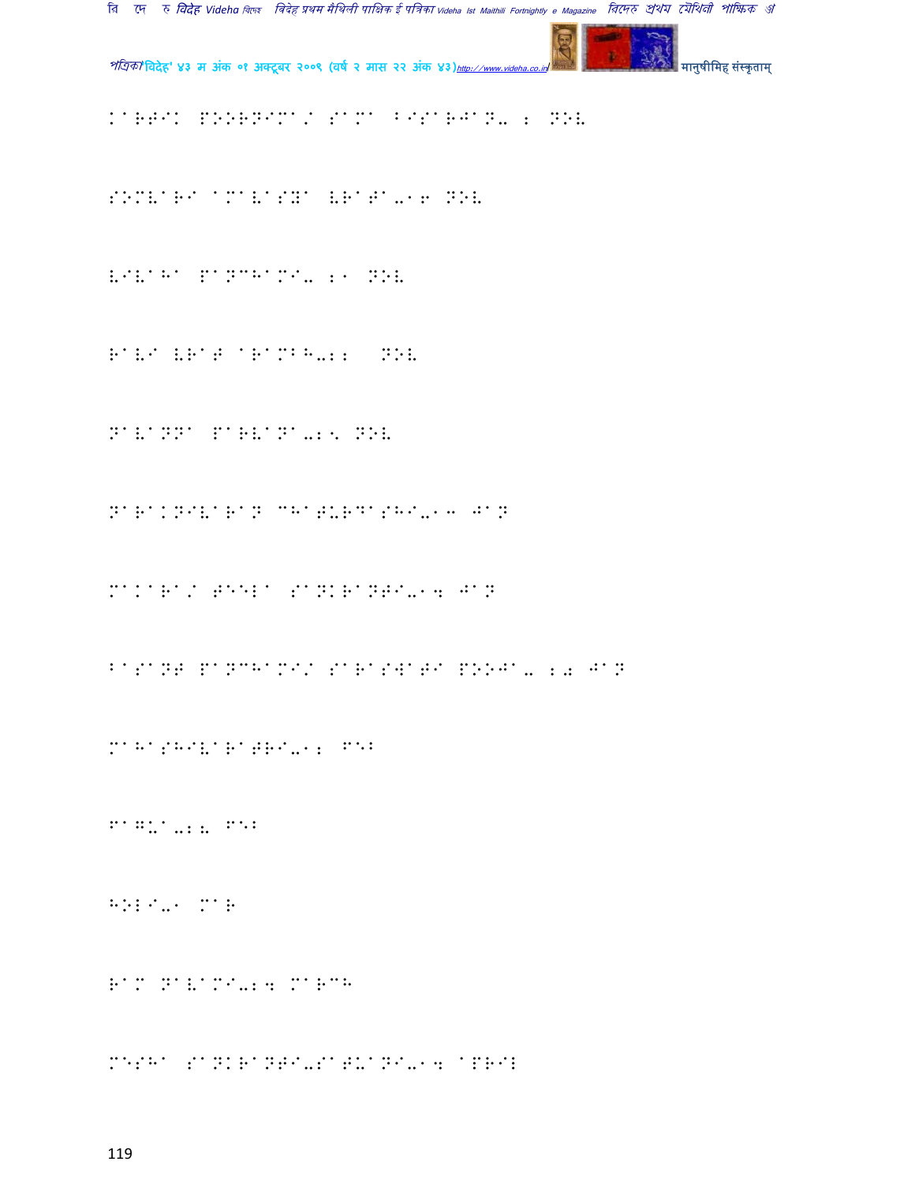KARTIK POORNIMA/ SAMA BISARJAN- 2 NOV

SOMVARI AMAVASYA VRATA-16 NOV

VIVAHA PANCHAMI- 21 NOV

RAVI VRAT ARAMBH-22 NOV

NAVANNA PARVANA-25 NOV

NARAKNIVARAN CHATURDASHI-13 JAN

MAKARA/ TEELA SANKRANTI-14 JAN

BASANT PANCHAMI/ SARASWATI POOJA- 20 JAN

MAHASHIVARATRI-12 FEB

FAGUA-28 FEB

HOLI-1 MAR

RAM NAVAMI-24 MARCH

MESHA SANKRANTI-SATUANI-14 APRIL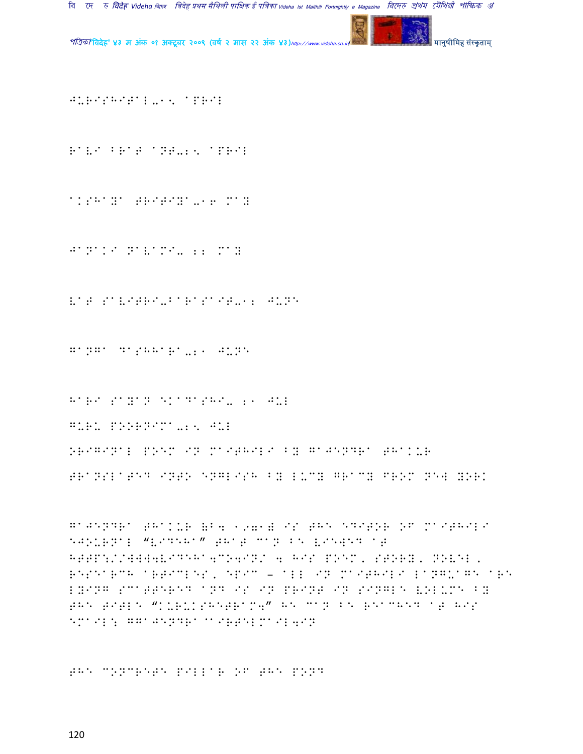JURISHITAL-15 APRIL

RAVI BRAT ANT-25 APRIL

AKSHAYA TRITIYA-16 MAY

JANAKI NAVAMI- 22 MAY

VAT SAVITRI-BARASAIT-12 JUNE

GANGA DASHHARA-21 JUNE

HARI SAYAN EKADASHI- 21 JUL

GURU POORNIMA-25 JUL

ORIGINAL POEM IN MAITHILI BY GAJENDRA THAKUR

TRANSLATED INTO ENGLISH BY LUCY GRACY FROM NEW YORK

GAJENDRA THAKUR (B. 1971) IS THE EDITOR OF MAITHILI EJOURNAL "VIDEHA" THAT CAN BE VIEWED AT HTTP://WWW.VIDEHA.CO.IN/ . HIS POEM, STORY, NOVEL, RESEARCH ARTICLES, EPIC – ALL IN MAITHILI LANGUAGE ARE LYING SCATTERED AND IS IN PRINT IN SINGLE VOLUME BY THE TITLE "KURUKSHETRAM." HE CAN BE REACHED AT HIS EMAIL: GGAJENDRA@AIRTELMAIL.IN

THE CONCRETE PILLAR OF THE POND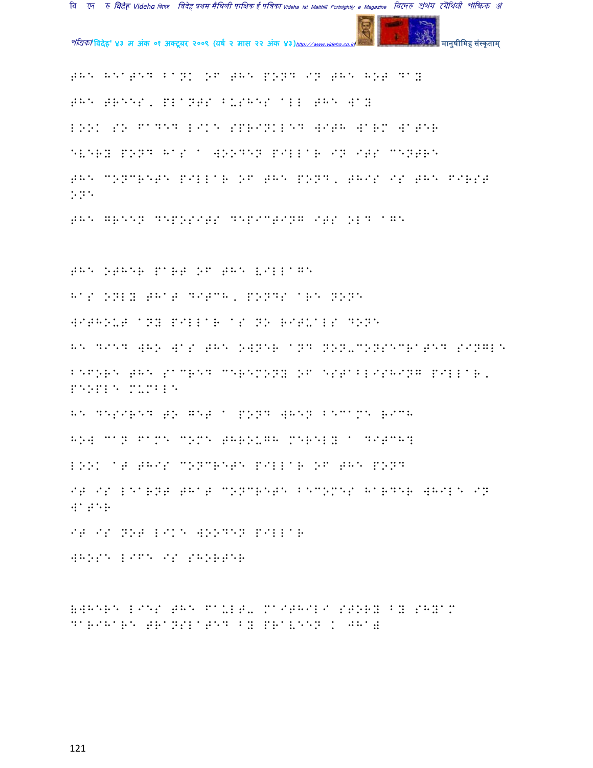THE HEATED BANK OF THE POND IN THE HOT DAY

THE TREES, PLANTS BUSHES ALL THE WAY

LOOK SO FADED LIKE SPRINKLED WITH WARM WATER

EVERY POND HAS A WOODEN PILLAR IN ITS CENTRE

THE CONCRETE PILLAR OF THE POND, THIS IS THE FIRST ONE

THE GREEN DEPOSITS DEPICTING ITS OLD AGE

THE OTHER PART OF THE VILLAGE

HAS ONLY THAT DITCH, PONDS ARE NONE

WITHOUT ANY PILLAR AS NO RITUALS DONE

HE DIED WHO WAS THE OWNER AND NON-CONSECRATED SINGLE

BEFORE THE SACRED CEREMONY OF ESTABLISHING PILLAR, PEOPLE MUMBLE

HE DESIRED TO GET A POND WHEN BECAME RICH

HOW CAN FAME COME THROUGH MERELY A DITCH?

LOOK AT THIS CONCRETE PILLAR OF THE POND

IT IS LEARNT THAT CONCRETE BECOMES HARDER WHILE IN WATER

IT IS NOT LIKE WOODEN PILLAR

WHOSE LIFE IS SHORTER

(WHERE LIES THE FAULT- MAITHILI STORY BY SHYAM DARIHARE TRANSLATED BY PRAVEEN K JHA)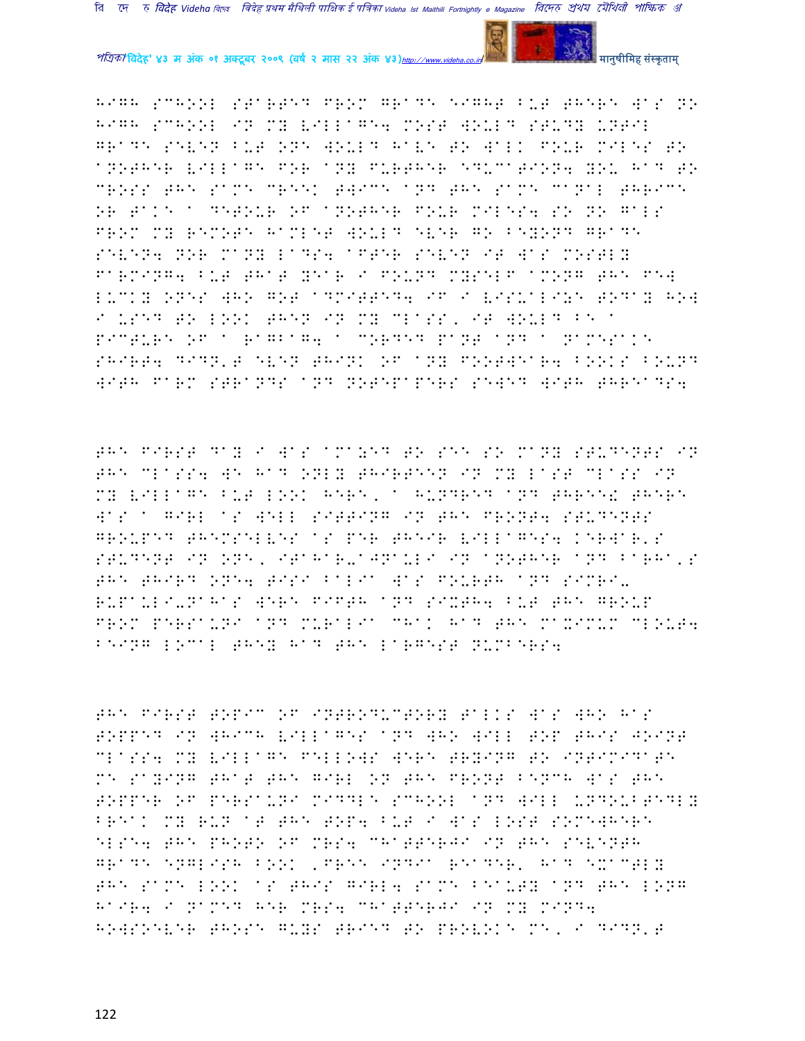HIGH SCHOOL STARTED FROM GRADE EIGHT BUT THERE WAS NO HIGH SCHOOL IN MY VILLAGE. MOST WOULD STUDY UNTIL GRADE SEVEN BUT ONE WOULD HAVE TO WALK FOUR MILES TO ANOTHER VILLAGE FOR ANY FURTHER EDUCATION. YOU HAD TO CROSS THE SAME CREEK TWICE AND THE SAME CANAL THRICE OR TAKE A DETOUR OF ANOTHER FOUR MILES. SO NO GALS FROM MY REMOTE HAMLET WOULD EVER GO BEYOND GRADE SEVEN. NOR MANY LADS. AFTER SEVEN IT WAS MOSTLY FARMING. BUT THAT YEAR I FOUND MYSELF AMONG THE FEW LUCKY ONES WHO GOT ADMITTED. IF I VISUALIZE TODAY HOW I USED TO LOOK THEN IN MY CLASS, IT WOULD BE A PICTURE OF A RAGBAG. A CORDED PANT AND A NAMESAKE SHIRT. DIDN'T EVEN THINK OF ANY FOOTWEAR. BOOKS BOUND WITH FARM STRANDS AND NOTEPAPERS SEWED WITH THREADS.

THE FIRST DAY I WAS AMAZED TO SEE SO MANY STUDENTS IN THE CLASS. WE HAD ONLY THIRTEEN IN MY LAST CLASS IN MY VILLAGE BUT LOOK HERE, A HUNDRED AND THREE! THERE WAS A GIRL AS WELL SITTING IN THE FRONT. STUDENTS GROUPED THEMSELVES AS PER THEIR VILLAGES. KERWAR'S STUDENT IN ONE, ITAHAR-AJNAULI IN ANOTHER AND BARHA'S THE THIRD ONE. TISI BALIA WAS FOURTH AND SIMRI-RUPAULI-NAHAS WERE FIFTH AND SIXTH. BUT THE GROUP FROM PERSAUNI AND MURALIA CHAK HAD THE MAXIMUM CLOUT. BEING LOCAL THEY HAD THE LARGEST NUMBERS.

THE FIRST TOPIC OF INTRODUCTORY TALKS WAS WHO HAS TOPPED IN WHICH VILLAGES AND WHO WILL TOP THIS JOINT CLASS. MY VILLAGE FELLOWS WERE TRYING TO INTIMIDATE ME SAYING THAT THE GIRL ON THE FRONT BENCH WAS THE TOPPER OF PERSAUNI MIDDLE SCHOOL AND WILL UNDOUBTEDLY BREAK MY RUN AT THE TOP. BUT I WAS LOST SOMEWHERE ELSE. THE PHOTO OF MRS. CHATTERJI IN THE SEVENTH GRADE ENGLISH BOOK 'FREE INDIA READER' HAD EXACTLY THE SAME LOOK AS THIS GIRL. SAME BEAUTY AND THE LONG HAIR. I NAMED HER MRS. CHATTERJI IN MY MIND. HOWSOEVER THOSE GUYS TRIED TO PROVOKE ME, I DIDN'T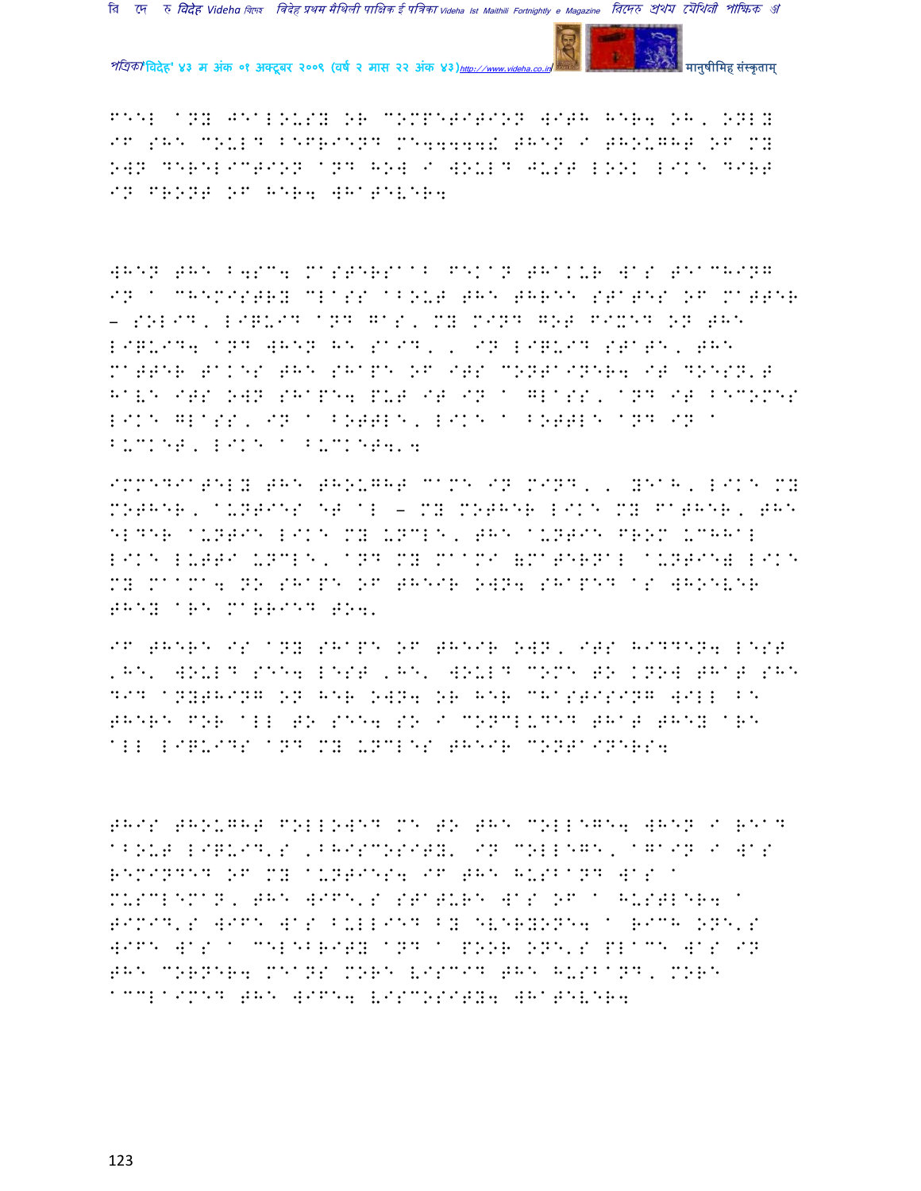FEEL ANY JEALOUSY OR COMPETITION WITH HER. OH, ONLY IF SHE COULD BEFRIEND ME......! THEN I THOUGHT OF MY OWN DERELICTION AND HOW I WOULD JUST LOOK LIKE DIRT IN FRONT OF HER. WHATEVER.

WHEN THE B.SC. MASTERSAAB FEKAN THAKUR WAS TEACHING IN A CHEMISTRY CLASS ABOUT THE THREE STATES OF MATTER – SOLID, LIQUID AND GAS, MY MIND GOT FIXED ON THE LIQUID. AND WHEN HE SAID, ' IN LIQUID STATE, THE MATTER TAKES THE SHAPE OF ITS CONTAINER. IT DOESN'T HAVE ITS OWN SHAPE. PUT IT IN A GLASS, AND IT BECOMES LIKE GLASS, IN A BOTTLE, LIKE A BOTTLE AND IN A BUCKET, LIKE A BUCKET.'.

IMMEDIATELY THE THOUGHT CAME IN MIND, ' YEAH, LIKE MY MOTHER, AUNTIES ET AL – MY MOTHER LIKE MY FATHER, THE ELDER AUNTIE LIKE MY UNCLE, THE AUNTIE FROM UCHHAL LIKE LUTTA UNCLE, AND MY MAAMI (MATERNAL AUNTIE) LIKE MY MAAMA. NO SHAPE OF THEIR OWN. SHAPED AS WHOEVER THEY ARE MARRIED TO.'

IF THERE IS ANY SHAPE OF THEIR OWN, ITS HIDDEN. LEST 'HE' WOULD SEE. LEST 'HE' WOULD COME TO KNOW THAT SHE DID ANYTHING ON HER OWN. OR HER CHASTISING WILL BE THERE FOR ALL TO SEE. SO I CONCLUDED THAT THEY ARE ALL LIQUIDS AND MY UNCLES THEIR CONTAINERS.

THIS THOUGHT FOLLOWED ME TO THE COLLEGE. WHEN I READ ABOUT LIQUID'S 'BHISCOSITY' IN COLLEGE, AGAIN I WAS REMINDED OF MY AUNTIES. IF THE HUSBAND WAS A MUSCLEMAN, THE WIFE'S STATURE WAS OF A HUSTLER. A TIMID'S WIFE WAS BULLIED BY EVERYONE. A RICH ONE'S WIFE WAS A CELEBRITY AND A POOR ONE'S PLACE WAS IN THE CORNER. MEANS MORE VISCID THE HUSBAND, MORE ACCLAIMED THE WIFE. VISCOSITY. WHATEVER.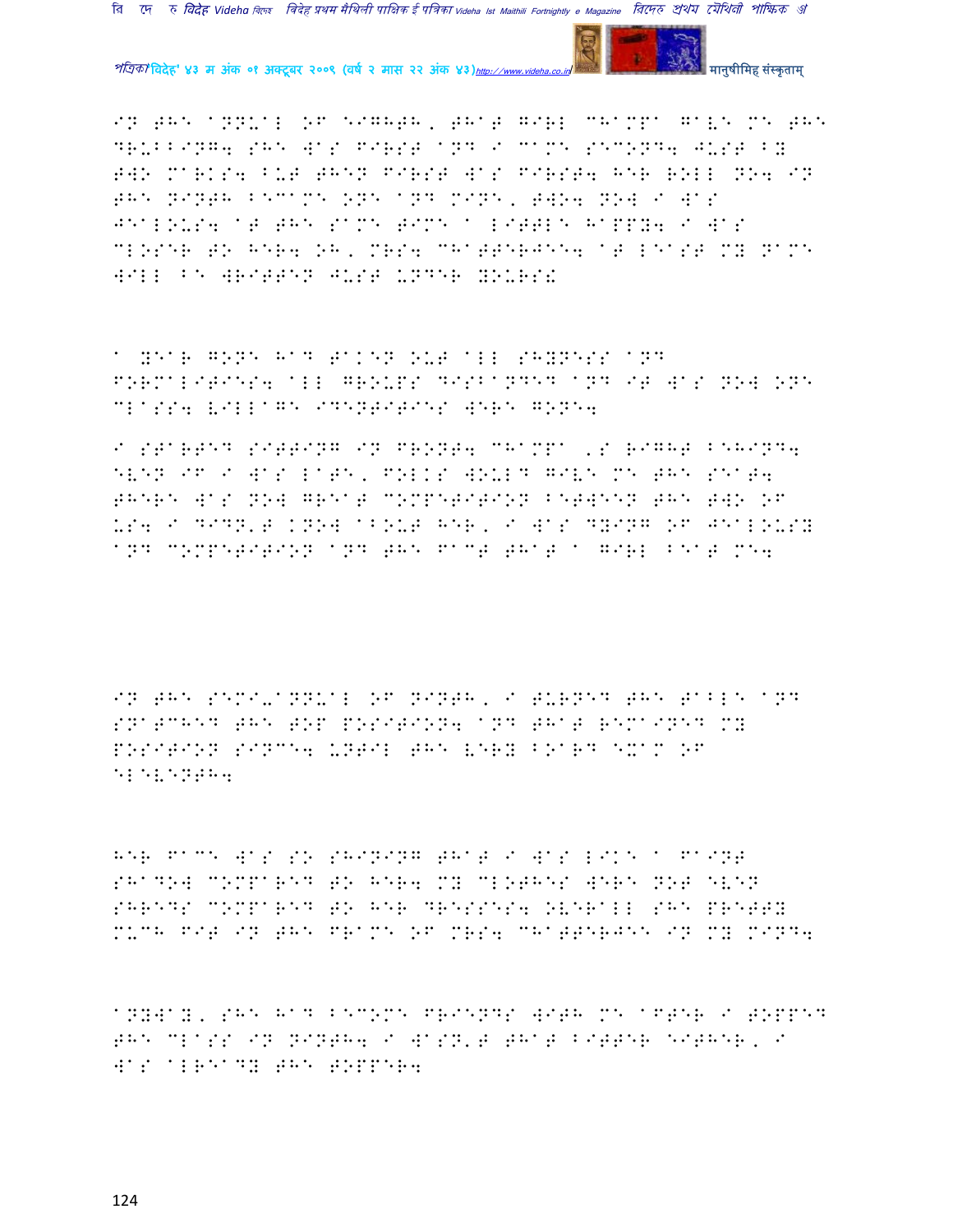IN THE ANNUAL OF EIGHTH, THAT GIRL CHAMPA GAVE ME THE DRUBBING. SHE WAS FIRST AND I CAME SECOND. JUST BY TWO MARKS. BUT THEN FIRST WAS FIRST. HER ROLL NO. IN THE NINTH BECAME ONE AND MINE, TWO. NOW I WAS JEALOUS. AT THE SAME TIME A LITTLE HAPPY. I WAS CLOSER TO HER. OH, MRS. CHATTERJEE. AT LEAST MY NAME WILL BE WRITTEN JUST UNDER YOURS!

A YEAR GONE HAD TAKEN OUT ALL SHYNESS AND FORMALITIES. ALL GROUPS DISBANDED AND IT WAS NOW ONE CLASS. VILLAGE IDENTITIES WERE GONE.

I STARTED SITTING IN FRONT. CHAMPA 'S RIGHT BEHIND. EVEN IF I WAS LATE, FOLKS WOULD GIVE ME THE SEAT. THERE WAS NOW GREAT COMPETITION BETWEEN THE TWO OF US. I DIDN'T KNOW ABOUT HER, I WAS DYING OF JEALOUSY AND COMPETITION AND THE FACT THAT A GIRL BEAT ME.

IN THE SEMI-ANNUAL OF NINTH, I TURNED THE TABLE AND SNATCHED THE TOP POSITION. AND THAT REMAINED MY POSITION SINCE. UNTIL THE VERY BOARD EXAM OF ELEVENTH.

HER FACE WAS SO SHINING THAT I WAS LIKE A FAINT SHADOW COMPARED TO HER. MY CLOTHES WERE NOT EVEN SHREDS COMPARED TO HER DRESSES. OVERALL SHE PRETTY MUCH FIT IN THE FRAME OF MRS. CHATTERJEE IN MY MIND.

ANYWAY, SHE HAD BECOME FRIENDS WITH ME AFTER I TOPPED THE CLASS IN NINTH. I WASN'T THAT BITTER EITHER, I WAS ALREADY THE TOPPER.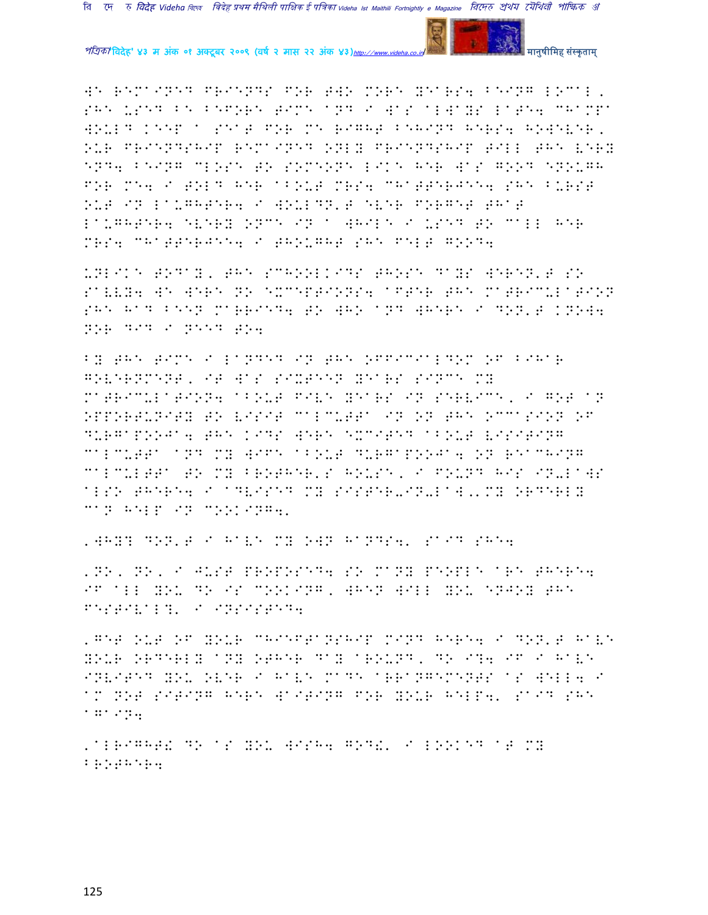WE REMAINED FRIENDS FOR TWO MORE YEARS. BEING LOCAL, SHE USED BE BEFORE TIME AND I WAS ALWAYS LATE. CHAMPA WOULD KEEP A SEAT FOR ME RIGHT BEHIND HERS. HOWEVER, OUR FRIENDSHIP REMAINED ONLY FRIENDSHIP TILL THE VERY END. BEING CLOSE TO SOMEONE LIKE HER WAS GOOD ENOUGH FOR ME. I TOLD HER ABOUT MRS. CHATTERJEE. SHE BURST OUT IN LAUGHTER. I WOULDN'T EVER FORGET THAT LAUGHTER. EVERY ONCE IN A WHILE I USED TO CALL HER MRS. CHATTERJEE. I THOUGHT SHE FELT GOOD.

UNLIKE TODAY, THE SCHOOLKIDS THOSE DAYS WEREN'T SO SAVVY. WE WERE NO EXCEPTIONS. AFTER THE MATRICULATION SHE HAD BEEN MARRIED. TO WHO AND WHERE I DON'T KNOW. NOR DID I NEED TO.

BY THE TIME I LANDED IN THE OFFICIALDOM OF BIHAR GOVERNMENT, IT WAS SIXTEEN YEARS SINCE MY MATRICULATION. ABOUT FIVE YEARS IN SERVICE, I GOT AN OPPORTUNITY TO VISIT CALCUTTA IN ON THE OCCASION OF DURGAPOOJA. THE KIDS WERE EXCITED ABOUT VISITING CALCUTTA AND MY WIFE ABOUT DURGAPOOJA. ON REACHING CALCULTTA TO MY BROTHER'S HOUSE, I FOUND HIS IN-LAWS ALSO THERE. I ADVISED MY SISTER-IN-LAW,'MY ORDERLY CAN HELP IN COOKING.'

'WHY? DON'T I HAVE MY OWN HANDS.' SAID SHE.

'NO, NO, I JUST PROPOSED. SO MANY PEOPLE ARE THERE. IF ALL YOU DO IS COOKING, WHEN WILL YOU ENJOY THE FESTIVAL?' I INSISTED.

'GET OUT OF YOUR CHIEFTANSHIP MIND HERE. I DON'T HAVE YOUR ORDERLY ANY OTHER DAY AROUND, DO I? IF I HAVE INVITED YOU OVER I HAVE MADE ARRANGEMENTS AS WELL. I AM NOT SITING HERE WAITING FOR YOUR HELP.' SAID SHE AGAIN.

'ALRIGHT! DO AS YOU WISH. GOD!' I LOOKED AT MY BROTHER.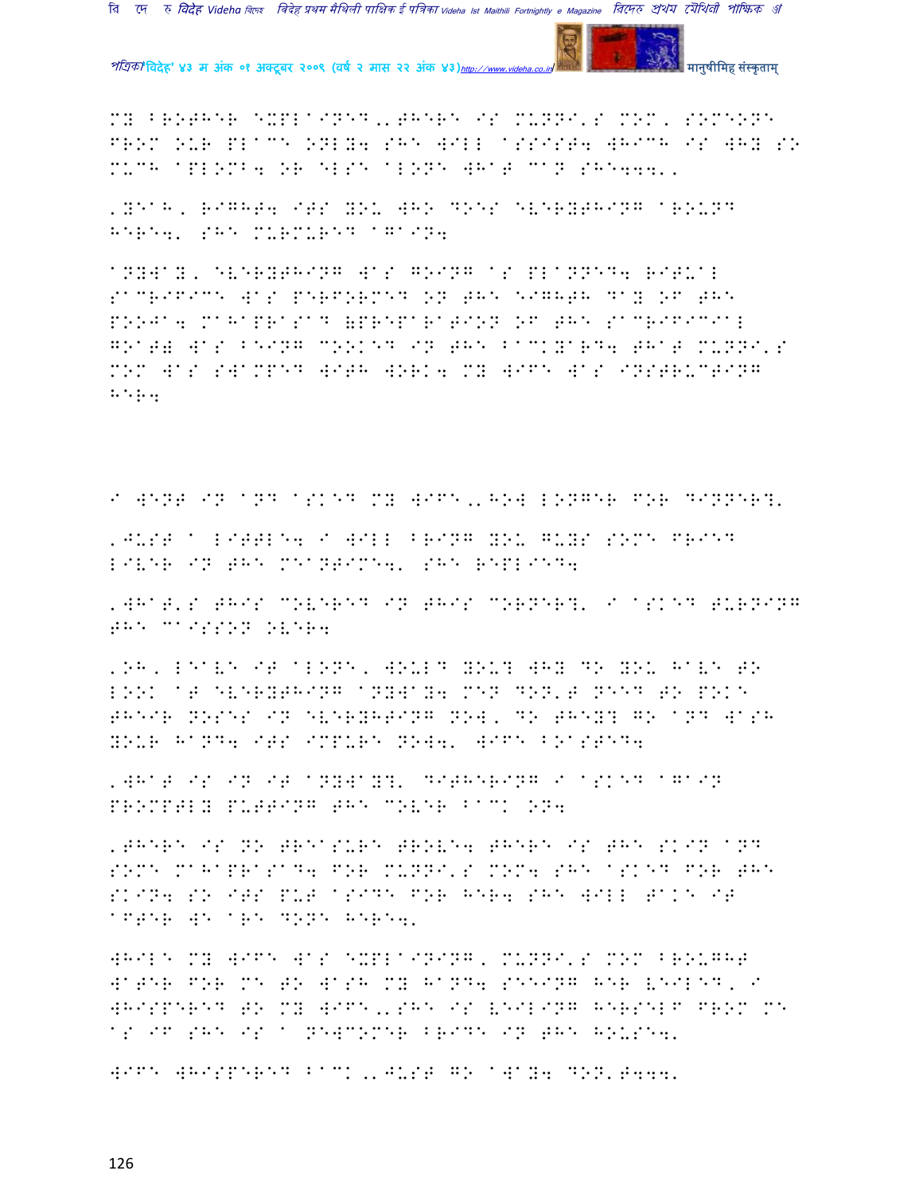MY BROTHER EXPLAINED,'THERE IS MUNNI'S MOM, SOMEONE FROM OUR PLACE ONLY; SHE WILL ASSIST; WHICH IS WHY SO MUCH APLOMB; OR ELSE ALONE WHAT CAN SHE...'.

'YEAH, RIGHT; ITS YOU WHO DOES EVERYTHING AROUND HERE'. SHE MURMURED AGAIN;

ANYWAY, EVERYTHING WAS GOING AS PLANNED; RITUAL SACRIFICE WAS PERFORMED ON THE EIGHTH DAY OF THE POOJA; MAHAPRASAD (PREPARATION OF THE SACRIFICIAL GOAT) WAS BEING COOKED IN THE BACKYARD; THAT MUNNI'S MOM WAS SWAMPED WITH WORK; MY WIFE WAS INSTRUCTING HER;

I WENT IN AND ASKED MY WIFE,'HOW LONGER FOR DINNER?'

'JUST A LITTLE; I WILL BRING YOU GUYS SOME FRIED LIVER IN THE MEANTIME'. SHE REPLIED;

'WHAT'S THIS COVERED IN THIS CORNER?' I ASKED TURNING THE CAISSON OVER;

'OH, LEAVE IT ALONE, WOULD YOU? WHY DO YOU HAVE TO LOOK AT EVERYTHING ANYWAY; MEN DON'T NEED TO POKE THEIR NOSES IN EVERYHTING NOW, DO THEY? GO AND WASH YOUR HAND; ITS IMPURE NOW'. WIFE BOASTED;

'WHAT IS IN IT ANYWAY?' DITHERING I ASKED AGAIN PROMPTLY PUTTING THE COVER BACK ON;

'THERE IS NO TREASURE TROVE; THERE IS THE SKIN AND SOME MAHAPRASAD; FOR MUNNI'S MOM; SHE ASKED FOR THE SKIN; SO ITS PUT ASIDE FOR HER; SHE WILL TAKE IT AFTER WE ARE DONE HERE'.

WHILE MY WIFE WAS EXPLAINING, MUNNI'S MOM BROUGHT WATER FOR ME TO WASH MY HAND; SEEING HER VEILED, I WHISPERED TO MY WIFE,'SHE IS VEILING HERSELF FROM ME AS IF SHE IS A NEWCOMER BRIDE IN THE HOUSE'.

WIFE WHISPERED BACK,'JUST GO AWAY; DON'T...'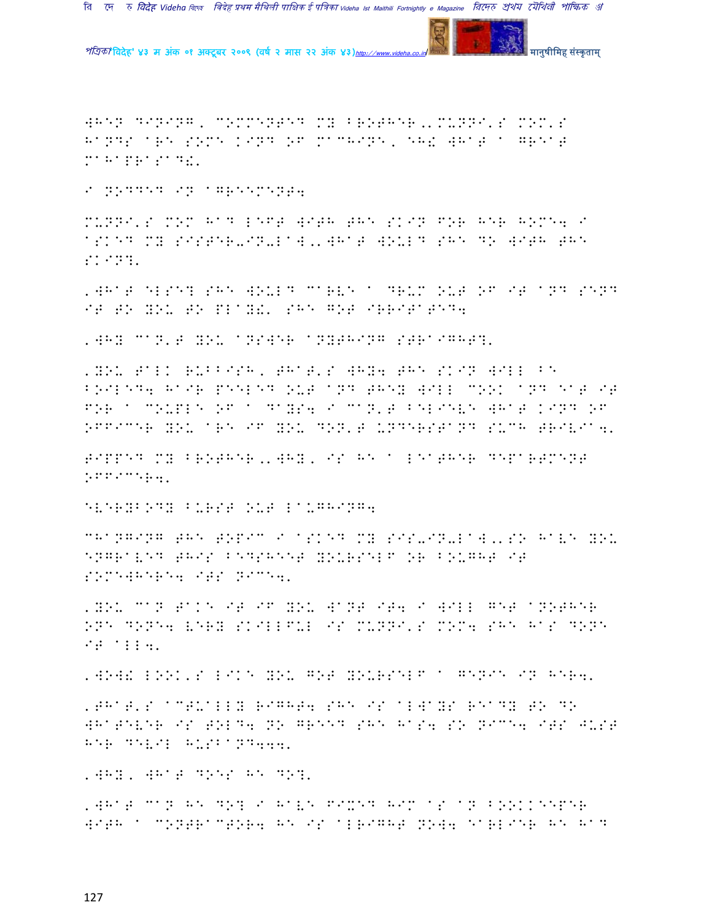WHEN DINING, COMMENTED MY BROTHER,'MUNNI'S MOM'S HANDS ARE SOME KIND OF MACHINE, EH! WHAT A GREAT MAHAPRASAD!'

I NODDED IN AGREEMENT.

MUNNI'S MOM HAD LEFT WITH THE SKIN FOR HER HOME. I ASKED MY SISTER-IN-LAW,'WHAT WOULD SHE DO WITH THE SKIN?'

'WHAT ELSE? SHE WOULD CARVE A DRUM OUT OF IT AND SEND IT TO YOU TO PLAY!' SHE GOT IRRITATED.

'WHY CAN'T YOU ANSWER ANYTHING STRAIGHT?'

'YOU TALK RUBBISH, THAT'S WHY. THE SKIN WILL BE BOILED. HAIR PEELED OUT AND THEY WILL COOK AND EAT IT FOR A COUPLE OF A DAYS. I CAN'T BELIEVE WHAT KIND OF OFFICER YOU ARE IF YOU DON'T UNDERSTAND SUCH TRIVIA.'

TIPPED MY BROTHER,'WHY, IS HE A LEATHER DEPARTMENT OFFICER?'

EVERYBODY BURST OUT LAUGHING.

CHANGING THE TOPIC I ASKED MY SIS-IN-LAW,'SO HAVE YOU ENGRAVED THIS BEDSHEET YOURSELF OR BOUGHT IT SOMEWHERE. ITS NICE.'

'YOU CAN TAKE IT IF YOU WANT IT. I WILL GET ANOTHER ONE DONE. VERY SKILLFUL IS MUNNI'S MOM. SHE HAS DONE IT ALL.'

'WOW! LOOK'S LIKE YOU GOT YOURSELF A GENIE IN HER.'

'THAT'S ACTUALLY RIGHT. SHE IS ALWAYS READY TO DO WHATEVER IS TOLD. NO GREEED SHE HAS. SO NICE. ITS JUST HER DEVIL HUSBAND...'

'WHY, WHAT DOES HE DO?'

'WHAT CAN HE DO? I HAVE FIXED HIM AS AN BOOKKEEPER WITH A CONTRACTOR. HE IS ALRIGHT NOW. EARLIER HE HAD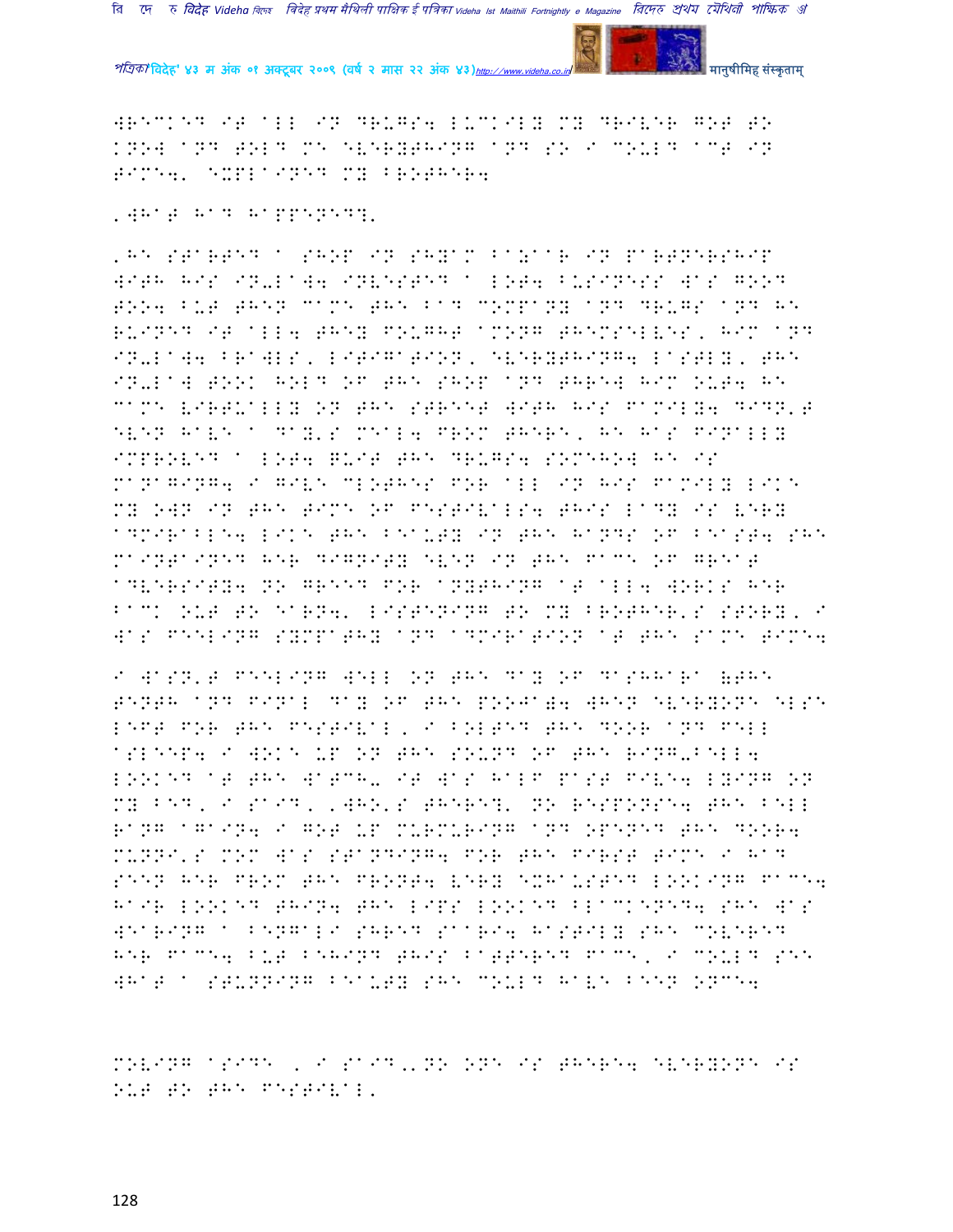WRECKED IT ALL IN DRUGS. LUCKILY MY DRIVER GOT TO KNOW AND TOLD ME EVERYTHING AND SO I COULD ACT IN TIME.' EXPLAINED MY BROTHER.

'WHAT HAD HAPPENED?'

'HE STARTED A SHOP IN SHYAM BAZAAR IN PARTNERSHIP WITH HIS IN-LAW. INVESTED A LOT. BUSINESS WAS GOOD TOO. BUT THEN CAME THE BAD COMPANY AND DRUGS AND HE RUINED IT ALL. THEY FOUGHT AMONG THEMSELVES, HIM AND IN-LAW. BRAWLS, LITIGATION, EVERYTHING. LASTLY, THE IN-LAW TOOK HOLD OF THE SHOP AND THREW HIM OUT. HE CAME VIRTUALLY ON THE STREET WITH HIS FAMILY. DIDN'T EVEN HAVE A DAY'S MEAL. FROM THERE, HE HAS FINALLY IMPROVED A LOT. QUIT THE DRUGS. SOMEHOW HE IS MANAGING. I GIVE CLOTHES FOR ALL IN HIS FAMILY LIKE MY OWN IN THE TIME OF FESTIVALS. THIS LADY IS VERY ADMIRABLE. LIKE THE BEAUTY IN THE HANDS OF BEAST. SHE MAINTAINED HER DIGNITY EVEN IN THE FACE OF GREAT ADVERSITY. NO GREED FOR ANYTHING AT ALL. WORKS HER BACK OUT TO EARN.' LISTENING TO MY BROTHER'S STORY, I WAS FEELING SYMPATHY AND ADMIRATION AT THE SAME TIME.

I WASN'T FEELING WELL ON THE DAY OF DASHHARA (THE TENTH AND FINAL DAY OF THE POOJA). WHEN EVERYONE ELSE LEFT FOR THE FESTIVAL, I BOLTED THE DOOR AND FELL ASLEEP. I WOKE UP ON THE SOUND OF THE RING-BELL. LOOKED AT THE WATCH- IT WAS HALF PAST FIVE. LYING ON MY BED, I SAID, 'WHO'S THERE?' NO RESPONSE. THE BELL RANG AGAIN. I GOT UP MURMURING AND OPENED THE DOOR. MUNNI'S MOM WAS STANDING. FOR THE FIRST TIME I HAD SEEN HER FROM THE FRONT. VERY EXHAUSTED LOOKING FACE. HAIR LOOKED THIN. THE LIPS LOOKED BLACKENED. SHE WAS WEARING A BENGALI SHRED SAARI. HASTILY SHE COVERED HER FACE. BUT BEHIND THIS BATTERED FACE, I COULD SEE WHAT A STUNNING BEAUTY SHE COULD HAVE BEEN ONCE.

MOVING ASIDE , I SAID,'NO ONE IS THERE. EVERYONE IS OUT TO THE FESTIVAL'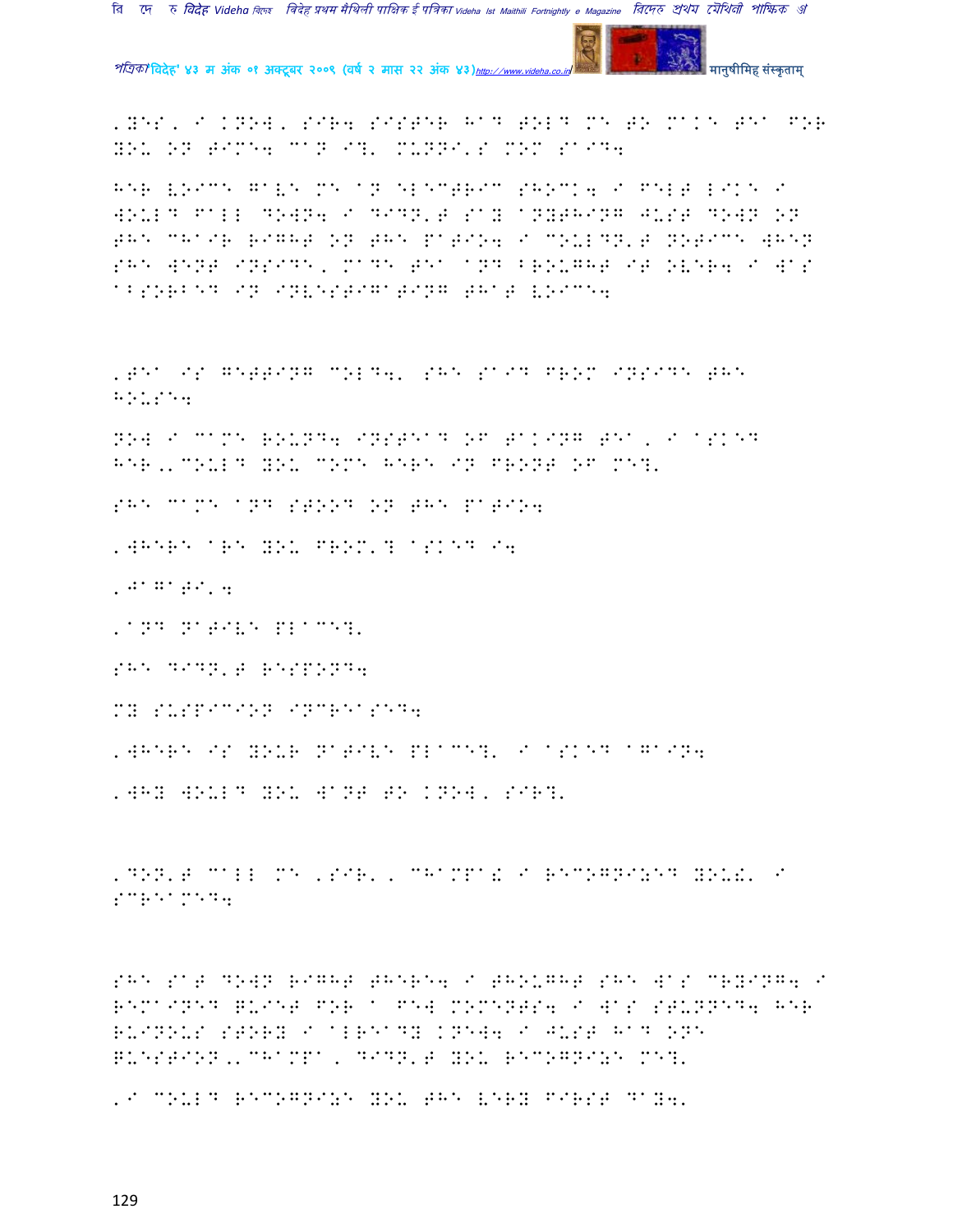'YES, I KNOW, SIR. SISTER HAD TOLD ME TO MAKE TEA FOR YOU ON TIME. CAN I?' MUNNI'S MOM SAID.

HER VOICE GAVE ME AN ELECTRIC SHOCK. I FELT LIKE I WOULD FALL DOWN. I DIDN'T SAY ANYTHING JUST DOWN ON THE CHAIR RIGHT ON THE PATIO. I COULDN'T NOTICE WHEN SHE WENT INSIDE, MADE TEA AND BROUGHT IT OVER. I WAS ABSORBED IN INVESTIGATING THAT VOICE.

'TEA IS GETTING COLD.' SHE SAID FROM INSIDE THE HOUSE.

NOW I CAME ROUND. INSTEAD OF TAKING TEA, I ASKED HER,'COULD YOU COME HERE IN FRONT OF ME?'

SHE CAME AND STOOD ON THE PATIO.

'WHERE ARE YOU FROM'? ASKED I.

'JAGATI'.

'AND NATIVE PLACE?'

SHE DIDN'T RESPOND.

MY SUSPICION INCREASED.

'WHERE IS YOUR NATIVE PLACE?' I ASKED AGAIN.

'WHY WOULD YOU WANT TO KNOW, SIR?'

'DON'T CALL ME 'SIR', CHAMPA! I RECOGNIZED YOU!' I SCREAMED.

SHE SAT DOWN RIGHT THERE. I THOUGHT SHE WAS CRYING. I REMAINED QUIET FOR A FEW MOMENTS. I WAS STUNNED. HER RUINOUS STORY I ALREADY KNEW. I JUST HAD ONE QUESTION,'CHAMPA, DIDN'T YOU RECOGNIZE ME?'

'I COULD RECOGNIZE YOU THE VERY FIRST DAY.'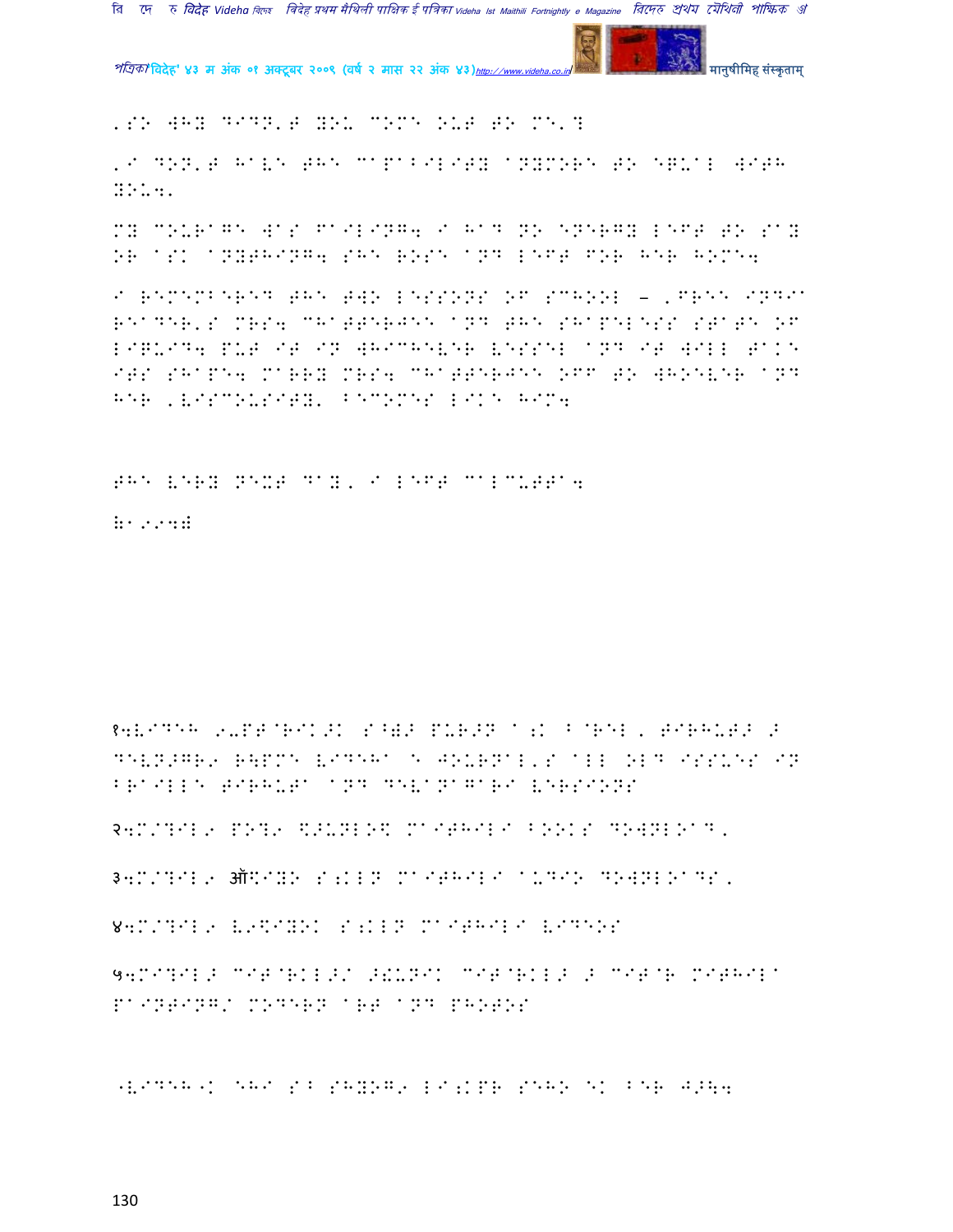'SO WHY DIDN'T YOU COME OUT TO ME'?

'I DON'T HAVE THE CAPABILITY ANYMORE TO EQUAL WITH YOU'.

MY COURAGE WAS FAILING. I HAD NO ENERGY LEFT TO SAY OR ASK ANYTHING. SHE ROSE AND LEFT FOR HER HOME.

I REMEMBERED THE TWO LESSONS OF SCHOOL – 'FREE INDIA READER'S MRS. CHATTERJEE AND THE SHAPELESS STATE OF LIQUID. PUT IT IN WHICHEVER VESSEL AND IT WILL TAKE ITS SHAPE. MARRY MRS. CHATTERJEE OFF TO WHOEVER AND HER 'VISCOUSITY' BECOMES LIKE HIM.

THE VERY NEXT DAY, I LEFT CALCUTTA.

(1994)

१.विदेह ई-पत्रिकाक सभटा पुरान अंक ब्रेल, तिरहुता आ देवनागरी रूपमे VIDEHA E JOURNAL'S ALL OLD ISSUES IN BRAILLE TIRHUTA AND DEVANAGARI VERSIONS

२.मैथिली पोथी डाउनलोड MAITHILI BOOKS DOWNLOAD,

३.मैथिली ऑडियो संकलन MAITHILI AUDIO DOWNLOADS,

४.मैथिली वीडियोक संकलन MAITHILI VIDEOS

५.मिथिला चित्रकला/ आधुनिक चित्रकला आ चित्र MITHILA PAINTING/ MODERN ART AND PHOTOS

"विदेह"क एहि सभ सहयोगी लिंकपर सेहो एक बेर जाउ।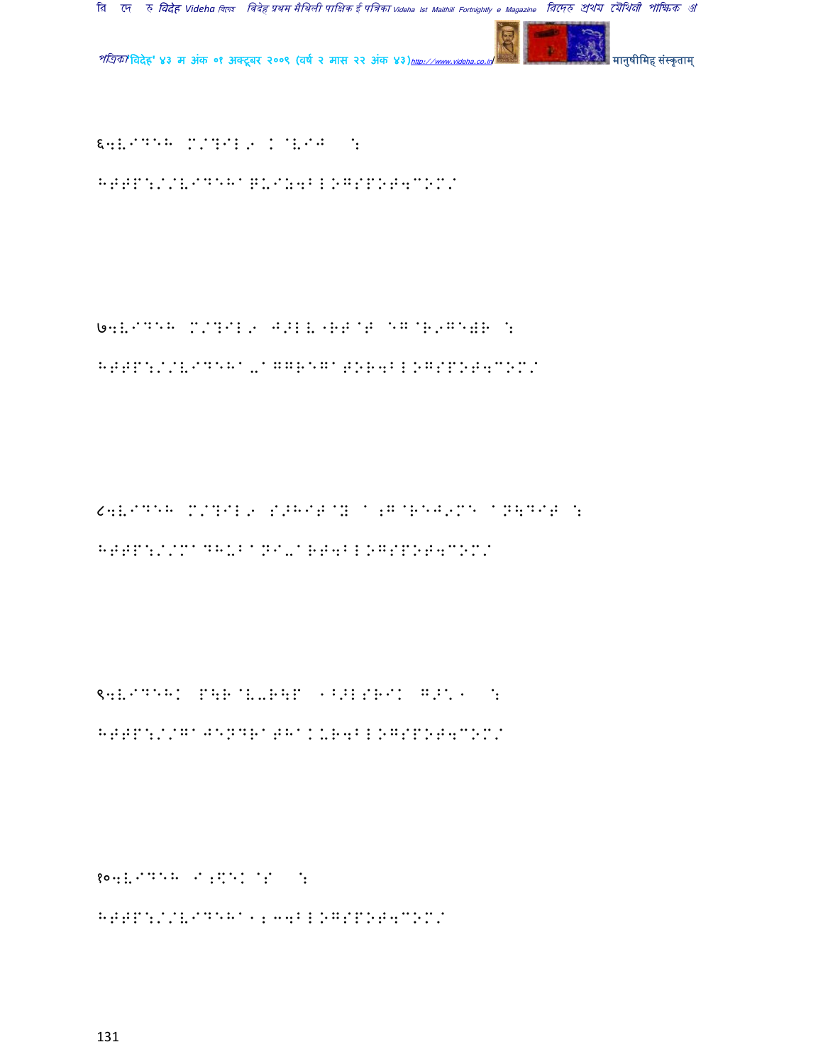६.VIDEH M/?IL9 K@VIJ :

HTTP:/VIDEHA@U0I04BLOGSPOT4COM/

७.VIDEH M/?IL9 J>LV"RT@T EG@R9GE)R :

HTTP:/VIDEHA-AGGREGATOR4BLOGSPOT4COM/

८.VIDEH M/?IL9 S>HIT@Y A;G@REJ9ME AN\DIT :

HTTP://MADHUBANI-ART4BLOGSPOT4COM/

९.VIDEHK P\R@V-R\P ""LSRIK G>\" :

HTTP://GAJENDRATHAKUR4BLOGSPOT4COM/

१०.VIDEH I;\EK@S :

HTTP:/VIDEHA1;34BLOGSPOT4COM/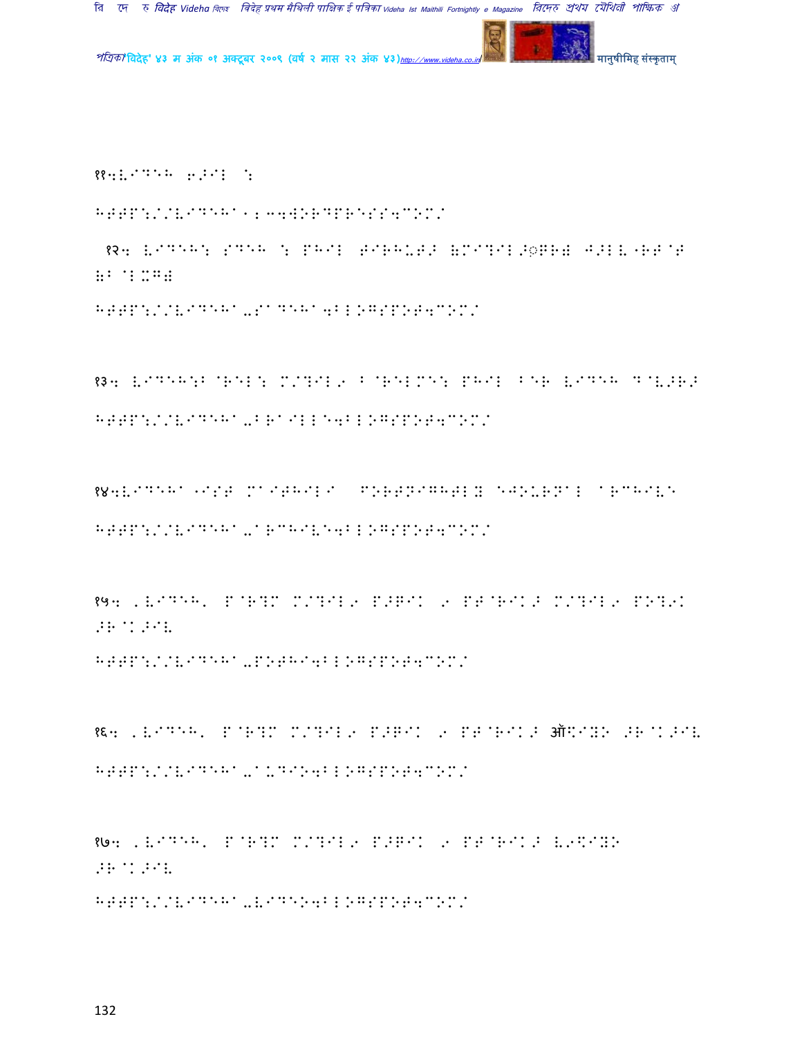११4VIDEH 6>IL :

HTTP://VIDEHA1234WORDPRESS4COM/

१२4 VIDEH: SDEH : PHIL TIRHUT> (MI?IL>◌R) J>LV"RT@T (B@L%G)

HTTP://VIDEHA-SADEHA4BLOGSPOT4COM/

१३4 VIDEH:B@REL: M/?IL9 B@RELME: PHIL BER VIDEH D@V>R>

HTTP://VIDEHA-BRAILLE4BLOGSPOT4COM/

१४4VIDEHA "IST MAITHILI FORTNIGHTLY EJOURNAL ARCHIVE

HTTP://VIDEHA-ARCHIVE4BLOGSPOT4COM/

१५4 'VIDEH' P@R?M M/?IL9 P>GIK 9 PT@RIK> M/?IL9 PO?9K >R@K>IV

HTTP://VIDEHA-POTHI4BLOGSPOT4COM/

१६4 'VIDEH' P@R?M M/?IL9 P>GIK 9 PT@RIK> ऑ%IYO >R@K>IV

HTTP://VIDEHA-AUDIO4BLOGSPOT4COM/

१७4 'VIDEH' P@R?M M/?IL9 P>GIK 9 PT@RIK> V9%IYO >R@K>IV

HTTP://VIDEHA-VIDEO4BLOGSPOT4COM/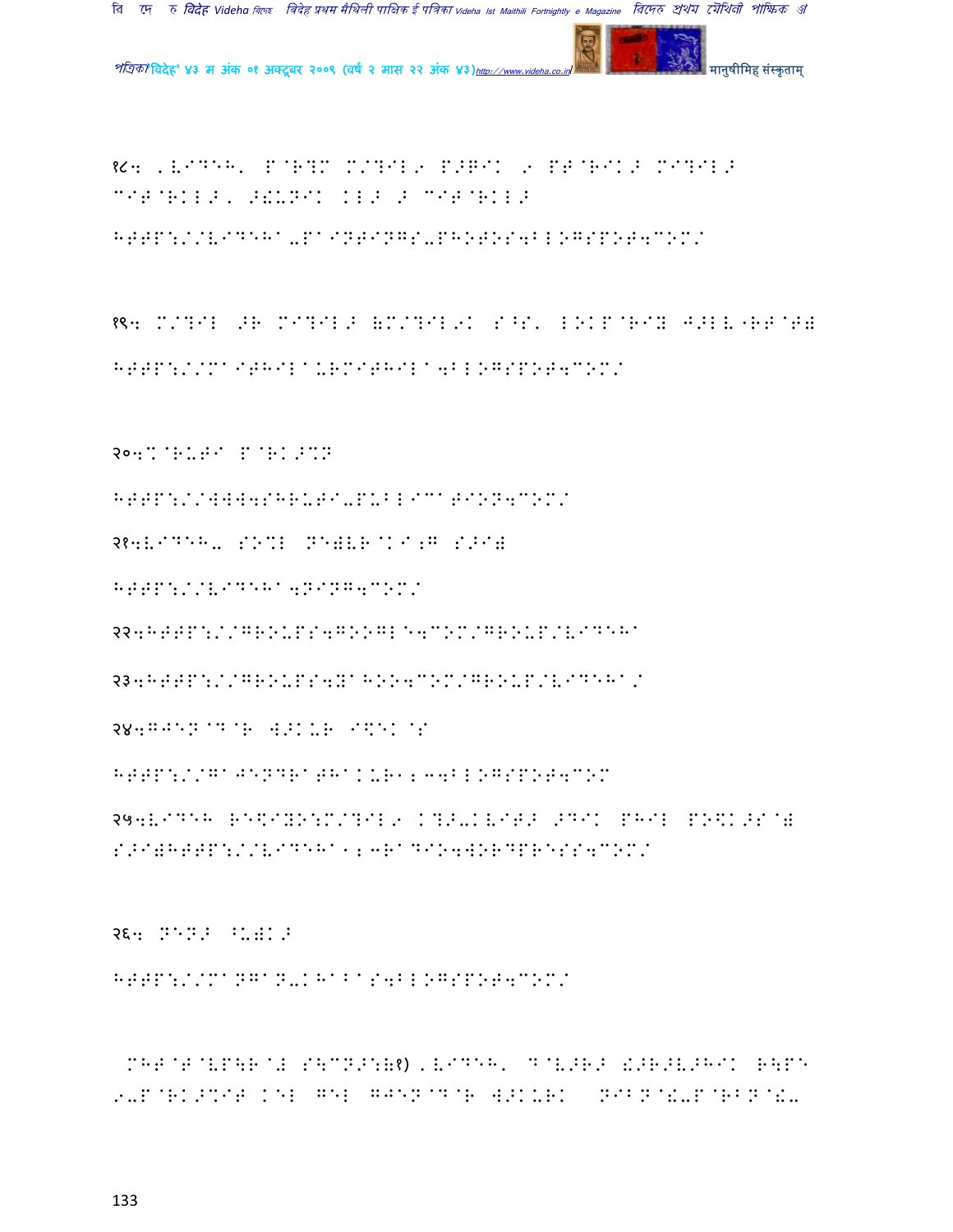१८÷ ,VIDEH, P@R?M M/?IL9 P>QIK 9 PT@RIK> MI?IL> MIT@RKL>, >!UNIK KL> > MIT@RKL>

HTTP://VIDEHA-PAINTINGS-PHOTOS4BLOGSPOT4COM/

१९÷ M/?IL >R MI?IL> (M/?IL9K S^S' LOKP@RIY J>LV"RT@T)

HTTP://MAITHILAURMITHILA4BLOGSPOT4COM/

२०÷%@RUTI P@RK>%N

HTTP://WWW4SHRUTI-PUBLICATION4COM/

२१÷VIDEH- SO%L NE)VR@KI;G S>I)

HTTP://VIDEHA4NING4COM/

२२÷HTTP://GROUPS4GOOGLE4COM/GROUP/VIDEHA

२३÷HTTP://GROUPS4YAHOO4COM/GROUP/VIDEHA/

२४÷GJEN@D@R W>KUR I$EK@S

HTTP://GAJENDRATHAKUR1234BLOGSPOT4COM

२५÷VIDEH RE$IYO:M/?IL9 K?>-KVIT> >DIK PHIL PO$K>S@) S>I)HTTP://VIDEHA123RADIO4WORDPRESS4COM/

२६÷ NEN> ^U)K>

HTTP://MANGAN-KHABAS4BLOGSPOT4COM/

MHT@T@VP\R@I S\MN>:(१) ,VIDEH, D@V>R> !>R>V>HIK R\PE 9-P@RK>%IT KEL GEL GJEN@D@R W>KURK NIBN@!-P@RBN@!-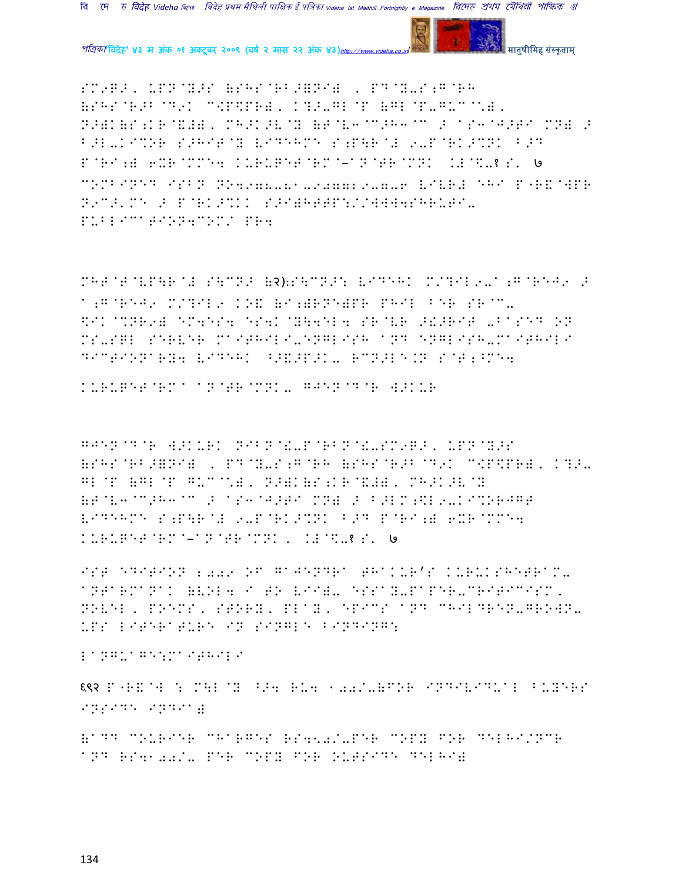SM9E>, UPN@Y>S (SHS@RB>=NI) , PD@Y-S;G@RH (SHS@R>B@D9K C#P\$PR), K?>-GL@P (GL@P-GUC@\*), N>)K(S;KR@&)), MH>K>V@Y (T@V3@C>H3@C > aS3@J>TI MN) > B>L-KI%OR S>HIT@Y VIDEHMN S;P\R@# 9-P@RK>%NK B>D P@RI;) 6XR@MMN4 KURUKET@RM@-aN@TR@MNK .#@\$-१ S' ७ COMBINED ISBN NO978-81-907729-7-6 VIVR# eHI P"R&@WPR N9C>'MN > P@RK>%KK S>I)HTTP://WWW.SHRUTI-PUBLICATION.COM/ PR4

MHT@T@VP\R@# S\CN> (२):S\CN>: VIDEHK M/?IL9-a;G@REJ9 > a;G@REJ9 M/?IL9 KO& (I;)RNE)PR PHIL BER SR@C- \$IK@%NR9) EM4ES4 ES4K@Y\4EL4 SR@VR >!>RIT -BASED ON MS-SQL SERVER MAITHILI-ENGLISH AND ENGLISH-MAITHILI DICTIONARY4 VIDEHK ^>&>P>K- RCN>LE.N S@T;^ME4

KURUKET@RM a N@TR@MNK- GJEN@D@R 4>KUR

GJEN@D@R 4>KURK NIBN@!-P@RBN@!-SM9E>, UPN@Y>S (SHS@RB>=NI) , PD@Y-S;G@RH (SHS@R>B@D9K C#P\$PR), K?>-GL@P (GL@P GUC@\*), N>)K(S;KR@&)), MH>K>V@Y (T@V3@C>H3@C > aS3@J>TI MN) > B>LM;\$L9-KI%ORJGT VIDEHMN S;P\R@# 9-P@RK>%NK B>D P@RI;) 6XR@MMN4 KURUKET@RM@–aN@TR@MNK , .#@\$-१ S' ७

IST EDITION 2009 OF GAJENDRA THAKUR'S KURUKSHETRAM-ANTARMANAK (VOL. I TO VII)- ESSAY-PAPER-CRITICISM, NOVEL, POEMS, STORY, PLAY, EPICS AND CHILDREN-GROWN-UPS LITERATURE IN SINGLE BINDING:

LANGUAGE:MAITHILI

६९२ P"R&@W : M\L@Y ^>4 RS. 100/-(FOR INDIVIDUAL BUYERS INSIDE INDIA)

(ADD COURIER CHARGES RS.50/-PER COPY FOR DELHI/NCR AND RS.100/- PER COPY FOR OUTSIDE DELHI)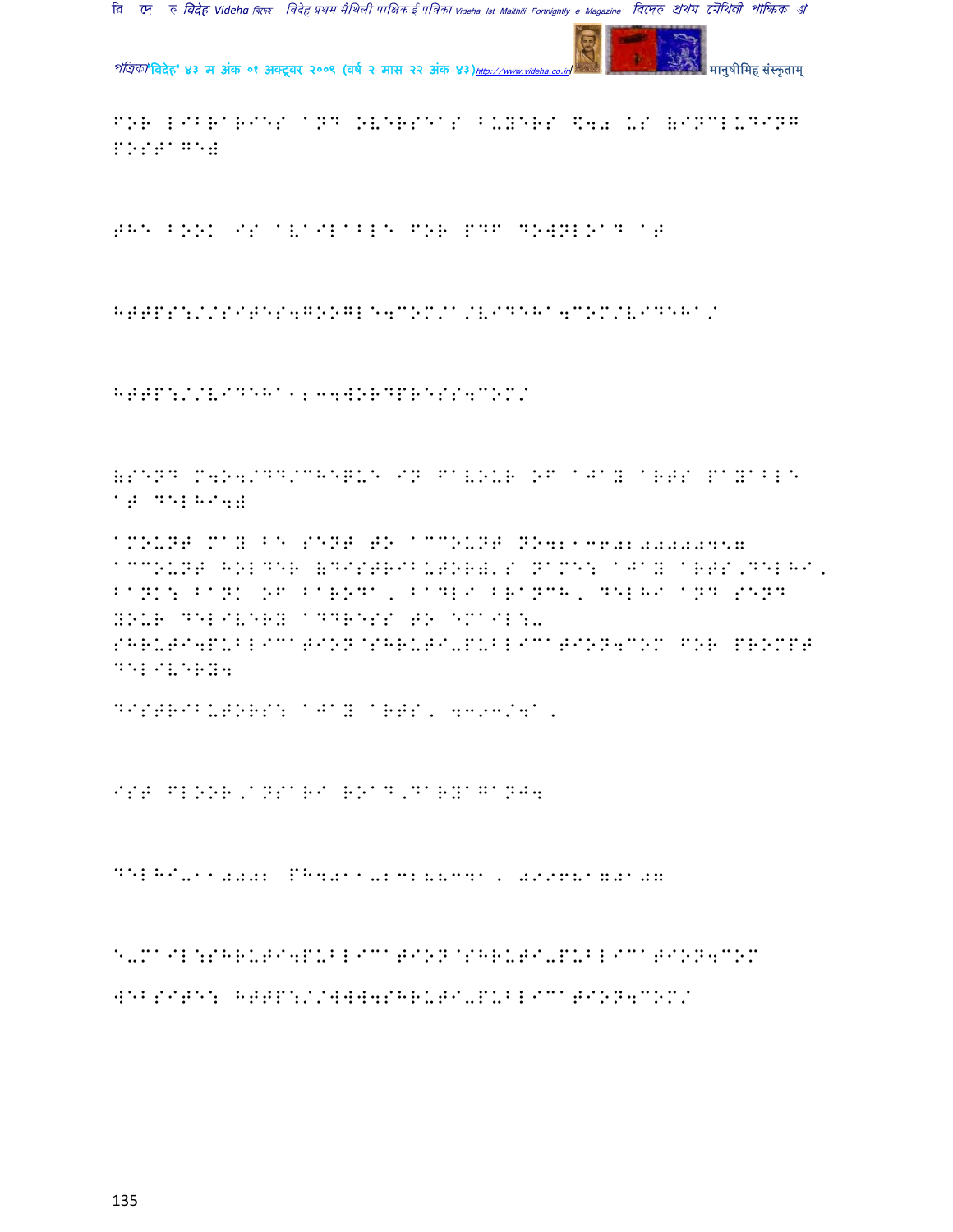FOR LIBRARIES AND OVERSEAS BUYERS $40 US (INCLUDING POSTAGE)

THE BOOK IS AVAILABLE FOR PDF DOWNLOAD AT

HTTPS://SITES.GOOGLE.COM/A/VIDEHA.COM/VIDEHA/

HTTP://VIDEHA123.WORDPRESS.COM/

(SEND M.O./DD/CHEQUE IN FAVOUR OF AJAY ARTS PAYABLE AT DELHI.)

AMOUNT MAY BE SENT TO ACCOUNT NO.21360200000457 ACCOUNT HOLDER (DISTRIBUTOR)'S NAME: AJAY ARTS,DELHI, BANK: BANK OF BARODA, BADLI BRANCH, DELHI AND SEND YOUR DELIVERY ADDRESS TO EMAIL:- SHRUTI.PUBLICATION@SHRUTI-PUBLICATION.COM FOR PROMPT DELIVERY.

DISTRIBUTORS: AJAY ARTS, 4393/4A,

IST FLOOR,ANSARI ROAD,DARYAGANJ.

DELHI-110002 PH.011-23288341, 09968170107

E-MAIL:SHRUTI.PUBLICATION@SHRUTI-PUBLICATION.COM

WEBSITE: HTTP://WWW.SHRUTI-PUBLICATION.COM/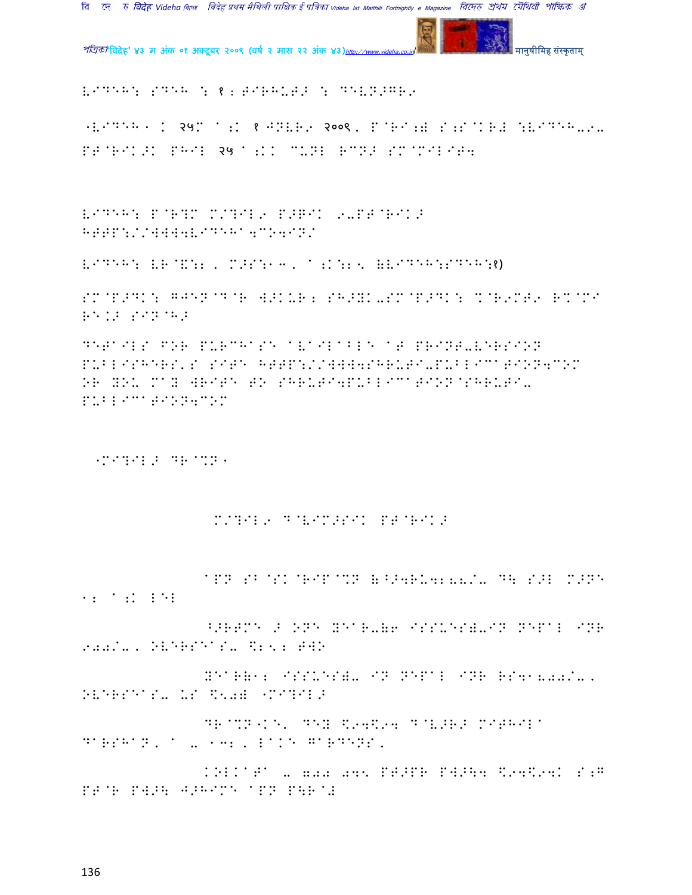ViDEH: SDEH : १ : TIRHUT> : DEVN>GR9

"ViDEH" I २५M A:K १ JNVR9 २००९, P@RI:W S:S@KR# :ViDEH-9- PT@RIK>K PHIL २५ A:KK CUNL RCN> SM@MILIT4

ViDEH: P@R?M M/?IL9 P>GIK 9-PT@RIK> HTTP://WWW4ViDEHA4CO4IN/

ViDEH: VR@&:2, M>S:1 3, A:K:2 5 (ViDEH:SDEH:१)

SM@P>DK: GJEN@D@R W>KUR; SH>YK-SM@P>DK: %@R9MT9 RK@MI R1.> SIN@H>

DETAILS FOR PURCHASE AVAILABLE AT PRINT-VERSION PUBLISHERS'S SITE HTTP://WWW4SHRUTI-PUBLICATION4COM OR YOU MAY WRITE TO SHRUTI4PUBLICATION@SHRUTI-PUBLICATION4COM

"MI?IL> DR@%N"

M/?IL9 D@VIM>SIK PT@RIK>

APN SB@SK@RIP@%N (^>4RU4288/- D\ S>L M>NE 12 A:K LEL

^>RTME > ONE YEAR-(6 ISSUES)-IN NEPAL INR 900/-, OVERSEAS- $25; TWO

YEAR(12 ISSUES)- IN NEPAL INR RS41800/-, OVERSEAS- US $50) "MI?IL>

DR@%N"KE' DEY $94$94 D@V>R> MITHILA DARSHAN, A - 132, LAKE GARDENS,

KOLKATA - 700 045 PT>PR PW>\4 $94$94K S:G PT@R PW>\ J>HIME APN P\R@#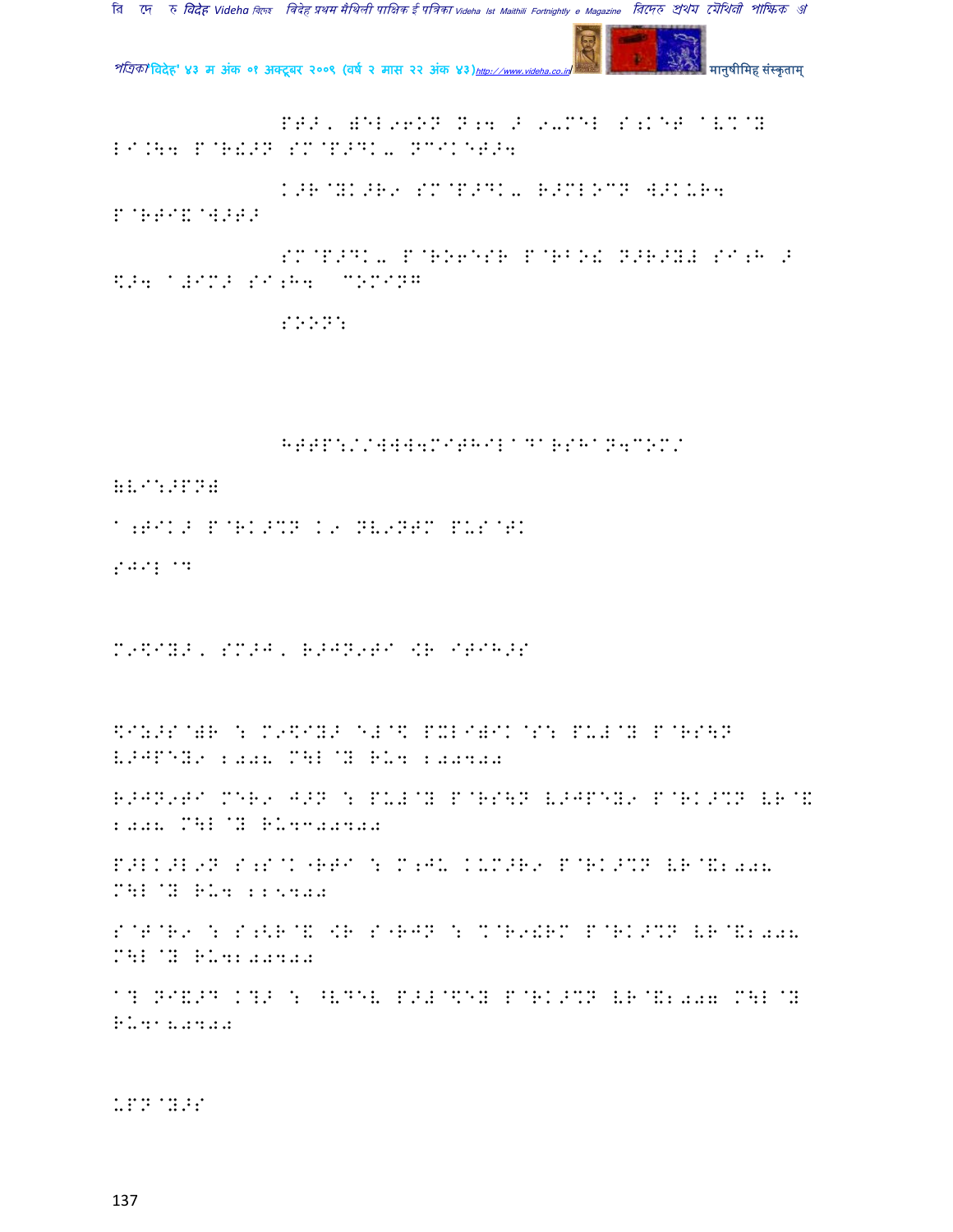PTO, ⊕EL9ONN N;4 O 9-MEL S;KET ^V%@Y
LI.\4 P@R!>N SM@P>DK- NCIKET>4

K>R@YK>R9 SM@P>DK- R>MLOCN W>KUR4
P@RTI&@W>T>

SM@P>DK- P@RO6ESR P@RBO! N>R>Y# SI;H >
\$>4 ^#IM> SI;H4 COMING

SOON:

HTTP://WWW4MITHILA^DARSHA^N4COM/

(VI:>PN)

^;TIK> P@RK>%N K9 NV9NTM PUS@TK

SJIL @D

M9\$IY>, SM>J, R>JN9TI 4R ITIH>S

\$IU>S@)R : M9\$IY> E#@\$ PXLI)IK@S: PU#@Y P@RS\N
V>JPEY9 2008 M\L@Y RU4 200400

R>JN9TI MER9 J>N : PU#@Y P@RS\N V>JPEY9 P@RK>%N VR@&
2008 M\L@Y RU4300400

P>LK>L9N S;S@K"RTI : M;JU KUM>R9 P@RK>%N VR@&2008
M\L@Y RU4 225400

S@T@R9 : S;<R@& 4R S"RJN : %@R9!RM P@RK>%N VR@&2008
M\L@Y RU4200400

^? NI&>D K?> : ^VDEV P>#@\$EY P@RK>%N VR@&2007 M\L@Y
RU4180400

UPN@Y>S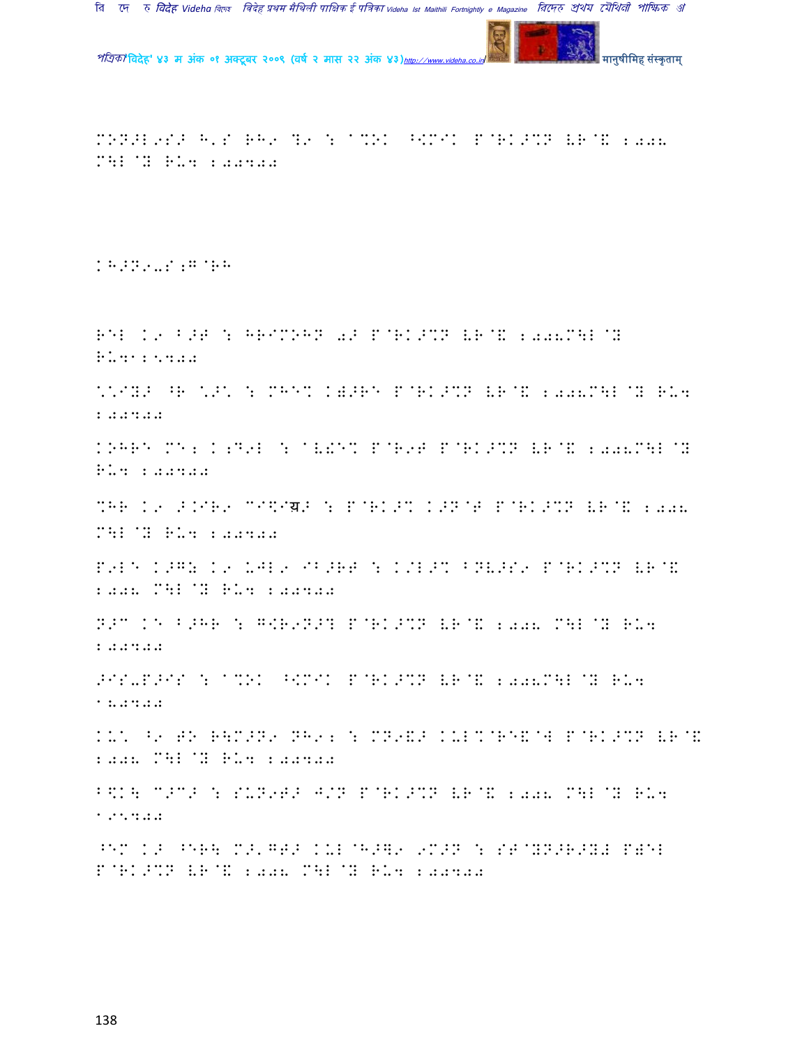MONOJL9SSO H'S RH9 ?9 : A%OK ^[MIK P@RKO%N VR@& 2008 M\L@Y RU4 200400

KHONO-S;G@RH

REL K9 BOT : HRIMOHN 0O P@RKO%N VR@& 2008M\L@Y RU412500

\*IYO ^R \*O\* : MHE\* K)ORE P@RKO%N VR@& 2008M\L@Y RU4 200400

KOHRE ME2 K;D9L : AVIE\* P@R9T P@RKO%N VR@& 2008M\L@Y RU4 200400

%HR K9 O.IR9 CI\$Iय़O : P@RKO% KON@T P@RKO%N VR@& 2008 M\L@Y RU4 200400

P9LE KOG2 K9 UJL9 IBORT : K/LO% BNVOS9 P@RKO%N VR@& 2008 M\L@Y RU4 200400

NOC KE BOHR : G[R9NO? P@RKO%N VR@& 2008 M\L@Y RU4 200400

OIS-POIS : A%OK ^[MIK P@RKO%N VR@& 2008M\L@Y RU4 180400

KU\* ^9 TO R\MONO NH92 : MN9&O KUL%@RE&@W P@RKO%N VR@& 2008 M\L@Y RU4 200400

B\$K\ C>CO : SUN9TO J/N P@RKO%N VR@& 2008 M\L@Y RU4 125400

^EM KO ^ER\ MO'GTO KUL@HO]9 9MON : ST@YNORO\$2 P)EL P@RKO%N VR@& 2008 M\L@Y RU4 200400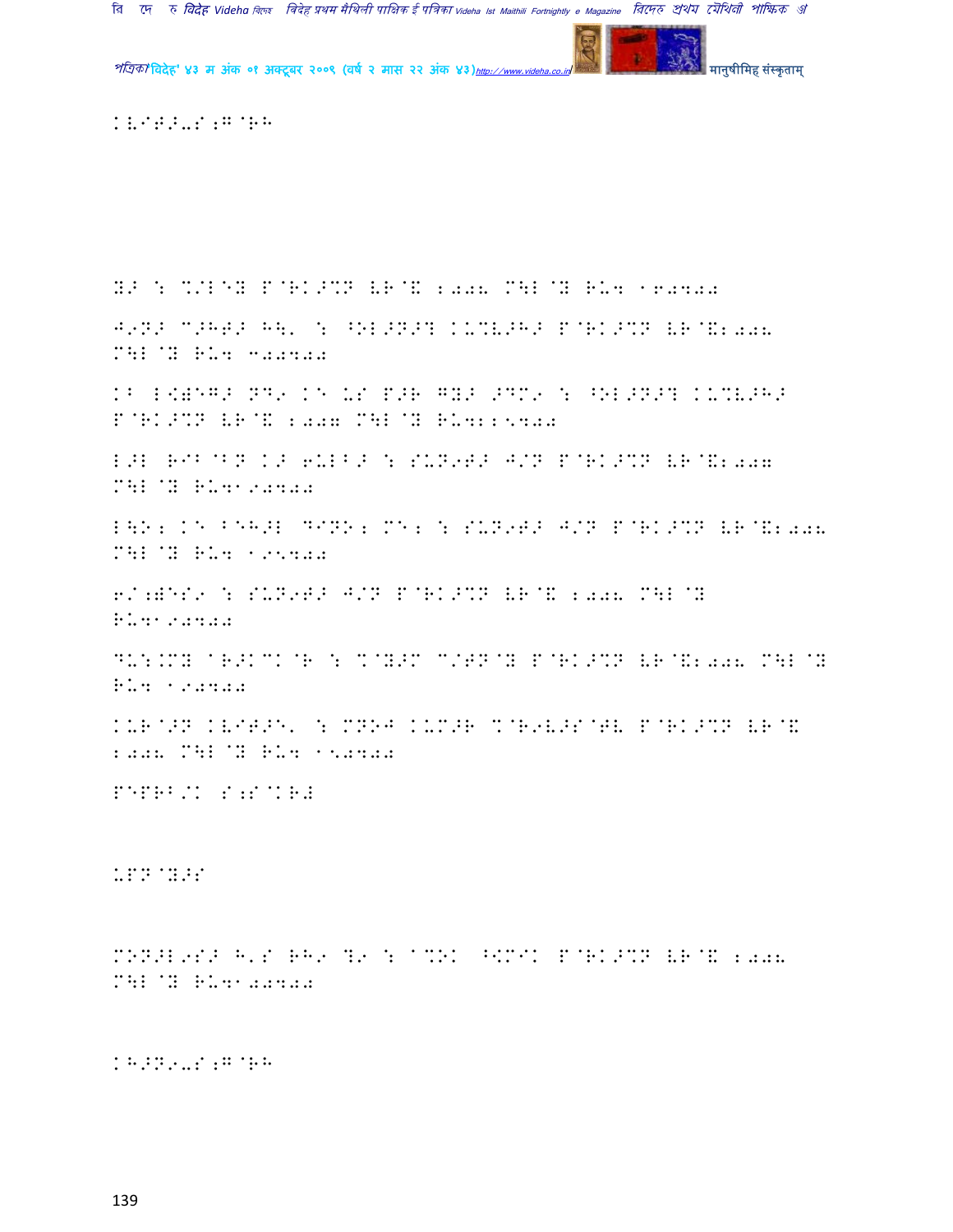KVIT>-S;G@RH

Y> : %/LEY P@RK>%N VR@& 2008 M\L@Y RU4 160400

J9N> C>HT> H\' : ^OL>N>? KU%V>H> P@RK>%N VR@&2008 M\L@Y RU4 300400

KB L<)EG> ND9 KIN US P>R GY> >DM9 : ^OL>N>? KU%V>H> P@RK>%N VR@& 2007 M\L@Y RU4225400

L>L RIB@BN K> 6ULB> : SUN9T> J/N P@RK>%N VR@&2007 M\L@Y RU4190400

L\O; KI BEH>L DIND; MI; : SUN9T> J/N P@RK>%N VR@&2008 M\L@Y RU4 195400

6/;)ES9 : SUN9T> J/N P@RK>%N VR@& 2008 M\L@Y RU4190400

DU:.MY @R>KCK@R : %@Y>M C/TN@Y P@RK>%N VR@&2008 M\L@Y RU4 190400

KUR@>N KVIT>E' : MNOJ KUM>R %@R9V>S@TV P@RK>%N VR@& 2008 M\L@Y RU4 150400

PEPRB/K S;S@KR#

UPN@Y>S

MONOL9S> H'S RH9 ?9 : @%OK ^<MIK P@RK>%N VR@& 2008 M\L@Y RU4100400

KH>N9-S;G@RH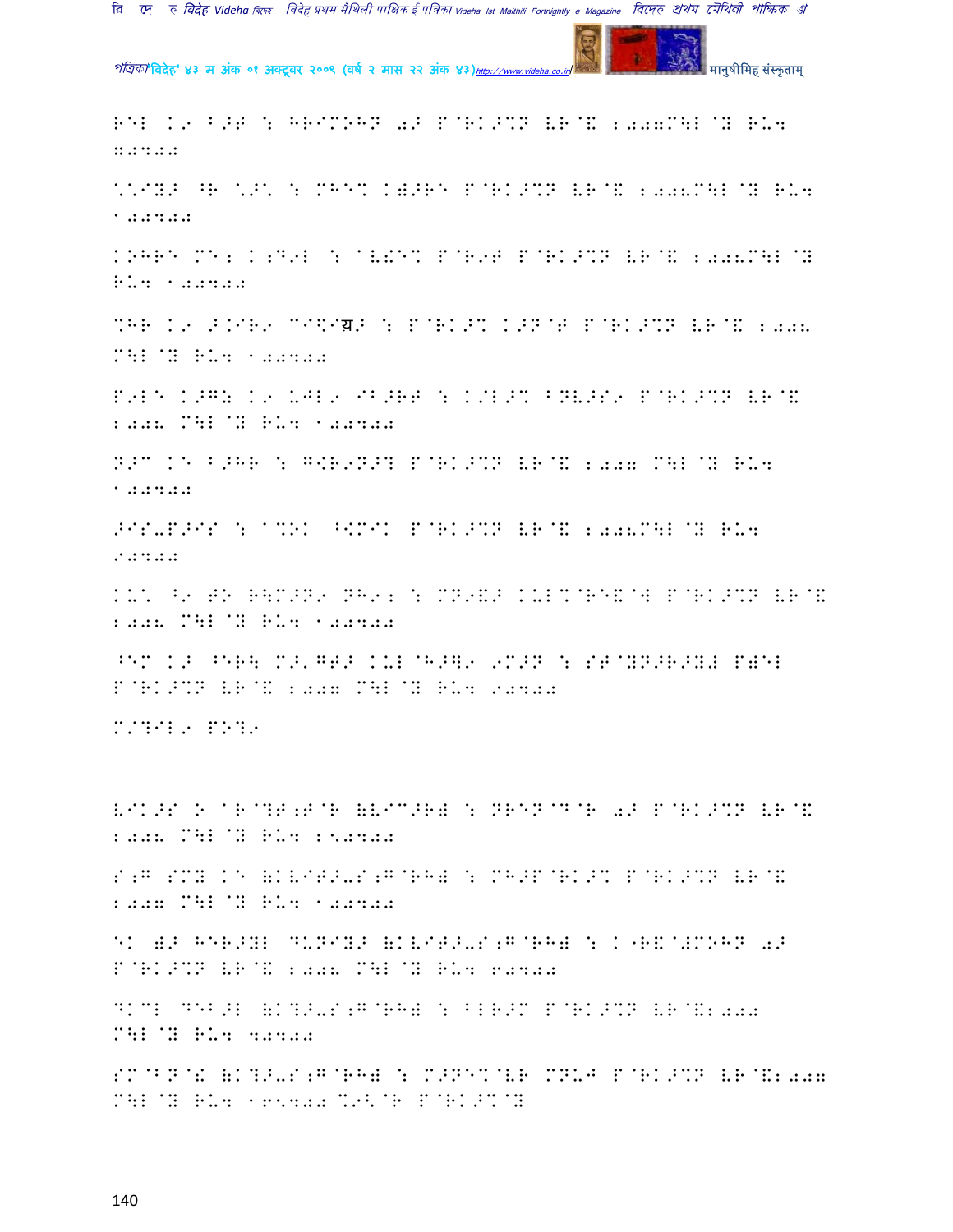REL K9 B>T : HRIMOHN 0> P@RK>%N VR@& 2007M\L@Y RU4 80400

\*\*IY> ^R \*>\* : MHE% K)>RE P@RK>%N VR@& 2008M\L@Y RU4 100400

KOHRE ME2 K2D9L : aV!E% P@R9T P@RK>%N VR@& 2008M\L@Y RU4 100400

%HR K9 >.IR9 CI\$ग्र> : P@RK>% K>N@T P@RK>%N VR@& 2008 M\L@Y RU4 100400

P9LE K>G2 K9 UJL9 IB>RT : K/L>% BNV>S9 P@RK>%N VR@& 2008 M\L@Y RU4 100400

N>C KE B>HR : G<R9N>? P@RK>%N VR@& 2007 M\L@Y RU4 100400

>IS-P>IS : a%OK ^<MIK P@RK>%N VR@& 2008M\L@Y RU4 90400

KU\* ^9 TO R\M>N9 NH92 : MN9&> KUL%@RE&@W P@RK>%N VR@& 2008 M\L@Y RU4 100400

^EM K> ^ER\ M>,GT> KUL@H>G9 9M>N : ST@YN>R>Y2 P)EL P@RK>%N VR@& 2007 M\L@Y RU4 90400

M/?IL9 PO?9

VIK>S O aR@?T2T@R (VIC>R) : NREN@D@R 0> P@RK>%N VR@& 2008 M\L@Y RU4 250400

S2G SMY KE (KVIT>-S2G@RH) : MH>P@RK>% P@RK>%N VR@& 2007 M\L@Y RU4 100400

EK )> HER>YL DUNIY> (KVIT>-S2G@RH) : K^R&@#MOHN 0> P@RK>%N VR@& 2008 M\L@Y RU4 60400

DKCL DEB>L (K?>-S2G@RH) : BLR>M P@RK>%N VR@&2008 M\L@Y RU4 40400

SM@BN@! (K?>-S2G@RH) : M>NE%@VR MNUJ P@RK>%N VR@&2007 M\L@Y RU4 165400 %9<@R P@RK>%@Y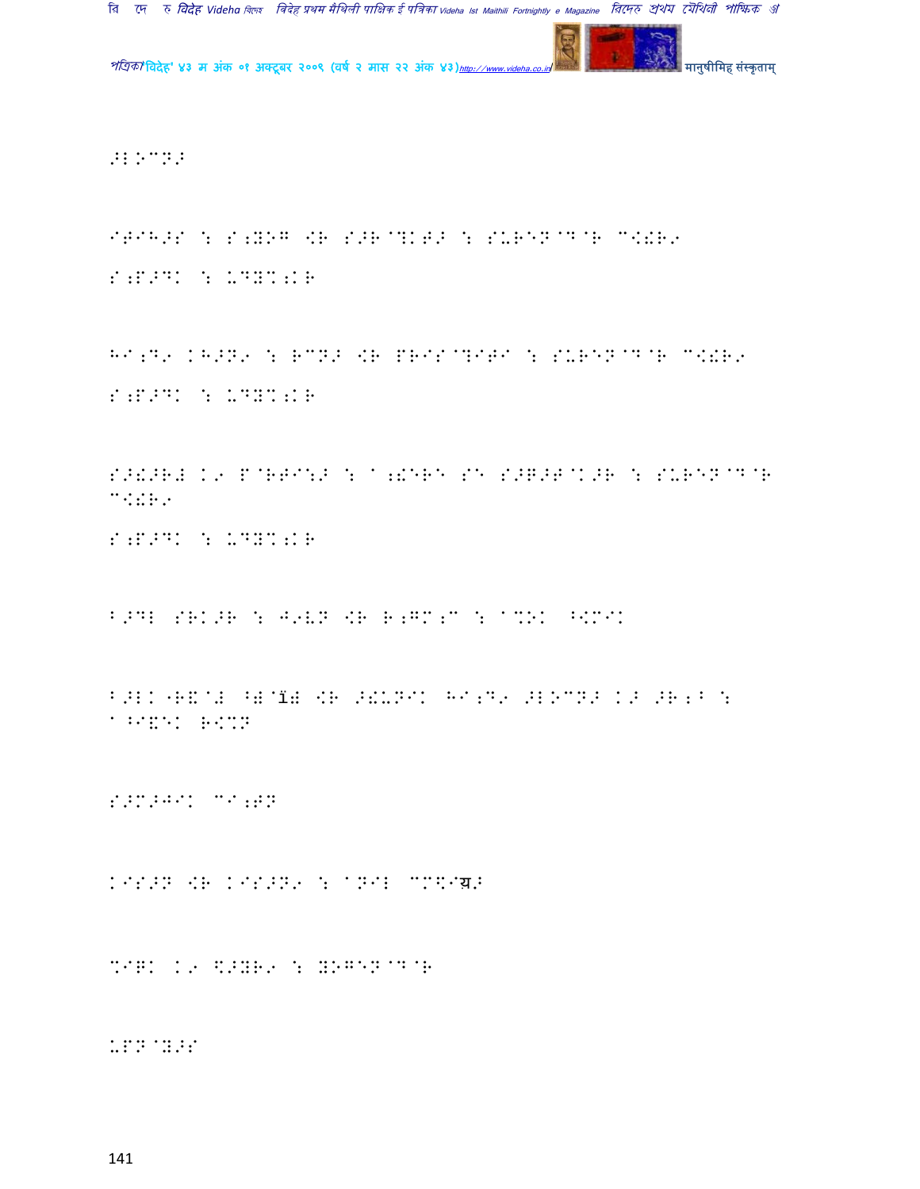>L.CN>

ETIH>S : S;YOG [R S>R@?KT> : SUREN@D@R C[!R9

S;P>DK : UDY%;KR

HI;D9 KH>N9 : RCN> [R PRIS@?ITI : SUREN@D@R C[!R9

S;P>DK : UDY%;KR

S>!>R# K9 P@RTI:> : A;!ERE SE S>B>T@K>R : SUREN@D@R C[!R9

S;P>DK : UDY%;KR

B>DL SRK>R : J9VN [R R;GM;C : A%OK ^[MIK

B>LK"R&@# ^)@I) [R >!UNIK HI;D9 >L.CN> K> >R;B : A^I&EK R[%N

S>M>JIK CI;TN

KIS>N [R KIS>N9 : ANIL CM\$Iय़>

%IQK K9 \$>YR9 : YOGEN@D@R

UPN@Y>S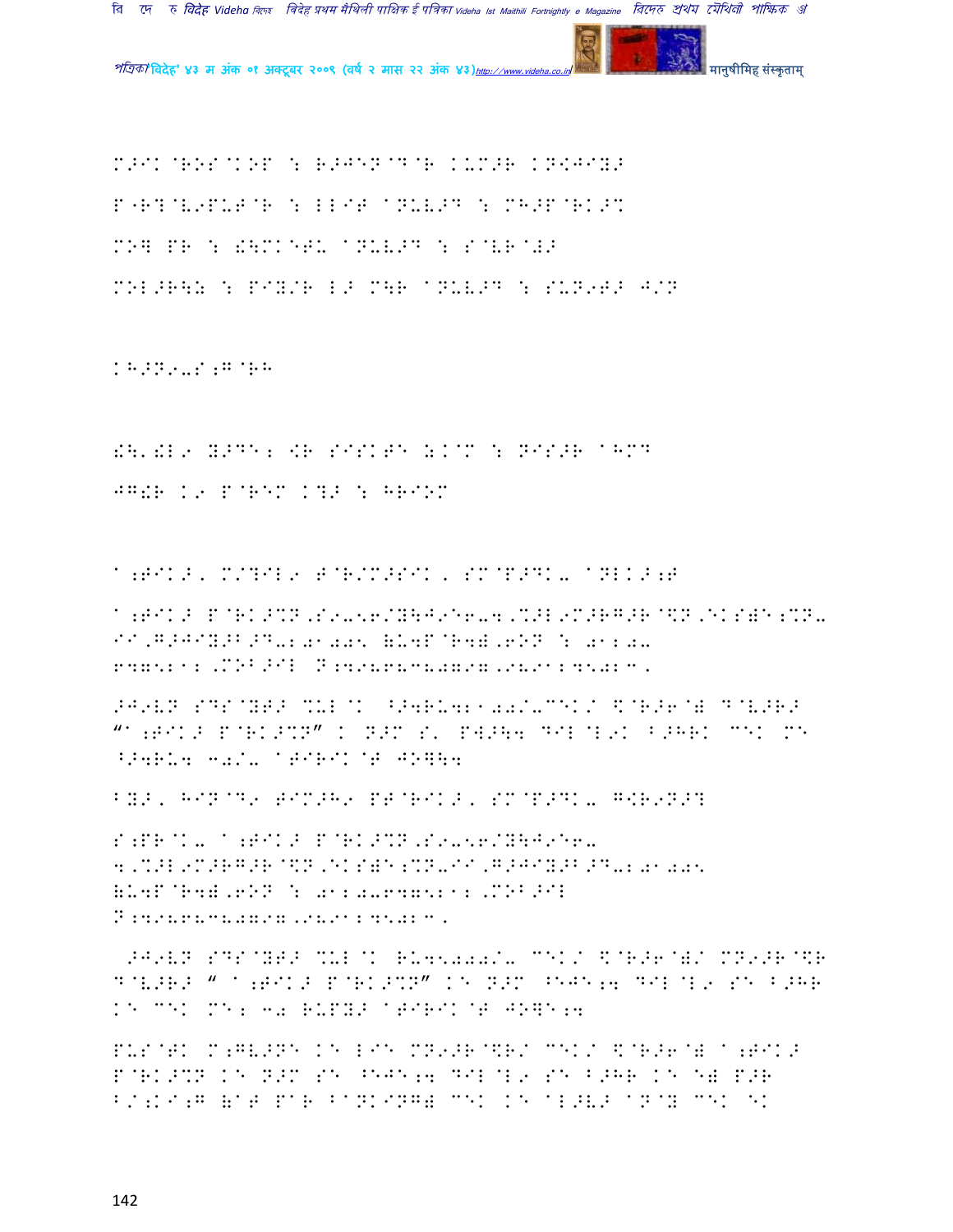M>IK @ROS@KOP : R>JEN@D@R KUM>R KN<JIY>

P"R?@V9PU+T@R : LLIT aNUV>D : MH>P@RK>%

MO] PR : &\MKETU aNUV>D : S@VR@#>

MOL>R\Z : PIY/R L> M\R aNUV>D : SUN9T> J/N

KH>N9-S;G@RH

&\'&L9 Y>DE; <R SISKTE Z.@M : NIS>R aHMD

JG!R K9 P@REM K?> : HRIOM

a;TIK>, M/?IL9 T@R/M>SIK, SM@P>DK- aNLK>;T

a;TIK> P@RK>%N,S9-56/Y\J9E6-4,%>L9M>RG>R@\$N,EKS)E;%N-II,G>JIY>B>D-201005 (U4P@R4),6ON : 0120-6475212,MOB>IL N:4919868380797,9891245023.

>J9VN SDS@YT> %UL@K ^>4RU421000/-CEK/ \$@R>6@) D@V>R> "a;TIK> P@RK>%N" K N>M S' PW>\4 DIL@L9K B>HRK CEK ME ^>4RU4 30/- aTIRIK@T JO]\4

BY>, HIN@D9 TIM>H9 PT@RIK>, SM@P>DK- G<R9N>?

S;PR@K- a;TIK> P@RK>%N,S9-56/Y\J9E6-4,%>L9M>RG>R@\$N,EKS)E;%N-II,G>JIY>B>D-201005 (U4P@R4),6ON : 0120-6475212,MOB>IL N:919868380797,9891245023.

>J9VN SDS@YT> %UL@K RU45000/- CEK/ \$@R>6@)/ MN9>R@\$R D@V>R> " a;TIK> P@RK>%N" KE N>M ^EJE;4 DIL@L9 SE B>HR KE CEK ME; 30 RUPY> aTIRIK@T JO]E;4

PUS@TK M;GV>NE KE LIE MN9>R@\$R/ CEK/ \$@R>6@) a;TIK> P@RK>%N KE N>M SE ^EJE;4 DIL@L9 SE B>HR KE E) P>R B/;KI;G (aT PAR BANKING) CEK KE aL>V> aN@Y CEK EK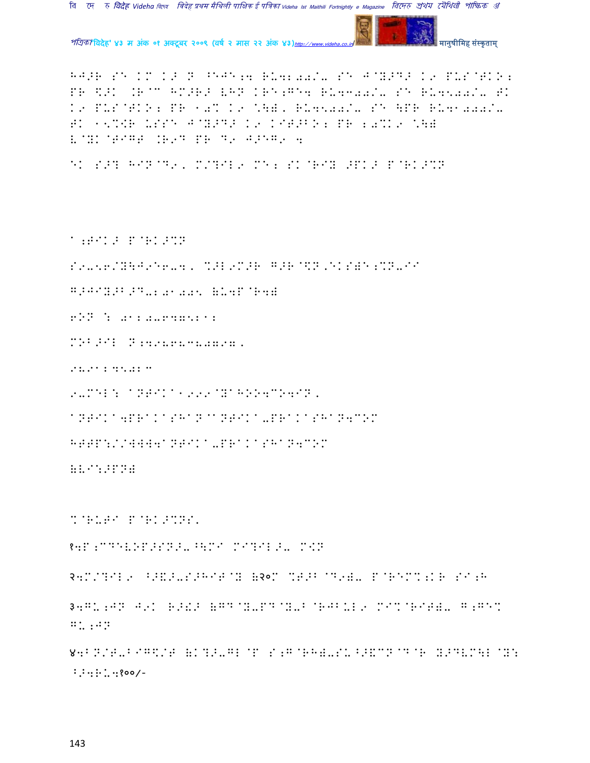HJ>R SE KM K> N ^EJE;4 RU42002/- SE J@Y>D> K9 PUS@TKO; PR \$>K .R@^ HM>R> LHN KRE;GE4 RU4300/- SE RU4500/- TK K9 PUS@TKO; PR 10% K9 C\B, RU4500/- SE \PR RU41000/- TK 15%\$R USSE J@Y>D> K9 KIT>BO; PR 20%K9 C\B L@YK@TIGT .R9D PR D9 J>EG9 4

EK S>? HIN@D9, M/?IL9 ME; SK@RIY >PK> P@RK>%N

A;TIK> P@RK>%N

S9-56/Y\J9E6-4, %>L9M>R G>R@\$N,EKS&E;%N-II

G>JIY>B>D-201005 (U4P@R4)

6ON : 01204675212

MOB>IL N;4968638079,

9891245023

9-MEL: ANTIKA1999@YAHOO4CO4IN,

ANTIKA4PRAKASHAN@ANTIKA-PRAKASHAN4COM

HTTP://WWW4ANTIKA-PRAKASHAN4COM

(LI:>PN)

%@RUTI P@RK>%NS'

१4P;CDEVOP>SN>-^\MI MI?IL>- MIN

२4M/?IL9 ^>&>-S>HIT@Y (२०M %T>B@D9)- P@REM%;KR SI;H

३4GU;JN J9K R>!> (GD@Y-PD@Y-B@RJBUL9 MI%@RIT)- G;GE% GU;JN

४4BN/T-BIG\$/T (K?>-GL@P S;G@RH)-SU^>&CN@D@R Y>DVM\L@Y: ^>4RU4१००/-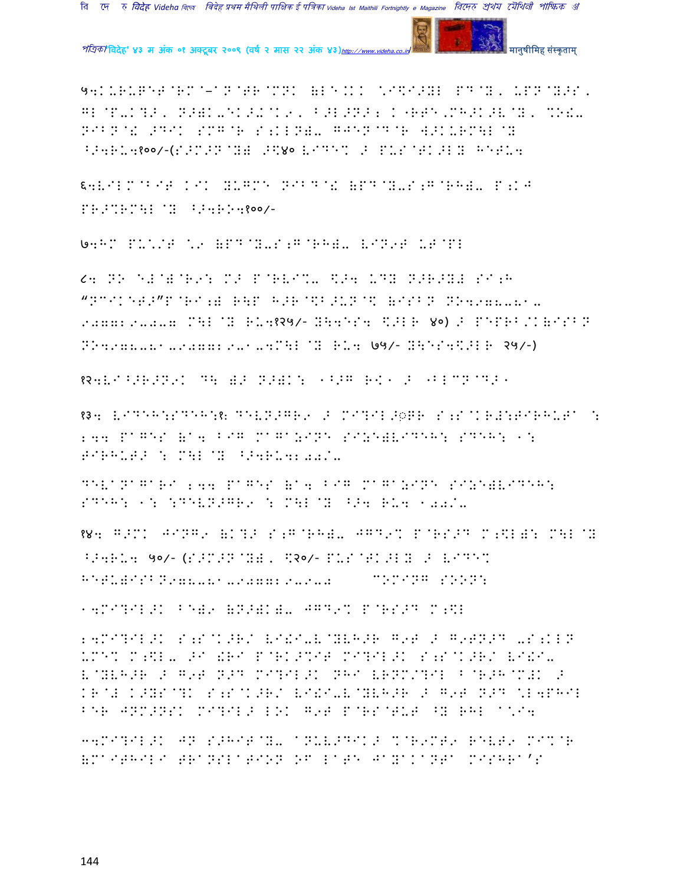५4KURUPETER@RM@–AN@TR@MNK (LE.KK \I\$I>YL PD@Y, UPN@Y>S, GL@P-K?>, N>)K-EK>!@K9, B>L>N>; K"RTE,MH>K>V@Y, %O!- NIBN@! >DIK SMG@R S;KLN)- GJEN@D@R W>KURM\L@Y ^>4RU4१००/-(S>M>N@Y) >$४० VIDE% > PUS@TK>LY HETU4

६4VILM@BIT KIK YUGME NIBD@! (PD@Y-S;G@RH)- P;KJ PR>%RM\L@Y ^>4RO4१००/-

७4HM PU\/T \9 (PD@Y-S;G@RH)- VIN9T UT@PL

८4 NO E#@)@R9: M> P@RVI%- \$>4 UDY N>R>YL SI;H "NCIKET>"P@RI;) R\P H>R@\$B>UN@\$ (ISBN NO4978-81-907729-0-7 M\L@Y RU4१२५/- Y\4ES4 \$>LR ४०) > PEPRB/K(ISBN NO4978-81-907729-1-4M\L@Y RU4 ७५/- Y\ES4\$>LR २५/-)

१२4VI^>R>N9K D\ )> N>)K: "BUG RK" > "BLCN@D>"

१३4 VIDEH:SDEH:१: DEVN>GR9 > MI?IL>ìPR S;S@KR#:TIRHUTA : 244 PAGES (A4 BIG MAGAZINE SIZE)VIDEH: SDEH: 1: TIRHUT> : M\L@Y ^>4RU4200/-

DEVANAGARI 244 PAGES (A4 BIG MAGAZINE SIZE)VIDEH: SDEH: 1: :DEVN>GR9 : M\L@Y ^>4 RU4 100/-

१४4 G>MK JINGI (K?> S;G@RH)- JGD9% P@RS>D M;\$L): M\L@Y ^>4RU4 ५०/- (S>M>N@Y), \$२०/- PUS@TK>LY > VIDE% HETU)ISBN978-81-907729-9-0 COMING SOON:

14MI?IL>K BE)9 (N>)K)- JGD9% P@RS>D M;\$L

24MI?IL>K S;S@K>R/ VI!I-V@YVH>R G9T > G9TN>D -S;KLN UME% M;\$L- >I !RI P@RK>%IT MI?IL>K S;S@K>R/ VI!I-V@YVH>R > G9T N>D MI?IL>K NHI VRNM/?IL B@R>H@M!K > KR@# K>YS@?K S;S@K>R/ VI!I-V@YVH>R > G9T N>D \L4PHIL BER JNM>NSK MI?IL> LOK G9T P@RS@TUT ^Y RHL A\I4

34MI?IL>K JN S>HIT@Y- ANUV>DIK> %@R9MT9 RVT9 MI%@R (MAITHILI TRANSLATION OF LATE JAYKANTA MISHRA'S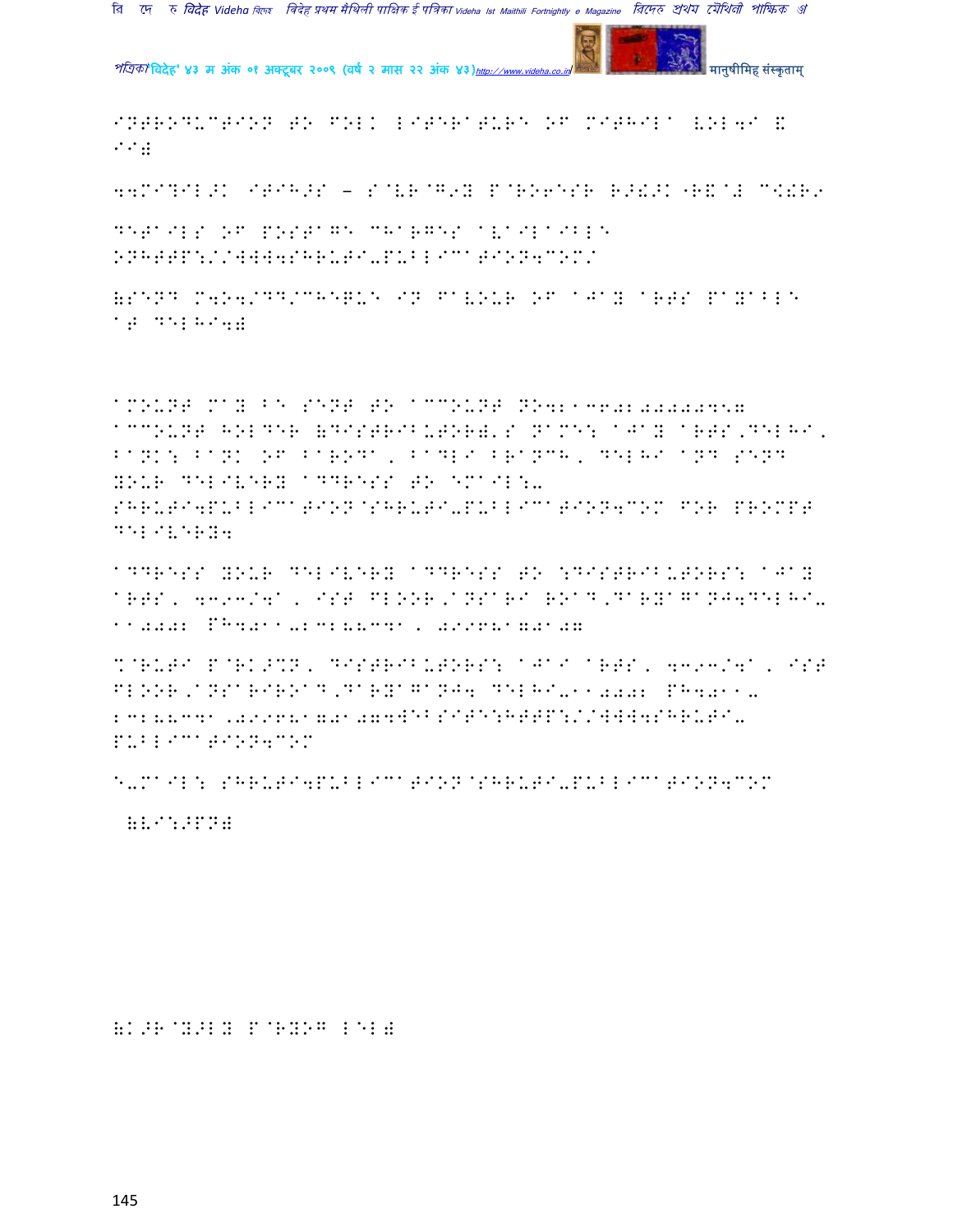INTRODUCTION TO FOLK LITERATURE OF MITHILA VOL4I & II)

44MI?IL>K ITIH>S – S@VR@G'Y P@RO6ESR R>!>K"R&@Z C<!R9

DETAILS OF POSTAGE CHARGES AVAILABLE ONHTTP://WWW4SHRUTI-PUBLICATION4COM/

(SEND M4O4/DD/CHEQUE IN FAVOUR OF AJAY ARTS PAYABLE AT DELHI4)

AMOUNT MAY BE SENT TO ACCOUNT NO421360200000457 ACCOUNT HOLDER (DISTRIBUTOR)'S NAME: AJAY ARTS,DELHI, BANK: BANK OF BARODA, BADLI BRANCH, DELHI AND SEND YOUR DELIVERY ADDRESS TO EMAIL:- SHRUTI4PUBLICATION@SHRUTI-PUBLICATION4COM FOR PROMPT DELIVERY4

ADDRESS YOUR DELIVERY ADDRESS TO :DISTRIBUTORS: AJAY ARTS, 4393/4A, IST FLOOR,ANSARI ROAD,DARYAGANJ4DELHI-110002 PH4011-23288341, 09968170107

%@RUTI P@RK>%N, DISTRIBUTORS: AJAI ARTS, 4393/4A, IST FLOOR,ANSARIROAD,DARYAGANJ4 DELHI-110002 PH4011-23288341,09968170107WEBSITE:HTTP://WWW4SHRUTI-PUBLICATION4COM

E-MAIL: SHRUTI4PUBLICATION@SHRUTI-PUBLICATION4COM

(VI:>PN)

(K>R@Y>LY P@RYOG LEL)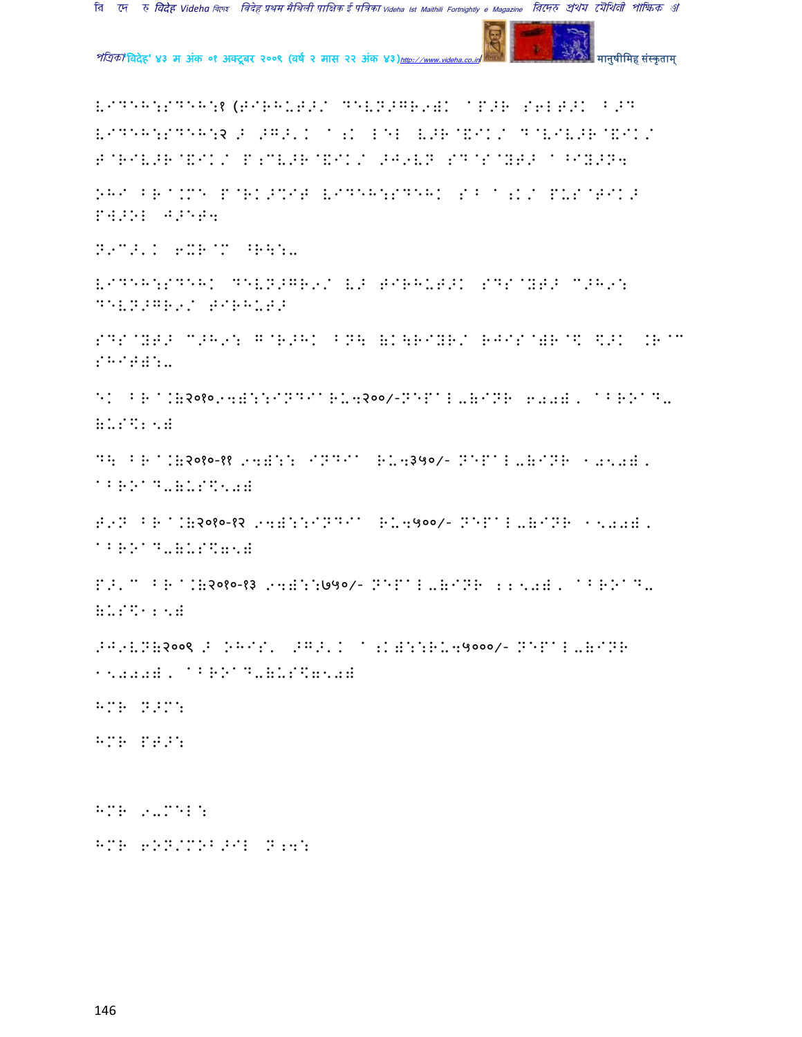VIDEHA:SADEHA:१ (TIRHUTA/ DEVANAGARI) AB AHAS PRINT FORM

VIDEHA:SADEHA:२ A AGANK LEL ANUBHAV/ VICHITRAVIKAR/ SAMVEDANA VA DOHARAAYAL TA'

SHHA PRAKRITI SHRIKANT VIDEHA:SADEHA SABH PUSTAK LEL:

MAITHILI PAATH:

VIDEHA:SADEHA DEVANAGARI AA TIRHUTA SANSKARAN:

SANSKARAN MAHAK FORMA LEKHAKI :

Ek BARSH(2010 Se):INDIA Rs.200/-NEPAL-(INR 600), ABROAD-(US$25)

Du BARSH(2010-11 Se): INDIA Rs.350/- NEPAL-(INR 1050), ABROAD-(US$50)

Tin BARSH(2010-12 Se):INDIA Rs.500/- NEPAL-(INR 1500), ABROAD-(US$75)

Chari BARSH(2010-13 Se):650/- NEPAL-(INR 2250), ABROAD-(US$125)

AAJIVAN(2009 A BHEEL AGANK SAB):Rs.5000/- NEPAL-(INR 15000), ABROAD-(US$750)

HAMAR NAAM:

HAMAR PATA:

HAMAR E-MAIL:

HAMAR PHONE/MOBILE NUMBER: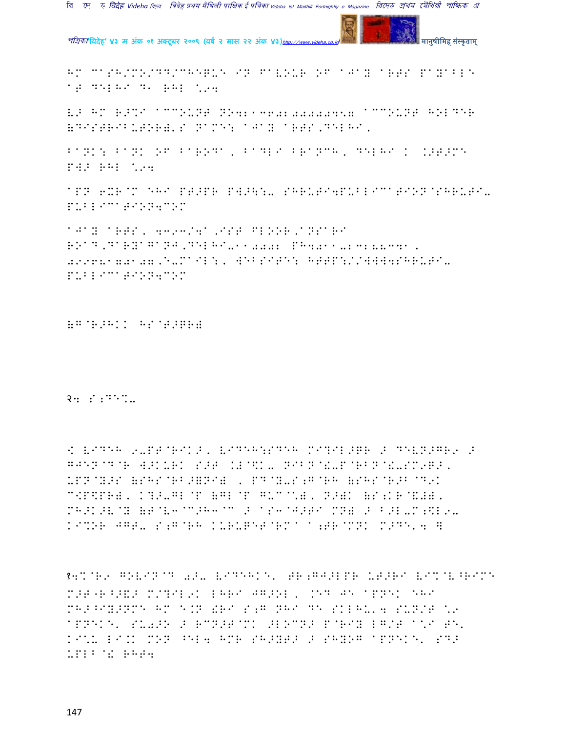HM CASH/MO/DD/CHEQUE IN FAVOUR OF AJAY ARTS PAYABLE AT DELHI ९१ RHL \.94

V> HM R>%I ACCOUNT NO421360210000457 ACCOUNT HOLDER (DISTRIBUTOR)'S NAME: AJAY ARTS,DELHI,

BANK: BANK OF BARODA, BADLI BRANCH, DELHI ( .>T>MN PW> RHL \.94

APN 6XR@M EHI PT>PR PW>\:- SHRUTI4PUBLICATION@SHRUTI-PUBLICATION4COM

AJAY ARTS, 4393/4A,IST FLOOR,ANSARI ROAD,DARYAGANJ,DELHI-110002 PH4011-23288341, 09968170107,E-MAIL:, WEBSITE: HTTP://WWW4SHRUTI-PUBLICATION4COM

(G@R>HK( HS@T>QR)

२५ S;DE%-

! VIDEH 9-PT@RIK>, VIDEH:SDEH MI?IL>QR > DEV->GR9 > GJEN@D@R W>KURK S>T .L@\$K- NIBN@&-P@RBN@&-SM9Q>, UPN@Y>S (SHS@RB>=NI) , PD@Y-S;G@RH (SHS@R>B@D9K C<P\$PR), K?>-GL@P (GL@P GUC@\*), N>)K (S;K R@&#), MH>K>V@Y (T@V3@C>H3@C > AS3@J>TI MN) > B>L-M;\$L9-KI%OR JGT- S;G@RH KURUPET@RMA A;TR@MNK M>DE'4 ]

१4%@R9 GOVIN@D 0>- VIDEHKE' TR;GJ>LPR UT>RI VI%@V^RIMN M>T^R^>&> M/?IL9K LHRI JG>OL, .ED JE APNEK EHI MH>^IY>NMN HM E.N !RI S;G NHI DE SKLHU'4 SUN/T \9 APNEKE' SU0>O > RCN>T@MK >LOCN> P@RIY LG/T A\I TE' KI\*- LI.K MON ^EL4 HMR SH>YT> > SHYOG APNEKE' SD> UPLB@! RHT4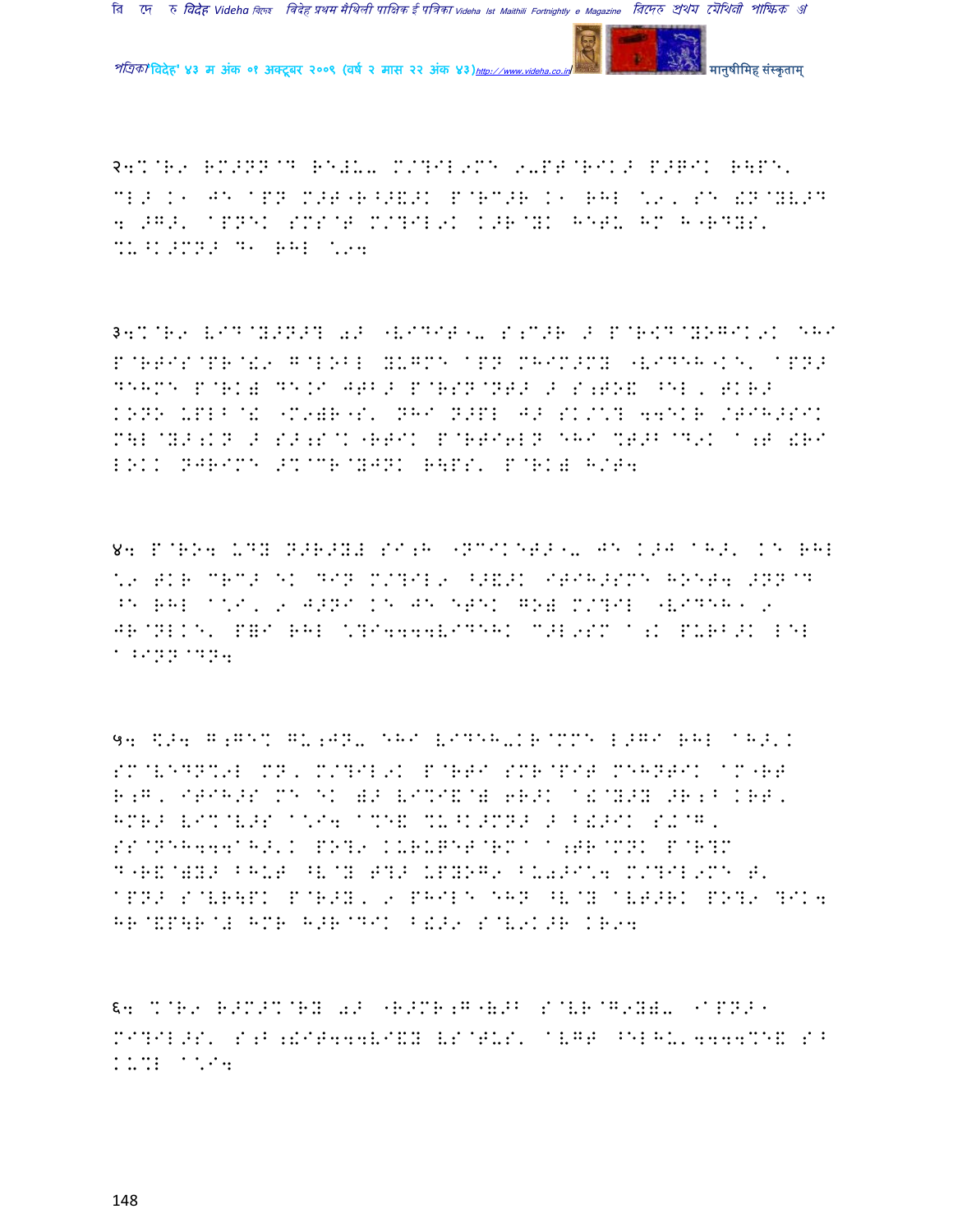२4%@R9 RM>NN@D RE#U- M/?IL9ME 9-PT@RIK> P>GIK R\PE' CL> K1 JE APN M>T"R^>&>K P@RC>R K1 RHL \9, SE &N@YV>D 4 >G>' APNEK SMS@T M/?IL9K K>R@YK HETU HM H"RDYS' %U^K>MN> D1 RHL \94

३4%@R9 VID@Y>N>? 0> "VIDIT1- S;C>R > P@R<D@YOGIK9K EHI P@RTIS@PR@&9 G@LOBL YUGME APN MHIM>MY "VIDEH1K)E' APN> DEHME P@RK) DE.I JTB> P@RSN@NT> > S;TO& ^EL, TKR> KONO UPLB@& "M9)R"S' NHI N>PL J> SK/\? 44EKR /TIH>SIK M\L@Y>;KN > S>;S@K"RTIK P@RTI6LN EHI %T>B@D9K A;T !RI LOKK NJRIME >%@CR@YJNK R\PS' P@RK) H/T4

४4 P@RO4 UDY N>R>Y# SI;H "NCIKET>1- JE K>J AH>' KE RHL \9 TKR CRC> EK DIN M/?IL9 ^>&>K ITIH>SME HOET4 >NN@D ^E RHL A\I, 9 J>NI KE JE ETEK GO) M/?IL "VIDEH1 9 JR@NLKE' P=I RHL \?I4444VIDEHK C>L9SM A;K PURB>K LEL A^INN@DN4

५4 $>4 G;GE% GU;JN- EHI VIDEH-KR@MME L>GI RHL AH>'K SM@VEDN%9L MN, M/?IL9K P@RTI SMR@PIT MEHNTIK AM"RT R;G, ITIH>S ME EK )> VI%I&@) 6R>K A&@Y>Y >R;B KRT, HMR> VI%@V>S A\I4 A%E& %U^K>MN> > B!>IK S+@G, SS@NEH444AH>'K PO?9 KURUGET@RMA A;TR@MNK P@R?M D"R&@)Y> BHUT ^V@Y T?> UPYOG9 BU0>I\4 M/?IL9ME T' APN> S@VR\PK P@R>Y, 9 PHILE EHN ^V@Y AVT>RK PO?9 ?IK4 HR@&P\R@# HMR H>R@DIK B!>9 S@V9K>R KR94

६4 %@R9 R>M>%@RY 0> "R>MR;G"(V>B S@VR@G9Y)- "APN>1 MI?IL>S' S;B;!IT444VI&Y VS@TUS' AVGT ^ELHU'4444%E& S^ KU%L A\I4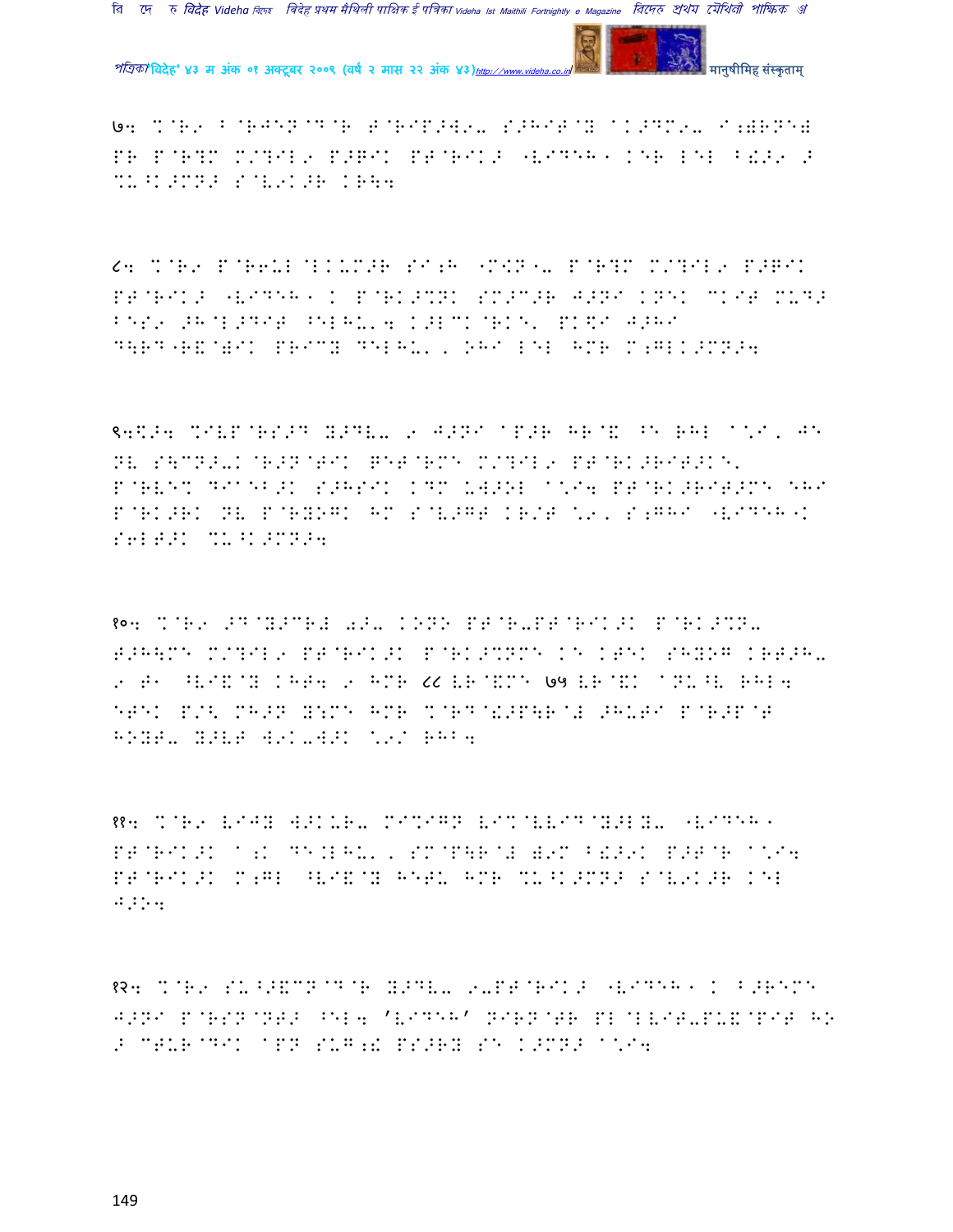७: %@R9 B@RJEN@D@R T@RIP>W9- S>HIT@Y A.>DM9- I;)RNE) PR P@R?M M/?IL9 P>GIK PT@RIK> "VIDEH" KER LEL B!>9 > %U^K>MN> S@V9K>R KR\:

८: %@R9 P@R6UL@LKUM>R SI;H "M<N"- P@R?M M/?IL9 P>GIK PT@RIK> "VIDEH" K P@RK>%NK SM>C>R J>NI KNEK CKIT MUD> BES9 >H@L>DIT ^EL HU'4 K>LCK@RKE' PK\$I J>HI D\RD"R&@)IK PRICY DEL HU', OHI LEL HMR M;GLK>MN>4

९:\$>4 %IVP@RS>D Y>DV- 9 J>NI AP>R HR@& ^E RHL A\*I, JE NV S\CN>-K@R>N@TIK GET@RME M/?IL9 PT@RK>RIT>KE' P@RVE% DIA"B>K S>HSIK KDM UW>OL A\*I4 PT@RK>RIT>ME "HI P@RK>RK NV P@RYOGK HM S@V>GT KR/T \*9, S;GHI "VIDEH"K S6LT>K %U^K>MN>4

१०: %@R9 >D@Y>CR) 0>- KONO PT@R-PT@RIK>K P@RK>%N- T>H\ME M/?IL9 PT@RIK>K P@RK>%NME KE KTEK SHYOG KRT>H- 9 T" ^VI&@Y KHT4 9 HMR ८८ VR@&ME ७५ VR@&K ANU^V RHL4 "TEK P/< MH>N Y:ME HMR %@RD@!>P\R@! >HUTI P@R>P@T HOYT- Y>VT W9K-W>K \*9/ RHB4

११: %@R9 VIJY W>KUR- MI%IGN VI%@VVID@Y>LY- "VIDEH" PT@RIK>K A;K DE.LHU', SM@P\R@! )9M B!>9K P>T@R A\*I4 PT@RIK>K M;GL ^VI&@Y HETU HMR %U^K>MN> S@V9K>R KEL J>O4

१२: %@R9 SU^>&CN@D@R Y>DV- 9-PT@RIK> "VIDEH" K B>REME J>NI P@RSN@NT> ^EL4 'VIDEH' NIRN@TR PL@LVIT-PU&@PIT HO > CTUR@DIK APN SUG;! PS>RY SE K>MN> A\*I4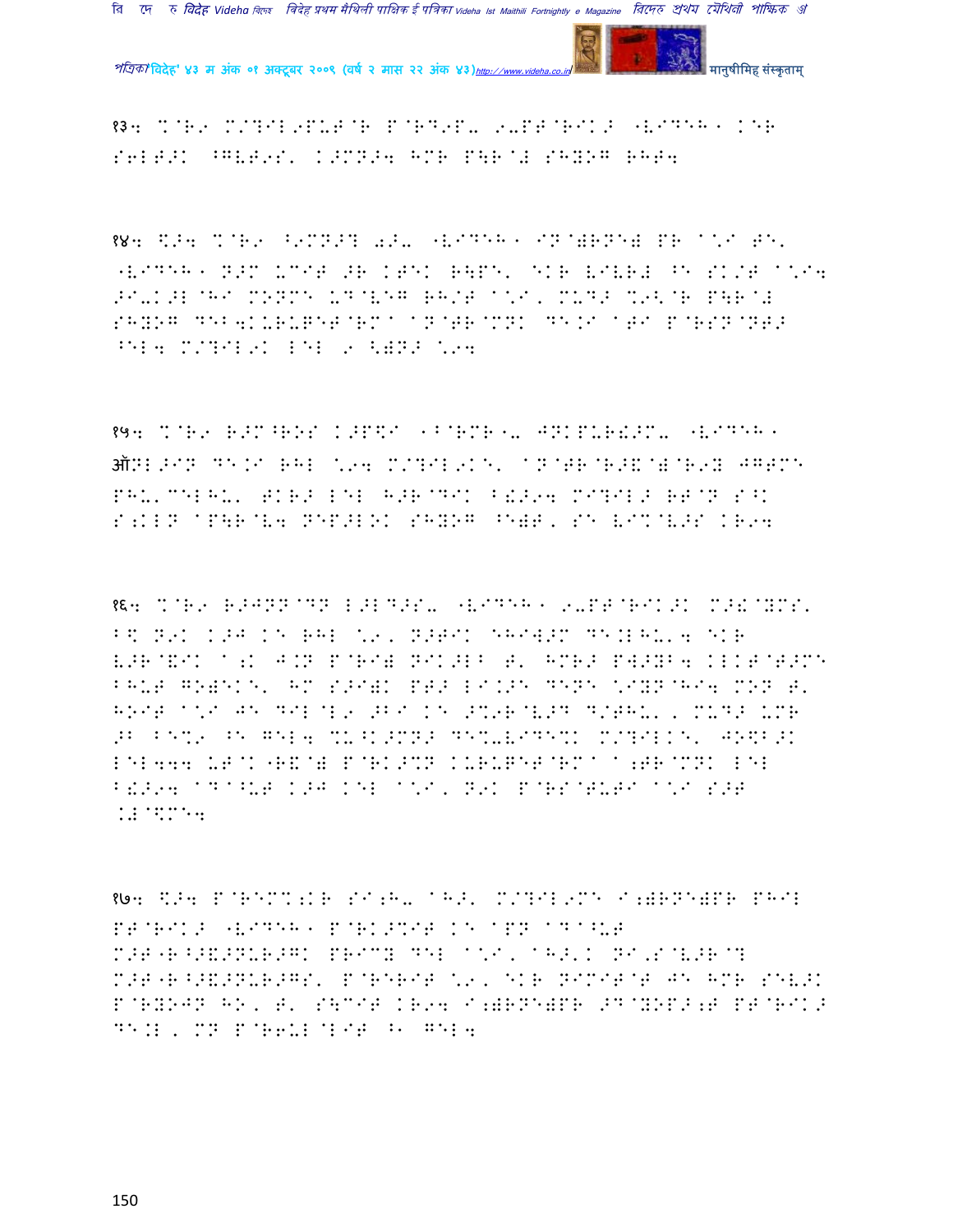१३4 %@R9 M/?IL9PUT@R P@RD9P- 9-PT@RIK> "VIDEH" KER S6LT>K ^GVT9S' K>MN>4 HMR P\R@# SHYOG RHT4

१४4 $>4 %@R9 ^9MN>? 0>- "VIDEH" IN@)RN@) PR A*I T8' "VIDEH" N>M UCIT >R KTEK R\PE' EKR VIVR# ^E SK/T A*I4 >I-K>L@HI MONME UD@VEG RH/T A*I, MUD> %9<@R P\R@# SHYOG DEB4KURUPET@RMA AN@TR@MNK DE.I ATI P@RSN@NT> ^EL4 M/?IL9K LEL 9 <)N> *94

१५4 %@R9 R>M^ROS K>P$I "^@RMR"- JNKPUR!>M- "VIDEH" ऑNL>IN DE.I RHL *94 M/?IL9KE' AN@TR@R>&@)@R9Y JGGME PHU'CELHU' TKR> LEL H>R@DIK B!>94 MI?IL> RT@N S^K S;KLN AP\R@V4 NEP>LOK SHYOG ^E)T, SE VI%@V>S KR94

१६4 %@R9 R>JNN@DN L>LD>S- "VIDEH" 9-PT@RIK>K M>!@YMS' B$ N9K K>J KE RHL *9, N>TIK EHIW>M DE.LHU'4 EKR V>R@&IK A;K J.N P@RI) NIK>LB T' HMR> PW>YB4 KLKT@T>ME BHUT GO)EKE' HM S>I)K PT> LI.>E DENE *IYN@HI4 MON T' HOIT A*I JE DIL@L9 >BI KE >%9R@V>D D/THU', MUD> UMR >B BE%9 ^E GEL4 %U^K>MN> DE%-VIDE%K M/?ILKE' JO$B>K LEL444 UT@K"R&@) P@RK>%N KURUPET@RMA A;TR@MNK LEL B!>94 AD^A^UT K>J KEL A*I, N9K P@RS@TUTI A*I S>T .#@$ME4

१७4 $>4 P@REM%;KR SI;H- AH>' M/?IL9ME I;)RN@)PR PHIL PT@RIK> "VIDEH" P@RK>%IT KE APN AD^A^UT M>T"R^>&>NUR>GK PRICY DEL A*I, AH>'K NI,S@V>R@? M>T"R^>&>NUR>GS' P@RERIT *9, EKR NIMIT@T JE HMR SEV>K P@RYOJN HO, T' S\CIT KR94 I;)RN@)PR >D@YOP>;T PT@RIK> DE.L, MN P@R6UL@LIT ^1 GEL4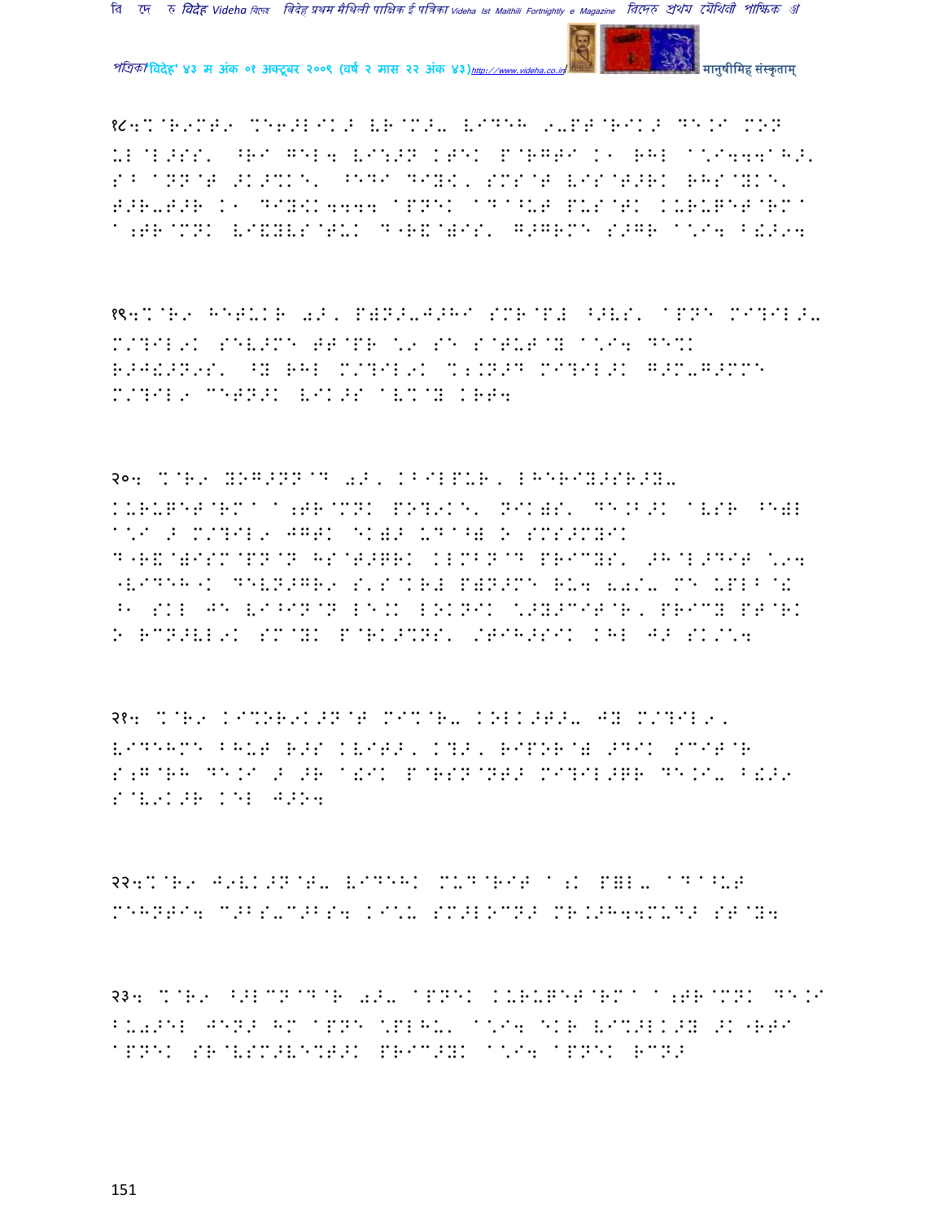१८. %@R9MT9 %E6>LIK> VR@M>- VIDEH 9-PT@RIK> DE.I MON UL@L>SS' ^RI GEL4 VI:>N KTEK P@RGTI K1 RHL A\*I444AH>' S^ ANN@T >K>%KE' ^EDI DIYVK, SMS@T VIS@T>RK RHS@YKE' T>R-T>R K1 DIYVK4444 APNEK ADA^UT PUS@TK KURUKET@RMA A;TR@MNK VI&YVS@TUK D"R&@)IS' G>GRMT S>GR A\*I4 B!>94

१९. %@R9 HETUKR 0>, P)N>-J>HI SMR@P# ^>VS' APNE MI?IL>- M/?IL9K SEV>ME TT@PR \*9 SE S@TUT@Y A\*I4 DE%K R>J!>N9S' ^Y RHL M/?IL9K %;.N>D MI?IL>K G>M-G>MME M/?IL9 MET>N>K VIK>S AV%@Y KRT4

२०. %@R9 YOG>NN@D 0>, KBILPUR, LHERIY>SR>Y- KURUKET@RMA A;TR@MNK PO?9KE' NIK)S' DE.B>K AVSR ^E)L A\*I >

M/?IL9 JGTK EK)> UDA^) O SMS>MYIK D"R&@)ISM@PN@N HS@T>QRK KLMBN@D PRICYS' >H@L>DIT \*94 "VIDEH"K DEVN>GR9 S'S@KR# P)N>ME RU4 &0/- ME UPLB@! ^1 SKL JE VI^IN@N LE.K LOKNIK \*>Y>CIT@R, PRICY PT@RK O RCN>VL9K SM@YK P@RK>%NS' /TIH>SIK KHL J> SK/\*4

२१. %@R9 KI%OR9K>N@T MI%@R- KOLK>T>- JY M/?IL9, VIDEHME BHUT R>S KVIT>, K?>, RIPOR@) >DIK SCIT@R S;G@RH DE.I > >R A!IK P@RSN@NT> MI?IL>GR DE.I- B!>9 S@V9K>R KEL J>O4

२२. %@R9 J9VK>N@T- VIDEHK MUD@RIT A;K P=L- ADA^UT MEHNTI4 C>BS-C>BS4 KI\*U SM>LOCN> MR.>H44MUD> ST@Y4

२३. %@R9 ^>LCN@D@R 0>- APNEK KURUKET@RMA A;TR@MNK DE.I BU0>EL JEN> HM APNE \*PLHU' A\*I4 EKR VI%>LK>Y >K"RTI APNEK SR@VSM>VE%T>K PRIC>YK A\*I4 APNEK RCN>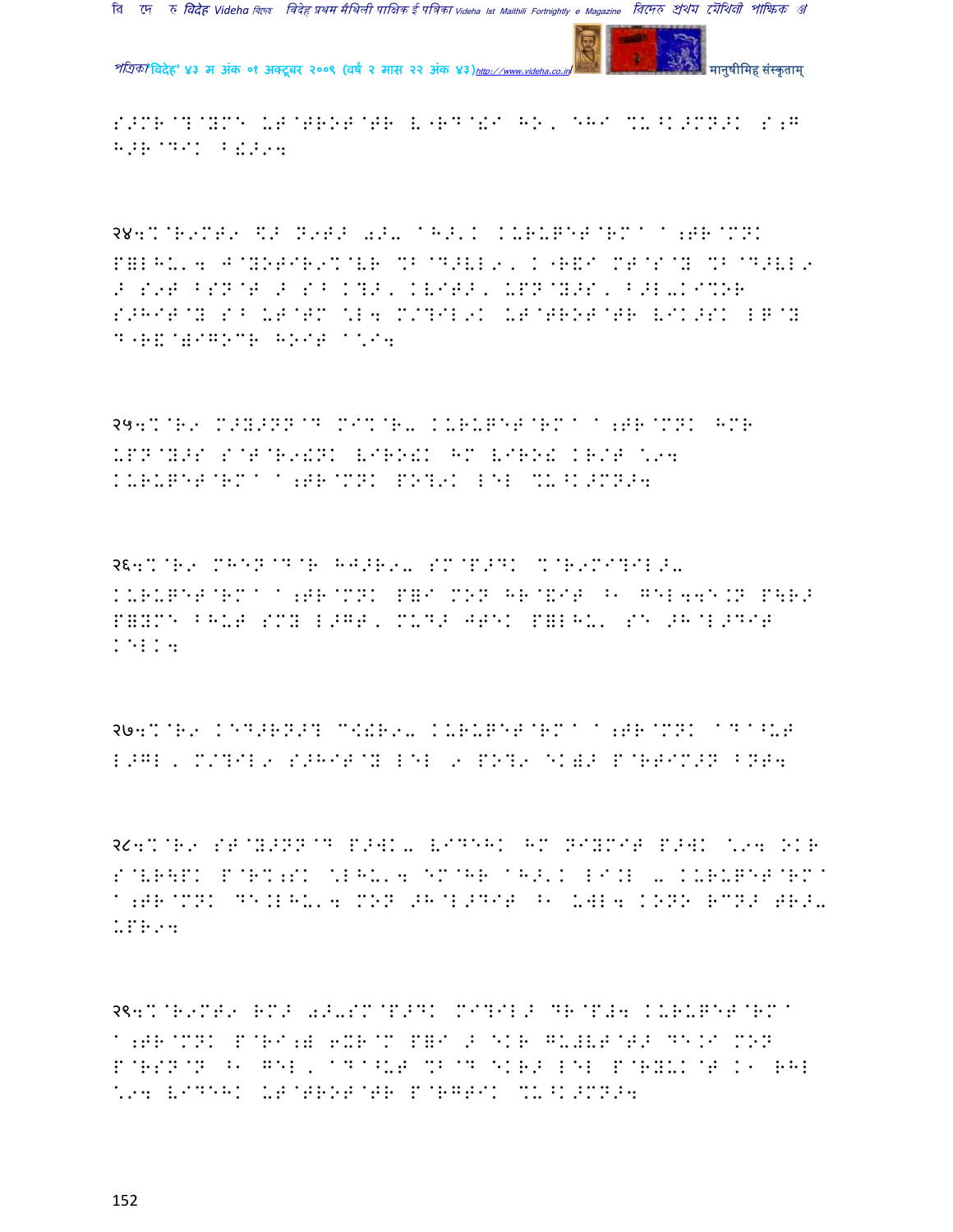S>MR@?@YME UT@TROT@TR V"RD@!I HO, EHI %U^K>MN>K S;G H>R@DIK B!>Y4

२४4%@R9MT9 \$> N9T> 0>- ^H>'K KURUQET@RM^ ^;TR@MNK P=LHU'4 J@YOTIR9%@VR %B@D>VL9, K"R&I MT@S@Y %B@D>VL9 > S9T BSN@T > S^B K?>, KVIT>, UPN@Y>S, B>L-KI%OR S>HIT@Y S^B UT@TM \L4 M/?IL9K UT@TROT@TR VIK>SK LP@Y D"R&@=IGOCR HOIT ^\I4

२५4%@R9 M>Y>NN@D MI%@R- KURUQET@RM^ ^;TR@MNK HMR UPN@Y>S S@T@R9!NK VIRO!K HM VIRO! KR/T \Y4 KURUQET@RM^ ^;TR@MNK PO?9K LEL %U^K>MN>4

२६4%@R9 MHEN@D@R HJ>R9- SM@P>DK %@R9MI?IL>- KURUQET@RM^ ^;TR@MNK P=I MON HR@&IT ^1 GEL44E.N P\R> P=YME BHUT SMY L>GT, MUD> JTEK P=LHU' SE >H@L>DIT KELK4

२७4%@R9 KED>RN>? C[!R9- KURUQET@RM^ ^;TR@MNK ^D^^UT L>GL, M/?IL9 S>HIT@Y LEL 9 PO?9 EK)> P@RTIM>N BNT4

२८4%@R9 ST@Y>NN@D P>WK- VIDEHK HM NIYMIT P>WK \Y4 OKR S@VR\PK P@R%;SK \LHU'4 EM@HR ^H>'K LI.L - KURUQET@RM^ ^;TR@MNK DE.LHU'4 MON >H@L>DIT ^1 UWL4 KONO RCN> TR>- UPR94

२९4%@R9MT9 RM> 0>-SM@P>DK MI?IL> DR@P#4 KURUQET@RM^ ^;TR@MNK P@RI;) 6XR@M P=I > EKR GU#VT@T> DE.I MON P@RSN@N ^1 GEL, ^D^^UT %B@D EKR> LEL P@RYUK@T K1 RHL \Y4 VIDEHK UT@TROT@TR P@RGTIK %U^K>MN>4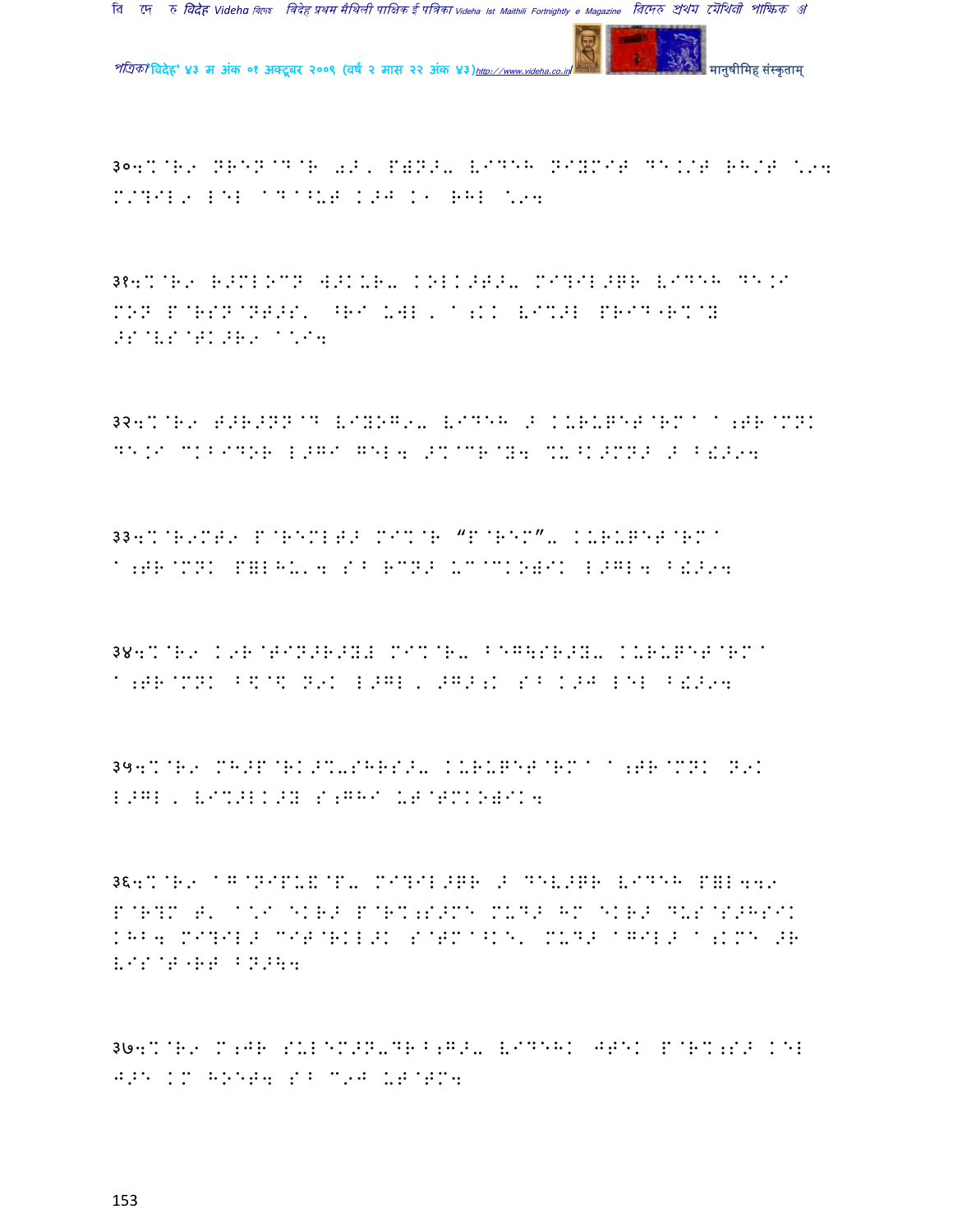३०.%@R9 NRED@D@R 0Z, P)N>- VIDEH NIYMIT DE.+T RH+T \94 M/?IL9 LEL aDa^UT K>J K1 RHL \94

३१.%@R9 R>MLOCN W>KUR- KOLK>T>- MI?IL>GR VIDEH DE.I MON P@RSN@NT>S' ^RI UWL, a;KK VI%>L PRID"R%@Y >S@VS@TK>R9 a\I4

३२.%@R9 T>R>NN@D VIYOG9- VIDEH > KURUPET@RMa a;TR@MNK DE.I CKBIDOR L>GI GEL4 >%@CR@Y4 %U^K>MN> > B!>94

३३.%@R9MT9 P@REMLT> MI%@R "P@REM"- KURUPET@RMa a;TR@MNK P=LHU'4 SB RCN> UCaCKO=IK L>GL4 B!>94

३४.%@R9 K9R@TIN>R>Y= MI%@R- BEG\SR>Y- KURUPET@RMa a;TR@MNK B\$@\$ N9K L>GL, >G>;K SB K>J LEL B!>94

३५.%@R9 MH>P@RK>%-SHRS>- KURUPET@RMa a;TR@MNK N9K L>GL, VI%>LK>Y S;GHI UT@TMKO=IK4

३६.%@R9 aG@NIPU&@P- MI?IL>GR > DEV>GR VIDEH P=L449 P@R?M T' a\I EKR> P@R%;S>ME MUD> HM EKR> DUS@S>HSIK KHB4 MI?IL> CIT@RKL>K S@TMa^KE' MUD> aGIL> a;KME >R VIS@T"RT BN>\4

३७.%@R9 M;JR SUL@EM>N-DR^B;G>- VIDEHK JTEK P@R%;S> KEL J>E KM HOET4 SB C9J UT@TM4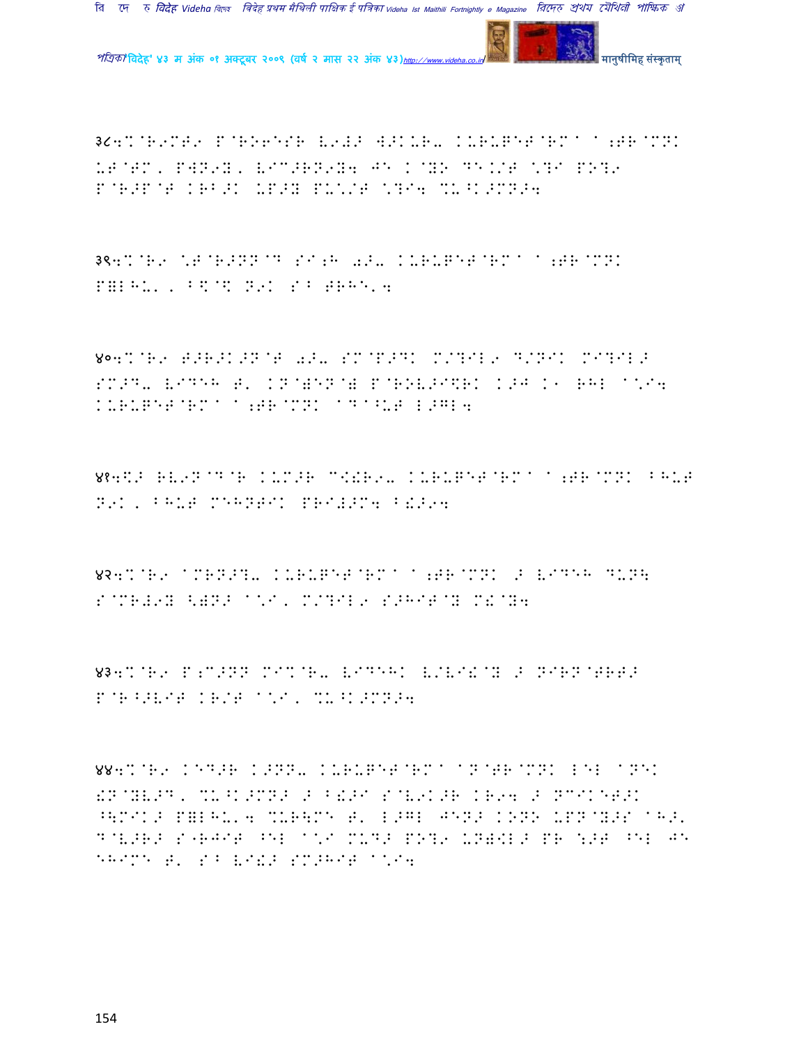३८4%@R9MT9 P@RO6ESR V9#> W>KUR- KURUPET@RM^ ^;TR@MNK UT@TM, PWN9Y, VIC>RN9Y4 JE K@YO DE.\T \?I PO?9 P@R>P@T KRB>K UP>Y PU\'T \?I4 %U^K>MN>4

३९4%@R9 \T@R>NN@D SI;H 0>- KURUPET@RM^ ^;TR@MNK P=LHU', B\@% N9K S^ TRHE'4

४०4%@R9 T>R>K>N@T 0>- SM@P>DK M/?IL9 D/NIK MI?IL> SM>D- VIDEH T' KN@)EN@) P@ROV>I$RK K>J K9 RHL ^\I4 KURUPET@RM^ ^;TR@MNK ^D^^UT L>GL4

४१4$> RV9N@D@R KUM>R C!!R9- KURUPET@RM^ ^;TR@MNK BHUT N9K, BHUT MEHNTIK PRI#>M4 B!>94

४२4%@R9 ^MRN>?- KURUPET@RM^ ^;TR@MNK > VIDEH DUN\ S@MR#9Y <)N> ^\I, M/?IL9 S>HIT@Y M!@Y4

४३4%@R9 P;C>NN MI%@R- VIDEHK V/VI!@Y > NIRN@TRT> P@R^>VIT KR/T ^\I, %U^K>MN>4

४४4%@R9 KED>R K>NN- KURUPET@RM^ ^N@TR@MNK LEL ^NEK !N@YV>D, %U^K>MN> > B!>I S@V9K>R KR94 > NCIKET>K ^\MIK> P=LHU'4 %UR\ME T' L>GL JEN> KONO UPN@Y>S ^H>' D@V>R> S"RJIT ^EL ^\I MUD> PO?9 UN)!L> PR :>T ^EL JE EHIME T' S^ VI!> SM>HIT ^\I4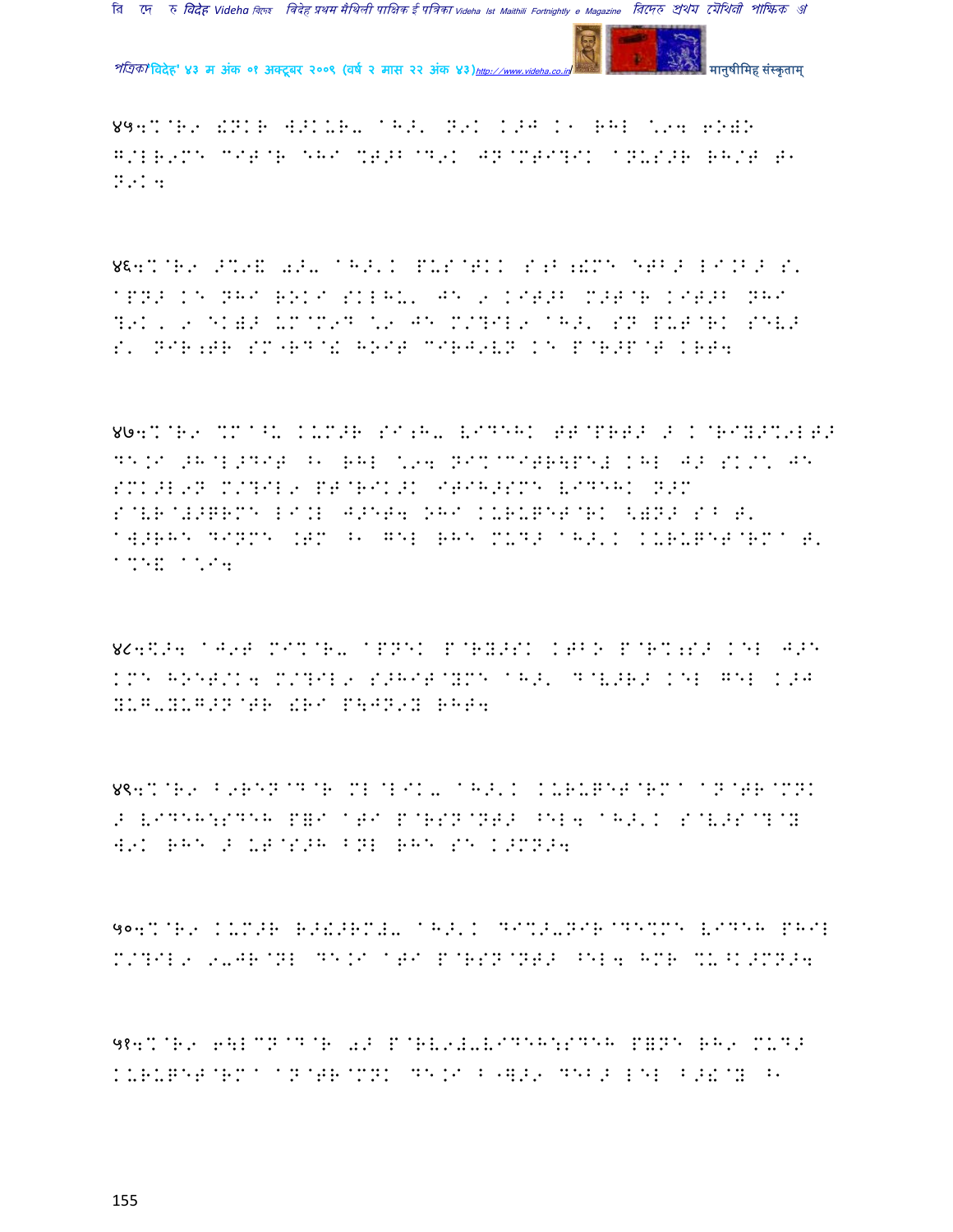४५4%@R9 !NKR W>KUR- AH>' N9K K>J K1 RHL \.94 6O)O G/LR9ME CIT@R EHI %T>B@D9K JN@MTI?IK ANUS>R RH/T T1 N9K4

४६4%@R9 >%9& 0>- AH>'K PUS@TKK S;B;!ME ETB> LI.B> S' APN> KE NHI ROKI SKLHU' JE 9 KIT>B M>T@R KIT>B NHI ?9K, 9 EK)> UM@M9D \.9 JE M/?IL9 AH>' SN PUT@RK SEV> S' NIR;TR SM"RD@! HOIT CIRJ9VN KE P@R>P@T KRT4

४७4%@R9 %M@^U KUM>R SI;H- VIDEHK TT@PRT> > K@RIY>%9LT> DE.I >H@L>DIT ^1 RHL \.94 NI%@CITR\PE# KHL J> SK/\ JE SMK>L9N M/?IL9 PT@RIK>K ITIH>SME VIDEHK N>M S@VR@#>GRME LI.L J>ET4 OHI KURUGET@RK <)N> S^ T' AW>RHE DINME .TM ^1 GEL RHE MUD> AH>'K KURUGET@RMA T' A%E& A\I4

४८4\$>4 AJ9T MI%@R- APNEK P@RY>SK KTBO P@R%;S> KEL J>E KME HOET/K4 M/?IL9 S>HIT@YME AH>' D@V>R> KEL GEL K>J YUG-YUG>N@TR !RI P\JN9Y RHT4

४९4%@R9 B9REN@D@R ML@LIK- AH>'K KURUGET@RMA AN@TR@MNK > VIDEH:SDEH P=I ATI P@RSN@NT> ^EL4 AH>'K S@V>S@?@Y W9K RHE > UT@S>H BNL RHE SE K>MN>4

५०4%@R9 KUM>R R>!>RM#- AH>'K DI%>-NIR@DE%ME VIDEH PHIL M/?IL9 9-JR@NL DE.I ATI P@RSN@NT> ^EL4 HMR %U^K>MN>4

५१4%@R9 6\L@N@D@R 0> P@RV9#-VIDEH:SDEH P=NE RH9 MUD> KURUGET@RMA AN@TR@MNK DE.I B"]>9 DEB> LEL B>!@Y ^1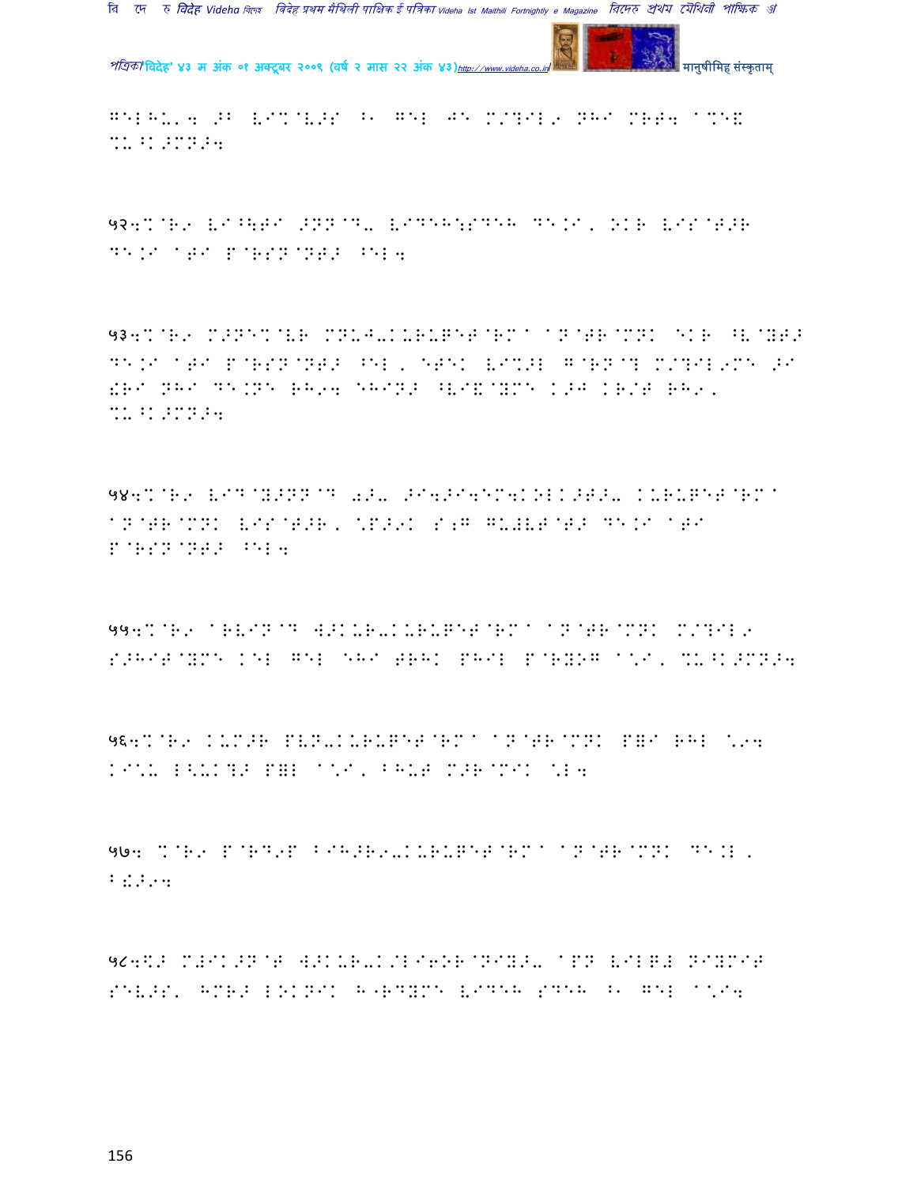GELHU'4 >B VI%@V>S ^' GEL JE M/?IL9 NHI MRT4 A%E& %U^K>MN>4

५२4%@R9 VI^due >NN@D- VIDEH:SDEH DE.I, OKR VIS@T>R DE.I ATI P@RSN@NT> ^EL4

५३4%@R9 M>NE%@VR MNUJ-KURUPET@RMA AN@TR@MNK EKR ^V@YT> DE.I ATI P@RSN@NT> ^EL, ETEK VI%>L G@RN@? M/?IL9ME >I !RI NHI DE.NE RH94 EHIN> ^VI&@YME K>J KR/T RH9, %U^K>MN>4

५४4%@R9 VID@Y>NN@D 0>- >I4>I4EM4KOLK>T>- KKURUPET@RMA AN@TR@MNK VIS@T>R, \P>9K S;G GU#VT@T> DE.I ATI P@RSN@NT> ^EL4

५५4%@R9 ARVIN@D W>KUR-KURUPET@RMA AN@TR@MNK M/?IL9 S>HIT@YME KEL GEL EHI TRHK PHIL P@RYOG A\I, %U^K>MN>4

५६4%@R9 KUM>R PVN-KURUPET@RMA AN@TR@MNK P=I RHL \94 KI\U L<UK?> P=L A\I, BHUT M>R@MIK \L4

५७4 %@R9 P@RD9P BIH>R9-KURUPET@RMA AN@TR@MNK DE.L, B!>94

५८4\$> M#IK>N@T W>KUR-K/LI6OR@NIY>- APN VILP# NIYMIT SEV>S' HMR> LOKNIK H"RDYME VIDEH SDEH ^' GEL A\I4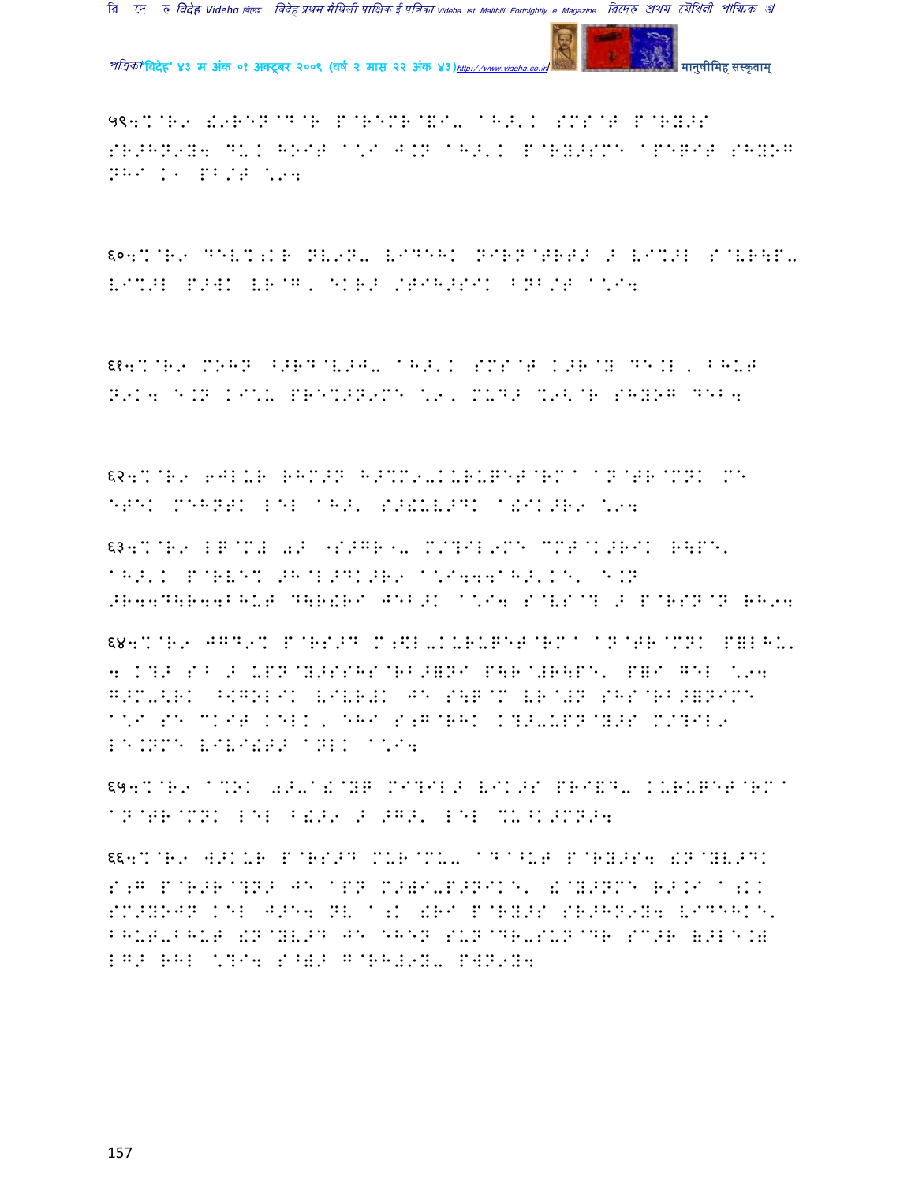५९.%@R९ !९REN@D@R P@REMR@&I- AH>'K SMS@T P@RY>S SR>HN९Y४ DU.K HOIT A*I J.N AH>'K P@RY>SME APEQIT SHYOG NHI K१ PB/T \९४

६०.%@R९ DEV%;KR NV९N- VIDEHK NIRN@TRT> > VI%>L S@VR\P- VI%>L P>WK VR@G, EKR> /TIH>SIK BNB/T A\*I४

६१.%@R९ MOHN ^>RD@V>J- AH>'K SMS@T K>R@Y DE.L, BHUT N९K४ E.N KI\*U PRE%>N९ME \९, MUD> %९<@R SHYOG DEB४

६२.%@R९ ६JLUR RHM>N H>%M९-KURUQET@RMA AN@TR@MNK ME ETEK MEHNTK LEL AH>' S>!UV>DK A!IK>R९ \९४

६३.%@R९ LQ@M# 0> "S>GR"- M/?IL९ME MMT@K>RIK R\PE' AH>'K P@RVE% >H@L>DK>R९ A\*I४४४AH>'KE' E.N >R४४D\R४४BHUT D\R!RI JEB>K A\*I४ S@VS@? > P@RSN@N RH९४

६४.%@R९ JGD९% P@RS>D M;\$L-KURUQET@RMA AN@TR@MNK PQLHU' ४ K?> S^ > UPN@Y>SSHS@RB>QNI P\R@#R\PE' PQI GEL \९४ G>MU-<RK ^<GOLIK VIVR!K JE S\Q@M VR@#N SHS@RB>QNIME A\*I SE MKIT KELK, EHI S;G@RHK K?>-UPN@Y>S M/?IL९ LE.NME VIVI!T> ANLK A\*I४

६५.%@R९ A%OK 0>-A!@YQ MI?IL> VIK>S PRI&D- KURUQET@RMA AN@TR@MNK LEL B!>९ > >G>' LEL %U^K>MN>४

६६.%@R९ W>KUR P@RS>D MUR@MU- ADA^UT P@RY>S४ !N@YV>DK S;G P@R>R@?N> JE APN M>QI-P>NIKE' !@Y>NME R>.I A;KK SM>YOJN KEL J>E४ NV A;K !RI P@RY>S SR>HN९Y४ VIDEHKE' BHUT-BHUT !N@YV>D JE EHEN SUN@DR-SUN@DR SM>R (>LE.( LG> RHL \?I४ S^(> G@RH#९Y- PWN९Y४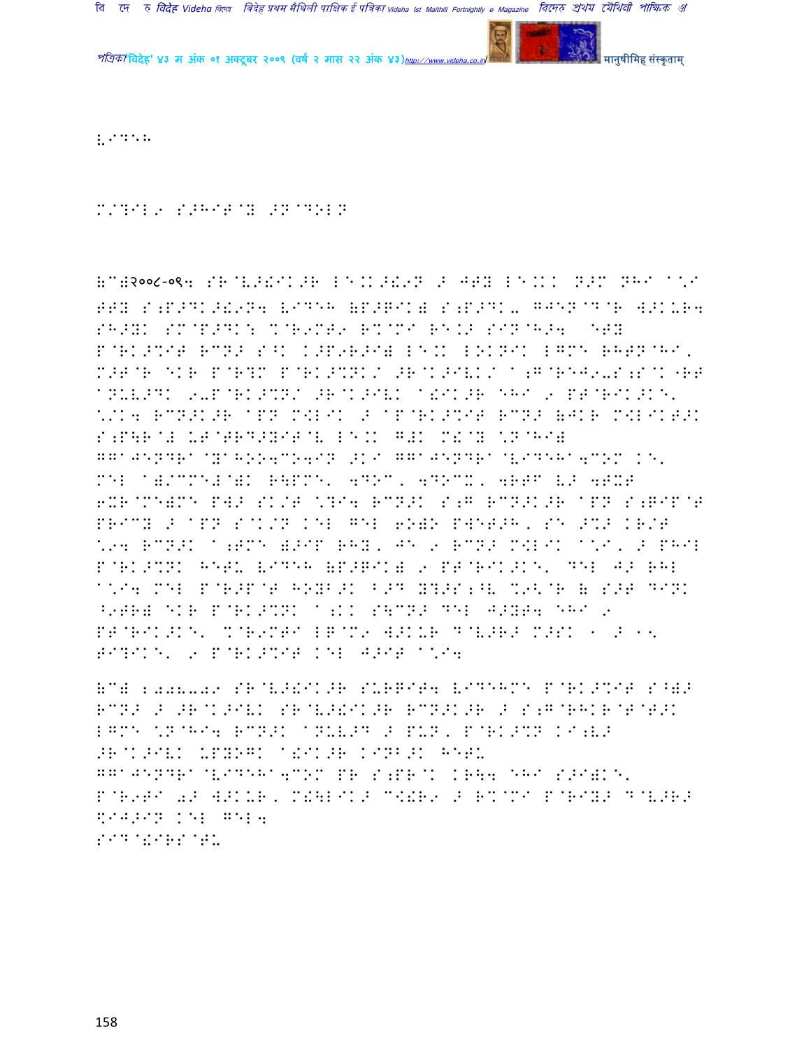L9D1H

M/?IL9 S>HIT@Y >N@DOLN

(C)२००८-०९. SR@V>!IK>R LE.K>!9N > JTY LE.KK N>M NHI A\*I TTY S;P>DK>!9N4 VIDEH (P>QIK) S;P>DK- GJEN@D@R W>KUR4 SH>YK SM@P>DK: %@R9MT9 R%@MI RE.> SIN@H>4 ETY P@RK>%IT RCN> S^K K>P9R>I) LE.K LOKNIK LGME RHTN@HI, M>T@R EKR P@R?M P@RK>%NK/ >R@K>IVK/ A;G@REJ9-S;S@K "RT ANUV>DK 9-P@RK>%N/ >R@K>IVK A!IK>R EHI 9 PT@RIK>KE. \*/K4 RCN>K>R APN M,LIK > AP@RK>%IT RCN> (JKR M,LIKT>K S;P\R@! UT@TRD>YIT@V LE.K G#K M!@Y \*N@HI) GGAJENDRA@YAHOO4COM4IN >KI GGAJENDRA@VIDEHA4COM KE. MEL A)/CMME#@)K R\PME. 4DOC, 4DOCX, 4RTF V> 4TXT 6XR@ME)ME PW> SK/T \*?I4 RCN>K S;G RCN>K>R APN S;@IP@T PRICY > APN S@K/N KEL GEL 6O)O PWET>H, SE >%> KR/T \*94 RCN>K A;TME (>IP RHY, JE 9 RCN> M,LIK A\*I, > PHIL P@RK>%NK HETU VIDEH (P>QIK) 9 PT@RIK>KE. DEL J> RHL A\*I4 MEL P@R>P@T HOYB>K B>D Y?>S;^V %9<@R ( S>T DINK ^9TR) EKR P@RK>%NK A;KK S\CN> DEL J>YT4 EHI 9 PT@RIK>KE. %@R9MTI LG@M9 W>KUR D@V>R> M>SK 1 > 15 TI?IKE. 9 P@RK>%IT KEL J>IT A\*I4

(C) 2008-09 SR@V>!IK>R SURQIT4 VIDEHME P@RK>%IT S^)> RCN> > >R@K>IVK SR@V>!IK>R RCN>K>R > S;G@RHKR@T@T>K LGME \*N@HI4 RCN>K ANUV>D > PUN, P@RK>%N KI;V> >R@K>IVK UPYOGK A!IK>R KINB>K HETU GGAJENDRA@VIDEHA4COM PR S;PR@K KR\4 EHI S>I)KE. P@R9TI 0> W>KUR, M!\LIK> C,!R9 > R%@MI P@RIY> D@V>R> %IJ>IN KEL GEL4
SID@!IRS@TU